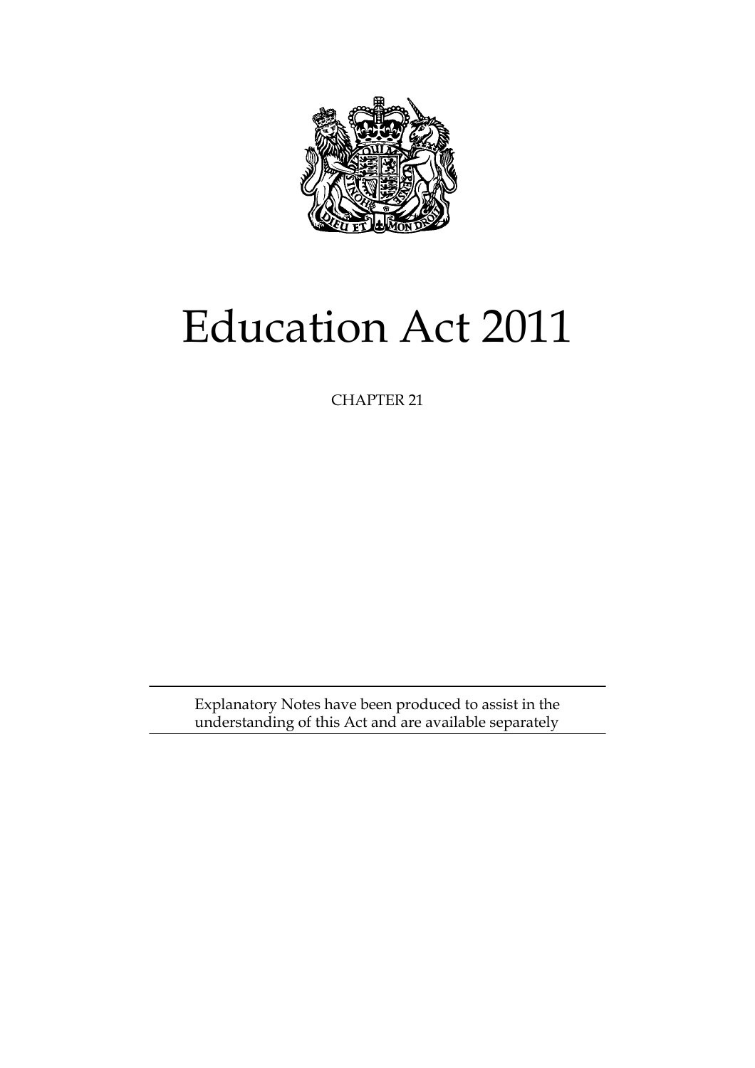# Education Act 2011

CHAPTER 21

Explanatory Notes have been produced to assist in the understanding of this Act and are available separately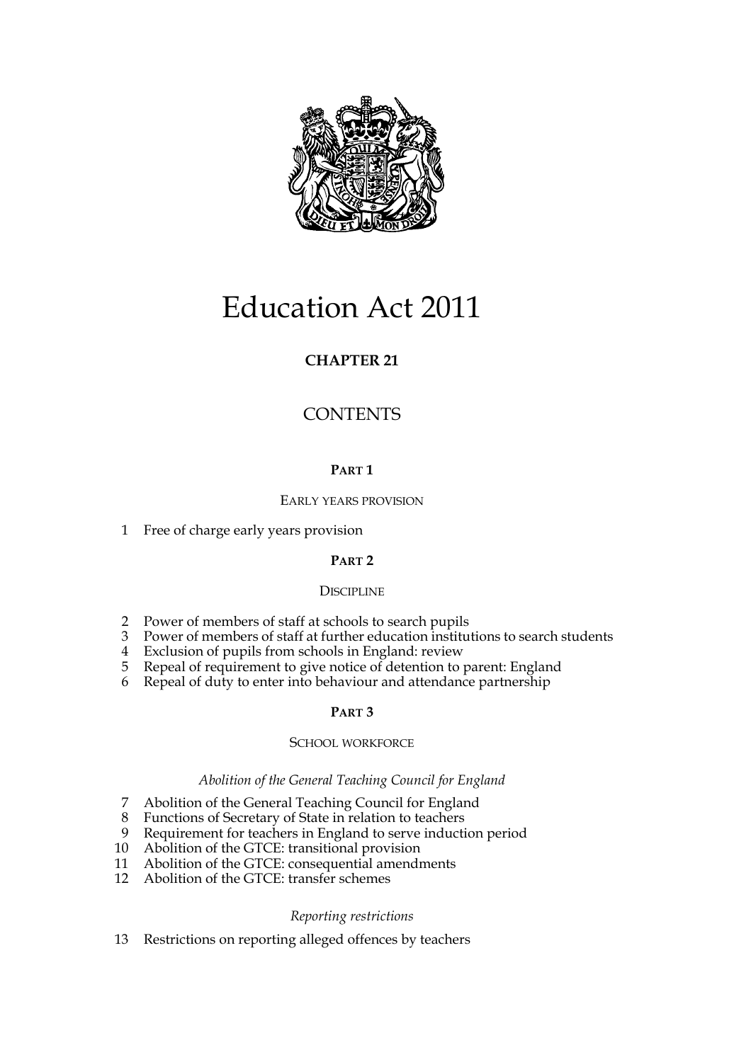# Education Act 2011

## CHAPTER 21

## CONTENTS

### PART 1

#### EARLY YEARS PROVISION

1 Free of charge early years provision

### PART 2

#### DISCIPLINE

2 Power of members of staff at schools to search pupils
3 Power of members of staff at further education institutions to search students
4 Exclusion of pupils from schools in England: review
5 Repeal of requirement to give notice of detention to parent: England
6 Repeal of duty to enter into behaviour and attendance partnership

### PART 3

#### SCHOOL WORKFORCE

*Abolition of the General Teaching Council for England*

7 Abolition of the General Teaching Council for England
8 Functions of Secretary of State in relation to teachers
9 Requirement for teachers in England to serve induction period
10 Abolition of the GTCE: transitional provision
11 Abolition of the GTCE: consequential amendments
12 Abolition of the GTCE: transfer schemes

*Reporting restrictions*

13 Restrictions on reporting alleged offences by teachers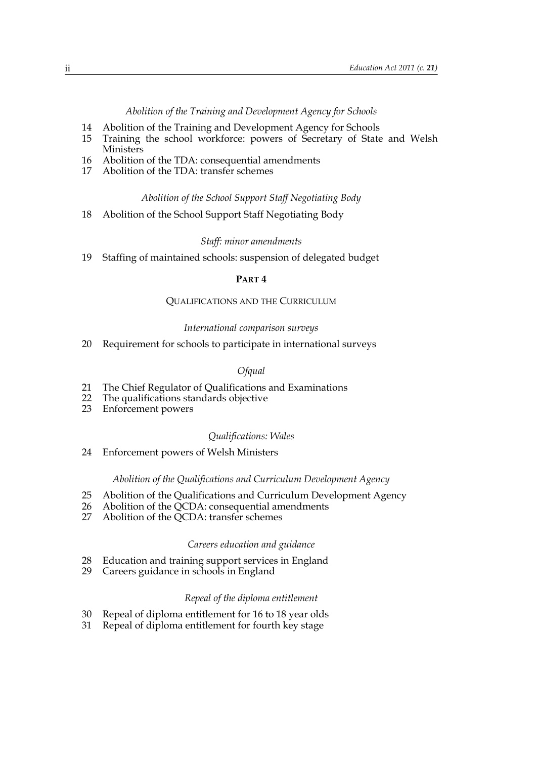*Abolition of the Training and Development Agency for Schools*

14 Abolition of the Training and Development Agency for Schools
15 Training the school workforce: powers of Secretary of State and Welsh Ministers
16 Abolition of the TDA: consequential amendments
17 Abolition of the TDA: transfer schemes

*Abolition of the School Support Staff Negotiating Body*

18 Abolition of the School Support Staff Negotiating Body

*Staff: minor amendments*

19 Staffing of maintained schools: suspension of delegated budget

## PART 4

### QUALIFICATIONS AND THE CURRICULUM

*International comparison surveys*

20 Requirement for schools to participate in international surveys

*Ofqual*

21 The Chief Regulator of Qualifications and Examinations
22 The qualifications standards objective
23 Enforcement powers

*Qualifications: Wales*

24 Enforcement powers of Welsh Ministers

*Abolition of the Qualifications and Curriculum Development Agency*

25 Abolition of the Qualifications and Curriculum Development Agency
26 Abolition of the QCDA: consequential amendments
27 Abolition of the QCDA: transfer schemes

*Careers education and guidance*

28 Education and training support services in England
29 Careers guidance in schools in England

*Repeal of the diploma entitlement*

30 Repeal of diploma entitlement for 16 to 18 year olds
31 Repeal of diploma entitlement for fourth key stage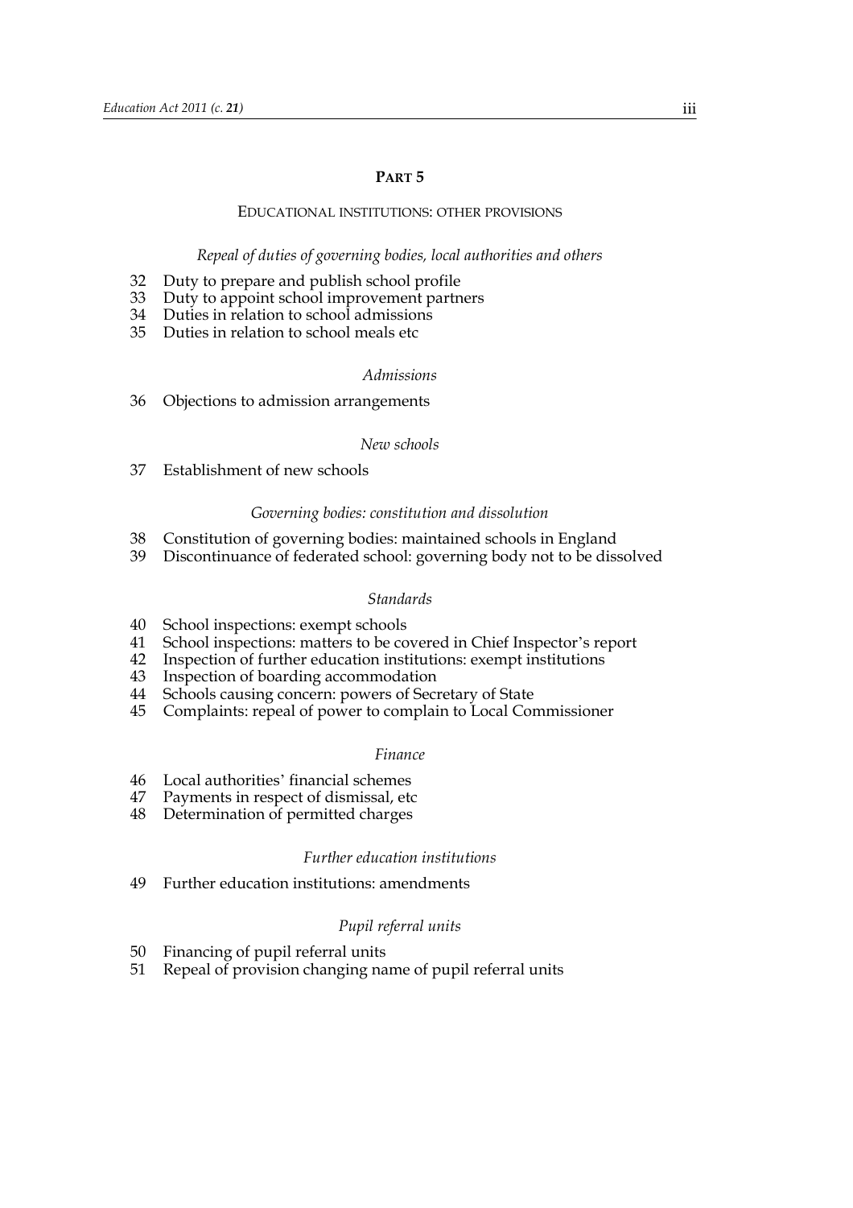## PART 5

### EDUCATIONAL INSTITUTIONS: OTHER PROVISIONS

*Repeal of duties of governing bodies, local authorities and others*

32 Duty to prepare and publish school profile
33 Duty to appoint school improvement partners
34 Duties in relation to school admissions
35 Duties in relation to school meals etc

*Admissions*

36 Objections to admission arrangements

*New schools*

37 Establishment of new schools

*Governing bodies: constitution and dissolution*

38 Constitution of governing bodies: maintained schools in England
39 Discontinuance of federated school: governing body not to be dissolved

*Standards*

40 School inspections: exempt schools
41 School inspections: matters to be covered in Chief Inspector's report
42 Inspection of further education institutions: exempt institutions
43 Inspection of boarding accommodation
44 Schools causing concern: powers of Secretary of State
45 Complaints: repeal of power to complain to Local Commissioner

*Finance*

46 Local authorities' financial schemes
47 Payments in respect of dismissal, etc
48 Determination of permitted charges

*Further education institutions*

49 Further education institutions: amendments

*Pupil referral units*

50 Financing of pupil referral units
51 Repeal of provision changing name of pupil referral units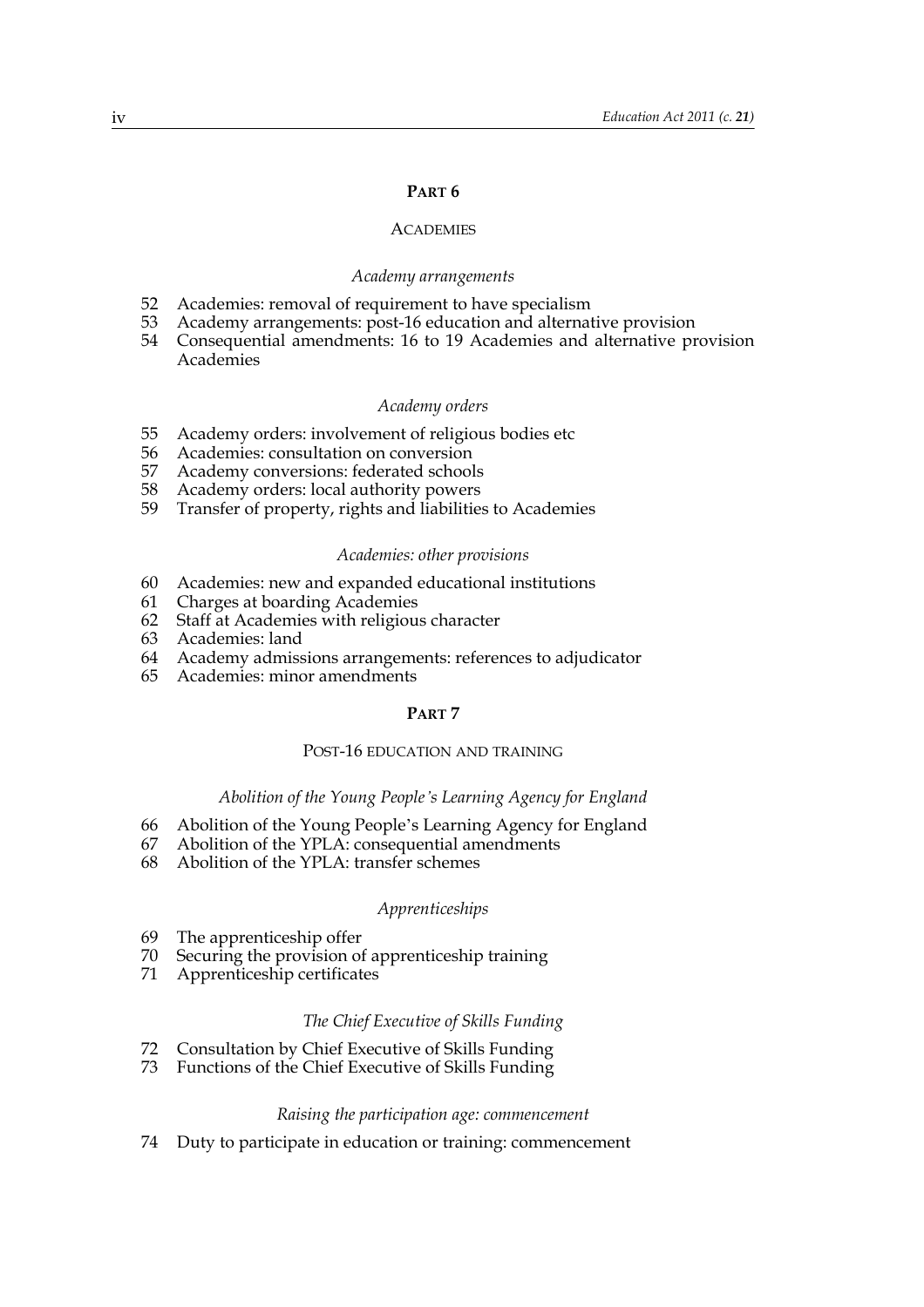## PART 6

### ACADEMIES

*Academy arrangements*

52 Academies: removal of requirement to have specialism
53 Academy arrangements: post-16 education and alternative provision
54 Consequential amendments: 16 to 19 Academies and alternative provision Academies

*Academy orders*

55 Academy orders: involvement of religious bodies etc
56 Academies: consultation on conversion
57 Academy conversions: federated schools
58 Academy orders: local authority powers
59 Transfer of property, rights and liabilities to Academies

*Academies: other provisions*

60 Academies: new and expanded educational institutions
61 Charges at boarding Academies
62 Staff at Academies with religious character
63 Academies: land
64 Academy admissions arrangements: references to adjudicator
65 Academies: minor amendments

## PART 7

### POST-16 EDUCATION AND TRAINING

*Abolition of the Young People's Learning Agency for England*

66 Abolition of the Young People's Learning Agency for England
67 Abolition of the YPLA: consequential amendments
68 Abolition of the YPLA: transfer schemes

*Apprenticeships*

69 The apprenticeship offer
70 Securing the provision of apprenticeship training
71 Apprenticeship certificates

*The Chief Executive of Skills Funding*

72 Consultation by Chief Executive of Skills Funding
73 Functions of the Chief Executive of Skills Funding

*Raising the participation age: commencement*

74 Duty to participate in education or training: commencement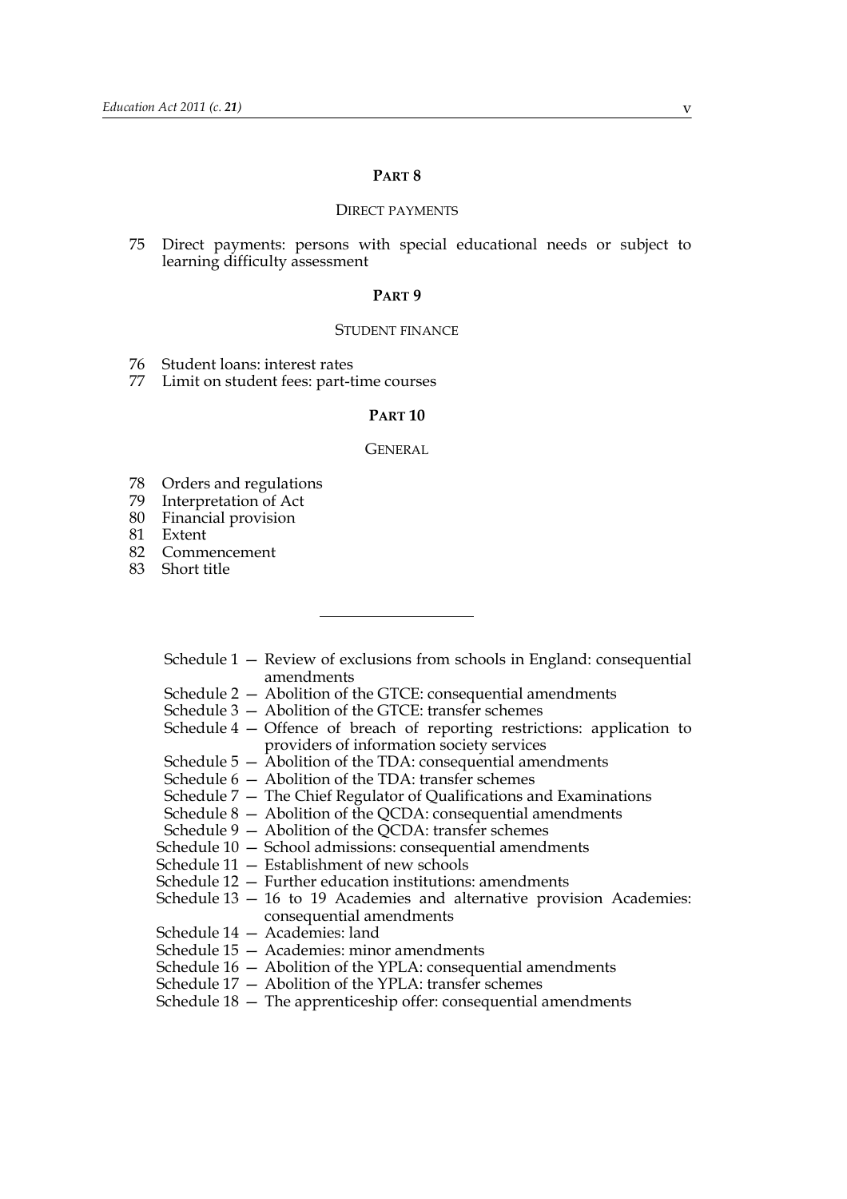## PART 8

### DIRECT PAYMENTS

75 Direct payments: persons with special educational needs or subject to learning difficulty assessment

## PART 9

### STUDENT FINANCE

76 Student loans: interest rates
77 Limit on student fees: part-time courses

## PART 10

### GENERAL

78 Orders and regulations
79 Interpretation of Act
80 Financial provision
81 Extent
82 Commencement
83 Short title

---

Schedule 1 — Review of exclusions from schools in England: consequential amendments
Schedule 2 — Abolition of the GTCE: consequential amendments
Schedule 3 — Abolition of the GTCE: transfer schemes
Schedule 4 — Offence of breach of reporting restrictions: application to providers of information society services
Schedule 5 — Abolition of the TDA: consequential amendments
Schedule 6 — Abolition of the TDA: transfer schemes
Schedule 7 — The Chief Regulator of Qualifications and Examinations
Schedule 8 — Abolition of the QCDA: consequential amendments
Schedule 9 — Abolition of the QCDA: transfer schemes
Schedule 10 — School admissions: consequential amendments
Schedule 11 — Establishment of new schools
Schedule 12 — Further education institutions: amendments
Schedule 13 — 16 to 19 Academies and alternative provision Academies: consequential amendments
Schedule 14 — Academies: land
Schedule 15 — Academies: minor amendments
Schedule 16 — Abolition of the YPLA: consequential amendments
Schedule 17 — Abolition of the YPLA: transfer schemes
Schedule 18 — The apprenticeship offer: consequential amendments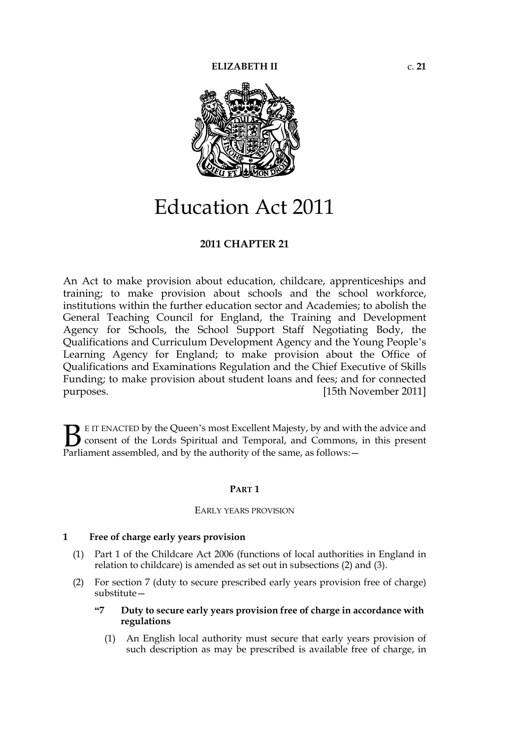**ELIZABETH II** c. **21**

# Education Act 2011

## 2011 CHAPTER 21

An Act to make provision about education, childcare, apprenticeships and training; to make provision about schools and the school workforce, institutions within the further education sector and Academies; to abolish the General Teaching Council for England, the Training and Development Agency for Schools, the School Support Staff Negotiating Body, the Qualifications and Curriculum Development Agency and the Young People's Learning Agency for England; to make provision about the Office of Qualifications and Examinations Regulation and the Chief Executive of Skills Funding; to make provision about student loans and fees; and for connected purposes. [15th November 2011]

BE IT ENACTED by the Queen's most Excellent Majesty, by and with the advice and consent of the Lords Spiritual and Temporal, and Commons, in this present Parliament assembled, and by the authority of the same, as follows:—

## PART 1

### EARLY YEARS PROVISION

**1 Free of charge early years provision**

(1) Part 1 of the Childcare Act 2006 (functions of local authorities in England in relation to childcare) is amended as set out in subsections (2) and (3).

(2) For section 7 (duty to secure prescribed early years provision free of charge) substitute—

**"7 Duty to secure early years provision free of charge in accordance with regulations**

(1) An English local authority must secure that early years provision of such description as may be prescribed is available free of charge, in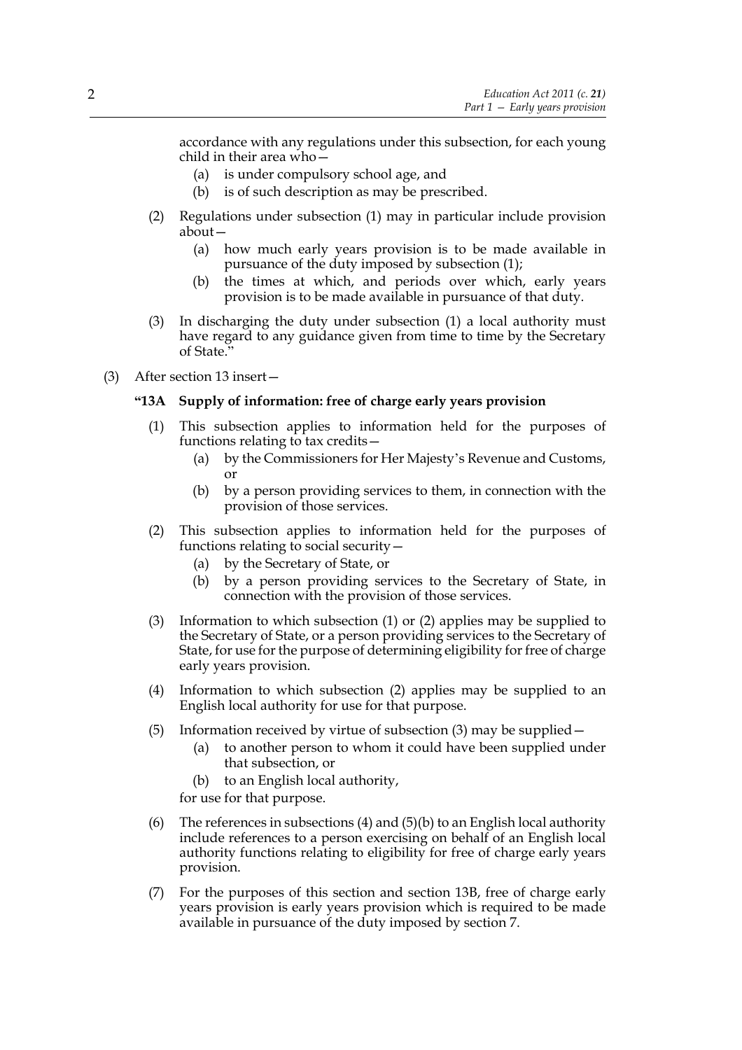accordance with any regulations under this subsection, for each young child in their area who—

(a) is under compulsory school age, and

(b) is of such description as may be prescribed.

(2) Regulations under subsection (1) may in particular include provision about—

(a) how much early years provision is to be made available in pursuance of the duty imposed by subsection (1);

(b) the times at which, and periods over which, early years provision is to be made available in pursuance of that duty.

(3) In discharging the duty under subsection (1) a local authority must have regard to any guidance given from time to time by the Secretary of State."

(3) After section 13 insert—

**"13A Supply of information: free of charge early years provision**

(1) This subsection applies to information held for the purposes of functions relating to tax credits—

(a) by the Commissioners for Her Majesty's Revenue and Customs, or

(b) by a person providing services to them, in connection with the provision of those services.

(2) This subsection applies to information held for the purposes of functions relating to social security—

(a) by the Secretary of State, or

(b) by a person providing services to the Secretary of State, in connection with the provision of those services.

(3) Information to which subsection (1) or (2) applies may be supplied to the Secretary of State, or a person providing services to the Secretary of State, for use for the purpose of determining eligibility for free of charge early years provision.

(4) Information to which subsection (2) applies may be supplied to an English local authority for use for that purpose.

(5) Information received by virtue of subsection (3) may be supplied—

(a) to another person to whom it could have been supplied under that subsection, or

(b) to an English local authority,

for use for that purpose.

(6) The references in subsections (4) and (5)(b) to an English local authority include references to a person exercising on behalf of an English local authority functions relating to eligibility for free of charge early years provision.

(7) For the purposes of this section and section 13B, free of charge early years provision is early years provision which is required to be made available in pursuance of the duty imposed by section 7.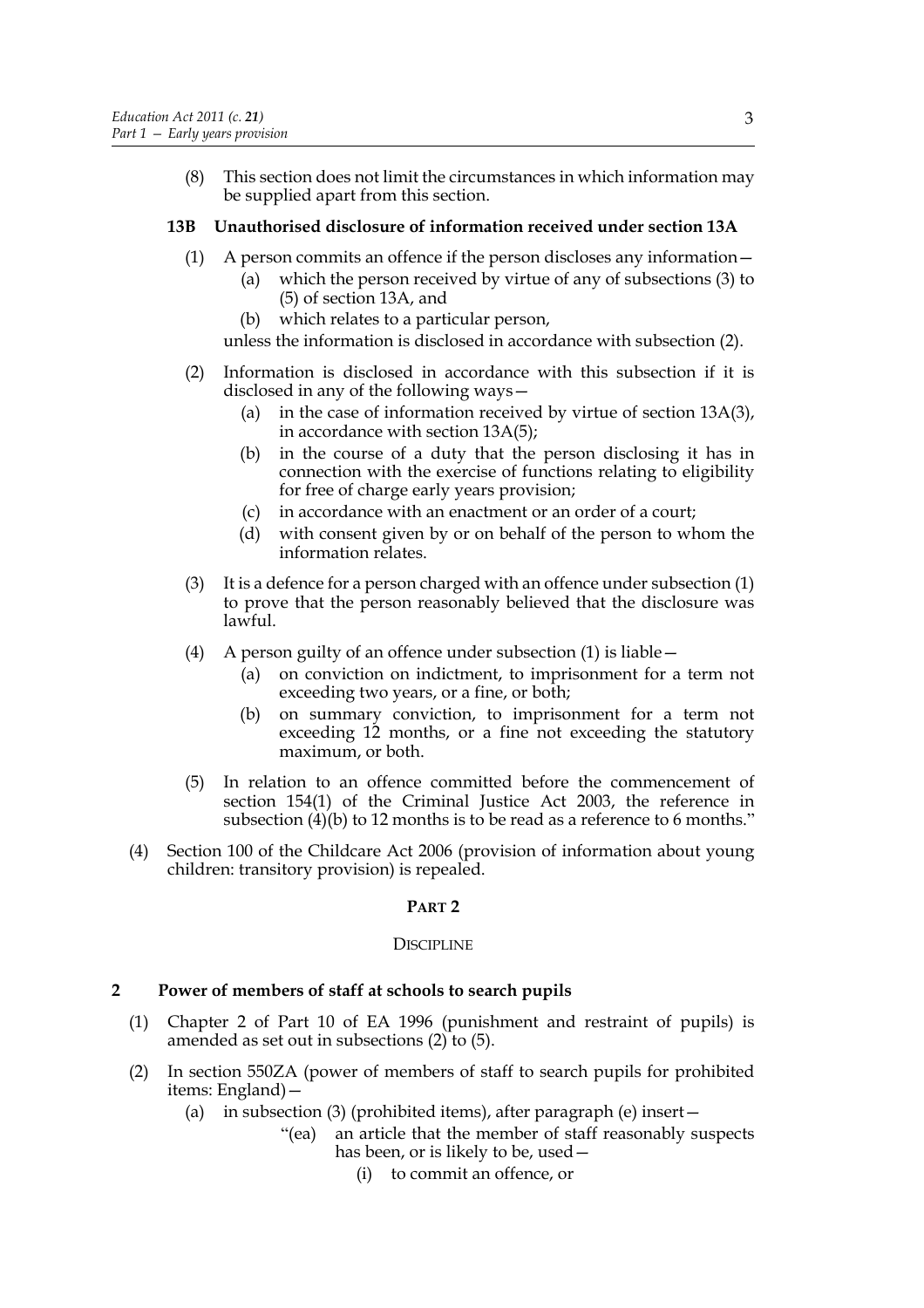(8) This section does not limit the circumstances in which information may be supplied apart from this section.

### 13B Unauthorised disclosure of information received under section 13A

(1) A person commits an offence if the person discloses any information—

 (a) which the person received by virtue of any of subsections (3) to (5) of section 13A, and

 (b) which relates to a particular person,

unless the information is disclosed in accordance with subsection (2).

(2) Information is disclosed in accordance with this subsection if it is disclosed in any of the following ways—

 (a) in the case of information received by virtue of section 13A(3), in accordance with section 13A(5);

 (b) in the course of a duty that the person disclosing it has in connection with the exercise of functions relating to eligibility for free of charge early years provision;

 (c) in accordance with an enactment or an order of a court;

 (d) with consent given by or on behalf of the person to whom the information relates.

(3) It is a defence for a person charged with an offence under subsection (1) to prove that the person reasonably believed that the disclosure was lawful.

(4) A person guilty of an offence under subsection (1) is liable—

 (a) on conviction on indictment, to imprisonment for a term not exceeding two years, or a fine, or both;

 (b) on summary conviction, to imprisonment for a term not exceeding 12 months, or a fine not exceeding the statutory maximum, or both.

(5) In relation to an offence committed before the commencement of section 154(1) of the Criminal Justice Act 2003, the reference in subsection (4)(b) to 12 months is to be read as a reference to 6 months."

(4) Section 100 of the Childcare Act 2006 (provision of information about young children: transitory provision) is repealed.

## PART 2

## DISCIPLINE

### 2 Power of members of staff at schools to search pupils

(1) Chapter 2 of Part 10 of EA 1996 (punishment and restraint of pupils) is amended as set out in subsections (2) to (5).

(2) In section 550ZA (power of members of staff to search pupils for prohibited items: England)—

 (a) in subsection (3) (prohibited items), after paragraph (e) insert—

  "(ea) an article that the member of staff reasonably suspects has been, or is likely to be, used—

   (i) to commit an offence, or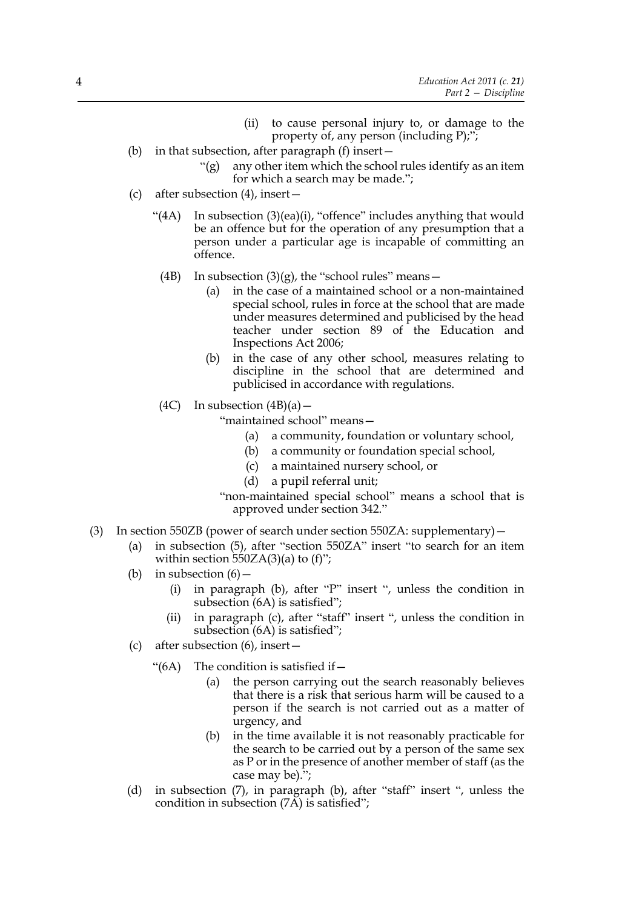(ii) to cause personal injury to, or damage to the property of, any person (including P);";

(b) in that subsection, after paragraph (f) insert—

"(g) any other item which the school rules identify as an item for which a search may be made.";

(c) after subsection (4), insert—

"(4A) In subsection (3)(ea)(i), "offence" includes anything that would be an offence but for the operation of any presumption that a person under a particular age is incapable of committing an offence.

(4B) In subsection (3)(g), the "school rules" means—

(a) in the case of a maintained school or a non-maintained special school, rules in force at the school that are made under measures determined and publicised by the head teacher under section 89 of the Education and Inspections Act 2006;

(b) in the case of any other school, measures relating to discipline in the school that are determined and publicised in accordance with regulations.

(4C) In subsection (4B)(a)—

"maintained school" means—

(a) a community, foundation or voluntary school,

(b) a community or foundation special school,

(c) a maintained nursery school, or

(d) a pupil referral unit;

"non-maintained special school" means a school that is approved under section 342."

(3) In section 550ZB (power of search under section 550ZA: supplementary)—

(a) in subsection (5), after "section 550ZA" insert "to search for an item within section 550ZA(3)(a) to (f)";

(b) in subsection (6)—

(i) in paragraph (b), after "P" insert ", unless the condition in subsection (6A) is satisfied";

(ii) in paragraph (c), after "staff" insert ", unless the condition in subsection (6A) is satisfied";

(c) after subsection (6), insert—

"(6A) The condition is satisfied if—

(a) the person carrying out the search reasonably believes that there is a risk that serious harm will be caused to a person if the search is not carried out as a matter of urgency, and

(b) in the time available it is not reasonably practicable for the search to be carried out by a person of the same sex as P or in the presence of another member of staff (as the case may be).";

(d) in subsection (7), in paragraph (b), after "staff" insert ", unless the condition in subsection (7A) is satisfied";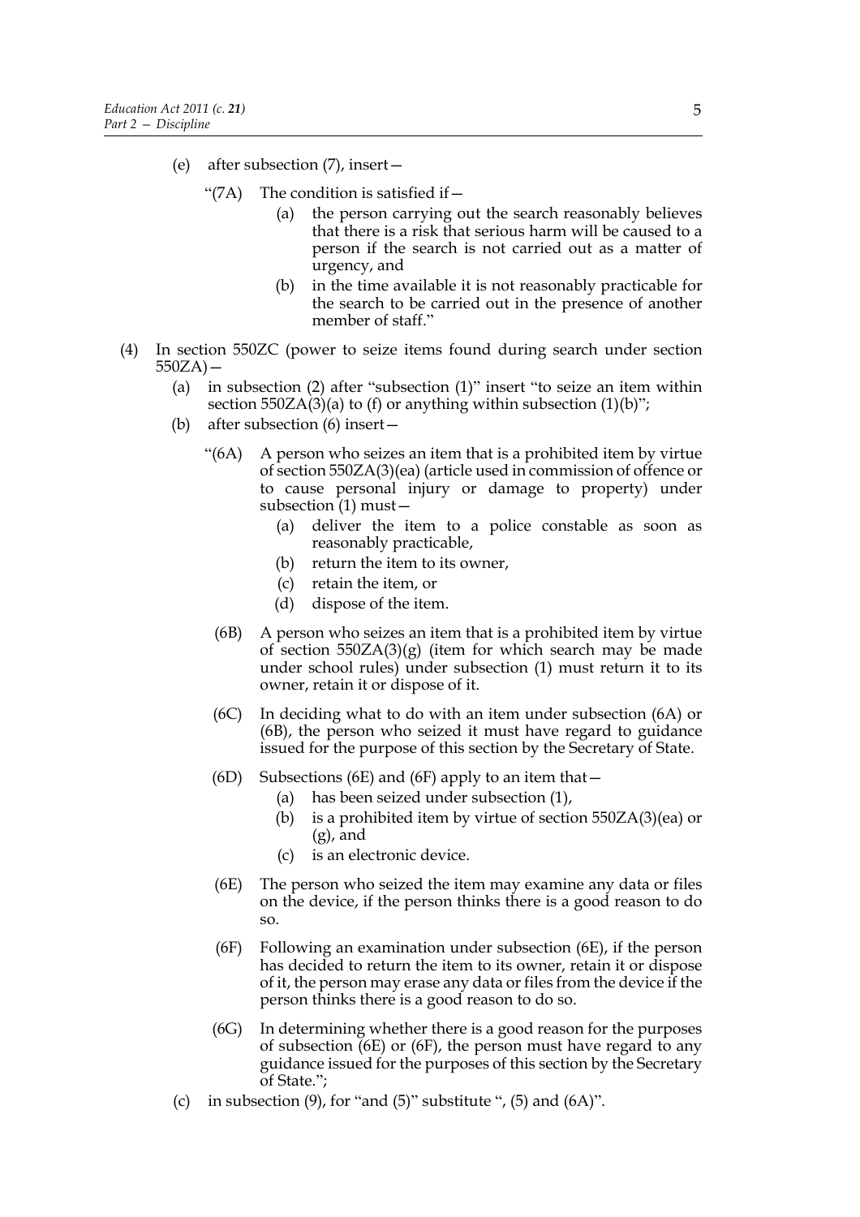(e) after subsection (7), insert—

"(7A) The condition is satisfied if—

(a) the person carrying out the search reasonably believes that there is a risk that serious harm will be caused to a person if the search is not carried out as a matter of urgency, and

(b) in the time available it is not reasonably practicable for the search to be carried out in the presence of another member of staff."

(4) In section 550ZC (power to seize items found during search under section 550ZA)—

(a) in subsection (2) after "subsection (1)" insert "to seize an item within section 550ZA(3)(a) to (f) or anything within subsection (1)(b)";

(b) after subsection (6) insert—

"(6A) A person who seizes an item that is a prohibited item by virtue of section 550ZA(3)(ea) (article used in commission of offence or to cause personal injury or damage to property) under subsection (1) must—

(a) deliver the item to a police constable as soon as reasonably practicable,

(b) return the item to its owner,

(c) retain the item, or

(d) dispose of the item.

(6B) A person who seizes an item that is a prohibited item by virtue of section 550ZA(3)(g) (item for which search may be made under school rules) under subsection (1) must return it to its owner, retain it or dispose of it.

(6C) In deciding what to do with an item under subsection (6A) or (6B), the person who seized it must have regard to guidance issued for the purpose of this section by the Secretary of State.

(6D) Subsections (6E) and (6F) apply to an item that—

(a) has been seized under subsection (1),

(b) is a prohibited item by virtue of section 550ZA(3)(ea) or (g), and

(c) is an electronic device.

(6E) The person who seized the item may examine any data or files on the device, if the person thinks there is a good reason to do so.

(6F) Following an examination under subsection (6E), if the person has decided to return the item to its owner, retain it or dispose of it, the person may erase any data or files from the device if the person thinks there is a good reason to do so.

(6G) In determining whether there is a good reason for the purposes of subsection (6E) or (6F), the person must have regard to any guidance issued for the purposes of this section by the Secretary of State.";

(c) in subsection (9), for "and (5)" substitute ", (5) and (6A)".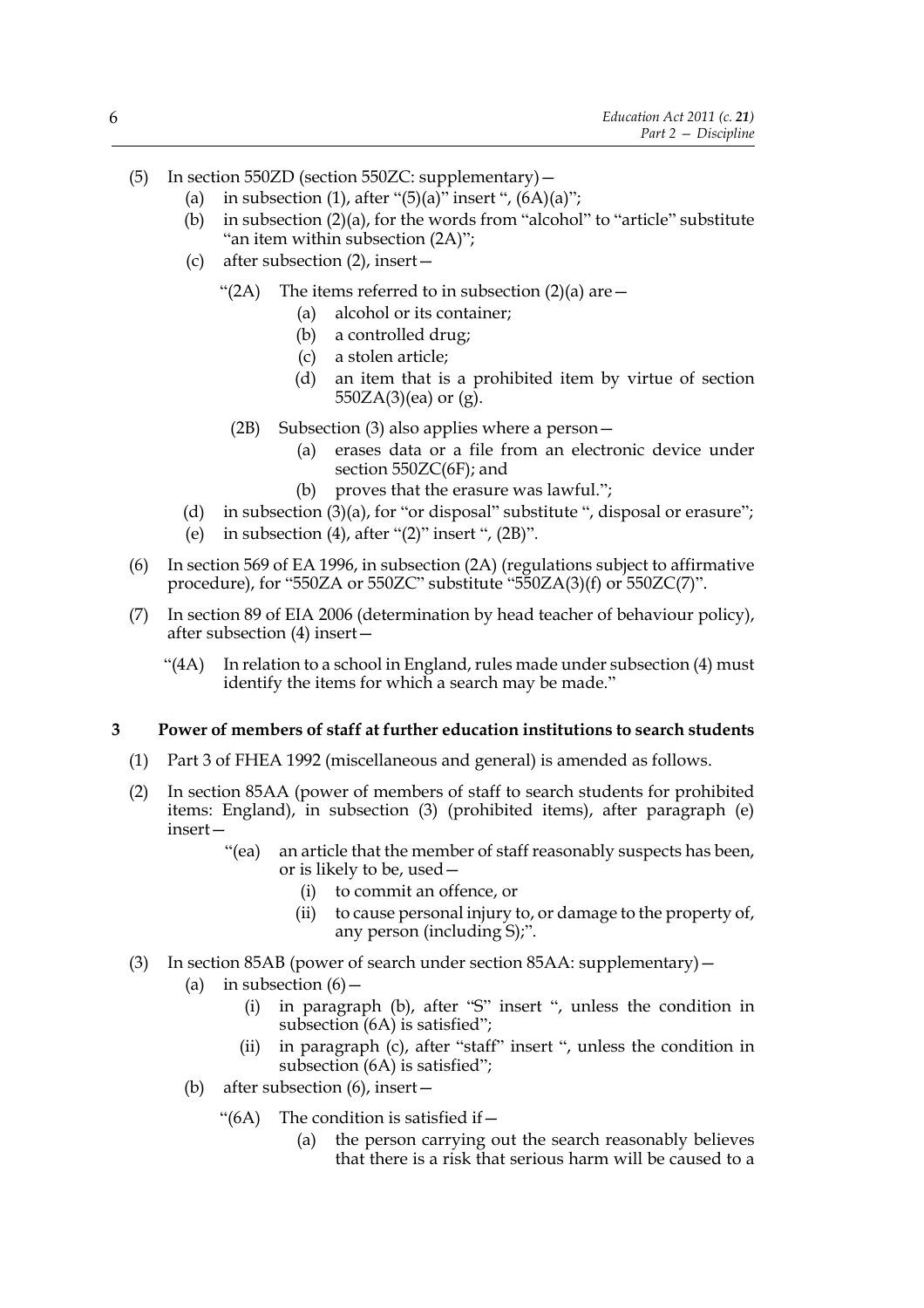(5) In section 550ZD (section 550ZC: supplementary)—

  (a) in subsection (1), after "(5)(a)" insert ", (6A)(a)";

  (b) in subsection (2)(a), for the words from "alcohol" to "article" substitute "an item within subsection (2A)";

  (c) after subsection (2), insert—

   "(2A) The items referred to in subsection (2)(a) are—

     (a) alcohol or its container;

     (b) a controlled drug;

     (c) a stolen article;

     (d) an item that is a prohibited item by virtue of section 550ZA(3)(ea) or (g).

   (2B) Subsection (3) also applies where a person—

     (a) erases data or a file from an electronic device under section 550ZC(6F); and

     (b) proves that the erasure was lawful.";

  (d) in subsection (3)(a), for "or disposal" substitute ", disposal or erasure";

  (e) in subsection (4), after "(2)" insert ", (2B)".

(6) In section 569 of EA 1996, in subsection (2A) (regulations subject to affirmative procedure), for "550ZA or 550ZC" substitute "550ZA(3)(f) or 550ZC(7)".

(7) In section 89 of EIA 2006 (determination by head teacher of behaviour policy), after subsection (4) insert—

  "(4A) In relation to a school in England, rules made under subsection (4) must identify the items for which a search may be made."

## 3 Power of members of staff at further education institutions to search students

(1) Part 3 of FHEA 1992 (miscellaneous and general) is amended as follows.

(2) In section 85AA (power of members of staff to search students for prohibited items: England), in subsection (3) (prohibited items), after paragraph (e) insert—

  "(ea) an article that the member of staff reasonably suspects has been, or is likely to be, used—

    (i) to commit an offence, or

    (ii) to cause personal injury to, or damage to the property of, any person (including S);".

(3) In section 85AB (power of search under section 85AA: supplementary)—

  (a) in subsection (6)—

    (i) in paragraph (b), after "S" insert ", unless the condition in subsection (6A) is satisfied";

    (ii) in paragraph (c), after "staff" insert ", unless the condition in subsection (6A) is satisfied";

  (b) after subsection (6), insert—

   "(6A) The condition is satisfied if—

     (a) the person carrying out the search reasonably believes that there is a risk that serious harm will be caused to a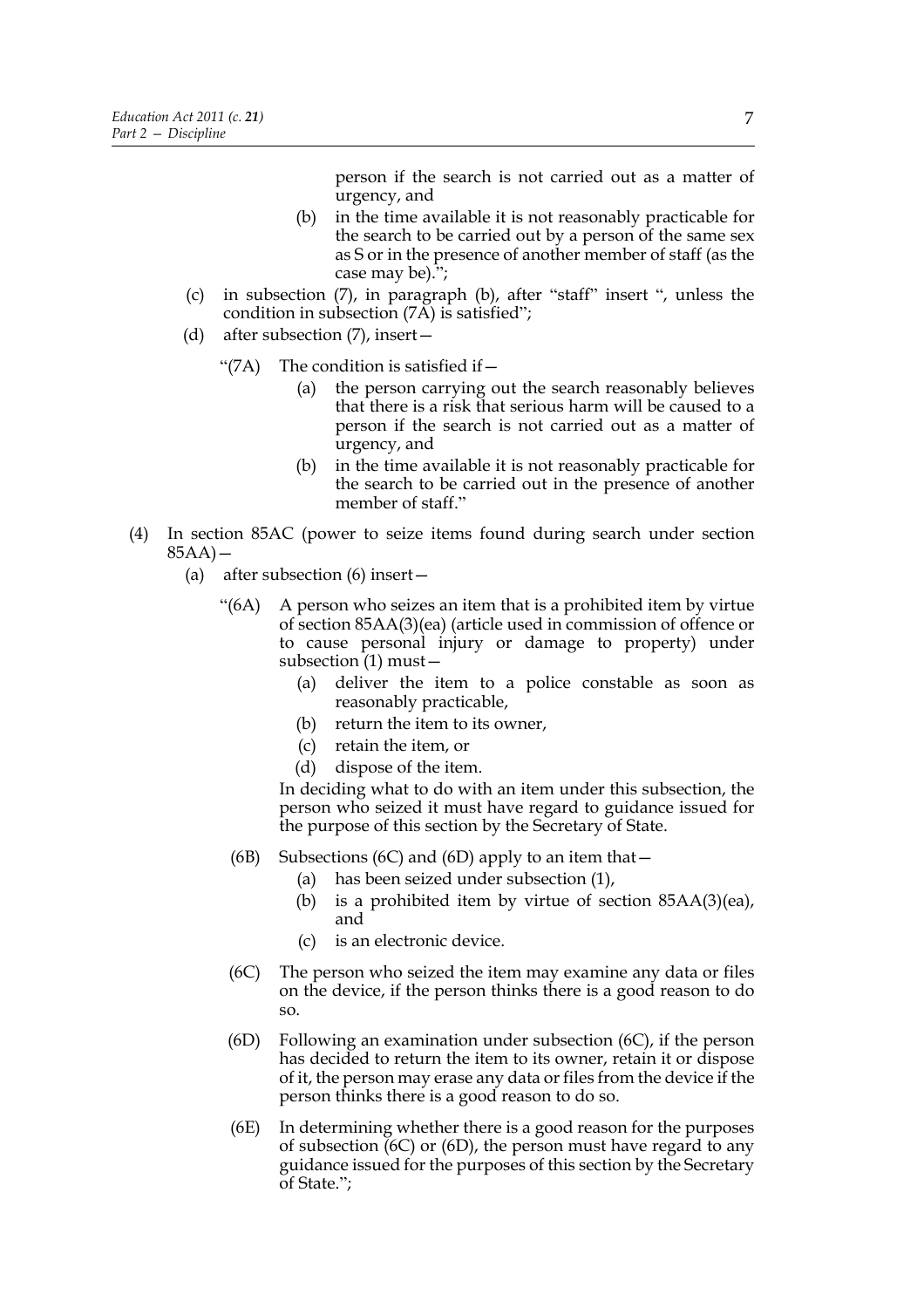person if the search is not carried out as a matter of urgency, and

(b) in the time available it is not reasonably practicable for the search to be carried out by a person of the same sex as S or in the presence of another member of staff (as the case may be).";

(c) in subsection (7), in paragraph (b), after "staff" insert ", unless the condition in subsection (7A) is satisfied";

(d) after subsection (7), insert—

"(7A) The condition is satisfied if—

(a) the person carrying out the search reasonably believes that there is a risk that serious harm will be caused to a person if the search is not carried out as a matter of urgency, and

(b) in the time available it is not reasonably practicable for the search to be carried out in the presence of another member of staff."

(4) In section 85AC (power to seize items found during search under section 85AA)—

(a) after subsection (6) insert—

"(6A) A person who seizes an item that is a prohibited item by virtue of section 85AA(3)(ea) (article used in commission of offence or to cause personal injury or damage to property) under subsection (1) must—

(a) deliver the item to a police constable as soon as reasonably practicable,

(b) return the item to its owner,

(c) retain the item, or

(d) dispose of the item.

In deciding what to do with an item under this subsection, the person who seized it must have regard to guidance issued for the purpose of this section by the Secretary of State.

(6B) Subsections (6C) and (6D) apply to an item that—

(a) has been seized under subsection (1),

(b) is a prohibited item by virtue of section 85AA(3)(ea), and

(c) is an electronic device.

(6C) The person who seized the item may examine any data or files on the device, if the person thinks there is a good reason to do so.

(6D) Following an examination under subsection (6C), if the person has decided to return the item to its owner, retain it or dispose of it, the person may erase any data or files from the device if the person thinks there is a good reason to do so.

(6E) In determining whether there is a good reason for the purposes of subsection (6C) or (6D), the person must have regard to any guidance issued for the purposes of this section by the Secretary of State.";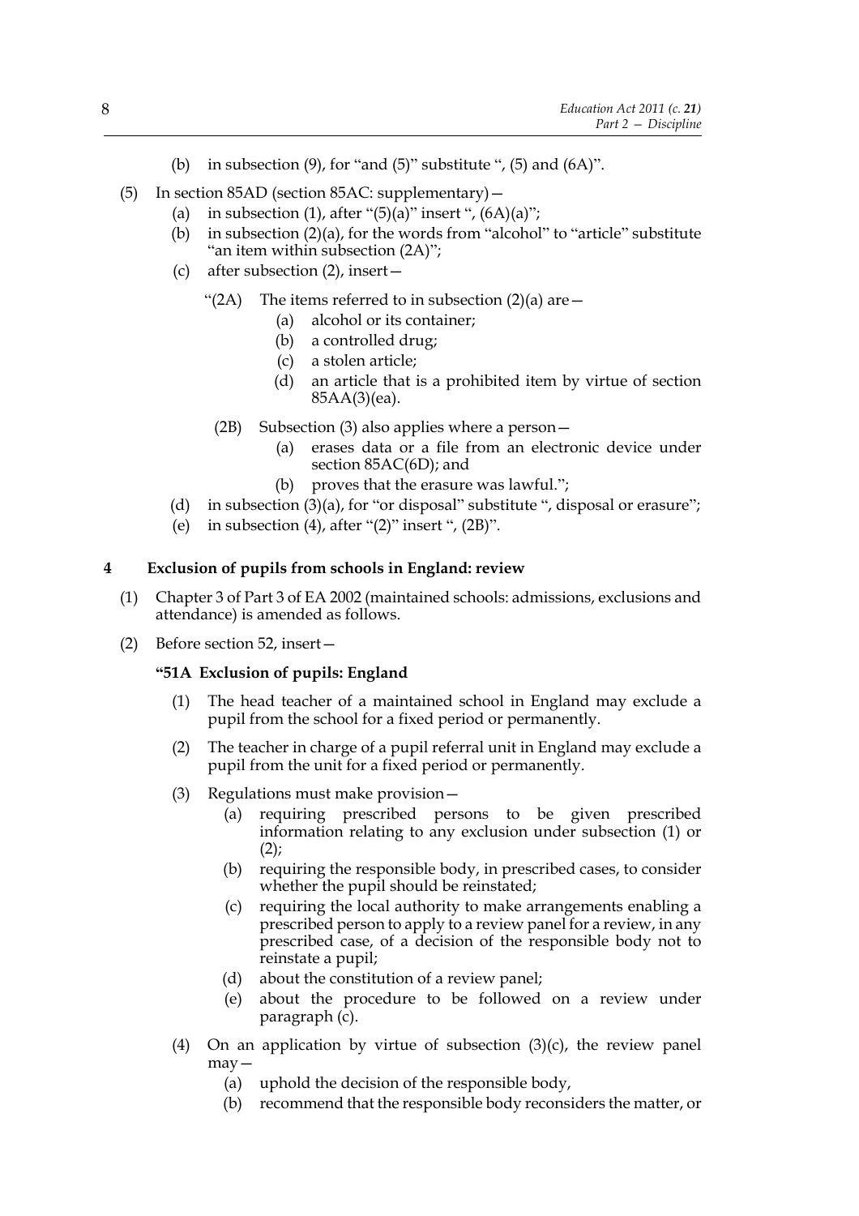(b) in subsection (9), for "and (5)" substitute ", (5) and (6A)".

(5) In section 85AD (section 85AC: supplementary)—

(a) in subsection (1), after "(5)(a)" insert ", (6A)(a)";

(b) in subsection (2)(a), for the words from "alcohol" to "article" substitute "an item within subsection (2A)";

(c) after subsection (2), insert—

"(2A) The items referred to in subsection (2)(a) are—

(a) alcohol or its container;

(b) a controlled drug;

(c) a stolen article;

(d) an article that is a prohibited item by virtue of section 85AA(3)(ea).

(2B) Subsection (3) also applies where a person—

(a) erases data or a file from an electronic device under section 85AC(6D); and

(b) proves that the erasure was lawful.";

(d) in subsection (3)(a), for "or disposal" substitute ", disposal or erasure";

(e) in subsection (4), after "(2)" insert ", (2B)".

## 4 Exclusion of pupils from schools in England: review

(1) Chapter 3 of Part 3 of EA 2002 (maintained schools: admissions, exclusions and attendance) is amended as follows.

(2) Before section 52, insert—

**"51A Exclusion of pupils: England**

(1) The head teacher of a maintained school in England may exclude a pupil from the school for a fixed period or permanently.

(2) The teacher in charge of a pupil referral unit in England may exclude a pupil from the unit for a fixed period or permanently.

(3) Regulations must make provision—

(a) requiring prescribed persons to be given prescribed information relating to any exclusion under subsection (1) or (2);

(b) requiring the responsible body, in prescribed cases, to consider whether the pupil should be reinstated;

(c) requiring the local authority to make arrangements enabling a prescribed person to apply to a review panel for a review, in any prescribed case, of a decision of the responsible body not to reinstate a pupil;

(d) about the constitution of a review panel;

(e) about the procedure to be followed on a review under paragraph (c).

(4) On an application by virtue of subsection (3)(c), the review panel may—

(a) uphold the decision of the responsible body,

(b) recommend that the responsible body reconsiders the matter, or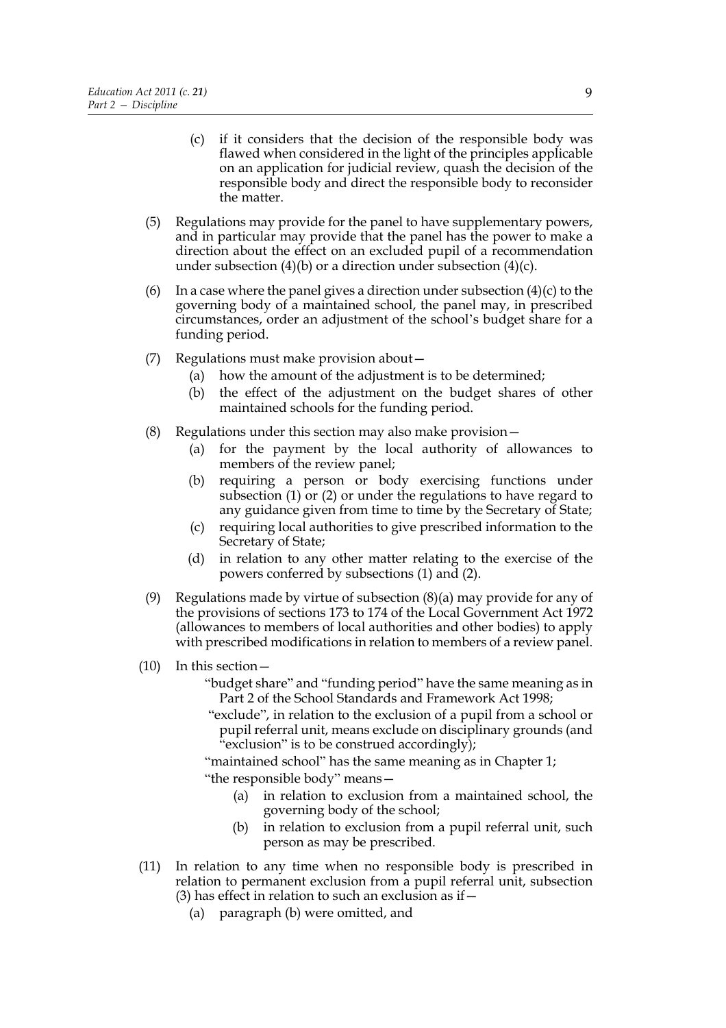(c) if it considers that the decision of the responsible body was flawed when considered in the light of the principles applicable on an application for judicial review, quash the decision of the responsible body and direct the responsible body to reconsider the matter.

(5) Regulations may provide for the panel to have supplementary powers, and in particular may provide that the panel has the power to make a direction about the effect on an excluded pupil of a recommendation under subsection (4)(b) or a direction under subsection (4)(c).

(6) In a case where the panel gives a direction under subsection (4)(c) to the governing body of a maintained school, the panel may, in prescribed circumstances, order an adjustment of the school's budget share for a funding period.

(7) Regulations must make provision about—

- (a) how the amount of the adjustment is to be determined;
- (b) the effect of the adjustment on the budget shares of other maintained schools for the funding period.

(8) Regulations under this section may also make provision—

- (a) for the payment by the local authority of allowances to members of the review panel;
- (b) requiring a person or body exercising functions under subsection (1) or (2) or under the regulations to have regard to any guidance given from time to time by the Secretary of State;
- (c) requiring local authorities to give prescribed information to the Secretary of State;
- (d) in relation to any other matter relating to the exercise of the powers conferred by subsections (1) and (2).

(9) Regulations made by virtue of subsection (8)(a) may provide for any of the provisions of sections 173 to 174 of the Local Government Act 1972 (allowances to members of local authorities and other bodies) to apply with prescribed modifications in relation to members of a review panel.

(10) In this section—

"budget share" and "funding period" have the same meaning as in Part 2 of the School Standards and Framework Act 1998;

"exclude", in relation to the exclusion of a pupil from a school or pupil referral unit, means exclude on disciplinary grounds (and "exclusion" is to be construed accordingly);

"maintained school" has the same meaning as in Chapter 1;

"the responsible body" means—

- (a) in relation to exclusion from a maintained school, the governing body of the school;
- (b) in relation to exclusion from a pupil referral unit, such person as may be prescribed.

(11) In relation to any time when no responsible body is prescribed in relation to permanent exclusion from a pupil referral unit, subsection (3) has effect in relation to such an exclusion as if—

- (a) paragraph (b) were omitted, and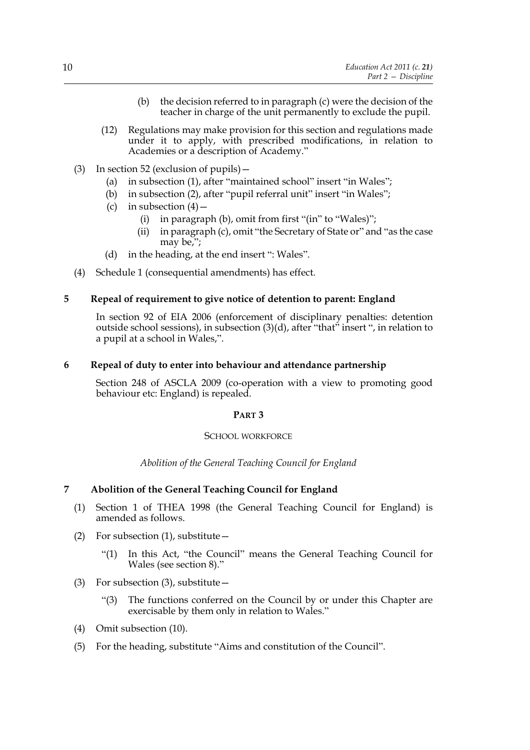(b) the decision referred to in paragraph (c) were the decision of the teacher in charge of the unit permanently to exclude the pupil.

(12) Regulations may make provision for this section and regulations made under it to apply, with prescribed modifications, in relation to Academies or a description of Academy."

(3) In section 52 (exclusion of pupils)—

(a) in subsection (1), after "maintained school" insert "in Wales";

(b) in subsection (2), after "pupil referral unit" insert "in Wales";

(c) in subsection (4)—

(i) in paragraph (b), omit from first "(in" to "Wales)";

(ii) in paragraph (c), omit "the Secretary of State or" and "as the case may be,";

(d) in the heading, at the end insert ": Wales".

(4) Schedule 1 (consequential amendments) has effect.

## 5 Repeal of requirement to give notice of detention to parent: England

In section 92 of EIA 2006 (enforcement of disciplinary penalties: detention outside school sessions), in subsection (3)(d), after "that" insert ", in relation to a pupil at a school in Wales,".

## 6 Repeal of duty to enter into behaviour and attendance partnership

Section 248 of ASCLA 2009 (co-operation with a view to promoting good behaviour etc: England) is repealed.

# PART 3

## SCHOOL WORKFORCE

*Abolition of the General Teaching Council for England*

## 7 Abolition of the General Teaching Council for England

(1) Section 1 of THEA 1998 (the General Teaching Council for England) is amended as follows.

(2) For subsection (1), substitute—

"(1) In this Act, "the Council" means the General Teaching Council for Wales (see section 8)."

(3) For subsection (3), substitute—

"(3) The functions conferred on the Council by or under this Chapter are exercisable by them only in relation to Wales."

(4) Omit subsection (10).

(5) For the heading, substitute "Aims and constitution of the Council".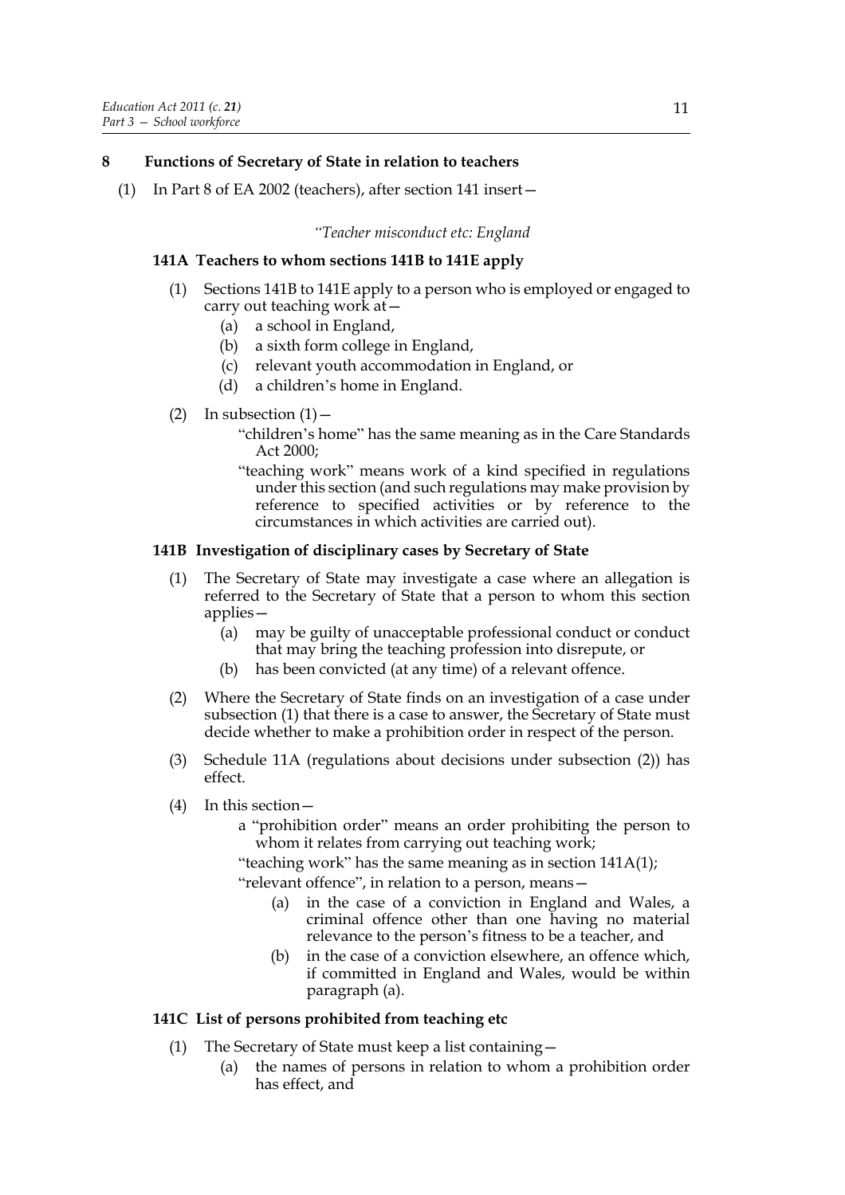## 8 Functions of Secretary of State in relation to teachers

(1) In Part 8 of EA 2002 (teachers), after section 141 insert—

*"Teacher misconduct etc: England*

### 141A Teachers to whom sections 141B to 141E apply

(1) Sections 141B to 141E apply to a person who is employed or engaged to carry out teaching work at—

- (a) a school in England,
- (b) a sixth form college in England,
- (c) relevant youth accommodation in England, or
- (d) a children's home in England.

(2) In subsection (1)—

"children's home" has the same meaning as in the Care Standards Act 2000;

"teaching work" means work of a kind specified in regulations under this section (and such regulations may make provision by reference to specified activities or by reference to the circumstances in which activities are carried out).

### 141B Investigation of disciplinary cases by Secretary of State

(1) The Secretary of State may investigate a case where an allegation is referred to the Secretary of State that a person to whom this section applies—

- (a) may be guilty of unacceptable professional conduct or conduct that may bring the teaching profession into disrepute, or
- (b) has been convicted (at any time) of a relevant offence.

(2) Where the Secretary of State finds on an investigation of a case under subsection (1) that there is a case to answer, the Secretary of State must decide whether to make a prohibition order in respect of the person.

(3) Schedule 11A (regulations about decisions under subsection (2)) has effect.

(4) In this section—

a "prohibition order" means an order prohibiting the person to whom it relates from carrying out teaching work;

"teaching work" has the same meaning as in section 141A(1);

"relevant offence", in relation to a person, means—

- (a) in the case of a conviction in England and Wales, a criminal offence other than one having no material relevance to the person's fitness to be a teacher, and
- (b) in the case of a conviction elsewhere, an offence which, if committed in England and Wales, would be within paragraph (a).

### 141C List of persons prohibited from teaching etc

(1) The Secretary of State must keep a list containing—

- (a) the names of persons in relation to whom a prohibition order has effect, and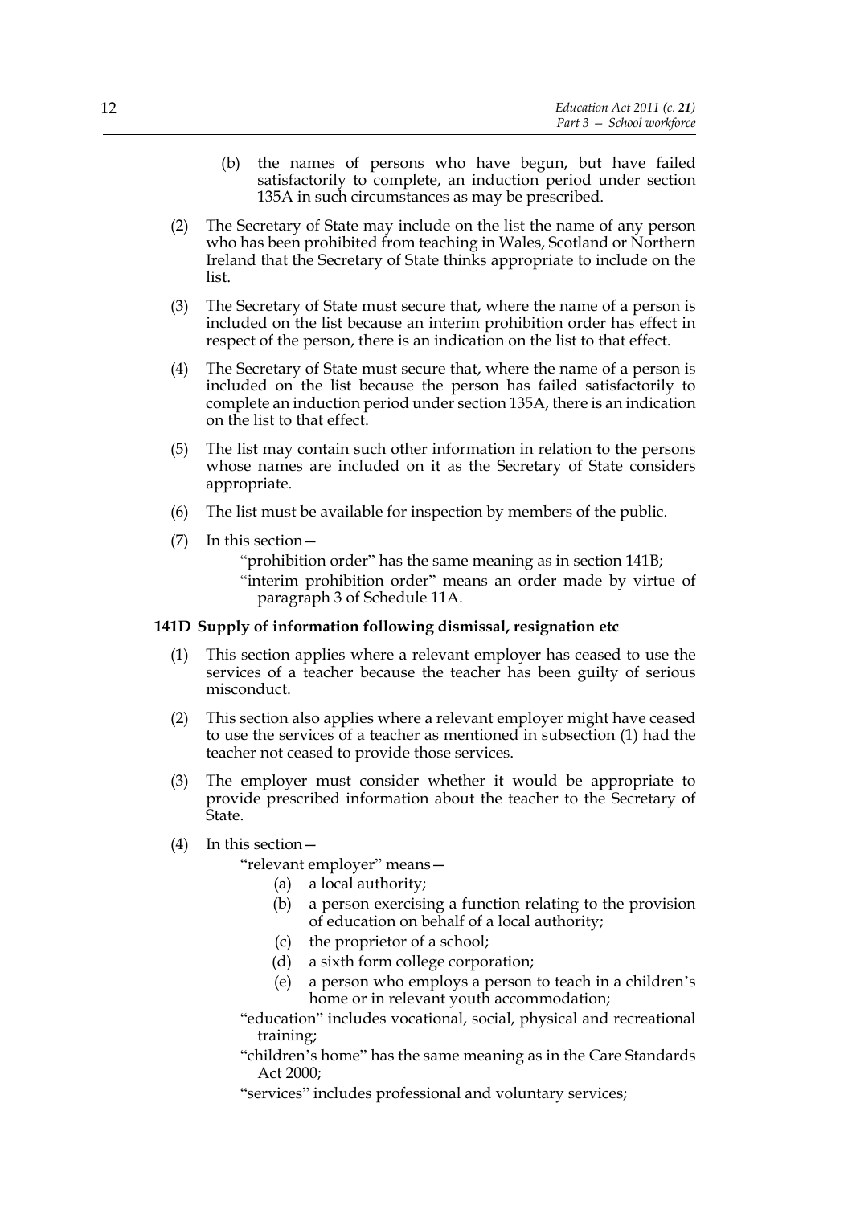(b) the names of persons who have begun, but have failed satisfactorily to complete, an induction period under section 135A in such circumstances as may be prescribed.

(2) The Secretary of State may include on the list the name of any person who has been prohibited from teaching in Wales, Scotland or Northern Ireland that the Secretary of State thinks appropriate to include on the list.

(3) The Secretary of State must secure that, where the name of a person is included on the list because an interim prohibition order has effect in respect of the person, there is an indication on the list to that effect.

(4) The Secretary of State must secure that, where the name of a person is included on the list because the person has failed satisfactorily to complete an induction period under section 135A, there is an indication on the list to that effect.

(5) The list may contain such other information in relation to the persons whose names are included on it as the Secretary of State considers appropriate.

(6) The list must be available for inspection by members of the public.

(7) In this section—

"prohibition order" has the same meaning as in section 141B;

"interim prohibition order" means an order made by virtue of paragraph 3 of Schedule 11A.

**141D Supply of information following dismissal, resignation etc**

(1) This section applies where a relevant employer has ceased to use the services of a teacher because the teacher has been guilty of serious misconduct.

(2) This section also applies where a relevant employer might have ceased to use the services of a teacher as mentioned in subsection (1) had the teacher not ceased to provide those services.

(3) The employer must consider whether it would be appropriate to provide prescribed information about the teacher to the Secretary of State.

(4) In this section—

"relevant employer" means—

(a) a local authority;

(b) a person exercising a function relating to the provision of education on behalf of a local authority;

(c) the proprietor of a school;

(d) a sixth form college corporation;

(e) a person who employs a person to teach in a children's home or in relevant youth accommodation;

"education" includes vocational, social, physical and recreational training;

"children's home" has the same meaning as in the Care Standards Act 2000;

"services" includes professional and voluntary services;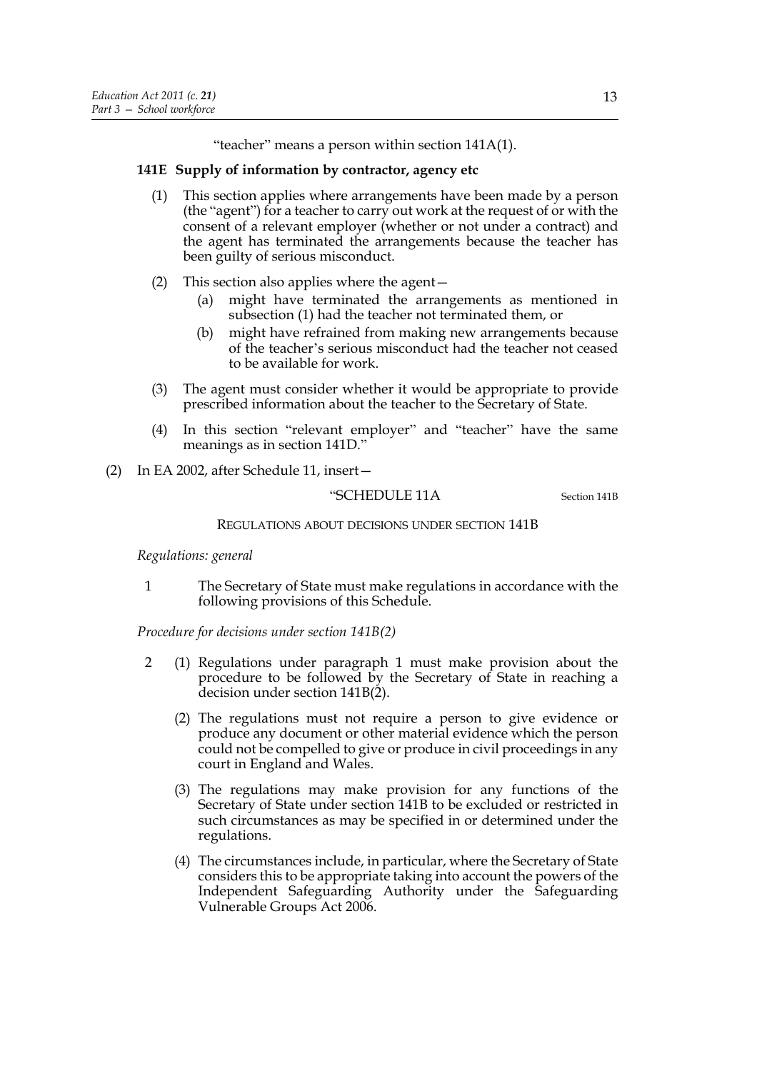"teacher" means a person within section 141A(1).

**141E Supply of information by contractor, agency etc**

(1) This section applies where arrangements have been made by a person (the "agent") for a teacher to carry out work at the request of or with the consent of a relevant employer (whether or not under a contract) and the agent has terminated the arrangements because the teacher has been guilty of serious misconduct.

(2) This section also applies where the agent—

(a) might have terminated the arrangements as mentioned in subsection (1) had the teacher not terminated them, or

(b) might have refrained from making new arrangements because of the teacher's serious misconduct had the teacher not ceased to be available for work.

(3) The agent must consider whether it would be appropriate to provide prescribed information about the teacher to the Secretary of State.

(4) In this section "relevant employer" and "teacher" have the same meanings as in section 141D."

(2) In EA 2002, after Schedule 11, insert—

"SCHEDULE 11A — Section 141B

REGULATIONS ABOUT DECISIONS UNDER SECTION 141B

*Regulations: general*

1 The Secretary of State must make regulations in accordance with the following provisions of this Schedule.

*Procedure for decisions under section 141B(2)*

2 (1) Regulations under paragraph 1 must make provision about the procedure to be followed by the Secretary of State in reaching a decision under section 141B(2).

(2) The regulations must not require a person to give evidence or produce any document or other material evidence which the person could not be compelled to give or produce in civil proceedings in any court in England and Wales.

(3) The regulations may make provision for any functions of the Secretary of State under section 141B to be excluded or restricted in such circumstances as may be specified in or determined under the regulations.

(4) The circumstances include, in particular, where the Secretary of State considers this to be appropriate taking into account the powers of the Independent Safeguarding Authority under the Safeguarding Vulnerable Groups Act 2006.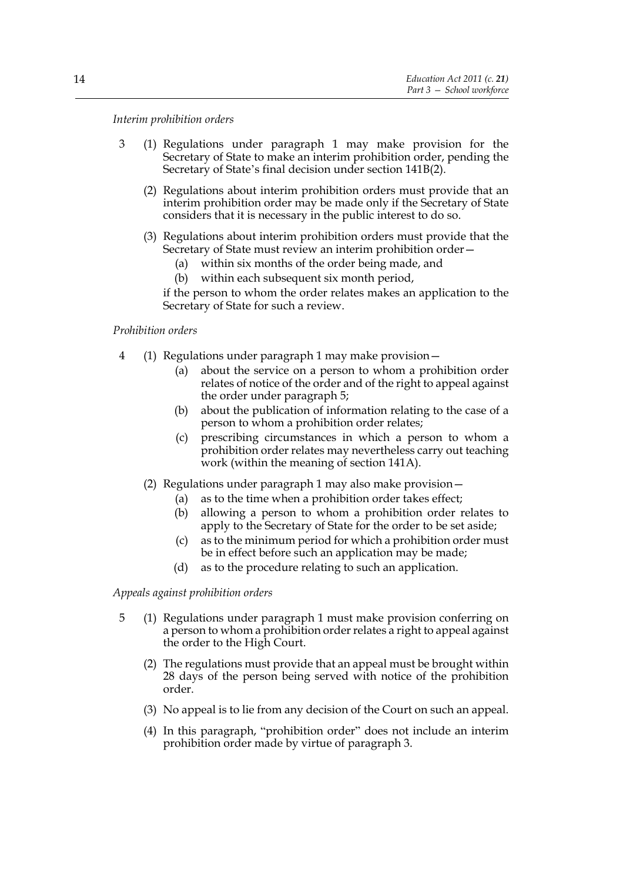*Interim prohibition orders*

3 (1) Regulations under paragraph 1 may make provision for the Secretary of State to make an interim prohibition order, pending the Secretary of State's final decision under section 141B(2).

(2) Regulations about interim prohibition orders must provide that an interim prohibition order may be made only if the Secretary of State considers that it is necessary in the public interest to do so.

(3) Regulations about interim prohibition orders must provide that the Secretary of State must review an interim prohibition order—

(a) within six months of the order being made, and

(b) within each subsequent six month period,

if the person to whom the order relates makes an application to the Secretary of State for such a review.

*Prohibition orders*

4 (1) Regulations under paragraph 1 may make provision—

(a) about the service on a person to whom a prohibition order relates of notice of the order and of the right to appeal against the order under paragraph 5;

(b) about the publication of information relating to the case of a person to whom a prohibition order relates;

(c) prescribing circumstances in which a person to whom a prohibition order relates may nevertheless carry out teaching work (within the meaning of section 141A).

(2) Regulations under paragraph 1 may also make provision—

(a) as to the time when a prohibition order takes effect;

(b) allowing a person to whom a prohibition order relates to apply to the Secretary of State for the order to be set aside;

(c) as to the minimum period for which a prohibition order must be in effect before such an application may be made;

(d) as to the procedure relating to such an application.

*Appeals against prohibition orders*

5 (1) Regulations under paragraph 1 must make provision conferring on a person to whom a prohibition order relates a right to appeal against the order to the High Court.

(2) The regulations must provide that an appeal must be brought within 28 days of the person being served with notice of the prohibition order.

(3) No appeal is to lie from any decision of the Court on such an appeal.

(4) In this paragraph, "prohibition order" does not include an interim prohibition order made by virtue of paragraph 3.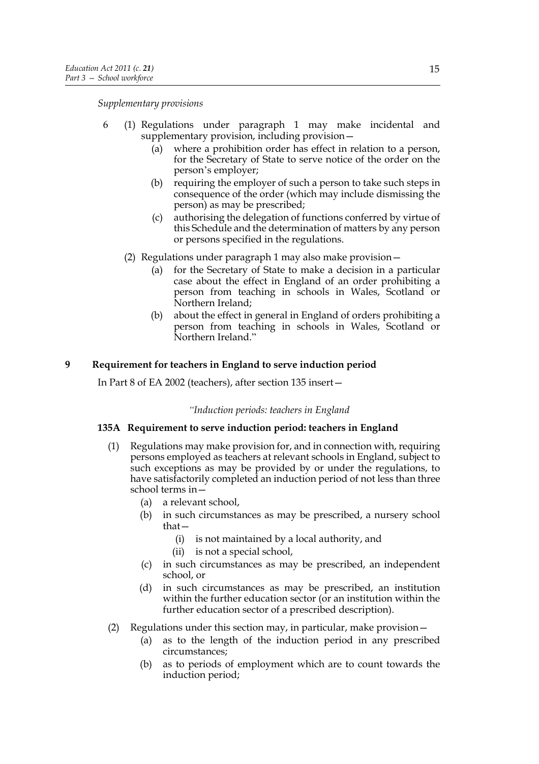*Supplementary provisions*

6 (1) Regulations under paragraph 1 may make incidental and supplementary provision, including provision—

(a) where a prohibition order has effect in relation to a person, for the Secretary of State to serve notice of the order on the person's employer;

(b) requiring the employer of such a person to take such steps in consequence of the order (which may include dismissing the person) as may be prescribed;

(c) authorising the delegation of functions conferred by virtue of this Schedule and the determination of matters by any person or persons specified in the regulations.

(2) Regulations under paragraph 1 may also make provision—

(a) for the Secretary of State to make a decision in a particular case about the effect in England of an order prohibiting a person from teaching in schools in Wales, Scotland or Northern Ireland;

(b) about the effect in general in England of orders prohibiting a person from teaching in schools in Wales, Scotland or Northern Ireland."

### 9 Requirement for teachers in England to serve induction period

In Part 8 of EA 2002 (teachers), after section 135 insert—

*"Induction periods: teachers in England*

#### 135A Requirement to serve induction period: teachers in England

(1) Regulations may make provision for, and in connection with, requiring persons employed as teachers at relevant schools in England, subject to such exceptions as may be provided by or under the regulations, to have satisfactorily completed an induction period of not less than three school terms in—

(a) a relevant school,

(b) in such circumstances as may be prescribed, a nursery school that—

(i) is not maintained by a local authority, and

(ii) is not a special school,

(c) in such circumstances as may be prescribed, an independent school, or

(d) in such circumstances as may be prescribed, an institution within the further education sector (or an institution within the further education sector of a prescribed description).

(2) Regulations under this section may, in particular, make provision—

(a) as to the length of the induction period in any prescribed circumstances;

(b) as to periods of employment which are to count towards the induction period;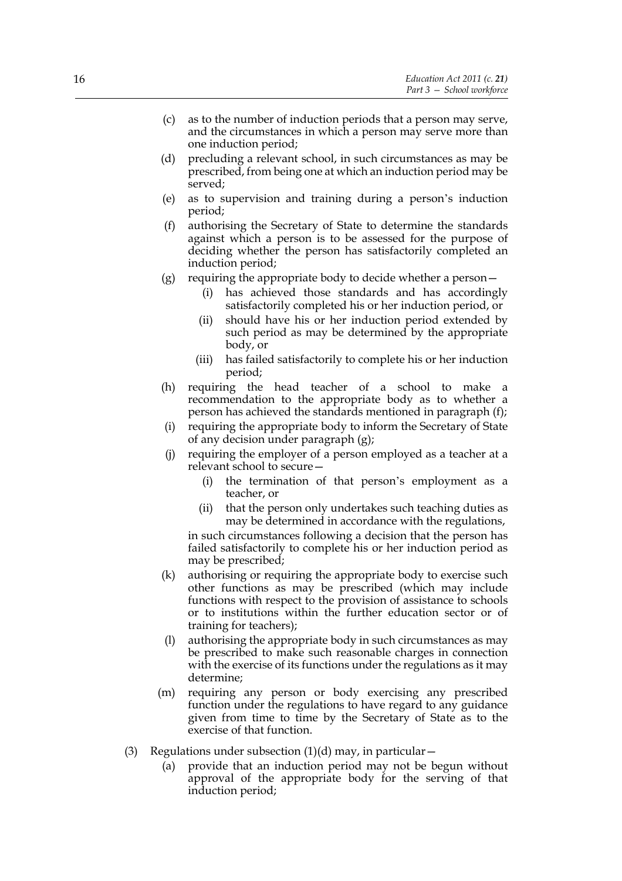(c) as to the number of induction periods that a person may serve, and the circumstances in which a person may serve more than one induction period;

(d) precluding a relevant school, in such circumstances as may be prescribed, from being one at which an induction period may be served;

(e) as to supervision and training during a person's induction period;

(f) authorising the Secretary of State to determine the standards against which a person is to be assessed for the purpose of deciding whether the person has satisfactorily completed an induction period;

(g) requiring the appropriate body to decide whether a person—

   (i) has achieved those standards and has accordingly satisfactorily completed his or her induction period, or

   (ii) should have his or her induction period extended by such period as may be determined by the appropriate body, or

   (iii) has failed satisfactorily to complete his or her induction period;

(h) requiring the head teacher of a school to make a recommendation to the appropriate body as to whether a person has achieved the standards mentioned in paragraph (f);

(i) requiring the appropriate body to inform the Secretary of State of any decision under paragraph (g);

(j) requiring the employer of a person employed as a teacher at a relevant school to secure—

   (i) the termination of that person's employment as a teacher, or

   (ii) that the person only undertakes such teaching duties as may be determined in accordance with the regulations,

   in such circumstances following a decision that the person has failed satisfactorily to complete his or her induction period as may be prescribed;

(k) authorising or requiring the appropriate body to exercise such other functions as may be prescribed (which may include functions with respect to the provision of assistance to schools or to institutions within the further education sector or of training for teachers);

(l) authorising the appropriate body in such circumstances as may be prescribed to make such reasonable charges in connection with the exercise of its functions under the regulations as it may determine;

(m) requiring any person or body exercising any prescribed function under the regulations to have regard to any guidance given from time to time by the Secretary of State as to the exercise of that function.

(3) Regulations under subsection (1)(d) may, in particular—

   (a) provide that an induction period may not be begun without approval of the appropriate body for the serving of that induction period;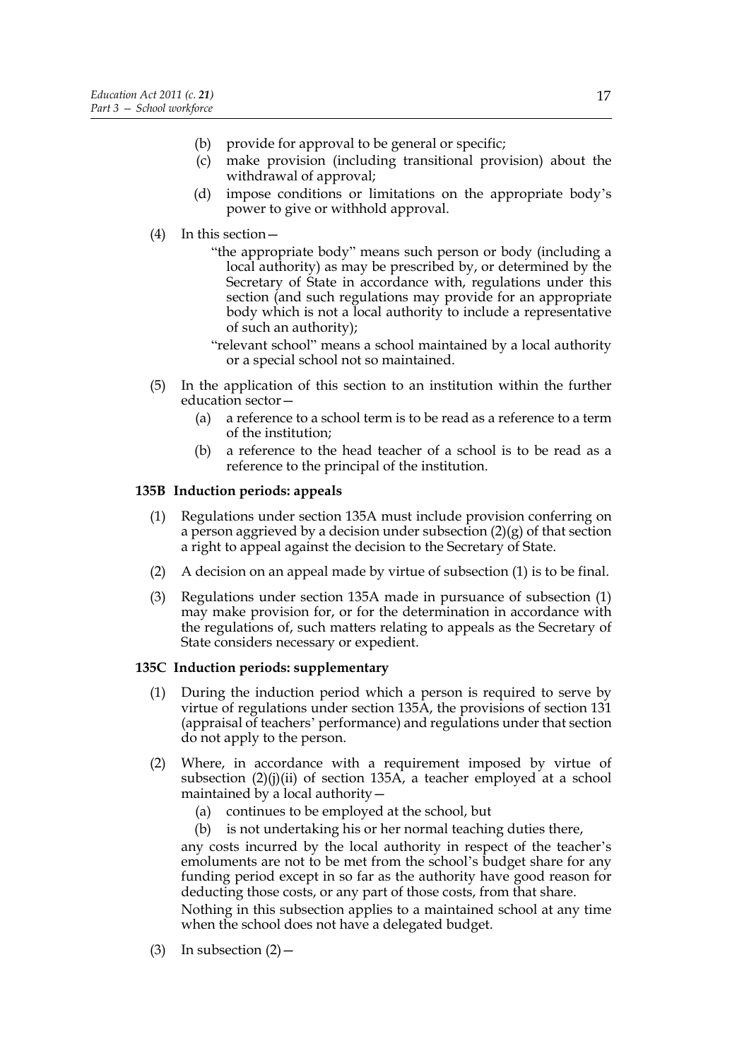(b) provide for approval to be general or specific;

(c) make provision (including transitional provision) about the withdrawal of approval;

(d) impose conditions or limitations on the appropriate body's power to give or withhold approval.

(4) In this section—

"the appropriate body" means such person or body (including a local authority) as may be prescribed by, or determined by the Secretary of State in accordance with, regulations under this section (and such regulations may provide for an appropriate body which is not a local authority to include a representative of such an authority);

"relevant school" means a school maintained by a local authority or a special school not so maintained.

(5) In the application of this section to an institution within the further education sector—

(a) a reference to a school term is to be read as a reference to a term of the institution;

(b) a reference to the head teacher of a school is to be read as a reference to the principal of the institution.

### 135B Induction periods: appeals

(1) Regulations under section 135A must include provision conferring on a person aggrieved by a decision under subsection (2)(g) of that section a right to appeal against the decision to the Secretary of State.

(2) A decision on an appeal made by virtue of subsection (1) is to be final.

(3) Regulations under section 135A made in pursuance of subsection (1) may make provision for, or for the determination in accordance with the regulations of, such matters relating to appeals as the Secretary of State considers necessary or expedient.

### 135C Induction periods: supplementary

(1) During the induction period which a person is required to serve by virtue of regulations under section 135A, the provisions of section 131 (appraisal of teachers' performance) and regulations under that section do not apply to the person.

(2) Where, in accordance with a requirement imposed by virtue of subsection (2)(j)(ii) of section 135A, a teacher employed at a school maintained by a local authority—

(a) continues to be employed at the school, but

(b) is not undertaking his or her normal teaching duties there,

any costs incurred by the local authority in respect of the teacher's emoluments are not to be met from the school's budget share for any funding period except in so far as the authority have good reason for deducting those costs, or any part of those costs, from that share.

Nothing in this subsection applies to a maintained school at any time when the school does not have a delegated budget.

(3) In subsection (2)—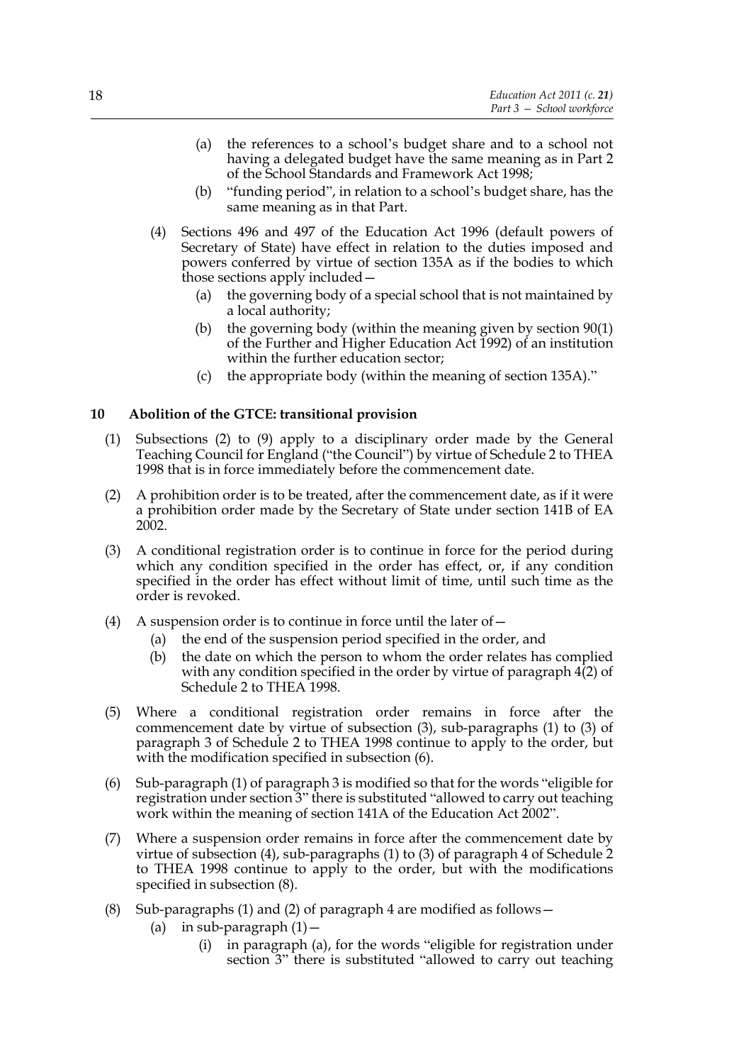(a) the references to a school's budget share and to a school not having a delegated budget have the same meaning as in Part 2 of the School Standards and Framework Act 1998;

(b) "funding period", in relation to a school's budget share, has the same meaning as in that Part.

(4) Sections 496 and 497 of the Education Act 1996 (default powers of Secretary of State) have effect in relation to the duties imposed and powers conferred by virtue of section 135A as if the bodies to which those sections apply included—

(a) the governing body of a special school that is not maintained by a local authority;

(b) the governing body (within the meaning given by section 90(1) of the Further and Higher Education Act 1992) of an institution within the further education sector;

(c) the appropriate body (within the meaning of section 135A)."

**10 Abolition of the GTCE: transitional provision**

(1) Subsections (2) to (9) apply to a disciplinary order made by the General Teaching Council for England ("the Council") by virtue of Schedule 2 to THEA 1998 that is in force immediately before the commencement date.

(2) A prohibition order is to be treated, after the commencement date, as if it were a prohibition order made by the Secretary of State under section 141B of EA 2002.

(3) A conditional registration order is to continue in force for the period during which any condition specified in the order has effect, or, if any condition specified in the order has effect without limit of time, until such time as the order is revoked.

(4) A suspension order is to continue in force until the later of—

(a) the end of the suspension period specified in the order, and

(b) the date on which the person to whom the order relates has complied with any condition specified in the order by virtue of paragraph 4(2) of Schedule 2 to THEA 1998.

(5) Where a conditional registration order remains in force after the commencement date by virtue of subsection (3), sub-paragraphs (1) to (3) of paragraph 3 of Schedule 2 to THEA 1998 continue to apply to the order, but with the modification specified in subsection (6).

(6) Sub-paragraph (1) of paragraph 3 is modified so that for the words "eligible for registration under section 3" there is substituted "allowed to carry out teaching work within the meaning of section 141A of the Education Act 2002".

(7) Where a suspension order remains in force after the commencement date by virtue of subsection (4), sub-paragraphs (1) to (3) of paragraph 4 of Schedule 2 to THEA 1998 continue to apply to the order, but with the modifications specified in subsection (8).

(8) Sub-paragraphs (1) and (2) of paragraph 4 are modified as follows—

(a) in sub-paragraph (1)—

(i) in paragraph (a), for the words "eligible for registration under section 3" there is substituted "allowed to carry out teaching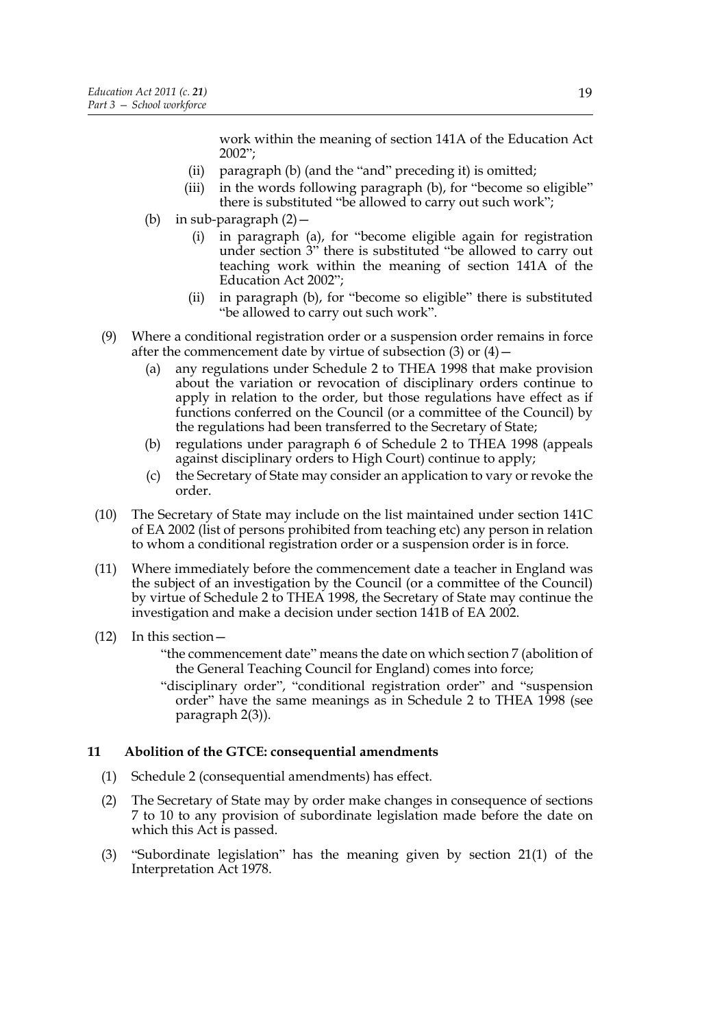work within the meaning of section 141A of the Education Act 2002";

(ii) paragraph (b) (and the "and" preceding it) is omitted;

(iii) in the words following paragraph (b), for "become so eligible" there is substituted "be allowed to carry out such work";

(b) in sub-paragraph (2)—

(i) in paragraph (a), for "become eligible again for registration under section 3" there is substituted "be allowed to carry out teaching work within the meaning of section 141A of the Education Act 2002";

(ii) in paragraph (b), for "become so eligible" there is substituted "be allowed to carry out such work".

(9) Where a conditional registration order or a suspension order remains in force after the commencement date by virtue of subsection (3) or (4)—

(a) any regulations under Schedule 2 to THEA 1998 that make provision about the variation or revocation of disciplinary orders continue to apply in relation to the order, but those regulations have effect as if functions conferred on the Council (or a committee of the Council) by the regulations had been transferred to the Secretary of State;

(b) regulations under paragraph 6 of Schedule 2 to THEA 1998 (appeals against disciplinary orders to High Court) continue to apply;

(c) the Secretary of State may consider an application to vary or revoke the order.

(10) The Secretary of State may include on the list maintained under section 141C of EA 2002 (list of persons prohibited from teaching etc) any person in relation to whom a conditional registration order or a suspension order is in force.

(11) Where immediately before the commencement date a teacher in England was the subject of an investigation by the Council (or a committee of the Council) by virtue of Schedule 2 to THEA 1998, the Secretary of State may continue the investigation and make a decision under section 141B of EA 2002.

(12) In this section—

"the commencement date" means the date on which section 7 (abolition of the General Teaching Council for England) comes into force;

"disciplinary order", "conditional registration order" and "suspension order" have the same meanings as in Schedule 2 to THEA 1998 (see paragraph 2(3)).

### 11 Abolition of the GTCE: consequential amendments

(1) Schedule 2 (consequential amendments) has effect.

(2) The Secretary of State may by order make changes in consequence of sections 7 to 10 to any provision of subordinate legislation made before the date on which this Act is passed.

(3) "Subordinate legislation" has the meaning given by section 21(1) of the Interpretation Act 1978.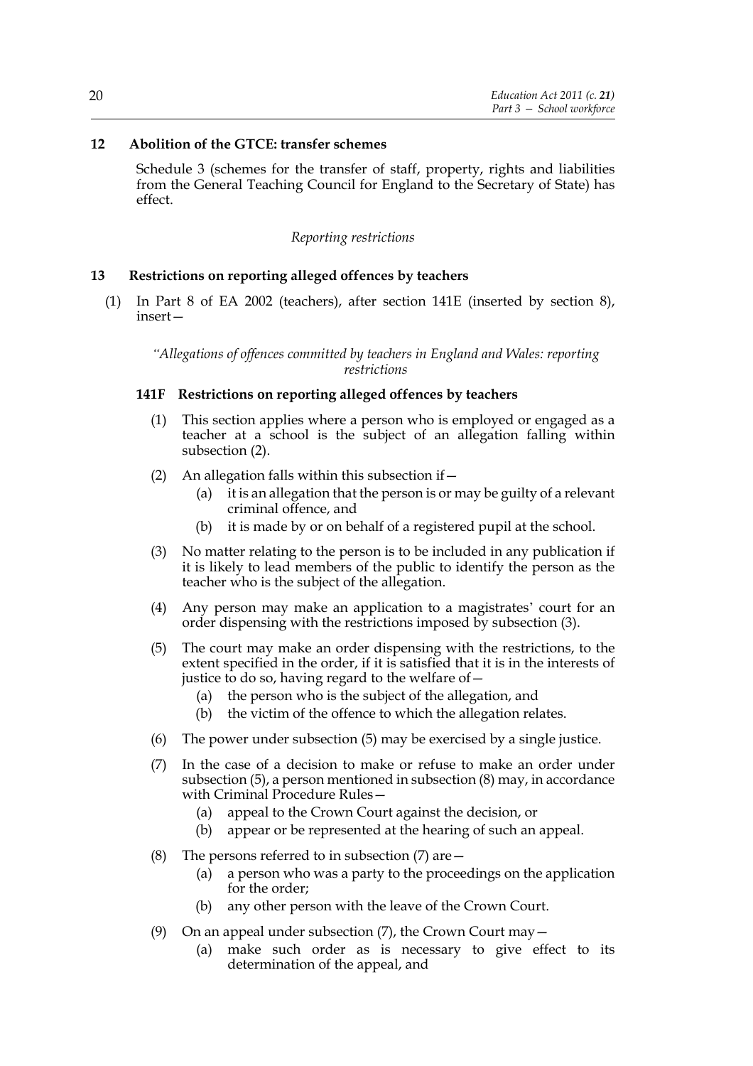**12 Abolition of the GTCE: transfer schemes**

Schedule 3 (schemes for the transfer of staff, property, rights and liabilities from the General Teaching Council for England to the Secretary of State) has effect.

*Reporting restrictions*

**13 Restrictions on reporting alleged offences by teachers**

(1) In Part 8 of EA 2002 (teachers), after section 141E (inserted by section 8), insert—

*"Allegations of offences committed by teachers in England and Wales: reporting restrictions*

**141F Restrictions on reporting alleged offences by teachers**

(1) This section applies where a person who is employed or engaged as a teacher at a school is the subject of an allegation falling within subsection (2).

(2) An allegation falls within this subsection if—

(a) it is an allegation that the person is or may be guilty of a relevant criminal offence, and

(b) it is made by or on behalf of a registered pupil at the school.

(3) No matter relating to the person is to be included in any publication if it is likely to lead members of the public to identify the person as the teacher who is the subject of the allegation.

(4) Any person may make an application to a magistrates' court for an order dispensing with the restrictions imposed by subsection (3).

(5) The court may make an order dispensing with the restrictions, to the extent specified in the order, if it is satisfied that it is in the interests of justice to do so, having regard to the welfare of—

(a) the person who is the subject of the allegation, and

(b) the victim of the offence to which the allegation relates.

(6) The power under subsection (5) may be exercised by a single justice.

(7) In the case of a decision to make or refuse to make an order under subsection (5), a person mentioned in subsection (8) may, in accordance with Criminal Procedure Rules—

(a) appeal to the Crown Court against the decision, or

(b) appear or be represented at the hearing of such an appeal.

(8) The persons referred to in subsection (7) are—

(a) a person who was a party to the proceedings on the application for the order;

(b) any other person with the leave of the Crown Court.

(9) On an appeal under subsection (7), the Crown Court may—

(a) make such order as is necessary to give effect to its determination of the appeal, and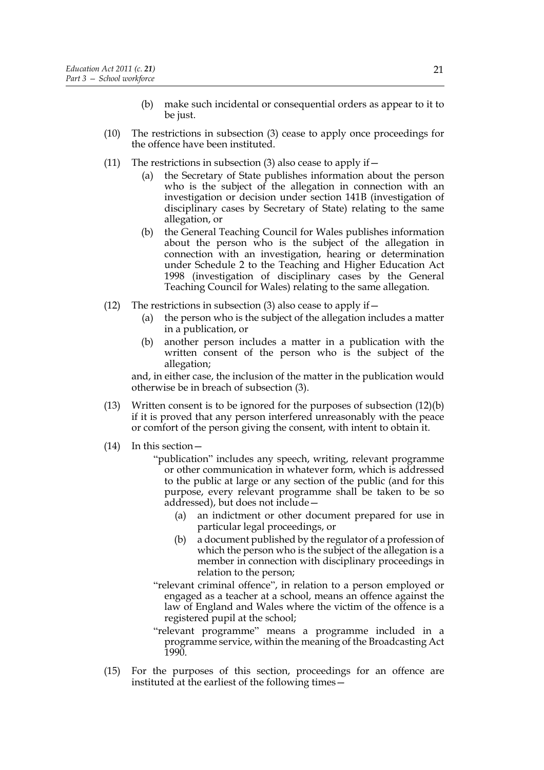(b) make such incidental or consequential orders as appear to it to be just.

(10) The restrictions in subsection (3) cease to apply once proceedings for the offence have been instituted.

(11) The restrictions in subsection (3) also cease to apply if—

(a) the Secretary of State publishes information about the person who is the subject of the allegation in connection with an investigation or decision under section 141B (investigation of disciplinary cases by Secretary of State) relating to the same allegation, or

(b) the General Teaching Council for Wales publishes information about the person who is the subject of the allegation in connection with an investigation, hearing or determination under Schedule 2 to the Teaching and Higher Education Act 1998 (investigation of disciplinary cases by the General Teaching Council for Wales) relating to the same allegation.

(12) The restrictions in subsection (3) also cease to apply if—

(a) the person who is the subject of the allegation includes a matter in a publication, or

(b) another person includes a matter in a publication with the written consent of the person who is the subject of the allegation;

and, in either case, the inclusion of the matter in the publication would otherwise be in breach of subsection (3).

(13) Written consent is to be ignored for the purposes of subsection (12)(b) if it is proved that any person interfered unreasonably with the peace or comfort of the person giving the consent, with intent to obtain it.

(14) In this section—

"publication" includes any speech, writing, relevant programme or other communication in whatever form, which is addressed to the public at large or any section of the public (and for this purpose, every relevant programme shall be taken to be so addressed), but does not include—

(a) an indictment or other document prepared for use in particular legal proceedings, or

(b) a document published by the regulator of a profession of which the person who is the subject of the allegation is a member in connection with disciplinary proceedings in relation to the person;

"relevant criminal offence", in relation to a person employed or engaged as a teacher at a school, means an offence against the law of England and Wales where the victim of the offence is a registered pupil at the school;

"relevant programme" means a programme included in a programme service, within the meaning of the Broadcasting Act 1990.

(15) For the purposes of this section, proceedings for an offence are instituted at the earliest of the following times—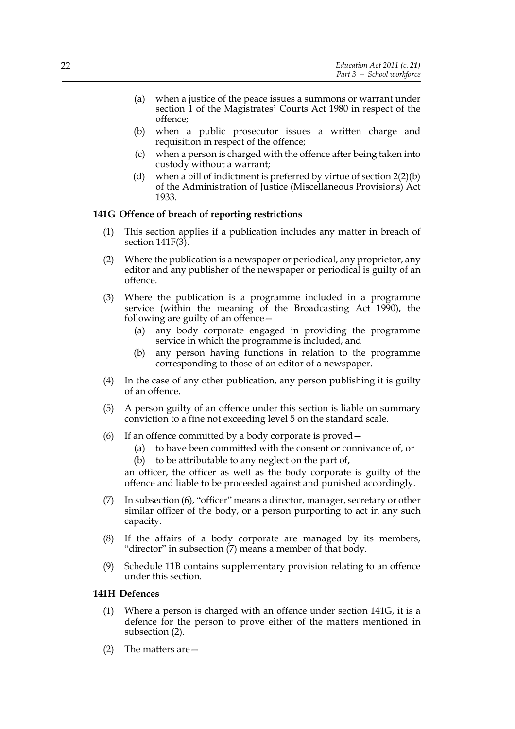- (a) when a justice of the peace issues a summons or warrant under section 1 of the Magistrates' Courts Act 1980 in respect of the offence;
- (b) when a public prosecutor issues a written charge and requisition in respect of the offence;
- (c) when a person is charged with the offence after being taken into custody without a warrant;
- (d) when a bill of indictment is preferred by virtue of section 2(2)(b) of the Administration of Justice (Miscellaneous Provisions) Act 1933.

### 141G Offence of breach of reporting restrictions

(1) This section applies if a publication includes any matter in breach of section 141F(3).

(2) Where the publication is a newspaper or periodical, any proprietor, any editor and any publisher of the newspaper or periodical is guilty of an offence.

(3) Where the publication is a programme included in a programme service (within the meaning of the Broadcasting Act 1990), the following are guilty of an offence—

- (a) any body corporate engaged in providing the programme service in which the programme is included, and
- (b) any person having functions in relation to the programme corresponding to those of an editor of a newspaper.

(4) In the case of any other publication, any person publishing it is guilty of an offence.

(5) A person guilty of an offence under this section is liable on summary conviction to a fine not exceeding level 5 on the standard scale.

(6) If an offence committed by a body corporate is proved—

- (a) to have been committed with the consent or connivance of, or
- (b) to be attributable to any neglect on the part of,

an officer, the officer as well as the body corporate is guilty of the offence and liable to be proceeded against and punished accordingly.

(7) In subsection (6), "officer" means a director, manager, secretary or other similar officer of the body, or a person purporting to act in any such capacity.

(8) If the affairs of a body corporate are managed by its members, "director" in subsection (7) means a member of that body.

(9) Schedule 11B contains supplementary provision relating to an offence under this section.

### 141H Defences

(1) Where a person is charged with an offence under section 141G, it is a defence for the person to prove either of the matters mentioned in subsection (2).

(2) The matters are—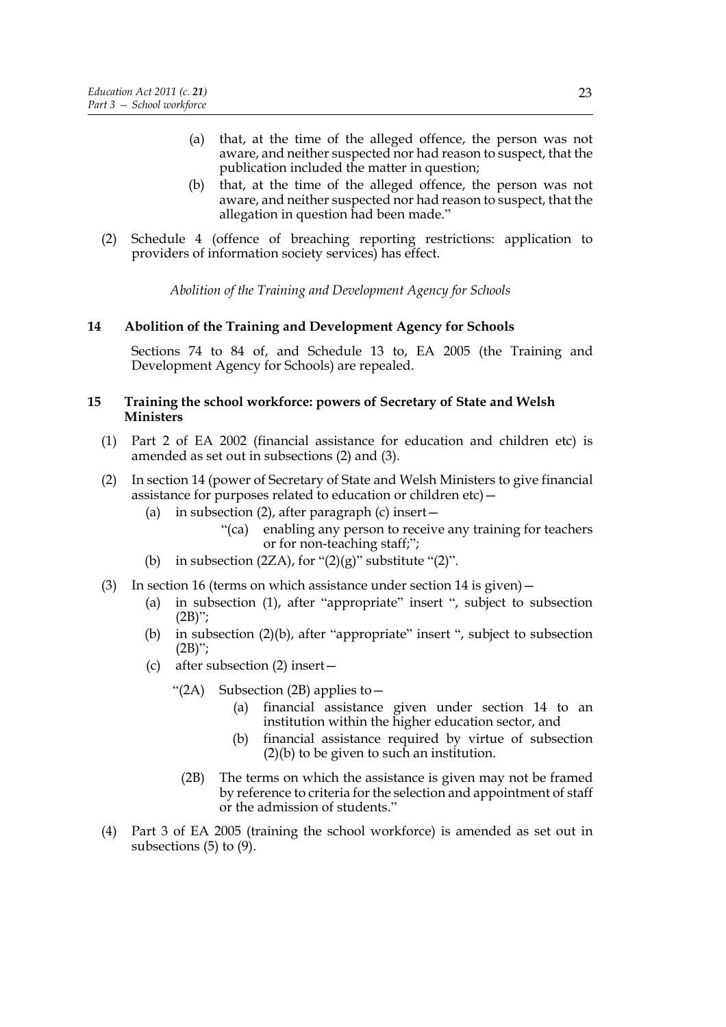(a) that, at the time of the alleged offence, the person was not aware, and neither suspected nor had reason to suspect, that the publication included the matter in question;

(b) that, at the time of the alleged offence, the person was not aware, and neither suspected nor had reason to suspect, that the allegation in question had been made."

(2) Schedule 4 (offence of breaching reporting restrictions: application to providers of information society services) has effect.

*Abolition of the Training and Development Agency for Schools*

**14 Abolition of the Training and Development Agency for Schools**

Sections 74 to 84 of, and Schedule 13 to, EA 2005 (the Training and Development Agency for Schools) are repealed.

**15 Training the school workforce: powers of Secretary of State and Welsh Ministers**

(1) Part 2 of EA 2002 (financial assistance for education and children etc) is amended as set out in subsections (2) and (3).

(2) In section 14 (power of Secretary of State and Welsh Ministers to give financial assistance for purposes related to education or children etc)—

(a) in subsection (2), after paragraph (c) insert—

"(ca) enabling any person to receive any training for teachers or for non-teaching staff;";

(b) in subsection (2ZA), for "(2)(g)" substitute "(2)".

(3) In section 16 (terms on which assistance under section 14 is given)—

(a) in subsection (1), after "appropriate" insert ", subject to subsection (2B)";

(b) in subsection (2)(b), after "appropriate" insert ", subject to subsection (2B)";

(c) after subsection (2) insert—

"(2A) Subsection (2B) applies to—

(a) financial assistance given under section 14 to an institution within the higher education sector, and

(b) financial assistance required by virtue of subsection (2)(b) to be given to such an institution.

(2B) The terms on which the assistance is given may not be framed by reference to criteria for the selection and appointment of staff or the admission of students."

(4) Part 3 of EA 2005 (training the school workforce) is amended as set out in subsections (5) to (9).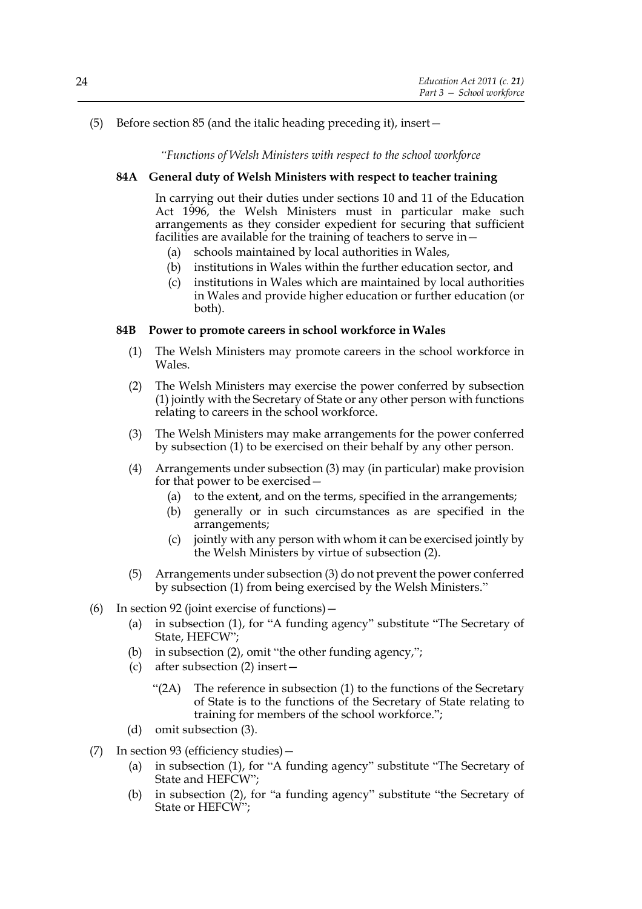(5) Before section 85 (and the italic heading preceding it), insert—

*"Functions of Welsh Ministers with respect to the school workforce*

**84A General duty of Welsh Ministers with respect to teacher training**

In carrying out their duties under sections 10 and 11 of the Education Act 1996, the Welsh Ministers must in particular make such arrangements as they consider expedient for securing that sufficient facilities are available for the training of teachers to serve in—

(a) schools maintained by local authorities in Wales,

(b) institutions in Wales within the further education sector, and

(c) institutions in Wales which are maintained by local authorities in Wales and provide higher education or further education (or both).

**84B Power to promote careers in school workforce in Wales**

(1) The Welsh Ministers may promote careers in the school workforce in Wales.

(2) The Welsh Ministers may exercise the power conferred by subsection (1) jointly with the Secretary of State or any other person with functions relating to careers in the school workforce.

(3) The Welsh Ministers may make arrangements for the power conferred by subsection (1) to be exercised on their behalf by any other person.

(4) Arrangements under subsection (3) may (in particular) make provision for that power to be exercised—

(a) to the extent, and on the terms, specified in the arrangements;

(b) generally or in such circumstances as are specified in the arrangements;

(c) jointly with any person with whom it can be exercised jointly by the Welsh Ministers by virtue of subsection (2).

(5) Arrangements under subsection (3) do not prevent the power conferred by subsection (1) from being exercised by the Welsh Ministers."

(6) In section 92 (joint exercise of functions)—

(a) in subsection (1), for "A funding agency" substitute "The Secretary of State, HEFCW";

(b) in subsection (2), omit "the other funding agency,";

(c) after subsection (2) insert—

"(2A) The reference in subsection (1) to the functions of the Secretary of State is to the functions of the Secretary of State relating to training for members of the school workforce.";

(d) omit subsection (3).

(7) In section 93 (efficiency studies)—

(a) in subsection (1), for "A funding agency" substitute "The Secretary of State and HEFCW";

(b) in subsection (2), for "a funding agency" substitute "the Secretary of State or HEFCW";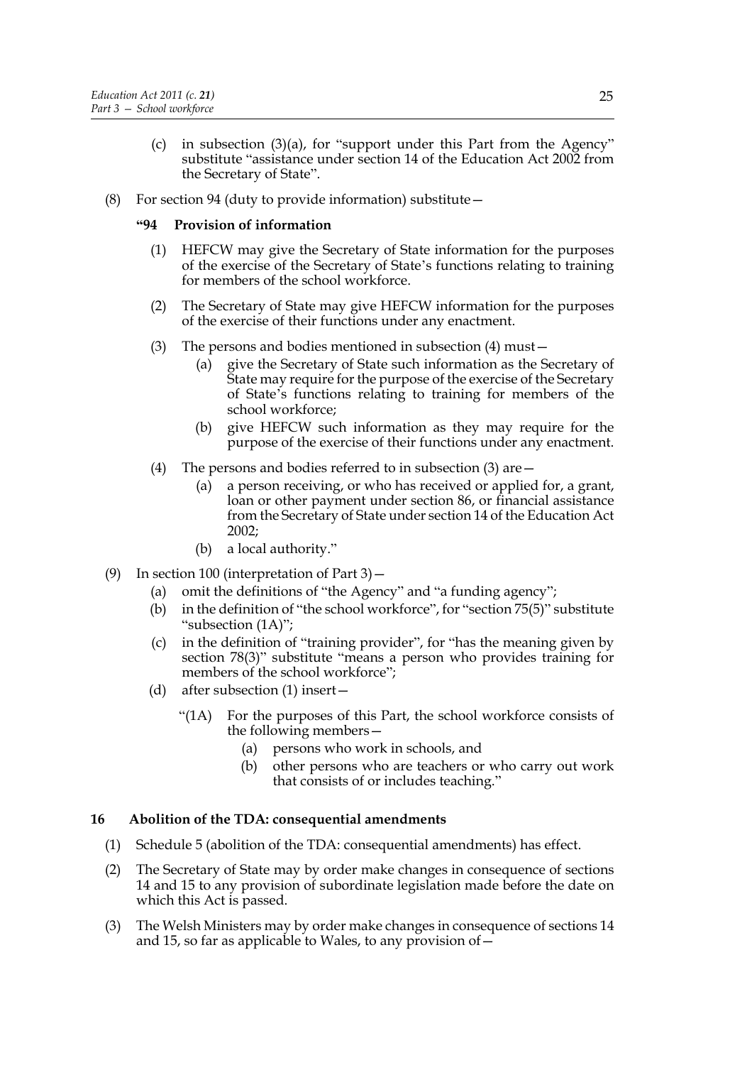(c) in subsection (3)(a), for "support under this Part from the Agency" substitute "assistance under section 14 of the Education Act 2002 from the Secretary of State".

(8) For section 94 (duty to provide information) substitute—

**"94 Provision of information**

(1) HEFCW may give the Secretary of State information for the purposes of the exercise of the Secretary of State's functions relating to training for members of the school workforce.

(2) The Secretary of State may give HEFCW information for the purposes of the exercise of their functions under any enactment.

(3) The persons and bodies mentioned in subsection (4) must—

(a) give the Secretary of State such information as the Secretary of State may require for the purpose of the exercise of the Secretary of State's functions relating to training for members of the school workforce;

(b) give HEFCW such information as they may require for the purpose of the exercise of their functions under any enactment.

(4) The persons and bodies referred to in subsection (3) are—

(a) a person receiving, or who has received or applied for, a grant, loan or other payment under section 86, or financial assistance from the Secretary of State under section 14 of the Education Act 2002;

(b) a local authority."

(9) In section 100 (interpretation of Part 3)—

(a) omit the definitions of "the Agency" and "a funding agency";

(b) in the definition of "the school workforce", for "section 75(5)" substitute "subsection (1A)";

(c) in the definition of "training provider", for "has the meaning given by section 78(3)" substitute "means a person who provides training for members of the school workforce";

(d) after subsection (1) insert—

"(1A) For the purposes of this Part, the school workforce consists of the following members—

(a) persons who work in schools, and

(b) other persons who are teachers or who carry out work that consists of or includes teaching."

### 16 Abolition of the TDA: consequential amendments

(1) Schedule 5 (abolition of the TDA: consequential amendments) has effect.

(2) The Secretary of State may by order make changes in consequence of sections 14 and 15 to any provision of subordinate legislation made before the date on which this Act is passed.

(3) The Welsh Ministers may by order make changes in consequence of sections 14 and 15, so far as applicable to Wales, to any provision of—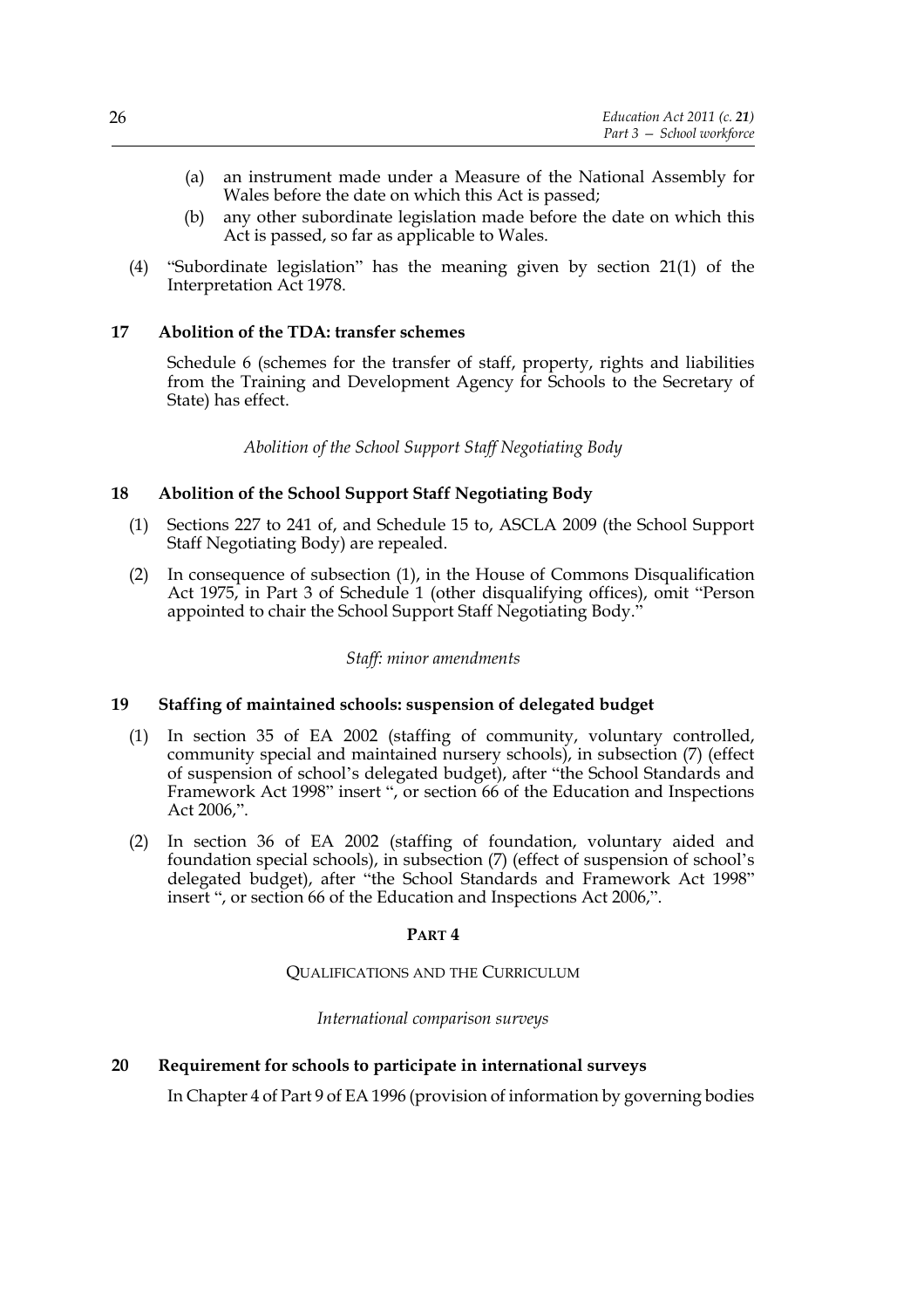(a) an instrument made under a Measure of the National Assembly for Wales before the date on which this Act is passed;

(b) any other subordinate legislation made before the date on which this Act is passed, so far as applicable to Wales.

(4) "Subordinate legislation" has the meaning given by section 21(1) of the Interpretation Act 1978.

### 17 Abolition of the TDA: transfer schemes

Schedule 6 (schemes for the transfer of staff, property, rights and liabilities from the Training and Development Agency for Schools to the Secretary of State) has effect.

*Abolition of the School Support Staff Negotiating Body*

### 18 Abolition of the School Support Staff Negotiating Body

(1) Sections 227 to 241 of, and Schedule 15 to, ASCLA 2009 (the School Support Staff Negotiating Body) are repealed.

(2) In consequence of subsection (1), in the House of Commons Disqualification Act 1975, in Part 3 of Schedule 1 (other disqualifying offices), omit "Person appointed to chair the School Support Staff Negotiating Body."

*Staff: minor amendments*

### 19 Staffing of maintained schools: suspension of delegated budget

(1) In section 35 of EA 2002 (staffing of community, voluntary controlled, community special and maintained nursery schools), in subsection (7) (effect of suspension of school's delegated budget), after "the School Standards and Framework Act 1998" insert ", or section 66 of the Education and Inspections Act 2006,".

(2) In section 36 of EA 2002 (staffing of foundation, voluntary aided and foundation special schools), in subsection (7) (effect of suspension of school's delegated budget), after "the School Standards and Framework Act 1998" insert ", or section 66 of the Education and Inspections Act 2006,".

## PART 4

## QUALIFICATIONS AND THE CURRICULUM

*International comparison surveys*

### 20 Requirement for schools to participate in international surveys

In Chapter 4 of Part 9 of EA 1996 (provision of information by governing bodies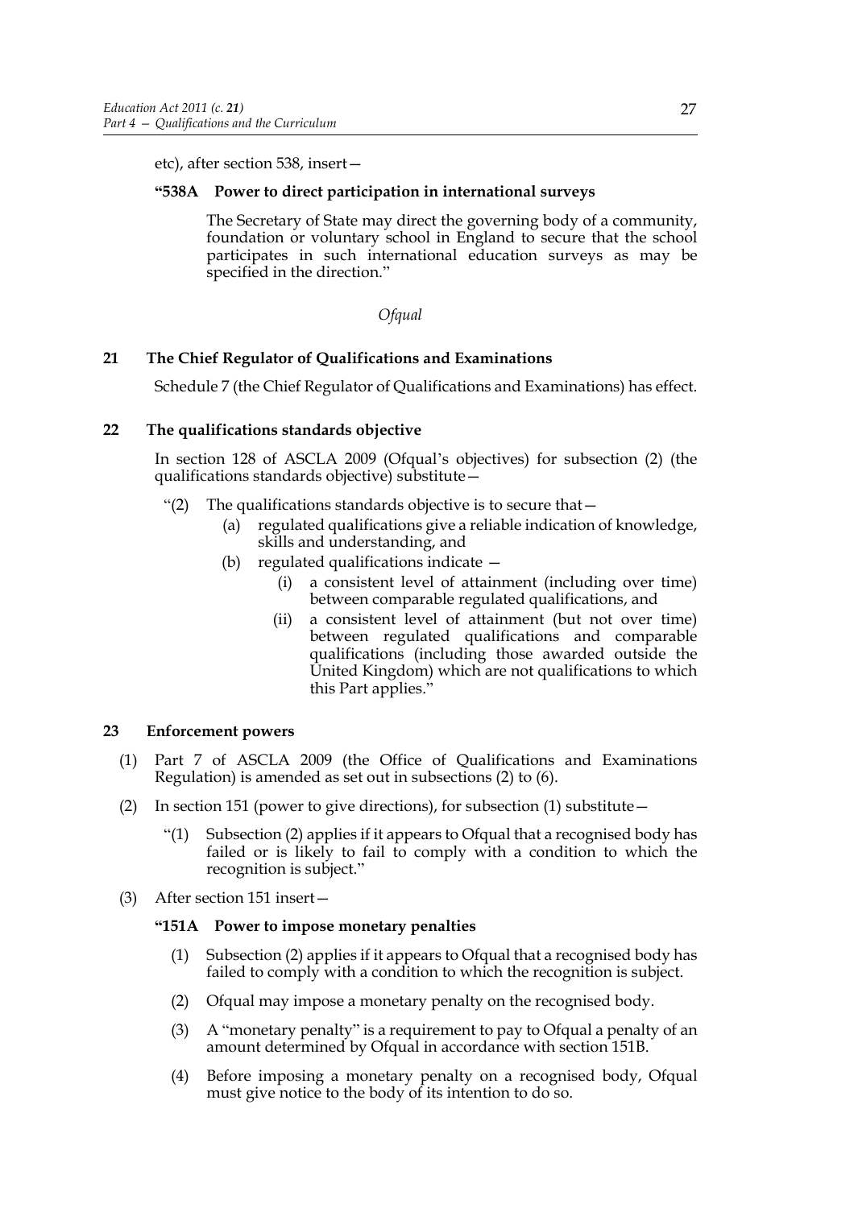etc), after section 538, insert—

**"538A Power to direct participation in international surveys**

The Secretary of State may direct the governing body of a community, foundation or voluntary school in England to secure that the school participates in such international education surveys as may be specified in the direction."

*Ofqual*

## 21 The Chief Regulator of Qualifications and Examinations

Schedule 7 (the Chief Regulator of Qualifications and Examinations) has effect.

## 22 The qualifications standards objective

In section 128 of ASCLA 2009 (Ofqual's objectives) for subsection (2) (the qualifications standards objective) substitute—

"(2) The qualifications standards objective is to secure that—

(a) regulated qualifications give a reliable indication of knowledge, skills and understanding, and

(b) regulated qualifications indicate —

(i) a consistent level of attainment (including over time) between comparable regulated qualifications, and

(ii) a consistent level of attainment (but not over time) between regulated qualifications and comparable qualifications (including those awarded outside the United Kingdom) which are not qualifications to which this Part applies."

## 23 Enforcement powers

(1) Part 7 of ASCLA 2009 (the Office of Qualifications and Examinations Regulation) is amended as set out in subsections (2) to (6).

(2) In section 151 (power to give directions), for subsection (1) substitute—

"(1) Subsection (2) applies if it appears to Ofqual that a recognised body has failed or is likely to fail to comply with a condition to which the recognition is subject."

(3) After section 151 insert—

**"151A Power to impose monetary penalties**

(1) Subsection (2) applies if it appears to Ofqual that a recognised body has failed to comply with a condition to which the recognition is subject.

(2) Ofqual may impose a monetary penalty on the recognised body.

(3) A "monetary penalty" is a requirement to pay to Ofqual a penalty of an amount determined by Ofqual in accordance with section 151B.

(4) Before imposing a monetary penalty on a recognised body, Ofqual must give notice to the body of its intention to do so.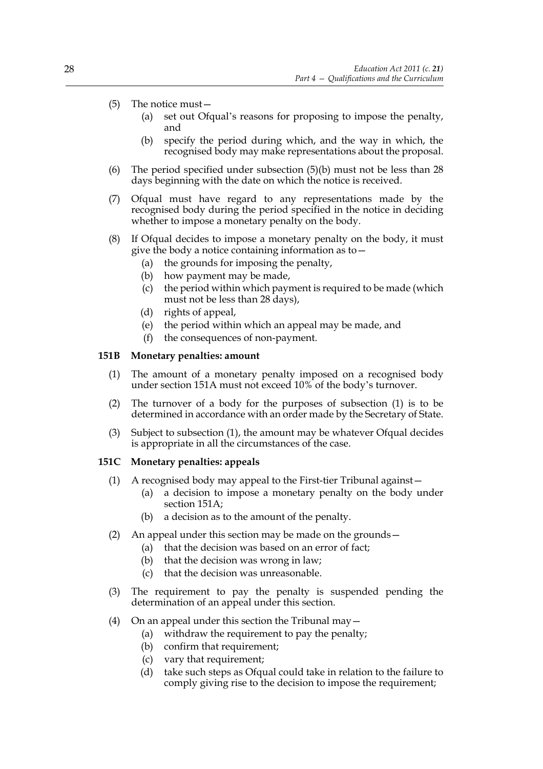(5) The notice must—
   (a) set out Ofqual's reasons for proposing to impose the penalty, and
   (b) specify the period during which, and the way in which, the recognised body may make representations about the proposal.

(6) The period specified under subsection (5)(b) must not be less than 28 days beginning with the date on which the notice is received.

(7) Ofqual must have regard to any representations made by the recognised body during the period specified in the notice in deciding whether to impose a monetary penalty on the body.

(8) If Ofqual decides to impose a monetary penalty on the body, it must give the body a notice containing information as to—
   (a) the grounds for imposing the penalty,
   (b) how payment may be made,
   (c) the period within which payment is required to be made (which must not be less than 28 days),
   (d) rights of appeal,
   (e) the period within which an appeal may be made, and
   (f) the consequences of non-payment.

**151B Monetary penalties: amount**

(1) The amount of a monetary penalty imposed on a recognised body under section 151A must not exceed 10% of the body's turnover.

(2) The turnover of a body for the purposes of subsection (1) is to be determined in accordance with an order made by the Secretary of State.

(3) Subject to subsection (1), the amount may be whatever Ofqual decides is appropriate in all the circumstances of the case.

**151C Monetary penalties: appeals**

(1) A recognised body may appeal to the First-tier Tribunal against—
   (a) a decision to impose a monetary penalty on the body under section 151A;
   (b) a decision as to the amount of the penalty.

(2) An appeal under this section may be made on the grounds—
   (a) that the decision was based on an error of fact;
   (b) that the decision was wrong in law;
   (c) that the decision was unreasonable.

(3) The requirement to pay the penalty is suspended pending the determination of an appeal under this section.

(4) On an appeal under this section the Tribunal may—
   (a) withdraw the requirement to pay the penalty;
   (b) confirm that requirement;
   (c) vary that requirement;
   (d) take such steps as Ofqual could take in relation to the failure to comply giving rise to the decision to impose the requirement;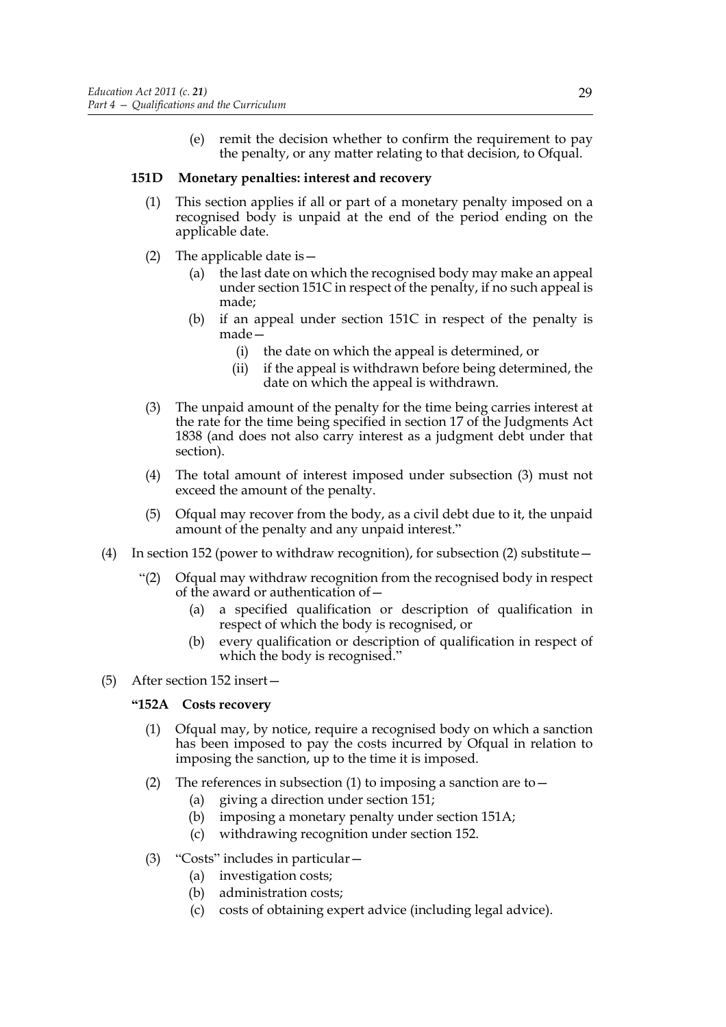(e) remit the decision whether to confirm the requirement to pay the penalty, or any matter relating to that decision, to Ofqual.

**151D Monetary penalties: interest and recovery**

(1) This section applies if all or part of a monetary penalty imposed on a recognised body is unpaid at the end of the period ending on the applicable date.

(2) The applicable date is—

(a) the last date on which the recognised body may make an appeal under section 151C in respect of the penalty, if no such appeal is made;

(b) if an appeal under section 151C in respect of the penalty is made—

(i) the date on which the appeal is determined, or

(ii) if the appeal is withdrawn before being determined, the date on which the appeal is withdrawn.

(3) The unpaid amount of the penalty for the time being carries interest at the rate for the time being specified in section 17 of the Judgments Act 1838 (and does not also carry interest as a judgment debt under that section).

(4) The total amount of interest imposed under subsection (3) must not exceed the amount of the penalty.

(5) Ofqual may recover from the body, as a civil debt due to it, the unpaid amount of the penalty and any unpaid interest."

(4) In section 152 (power to withdraw recognition), for subsection (2) substitute—

"(2) Ofqual may withdraw recognition from the recognised body in respect of the award or authentication of—

(a) a specified qualification or description of qualification in respect of which the body is recognised, or

(b) every qualification or description of qualification in respect of which the body is recognised."

(5) After section 152 insert—

**"152A Costs recovery**

(1) Ofqual may, by notice, require a recognised body on which a sanction has been imposed to pay the costs incurred by Ofqual in relation to imposing the sanction, up to the time it is imposed.

(2) The references in subsection (1) to imposing a sanction are to—

(a) giving a direction under section 151;

(b) imposing a monetary penalty under section 151A;

(c) withdrawing recognition under section 152.

(3) "Costs" includes in particular—

(a) investigation costs;

(b) administration costs;

(c) costs of obtaining expert advice (including legal advice).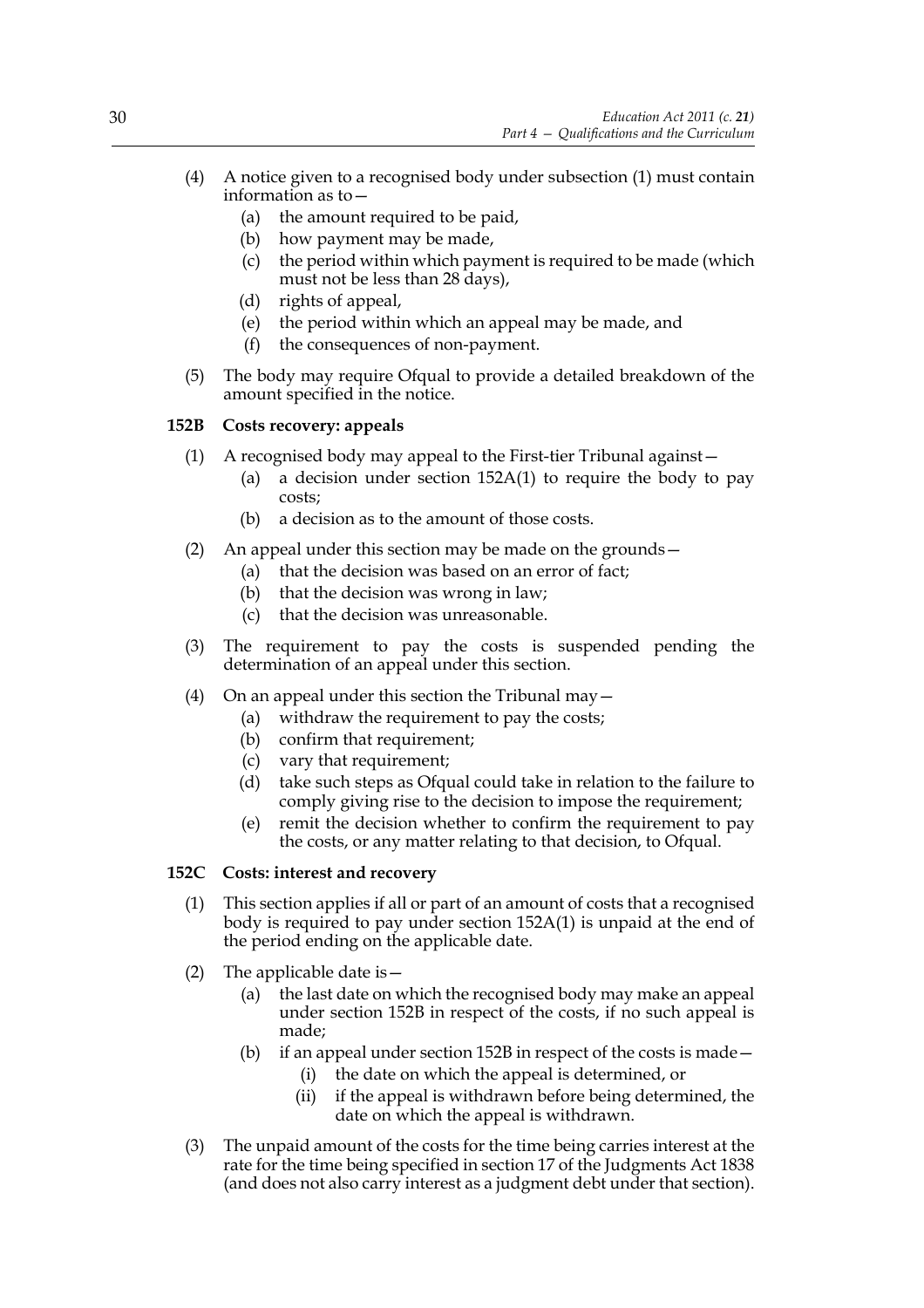(4) A notice given to a recognised body under subsection (1) must contain information as to—
   - (a) the amount required to be paid,
   - (b) how payment may be made,
   - (c) the period within which payment is required to be made (which must not be less than 28 days),
   - (d) rights of appeal,
   - (e) the period within which an appeal may be made, and
   - (f) the consequences of non-payment.

(5) The body may require Ofqual to provide a detailed breakdown of the amount specified in the notice.

### 152B Costs recovery: appeals

(1) A recognised body may appeal to the First-tier Tribunal against—
   - (a) a decision under section 152A(1) to require the body to pay costs;
   - (b) a decision as to the amount of those costs.

(2) An appeal under this section may be made on the grounds—
   - (a) that the decision was based on an error of fact;
   - (b) that the decision was wrong in law;
   - (c) that the decision was unreasonable.

(3) The requirement to pay the costs is suspended pending the determination of an appeal under this section.

(4) On an appeal under this section the Tribunal may—
   - (a) withdraw the requirement to pay the costs;
   - (b) confirm that requirement;
   - (c) vary that requirement;
   - (d) take such steps as Ofqual could take in relation to the failure to comply giving rise to the decision to impose the requirement;
   - (e) remit the decision whether to confirm the requirement to pay the costs, or any matter relating to that decision, to Ofqual.

### 152C Costs: interest and recovery

(1) This section applies if all or part of an amount of costs that a recognised body is required to pay under section 152A(1) is unpaid at the end of the period ending on the applicable date.

(2) The applicable date is—
   - (a) the last date on which the recognised body may make an appeal under section 152B in respect of the costs, if no such appeal is made;
   - (b) if an appeal under section 152B in respect of the costs is made—
     - (i) the date on which the appeal is determined, or
     - (ii) if the appeal is withdrawn before being determined, the date on which the appeal is withdrawn.

(3) The unpaid amount of the costs for the time being carries interest at the rate for the time being specified in section 17 of the Judgments Act 1838 (and does not also carry interest as a judgment debt under that section).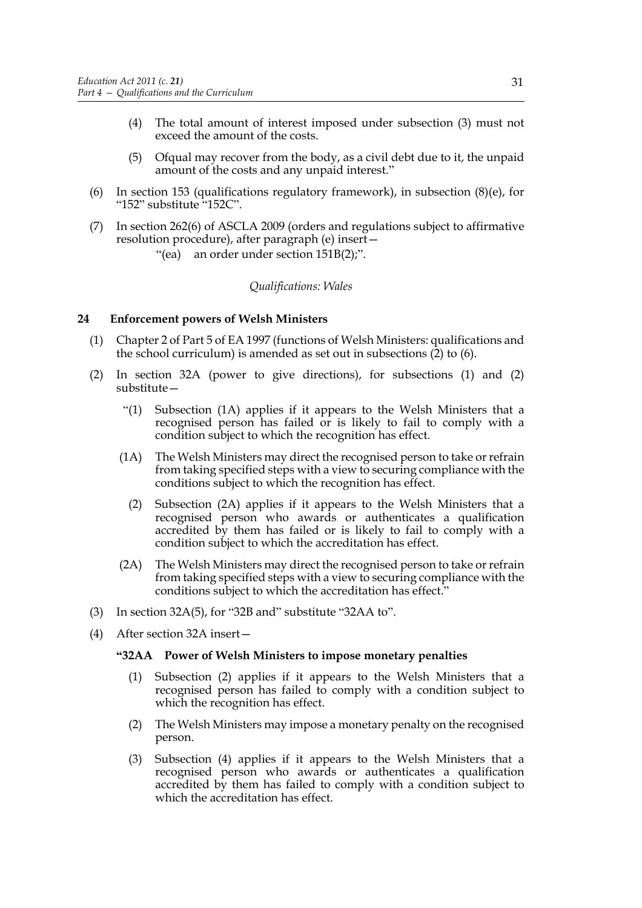(4) The total amount of interest imposed under subsection (3) must not exceed the amount of the costs.

(5) Ofqual may recover from the body, as a civil debt due to it, the unpaid amount of the costs and any unpaid interest."

(6) In section 153 (qualifications regulatory framework), in subsection (8)(e), for "152" substitute "152C".

(7) In section 262(6) of ASCLA 2009 (orders and regulations subject to affirmative resolution procedure), after paragraph (e) insert—

"(ea) an order under section 151B(2);".

*Qualifications: Wales*

### 24 Enforcement powers of Welsh Ministers

(1) Chapter 2 of Part 5 of EA 1997 (functions of Welsh Ministers: qualifications and the school curriculum) is amended as set out in subsections (2) to (6).

(2) In section 32A (power to give directions), for subsections (1) and (2) substitute—

"(1) Subsection (1A) applies if it appears to the Welsh Ministers that a recognised person has failed or is likely to fail to comply with a condition subject to which the recognition has effect.

(1A) The Welsh Ministers may direct the recognised person to take or refrain from taking specified steps with a view to securing compliance with the conditions subject to which the recognition has effect.

(2) Subsection (2A) applies if it appears to the Welsh Ministers that a recognised person who awards or authenticates a qualification accredited by them has failed or is likely to fail to comply with a condition subject to which the accreditation has effect.

(2A) The Welsh Ministers may direct the recognised person to take or refrain from taking specified steps with a view to securing compliance with the conditions subject to which the accreditation has effect."

(3) In section 32A(5), for "32B and" substitute "32AA to".

(4) After section 32A insert—

**"32AA Power of Welsh Ministers to impose monetary penalties**

(1) Subsection (2) applies if it appears to the Welsh Ministers that a recognised person has failed to comply with a condition subject to which the recognition has effect.

(2) The Welsh Ministers may impose a monetary penalty on the recognised person.

(3) Subsection (4) applies if it appears to the Welsh Ministers that a recognised person who awards or authenticates a qualification accredited by them has failed to comply with a condition subject to which the accreditation has effect.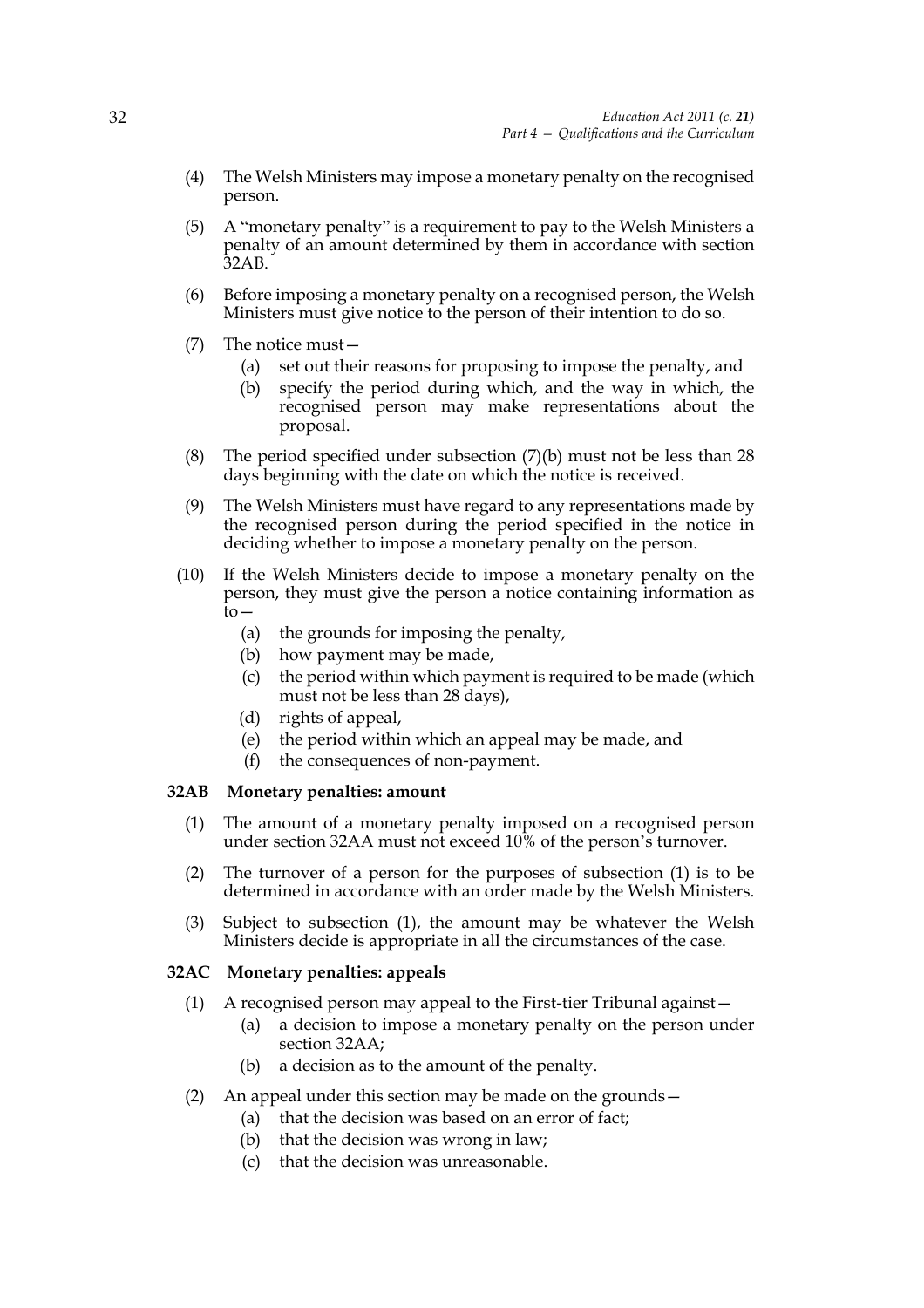(4) The Welsh Ministers may impose a monetary penalty on the recognised person.

(5) A "monetary penalty" is a requirement to pay to the Welsh Ministers a penalty of an amount determined by them in accordance with section 32AB.

(6) Before imposing a monetary penalty on a recognised person, the Welsh Ministers must give notice to the person of their intention to do so.

(7) The notice must—

  (a) set out their reasons for proposing to impose the penalty, and

  (b) specify the period during which, and the way in which, the recognised person may make representations about the proposal.

(8) The period specified under subsection (7)(b) must not be less than 28 days beginning with the date on which the notice is received.

(9) The Welsh Ministers must have regard to any representations made by the recognised person during the period specified in the notice in deciding whether to impose a monetary penalty on the person.

(10) If the Welsh Ministers decide to impose a monetary penalty on the person, they must give the person a notice containing information as to—

  (a) the grounds for imposing the penalty,

  (b) how payment may be made,

  (c) the period within which payment is required to be made (which must not be less than 28 days),

  (d) rights of appeal,

  (e) the period within which an appeal may be made, and

  (f) the consequences of non-payment.

**32AB Monetary penalties: amount**

(1) The amount of a monetary penalty imposed on a recognised person under section 32AA must not exceed 10% of the person's turnover.

(2) The turnover of a person for the purposes of subsection (1) is to be determined in accordance with an order made by the Welsh Ministers.

(3) Subject to subsection (1), the amount may be whatever the Welsh Ministers decide is appropriate in all the circumstances of the case.

**32AC Monetary penalties: appeals**

(1) A recognised person may appeal to the First-tier Tribunal against—

  (a) a decision to impose a monetary penalty on the person under section 32AA;

  (b) a decision as to the amount of the penalty.

(2) An appeal under this section may be made on the grounds—

  (a) that the decision was based on an error of fact;

  (b) that the decision was wrong in law;

  (c) that the decision was unreasonable.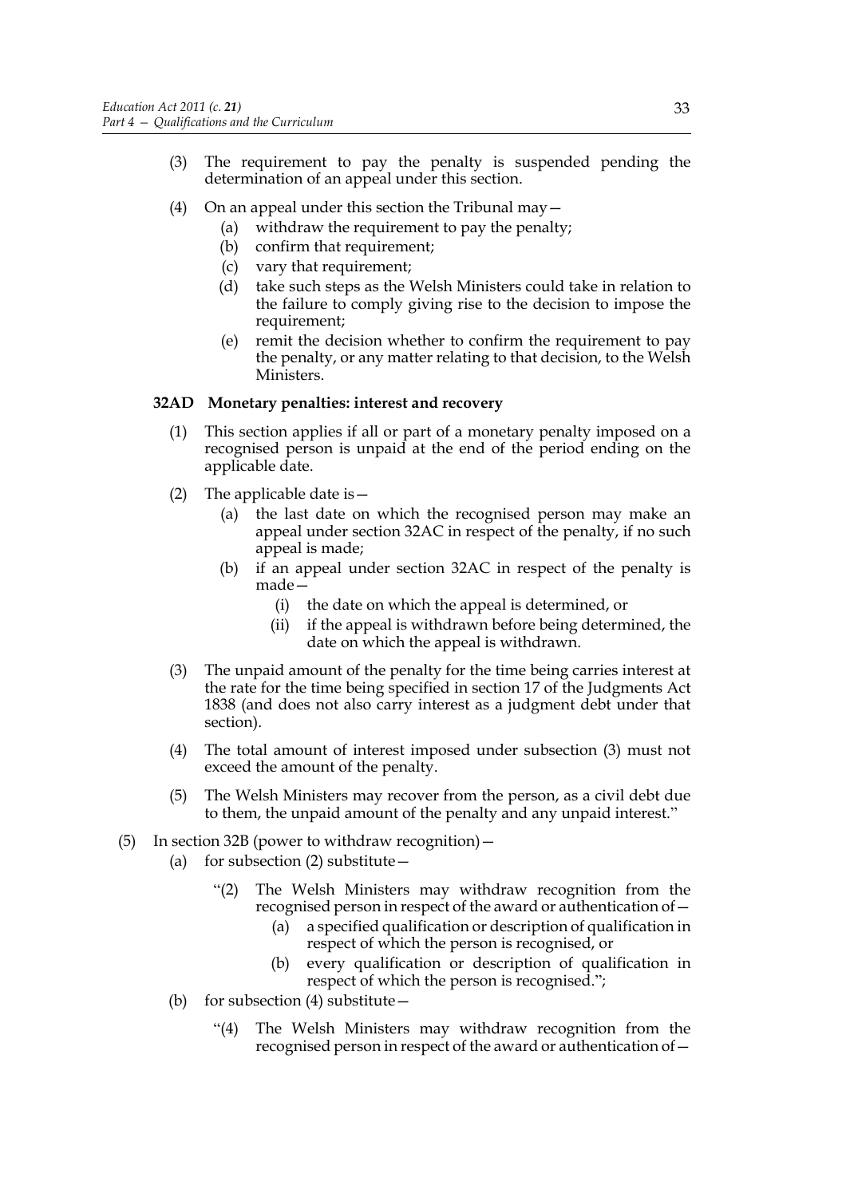(3) The requirement to pay the penalty is suspended pending the determination of an appeal under this section.

(4) On an appeal under this section the Tribunal may—

   (a) withdraw the requirement to pay the penalty;

   (b) confirm that requirement;

   (c) vary that requirement;

   (d) take such steps as the Welsh Ministers could take in relation to the failure to comply giving rise to the decision to impose the requirement;

   (e) remit the decision whether to confirm the requirement to pay the penalty, or any matter relating to that decision, to the Welsh Ministers.

**32AD Monetary penalties: interest and recovery**

(1) This section applies if all or part of a monetary penalty imposed on a recognised person is unpaid at the end of the period ending on the applicable date.

(2) The applicable date is—

   (a) the last date on which the recognised person may make an appeal under section 32AC in respect of the penalty, if no such appeal is made;

   (b) if an appeal under section 32AC in respect of the penalty is made—

      (i) the date on which the appeal is determined, or

      (ii) if the appeal is withdrawn before being determined, the date on which the appeal is withdrawn.

(3) The unpaid amount of the penalty for the time being carries interest at the rate for the time being specified in section 17 of the Judgments Act 1838 (and does not also carry interest as a judgment debt under that section).

(4) The total amount of interest imposed under subsection (3) must not exceed the amount of the penalty.

(5) The Welsh Ministers may recover from the person, as a civil debt due to them, the unpaid amount of the penalty and any unpaid interest."

(5) In section 32B (power to withdraw recognition)—

   (a) for subsection (2) substitute—

      "(2) The Welsh Ministers may withdraw recognition from the recognised person in respect of the award or authentication of—

         (a) a specified qualification or description of qualification in respect of which the person is recognised, or

         (b) every qualification or description of qualification in respect of which the person is recognised.";

   (b) for subsection (4) substitute—

      "(4) The Welsh Ministers may withdraw recognition from the recognised person in respect of the award or authentication of—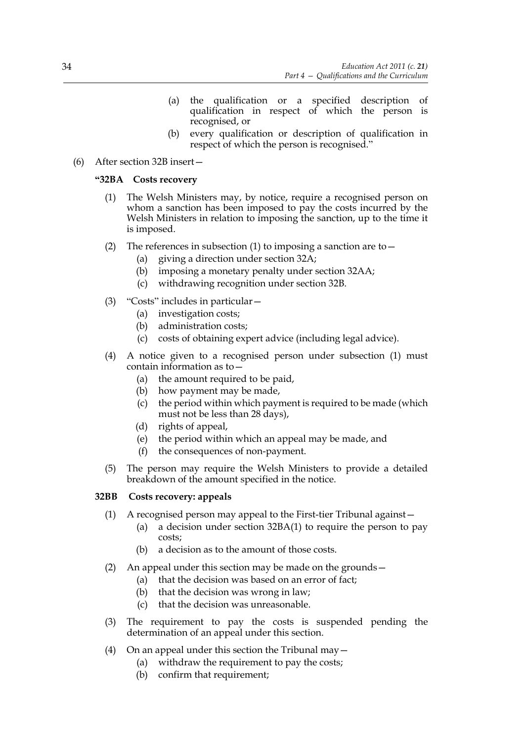(a) the qualification or a specified description of qualification in respect of which the person is recognised, or

(b) every qualification or description of qualification in respect of which the person is recognised."

(6) After section 32B insert—

**"32BA Costs recovery**

(1) The Welsh Ministers may, by notice, require a recognised person on whom a sanction has been imposed to pay the costs incurred by the Welsh Ministers in relation to imposing the sanction, up to the time it is imposed.

(2) The references in subsection (1) to imposing a sanction are to—

(a) giving a direction under section 32A;

(b) imposing a monetary penalty under section 32AA;

(c) withdrawing recognition under section 32B.

(3) "Costs" includes in particular—

(a) investigation costs;

(b) administration costs;

(c) costs of obtaining expert advice (including legal advice).

(4) A notice given to a recognised person under subsection (1) must contain information as to—

(a) the amount required to be paid,

(b) how payment may be made,

(c) the period within which payment is required to be made (which must not be less than 28 days),

(d) rights of appeal,

(e) the period within which an appeal may be made, and

(f) the consequences of non-payment.

(5) The person may require the Welsh Ministers to provide a detailed breakdown of the amount specified in the notice.

**32BB Costs recovery: appeals**

(1) A recognised person may appeal to the First-tier Tribunal against—

(a) a decision under section 32BA(1) to require the person to pay costs;

(b) a decision as to the amount of those costs.

(2) An appeal under this section may be made on the grounds—

(a) that the decision was based on an error of fact;

(b) that the decision was wrong in law;

(c) that the decision was unreasonable.

(3) The requirement to pay the costs is suspended pending the determination of an appeal under this section.

(4) On an appeal under this section the Tribunal may—

(a) withdraw the requirement to pay the costs;

(b) confirm that requirement;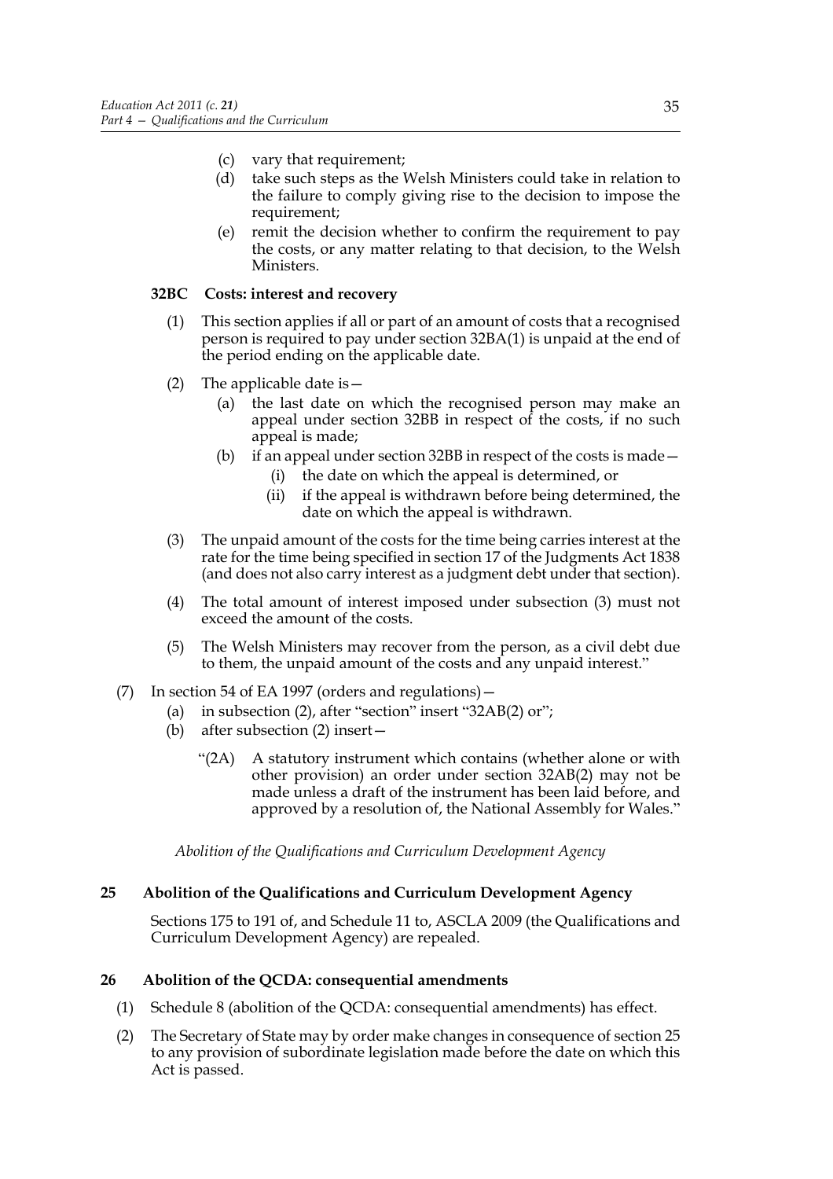(c) vary that requirement;

(d) take such steps as the Welsh Ministers could take in relation to the failure to comply giving rise to the decision to impose the requirement;

(e) remit the decision whether to confirm the requirement to pay the costs, or any matter relating to that decision, to the Welsh Ministers.

**32BC Costs: interest and recovery**

(1) This section applies if all or part of an amount of costs that a recognised person is required to pay under section 32BA(1) is unpaid at the end of the period ending on the applicable date.

(2) The applicable date is—

(a) the last date on which the recognised person may make an appeal under section 32BB in respect of the costs, if no such appeal is made;

(b) if an appeal under section 32BB in respect of the costs is made—

(i) the date on which the appeal is determined, or

(ii) if the appeal is withdrawn before being determined, the date on which the appeal is withdrawn.

(3) The unpaid amount of the costs for the time being carries interest at the rate for the time being specified in section 17 of the Judgments Act 1838 (and does not also carry interest as a judgment debt under that section).

(4) The total amount of interest imposed under subsection (3) must not exceed the amount of the costs.

(5) The Welsh Ministers may recover from the person, as a civil debt due to them, the unpaid amount of the costs and any unpaid interest."

(7) In section 54 of EA 1997 (orders and regulations)—

(a) in subsection (2), after "section" insert "32AB(2) or";

(b) after subsection (2) insert—

"(2A) A statutory instrument which contains (whether alone or with other provision) an order under section 32AB(2) may not be made unless a draft of the instrument has been laid before, and approved by a resolution of, the National Assembly for Wales."

*Abolition of the Qualifications and Curriculum Development Agency*

## 25 Abolition of the Qualifications and Curriculum Development Agency

Sections 175 to 191 of, and Schedule 11 to, ASCLA 2009 (the Qualifications and Curriculum Development Agency) are repealed.

## 26 Abolition of the QCDA: consequential amendments

(1) Schedule 8 (abolition of the QCDA: consequential amendments) has effect.

(2) The Secretary of State may by order make changes in consequence of section 25 to any provision of subordinate legislation made before the date on which this Act is passed.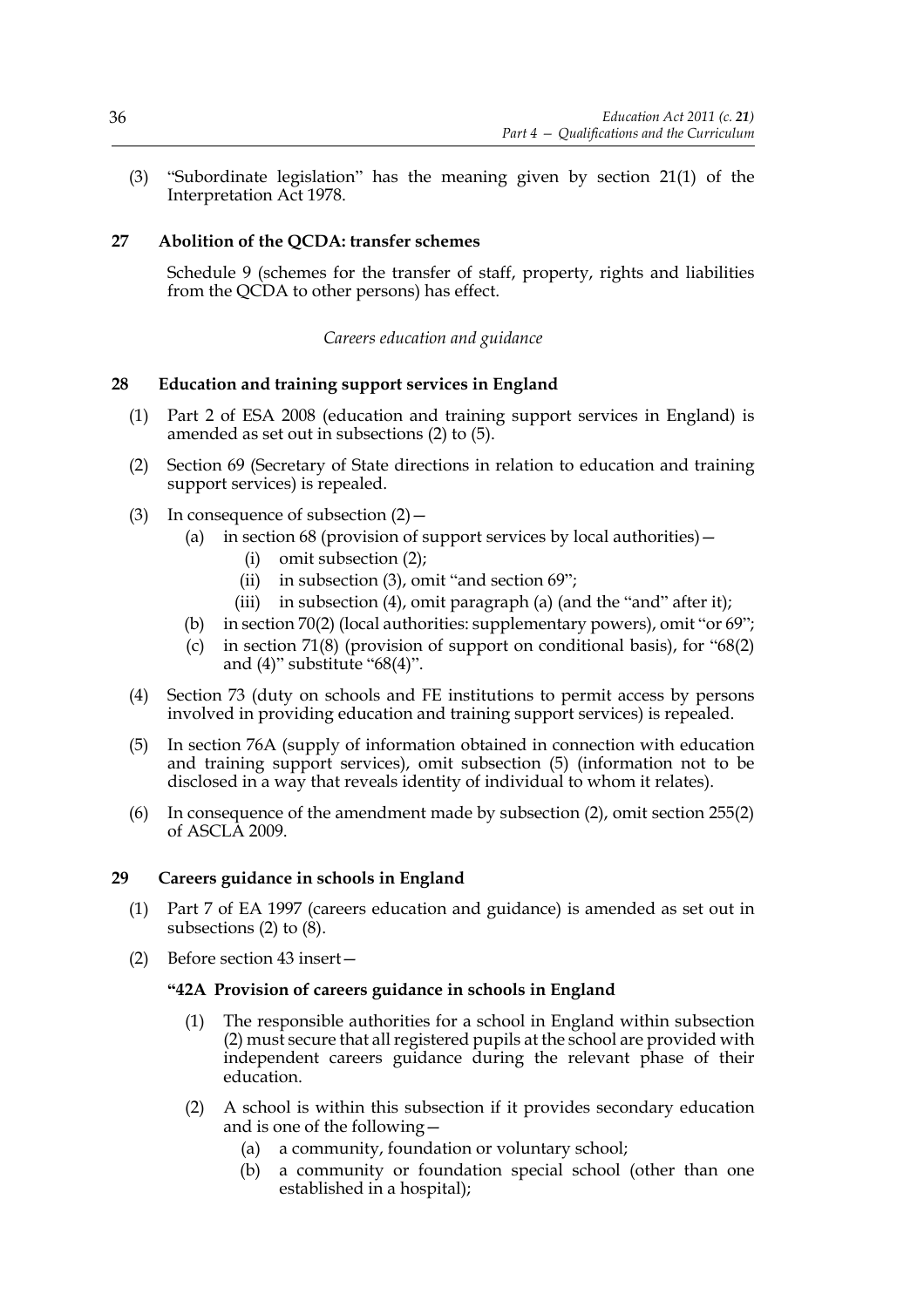(3) "Subordinate legislation" has the meaning given by section 21(1) of the Interpretation Act 1978.

### 27 Abolition of the QCDA: transfer schemes

Schedule 9 (schemes for the transfer of staff, property, rights and liabilities from the QCDA to other persons) has effect.

*Careers education and guidance*

### 28 Education and training support services in England

(1) Part 2 of ESA 2008 (education and training support services in England) is amended as set out in subsections (2) to (5).

(2) Section 69 (Secretary of State directions in relation to education and training support services) is repealed.

(3) In consequence of subsection (2)—

- (a) in section 68 (provision of support services by local authorities)—
  - (i) omit subsection (2);
  - (ii) in subsection (3), omit "and section 69";
  - (iii) in subsection (4), omit paragraph (a) (and the "and" after it);
- (b) in section 70(2) (local authorities: supplementary powers), omit "or 69";
- (c) in section 71(8) (provision of support on conditional basis), for "68(2) and (4)" substitute "68(4)".

(4) Section 73 (duty on schools and FE institutions to permit access by persons involved in providing education and training support services) is repealed.

(5) In section 76A (supply of information obtained in connection with education and training support services), omit subsection (5) (information not to be disclosed in a way that reveals identity of individual to whom it relates).

(6) In consequence of the amendment made by subsection (2), omit section 255(2) of ASCLA 2009.

### 29 Careers guidance in schools in England

(1) Part 7 of EA 1997 (careers education and guidance) is amended as set out in subsections (2) to (8).

(2) Before section 43 insert—

**"42A Provision of careers guidance in schools in England**

(1) The responsible authorities for a school in England within subsection (2) must secure that all registered pupils at the school are provided with independent careers guidance during the relevant phase of their education.

(2) A school is within this subsection if it provides secondary education and is one of the following—

- (a) a community, foundation or voluntary school;
- (b) a community or foundation special school (other than one established in a hospital);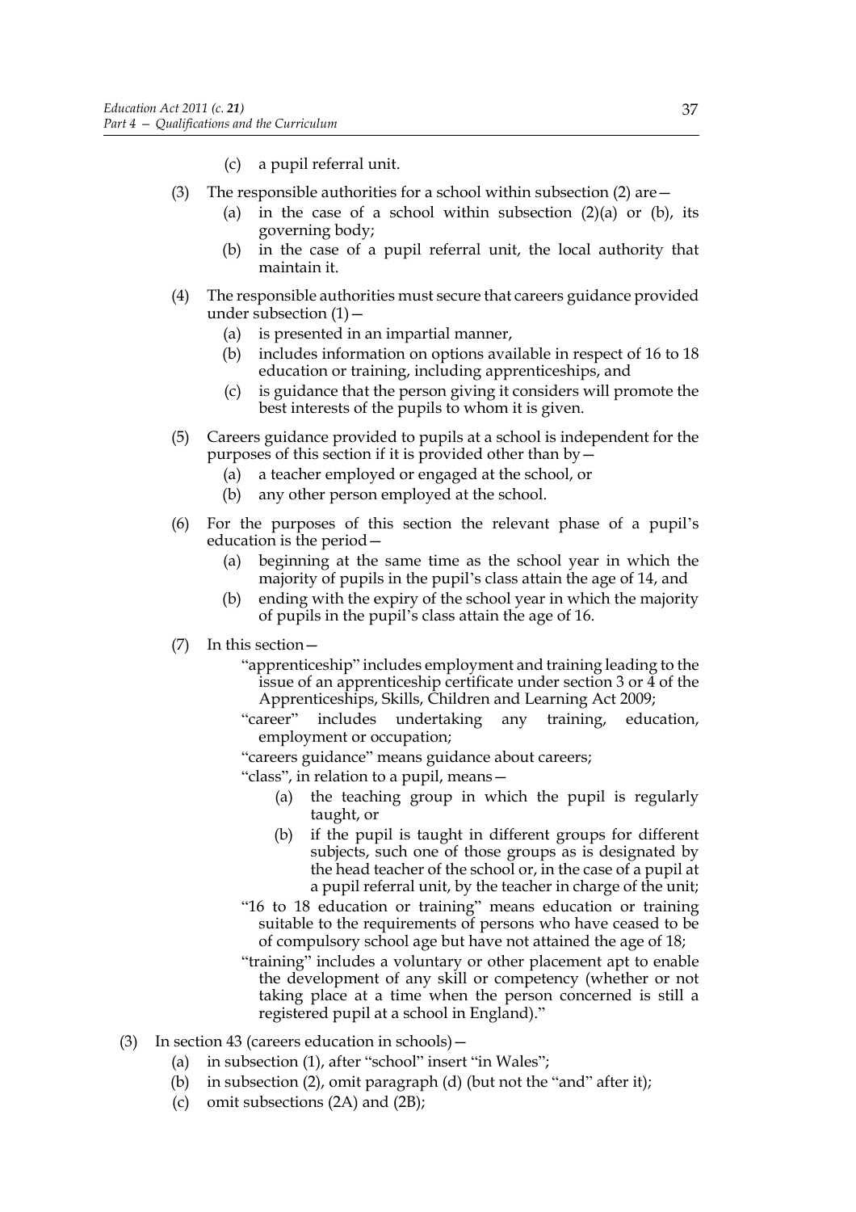(c) a pupil referral unit.

(3) The responsible authorities for a school within subsection (2) are—

   (a) in the case of a school within subsection (2)(a) or (b), its governing body;

   (b) in the case of a pupil referral unit, the local authority that maintain it.

(4) The responsible authorities must secure that careers guidance provided under subsection (1)—

   (a) is presented in an impartial manner,

   (b) includes information on options available in respect of 16 to 18 education or training, including apprenticeships, and

   (c) is guidance that the person giving it considers will promote the best interests of the pupils to whom it is given.

(5) Careers guidance provided to pupils at a school is independent for the purposes of this section if it is provided other than by—

   (a) a teacher employed or engaged at the school, or

   (b) any other person employed at the school.

(6) For the purposes of this section the relevant phase of a pupil's education is the period—

   (a) beginning at the same time as the school year in which the majority of pupils in the pupil's class attain the age of 14, and

   (b) ending with the expiry of the school year in which the majority of pupils in the pupil's class attain the age of 16.

(7) In this section—

"apprenticeship" includes employment and training leading to the issue of an apprenticeship certificate under section 3 or 4 of the Apprenticeships, Skills, Children and Learning Act 2009;

"career" includes undertaking any training, education, employment or occupation;

"careers guidance" means guidance about careers;

"class", in relation to a pupil, means—

   (a) the teaching group in which the pupil is regularly taught, or

   (b) if the pupil is taught in different groups for different subjects, such one of those groups as is designated by the head teacher of the school or, in the case of a pupil at a pupil referral unit, by the teacher in charge of the unit;

"16 to 18 education or training" means education or training suitable to the requirements of persons who have ceased to be of compulsory school age but have not attained the age of 18;

"training" includes a voluntary or other placement apt to enable the development of any skill or competency (whether or not taking place at a time when the person concerned is still a registered pupil at a school in England)."

(3) In section 43 (careers education in schools)—

   (a) in subsection (1), after "school" insert "in Wales";

   (b) in subsection (2), omit paragraph (d) (but not the "and" after it);

   (c) omit subsections (2A) and (2B);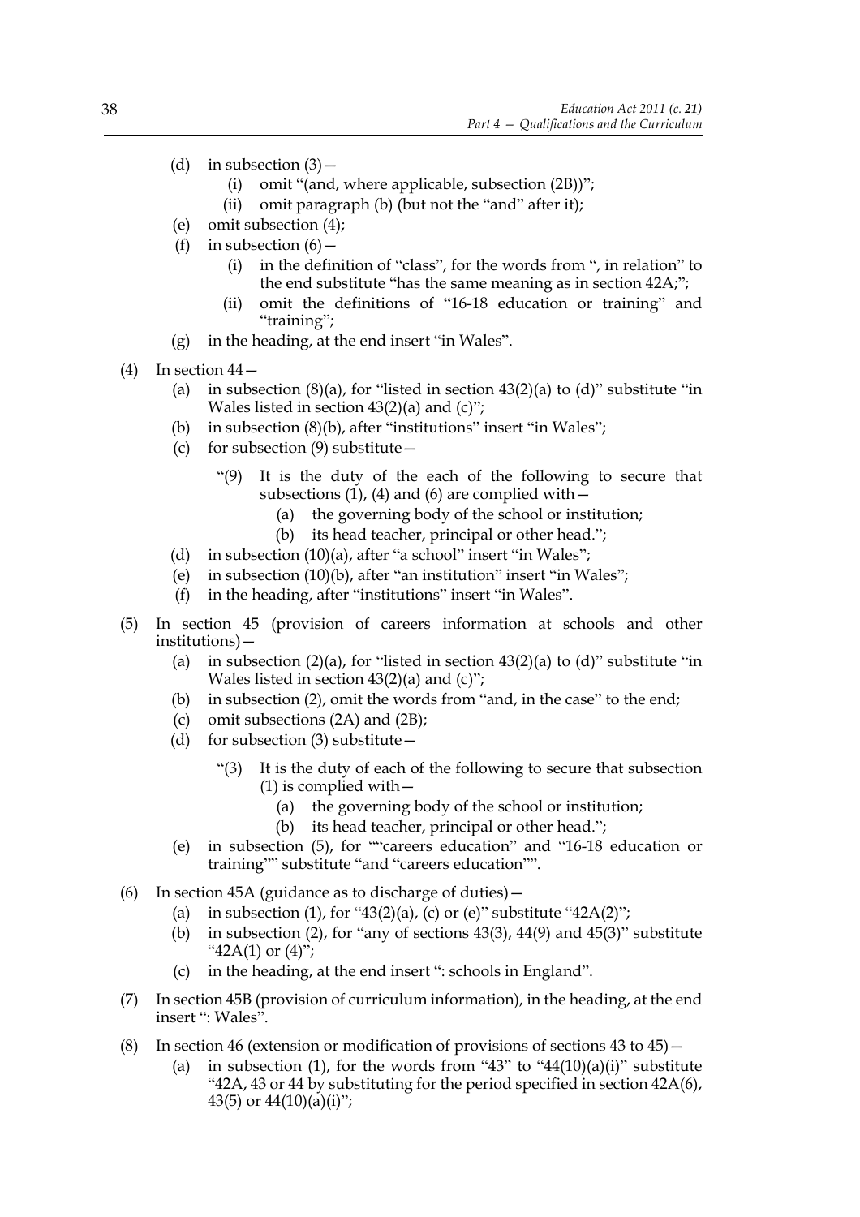(d) in subsection (3)—

   (i) omit "(and, where applicable, subsection (2B))";

   (ii) omit paragraph (b) (but not the "and" after it);

(e) omit subsection (4);

(f) in subsection (6)—

   (i) in the definition of "class", for the words from ", in relation" to the end substitute "has the same meaning as in section 42A;";

   (ii) omit the definitions of "16-18 education or training" and "training";

(g) in the heading, at the end insert "in Wales".

(4) In section 44—

(a) in subsection (8)(a), for "listed in section 43(2)(a) to (d)" substitute "in Wales listed in section 43(2)(a) and (c)";

(b) in subsection (8)(b), after "institutions" insert "in Wales";

(c) for subsection (9) substitute—

> "(9) It is the duty of the each of the following to secure that subsections (1), (4) and (6) are complied with—
>
> (a) the governing body of the school or institution;
>
> (b) its head teacher, principal or other head.";

(d) in subsection (10)(a), after "a school" insert "in Wales";

(e) in subsection (10)(b), after "an institution" insert "in Wales";

(f) in the heading, after "institutions" insert "in Wales".

(5) In section 45 (provision of careers information at schools and other institutions)—

(a) in subsection (2)(a), for "listed in section 43(2)(a) to (d)" substitute "in Wales listed in section 43(2)(a) and (c)";

(b) in subsection (2), omit the words from "and, in the case" to the end;

(c) omit subsections (2A) and (2B);

(d) for subsection (3) substitute—

> "(3) It is the duty of each of the following to secure that subsection (1) is complied with—
>
> (a) the governing body of the school or institution;
>
> (b) its head teacher, principal or other head.";

(e) in subsection (5), for ""careers education" and "16-18 education or training"" substitute "and "careers education"".

(6) In section 45A (guidance as to discharge of duties)—

(a) in subsection (1), for "43(2)(a), (c) or (e)" substitute "42A(2)";

(b) in subsection (2), for "any of sections 43(3), 44(9) and 45(3)" substitute "42A(1) or (4)";

(c) in the heading, at the end insert ": schools in England".

(7) In section 45B (provision of curriculum information), in the heading, at the end insert ": Wales".

(8) In section 46 (extension or modification of provisions of sections 43 to 45)—

(a) in subsection (1), for the words from "43" to "44(10)(a)(i)" substitute "42A, 43 or 44 by substituting for the period specified in section 42A(6), 43(5) or 44(10)(a)(i)";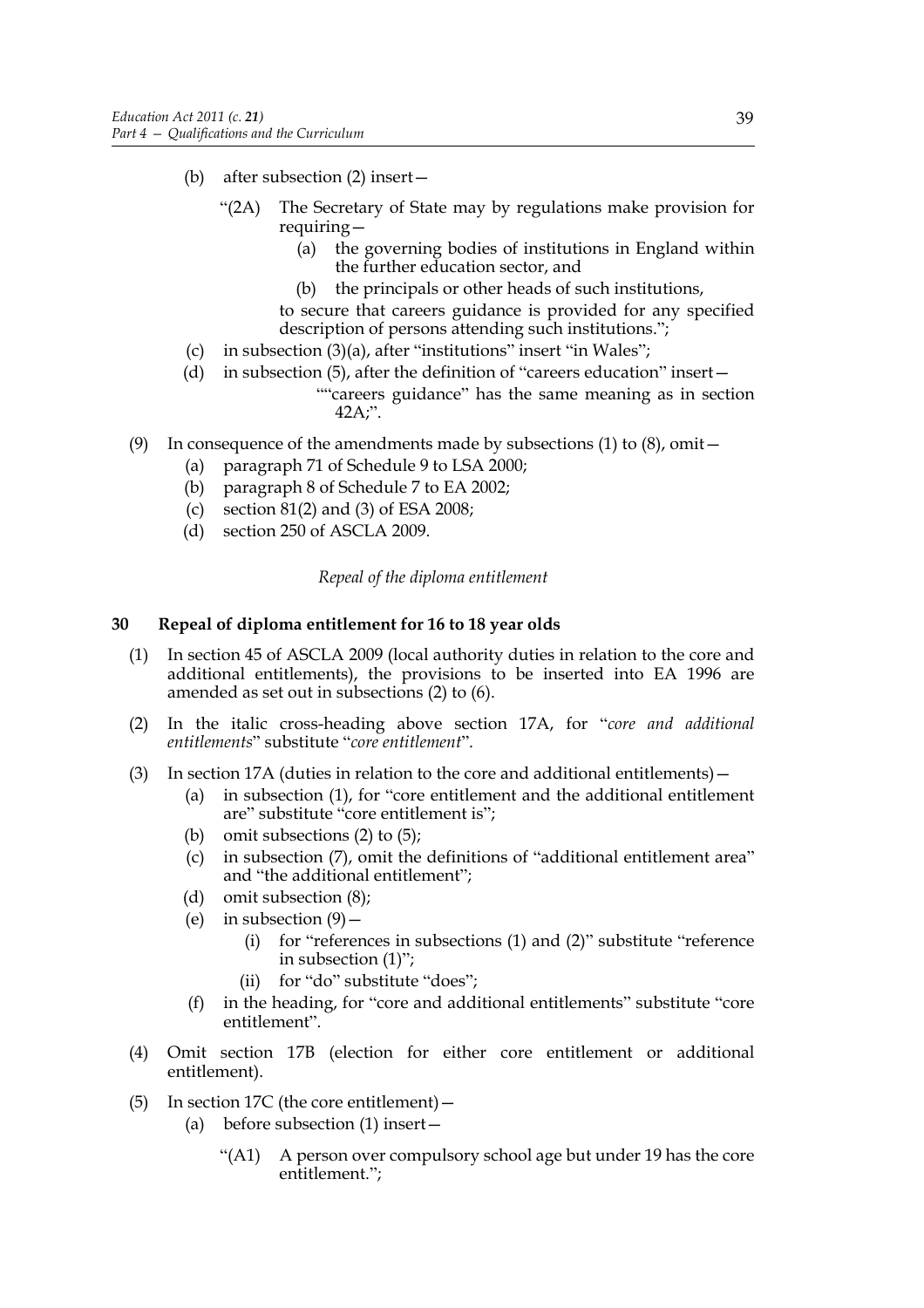(b) after subsection (2) insert—

"(2A) The Secretary of State may by regulations make provision for requiring—

(a) the governing bodies of institutions in England within the further education sector, and

(b) the principals or other heads of such institutions,

to secure that careers guidance is provided for any specified description of persons attending such institutions.";

(c) in subsection (3)(a), after "institutions" insert "in Wales";

(d) in subsection (5), after the definition of "careers education" insert—

""careers guidance" has the same meaning as in section 42A;".

(9) In consequence of the amendments made by subsections (1) to (8), omit—

(a) paragraph 71 of Schedule 9 to LSA 2000;

(b) paragraph 8 of Schedule 7 to EA 2002;

(c) section 81(2) and (3) of ESA 2008;

(d) section 250 of ASCLA 2009.

*Repeal of the diploma entitlement*

**30 Repeal of diploma entitlement for 16 to 18 year olds**

(1) In section 45 of ASCLA 2009 (local authority duties in relation to the core and additional entitlements), the provisions to be inserted into EA 1996 are amended as set out in subsections (2) to (6).

(2) In the italic cross-heading above section 17A, for "*core and additional entitlements*" substitute "*core entitlement*".

(3) In section 17A (duties in relation to the core and additional entitlements)—

(a) in subsection (1), for "core entitlement and the additional entitlement are" substitute "core entitlement is";

(b) omit subsections (2) to (5);

(c) in subsection (7), omit the definitions of "additional entitlement area" and "the additional entitlement";

(d) omit subsection (8);

(e) in subsection (9)—

(i) for "references in subsections (1) and (2)" substitute "reference in subsection (1)";

(ii) for "do" substitute "does";

(f) in the heading, for "core and additional entitlements" substitute "core entitlement".

(4) Omit section 17B (election for either core entitlement or additional entitlement).

(5) In section 17C (the core entitlement)—

(a) before subsection (1) insert—

"(A1) A person over compulsory school age but under 19 has the core entitlement.";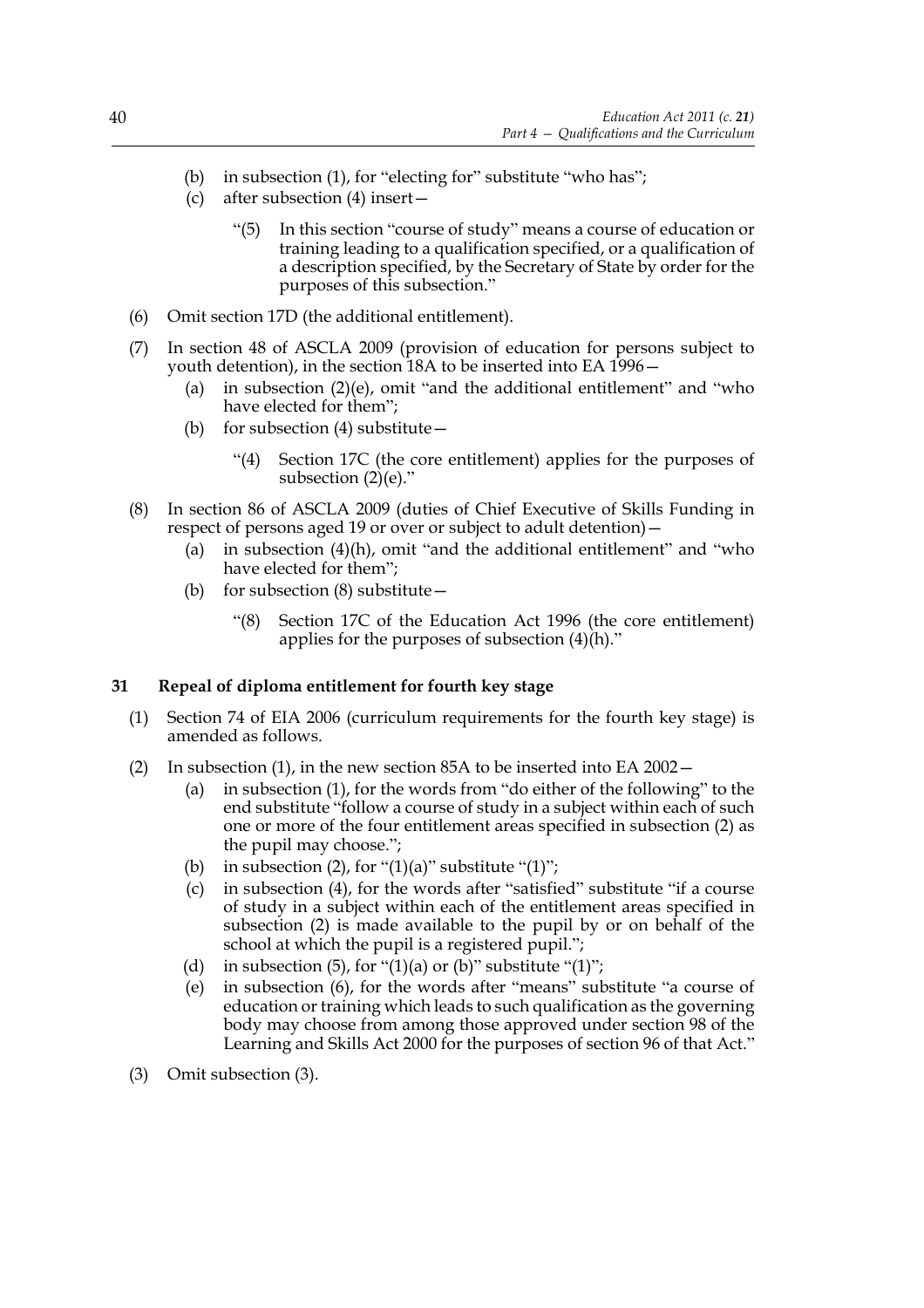(b) in subsection (1), for "electing for" substitute "who has";

(c) after subsection (4) insert—

> "(5) In this section "course of study" means a course of education or training leading to a qualification specified, or a qualification of a description specified, by the Secretary of State by order for the purposes of this subsection."

(6) Omit section 17D (the additional entitlement).

(7) In section 48 of ASCLA 2009 (provision of education for persons subject to youth detention), in the section 18A to be inserted into EA 1996—

(a) in subsection (2)(e), omit "and the additional entitlement" and "who have elected for them";

(b) for subsection (4) substitute—

> "(4) Section 17C (the core entitlement) applies for the purposes of subsection (2)(e)."

(8) In section 86 of ASCLA 2009 (duties of Chief Executive of Skills Funding in respect of persons aged 19 or over or subject to adult detention)—

(a) in subsection (4)(h), omit "and the additional entitlement" and "who have elected for them";

(b) for subsection (8) substitute—

> "(8) Section 17C of the Education Act 1996 (the core entitlement) applies for the purposes of subsection (4)(h)."

### 31 Repeal of diploma entitlement for fourth key stage

(1) Section 74 of EIA 2006 (curriculum requirements for the fourth key stage) is amended as follows.

(2) In subsection (1), in the new section 85A to be inserted into EA 2002—

(a) in subsection (1), for the words from "do either of the following" to the end substitute "follow a course of study in a subject within each of such one or more of the four entitlement areas specified in subsection (2) as the pupil may choose.";

(b) in subsection (2), for "(1)(a)" substitute "(1)";

(c) in subsection (4), for the words after "satisfied" substitute "if a course of study in a subject within each of the entitlement areas specified in subsection (2) is made available to the pupil by or on behalf of the school at which the pupil is a registered pupil.";

(d) in subsection (5), for "(1)(a) or (b)" substitute "(1)";

(e) in subsection (6), for the words after "means" substitute "a course of education or training which leads to such qualification as the governing body may choose from among those approved under section 98 of the Learning and Skills Act 2000 for the purposes of section 96 of that Act."

(3) Omit subsection (3).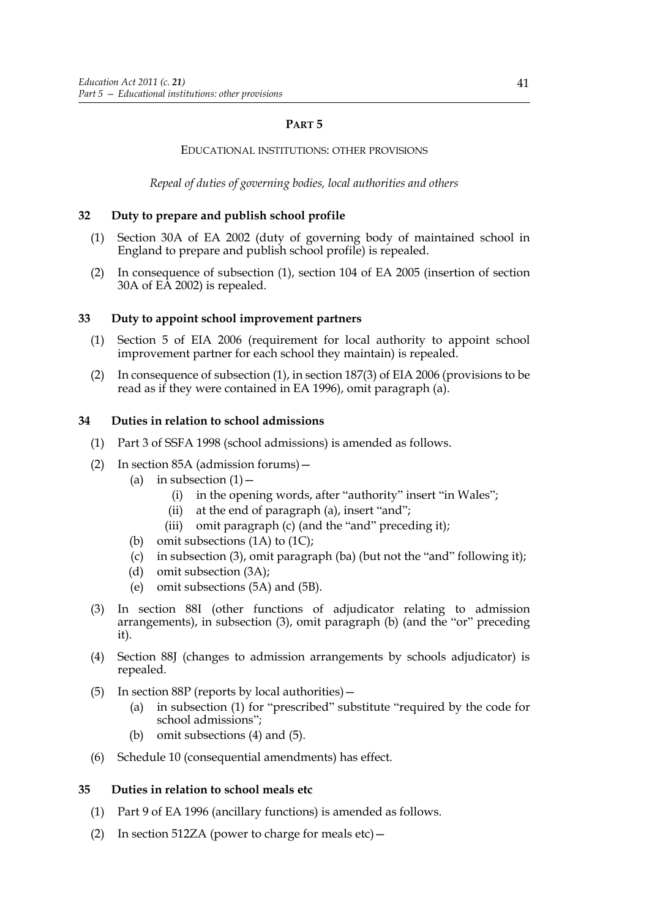## PART 5

### EDUCATIONAL INSTITUTIONS: OTHER PROVISIONS

*Repeal of duties of governing bodies, local authorities and others*

#### 32 Duty to prepare and publish school profile

(1) Section 30A of EA 2002 (duty of governing body of maintained school in England to prepare and publish school profile) is repealed.

(2) In consequence of subsection (1), section 104 of EA 2005 (insertion of section 30A of EA 2002) is repealed.

#### 33 Duty to appoint school improvement partners

(1) Section 5 of EIA 2006 (requirement for local authority to appoint school improvement partner for each school they maintain) is repealed.

(2) In consequence of subsection (1), in section 187(3) of EIA 2006 (provisions to be read as if they were contained in EA 1996), omit paragraph (a).

#### 34 Duties in relation to school admissions

(1) Part 3 of SSFA 1998 (school admissions) is amended as follows.

(2) In section 85A (admission forums)—

- (a) in subsection (1)—
  - (i) in the opening words, after "authority" insert "in Wales";
  - (ii) at the end of paragraph (a), insert "and";
  - (iii) omit paragraph (c) (and the "and" preceding it);
- (b) omit subsections (1A) to (1C);
- (c) in subsection (3), omit paragraph (ba) (but not the "and" following it);
- (d) omit subsection (3A);
- (e) omit subsections (5A) and (5B).

(3) In section 88I (other functions of adjudicator relating to admission arrangements), in subsection (3), omit paragraph (b) (and the "or" preceding it).

(4) Section 88J (changes to admission arrangements by schools adjudicator) is repealed.

(5) In section 88P (reports by local authorities)—

- (a) in subsection (1) for "prescribed" substitute "required by the code for school admissions";
- (b) omit subsections (4) and (5).

(6) Schedule 10 (consequential amendments) has effect.

#### 35 Duties in relation to school meals etc

(1) Part 9 of EA 1996 (ancillary functions) is amended as follows.

(2) In section 512ZA (power to charge for meals etc)—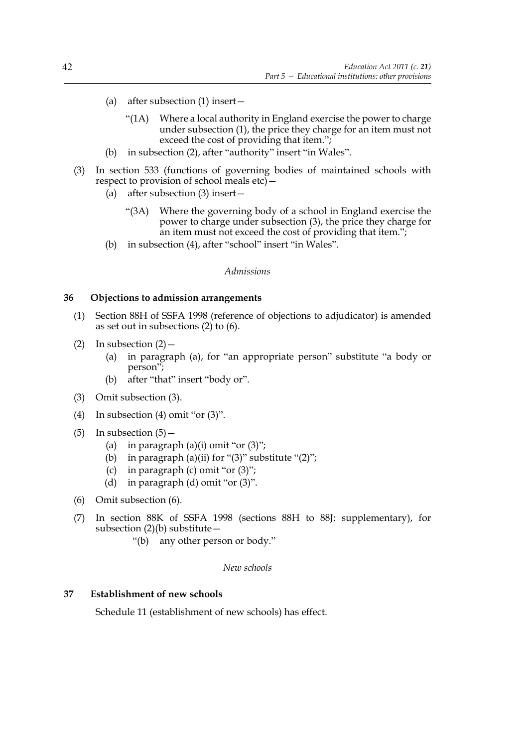(a) after subsection (1) insert—

"(1A) Where a local authority in England exercise the power to charge under subsection (1), the price they charge for an item must not exceed the cost of providing that item.";

(b) in subsection (2), after "authority" insert "in Wales".

(3) In section 533 (functions of governing bodies of maintained schools with respect to provision of school meals etc)—

(a) after subsection (3) insert—

"(3A) Where the governing body of a school in England exercise the power to charge under subsection (3), the price they charge for an item must not exceed the cost of providing that item.";

(b) in subsection (4), after "school" insert "in Wales".

*Admissions*

**36 Objections to admission arrangements**

(1) Section 88H of SSFA 1998 (reference of objections to adjudicator) is amended as set out in subsections (2) to (6).

(2) In subsection (2)—

(a) in paragraph (a), for "an appropriate person" substitute "a body or person";

(b) after "that" insert "body or".

(3) Omit subsection (3).

(4) In subsection (4) omit "or (3)".

(5) In subsection (5)—

(a) in paragraph (a)(i) omit "or (3)";

(b) in paragraph (a)(ii) for "(3)" substitute "(2)";

(c) in paragraph (c) omit "or (3)";

(d) in paragraph (d) omit "or (3)".

(6) Omit subsection (6).

(7) In section 88K of SSFA 1998 (sections 88H to 88J: supplementary), for subsection (2)(b) substitute—

"(b) any other person or body."

*New schools*

**37 Establishment of new schools**

Schedule 11 (establishment of new schools) has effect.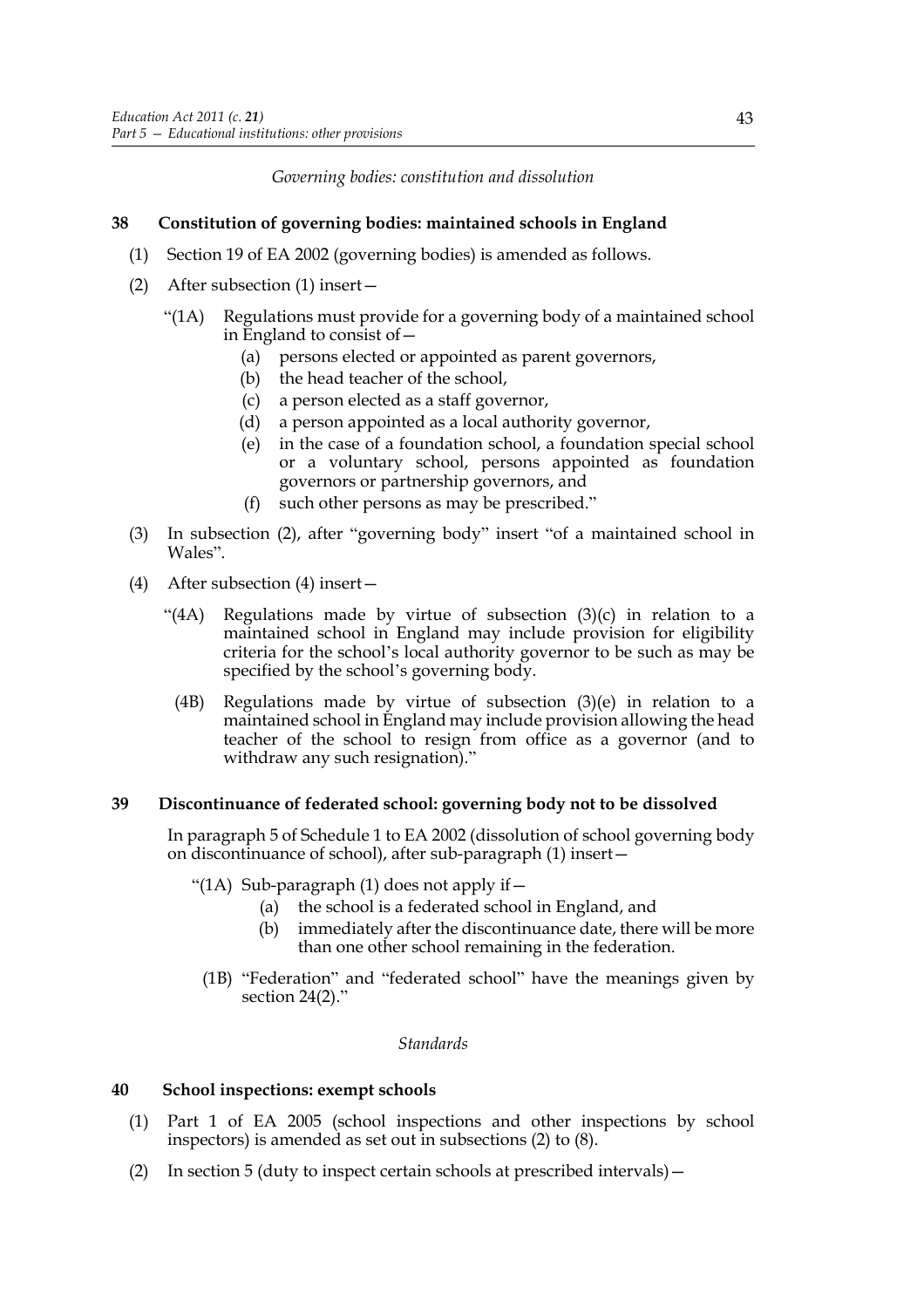*Governing bodies: constitution and dissolution*

**38 Constitution of governing bodies: maintained schools in England**

(1) Section 19 of EA 2002 (governing bodies) is amended as follows.

(2) After subsection (1) insert—

"(1A) Regulations must provide for a governing body of a maintained school in England to consist of—

(a) persons elected or appointed as parent governors,

(b) the head teacher of the school,

(c) a person elected as a staff governor,

(d) a person appointed as a local authority governor,

(e) in the case of a foundation school, a foundation special school or a voluntary school, persons appointed as foundation governors or partnership governors, and

(f) such other persons as may be prescribed."

(3) In subsection (2), after "governing body" insert "of a maintained school in Wales".

(4) After subsection (4) insert—

"(4A) Regulations made by virtue of subsection (3)(c) in relation to a maintained school in England may include provision for eligibility criteria for the school's local authority governor to be such as may be specified by the school's governing body.

(4B) Regulations made by virtue of subsection (3)(e) in relation to a maintained school in England may include provision allowing the head teacher of the school to resign from office as a governor (and to withdraw any such resignation)."

**39 Discontinuance of federated school: governing body not to be dissolved**

In paragraph 5 of Schedule 1 to EA 2002 (dissolution of school governing body on discontinuance of school), after sub-paragraph (1) insert—

"(1A) Sub-paragraph (1) does not apply if—

(a) the school is a federated school in England, and

(b) immediately after the discontinuance date, there will be more than one other school remaining in the federation.

(1B) "Federation" and "federated school" have the meanings given by section 24(2)."

*Standards*

**40 School inspections: exempt schools**

(1) Part 1 of EA 2005 (school inspections and other inspections by school inspectors) is amended as set out in subsections (2) to (8).

(2) In section 5 (duty to inspect certain schools at prescribed intervals)—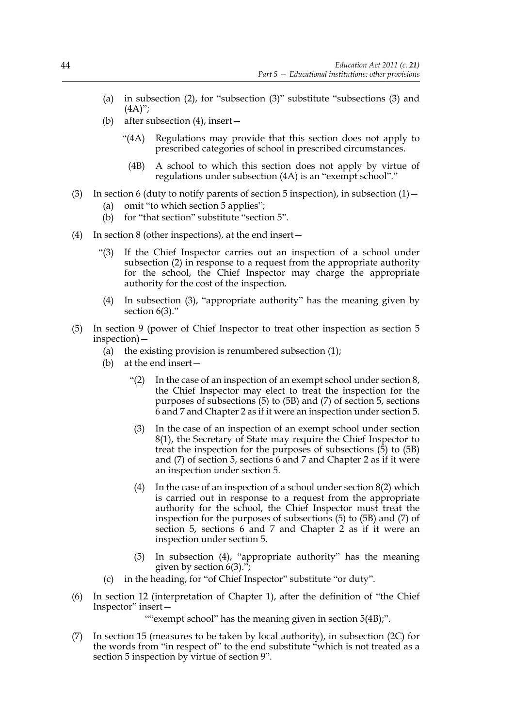(a) in subsection (2), for "subsection (3)" substitute "subsections (3) and (4A)";

(b) after subsection (4), insert—

"(4A) Regulations may provide that this section does not apply to prescribed categories of school in prescribed circumstances.

(4B) A school to which this section does not apply by virtue of regulations under subsection (4A) is an "exempt school"."

(3) In section 6 (duty to notify parents of section 5 inspection), in subsection (1)—

(a) omit "to which section 5 applies";

(b) for "that section" substitute "section 5".

(4) In section 8 (other inspections), at the end insert—

"(3) If the Chief Inspector carries out an inspection of a school under subsection (2) in response to a request from the appropriate authority for the school, the Chief Inspector may charge the appropriate authority for the cost of the inspection.

(4) In subsection (3), "appropriate authority" has the meaning given by section 6(3)."

(5) In section 9 (power of Chief Inspector to treat other inspection as section 5 inspection)—

(a) the existing provision is renumbered subsection (1);

(b) at the end insert—

"(2) In the case of an inspection of an exempt school under section 8, the Chief Inspector may elect to treat the inspection for the purposes of subsections (5) to (5B) and (7) of section 5, sections 6 and 7 and Chapter 2 as if it were an inspection under section 5.

(3) In the case of an inspection of an exempt school under section 8(1), the Secretary of State may require the Chief Inspector to treat the inspection for the purposes of subsections (5) to (5B) and (7) of section 5, sections 6 and 7 and Chapter 2 as if it were an inspection under section 5.

(4) In the case of an inspection of a school under section 8(2) which is carried out in response to a request from the appropriate authority for the school, the Chief Inspector must treat the inspection for the purposes of subsections (5) to (5B) and (7) of section 5, sections 6 and 7 and Chapter 2 as if it were an inspection under section 5.

(5) In subsection (4), "appropriate authority" has the meaning given by section 6(3).";

(c) in the heading, for "of Chief Inspector" substitute "or duty".

(6) In section 12 (interpretation of Chapter 1), after the definition of "the Chief Inspector" insert—

""exempt school" has the meaning given in section 5(4B);".

(7) In section 15 (measures to be taken by local authority), in subsection (2C) for the words from "in respect of" to the end substitute "which is not treated as a section 5 inspection by virtue of section 9".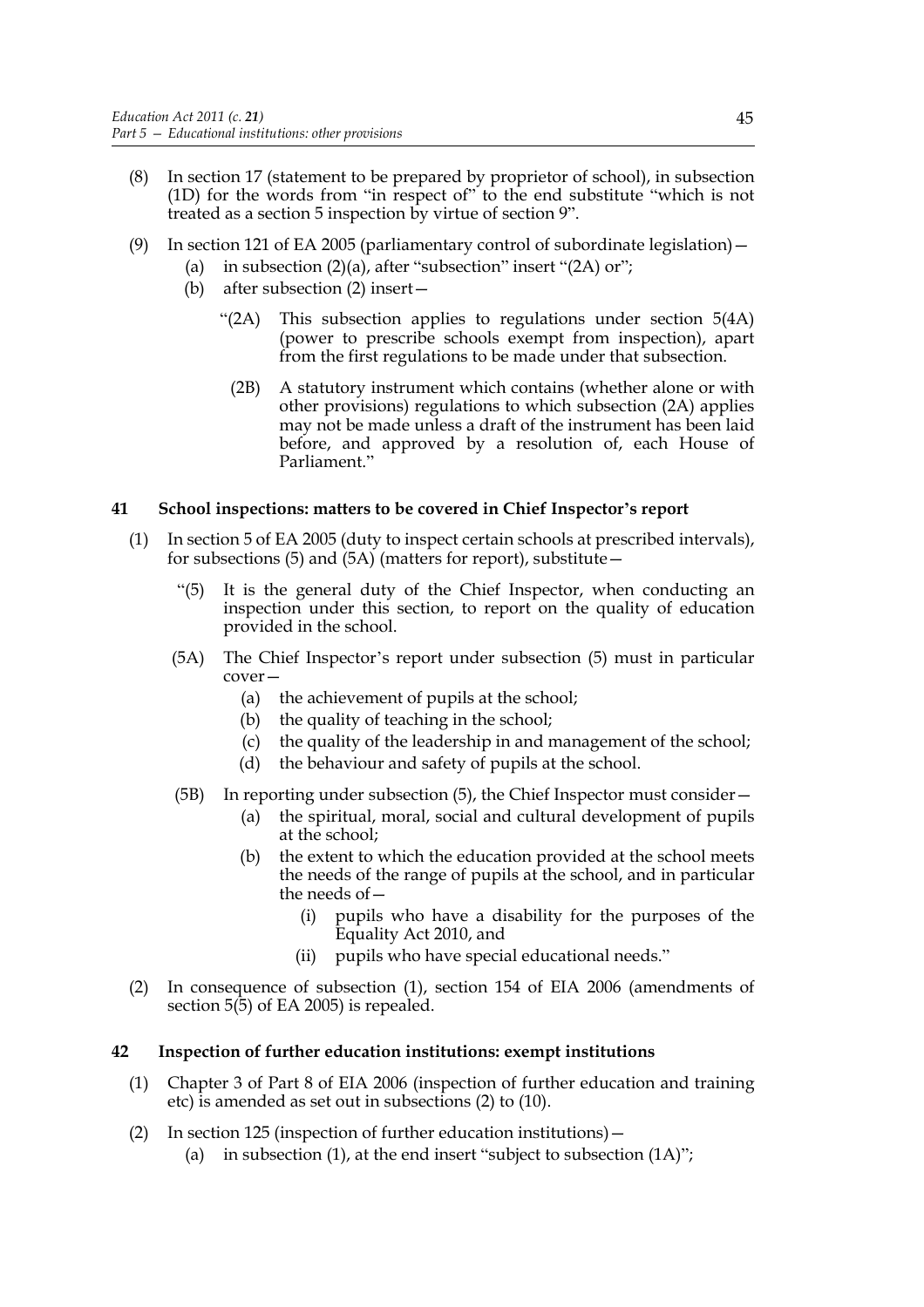(8) In section 17 (statement to be prepared by proprietor of school), in subsection (1D) for the words from "in respect of" to the end substitute "which is not treated as a section 5 inspection by virtue of section 9".

(9) In section 121 of EA 2005 (parliamentary control of subordinate legislation)—

   (a) in subsection (2)(a), after "subsection" insert "(2A) or";

   (b) after subsection (2) insert—

      "(2A) This subsection applies to regulations under section 5(4A) (power to prescribe schools exempt from inspection), apart from the first regulations to be made under that subsection.

      (2B) A statutory instrument which contains (whether alone or with other provisions) regulations to which subsection (2A) applies may not be made unless a draft of the instrument has been laid before, and approved by a resolution of, each House of Parliament."

### 41 School inspections: matters to be covered in Chief Inspector's report

(1) In section 5 of EA 2005 (duty to inspect certain schools at prescribed intervals), for subsections (5) and (5A) (matters for report), substitute—

   "(5) It is the general duty of the Chief Inspector, when conducting an inspection under this section, to report on the quality of education provided in the school.

   (5A) The Chief Inspector's report under subsection (5) must in particular cover—

      (a) the achievement of pupils at the school;

      (b) the quality of teaching in the school;

      (c) the quality of the leadership in and management of the school;

      (d) the behaviour and safety of pupils at the school.

   (5B) In reporting under subsection (5), the Chief Inspector must consider—

      (a) the spiritual, moral, social and cultural development of pupils at the school;

      (b) the extent to which the education provided at the school meets the needs of the range of pupils at the school, and in particular the needs of—

         (i) pupils who have a disability for the purposes of the Equality Act 2010, and

         (ii) pupils who have special educational needs."

(2) In consequence of subsection (1), section 154 of EIA 2006 (amendments of section 5(5) of EA 2005) is repealed.

### 42 Inspection of further education institutions: exempt institutions

(1) Chapter 3 of Part 8 of EIA 2006 (inspection of further education and training etc) is amended as set out in subsections (2) to (10).

(2) In section 125 (inspection of further education institutions)—

   (a) in subsection (1), at the end insert "subject to subsection (1A)";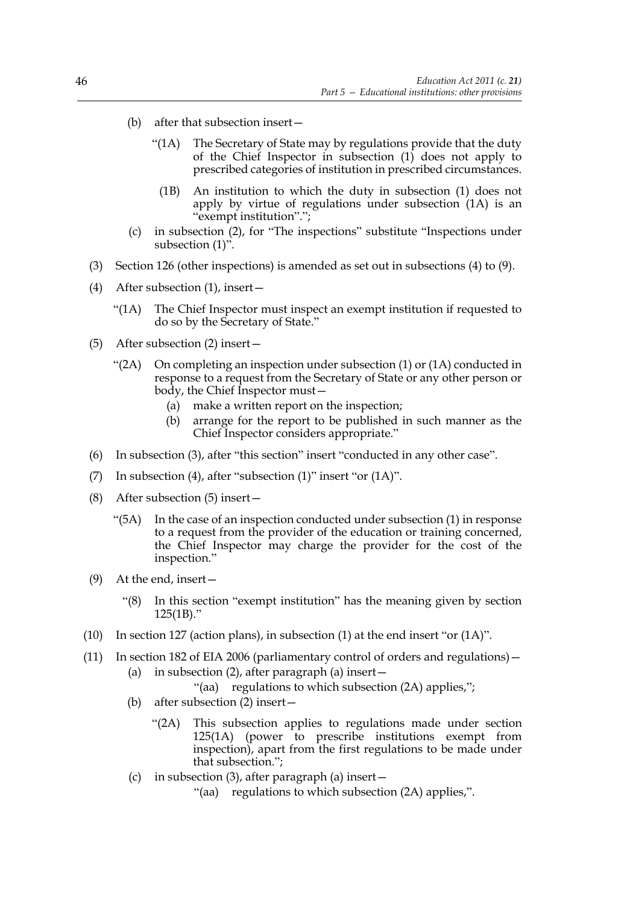(b) after that subsection insert—

> "(1A) The Secretary of State may by regulations provide that the duty of the Chief Inspector in subsection (1) does not apply to prescribed categories of institution in prescribed circumstances.
>
> (1B) An institution to which the duty in subsection (1) does not apply by virtue of regulations under subsection (1A) is an "exempt institution".";

(c) in subsection (2), for "The inspections" substitute "Inspections under subsection (1)".

(3) Section 126 (other inspections) is amended as set out in subsections (4) to (9).

(4) After subsection (1), insert—

> "(1A) The Chief Inspector must inspect an exempt institution if requested to do so by the Secretary of State."

(5) After subsection (2) insert—

> "(2A) On completing an inspection under subsection (1) or (1A) conducted in response to a request from the Secretary of State or any other person or body, the Chief Inspector must—
>
> (a) make a written report on the inspection;
>
> (b) arrange for the report to be published in such manner as the Chief Inspector considers appropriate."

(6) In subsection (3), after "this section" insert "conducted in any other case".

(7) In subsection (4), after "subsection (1)" insert "or (1A)".

(8) After subsection (5) insert—

> "(5A) In the case of an inspection conducted under subsection (1) in response to a request from the provider of the education or training concerned, the Chief Inspector may charge the provider for the cost of the inspection."

(9) At the end, insert—

> "(8) In this section "exempt institution" has the meaning given by section 125(1B)."

(10) In section 127 (action plans), in subsection (1) at the end insert "or (1A)".

(11) In section 182 of EIA 2006 (parliamentary control of orders and regulations)—

(a) in subsection (2), after paragraph (a) insert—

> "(aa) regulations to which subsection (2A) applies,";

(b) after subsection (2) insert—

> "(2A) This subsection applies to regulations made under section 125(1A) (power to prescribe institutions exempt from inspection), apart from the first regulations to be made under that subsection.";

(c) in subsection (3), after paragraph (a) insert—

> "(aa) regulations to which subsection (2A) applies,".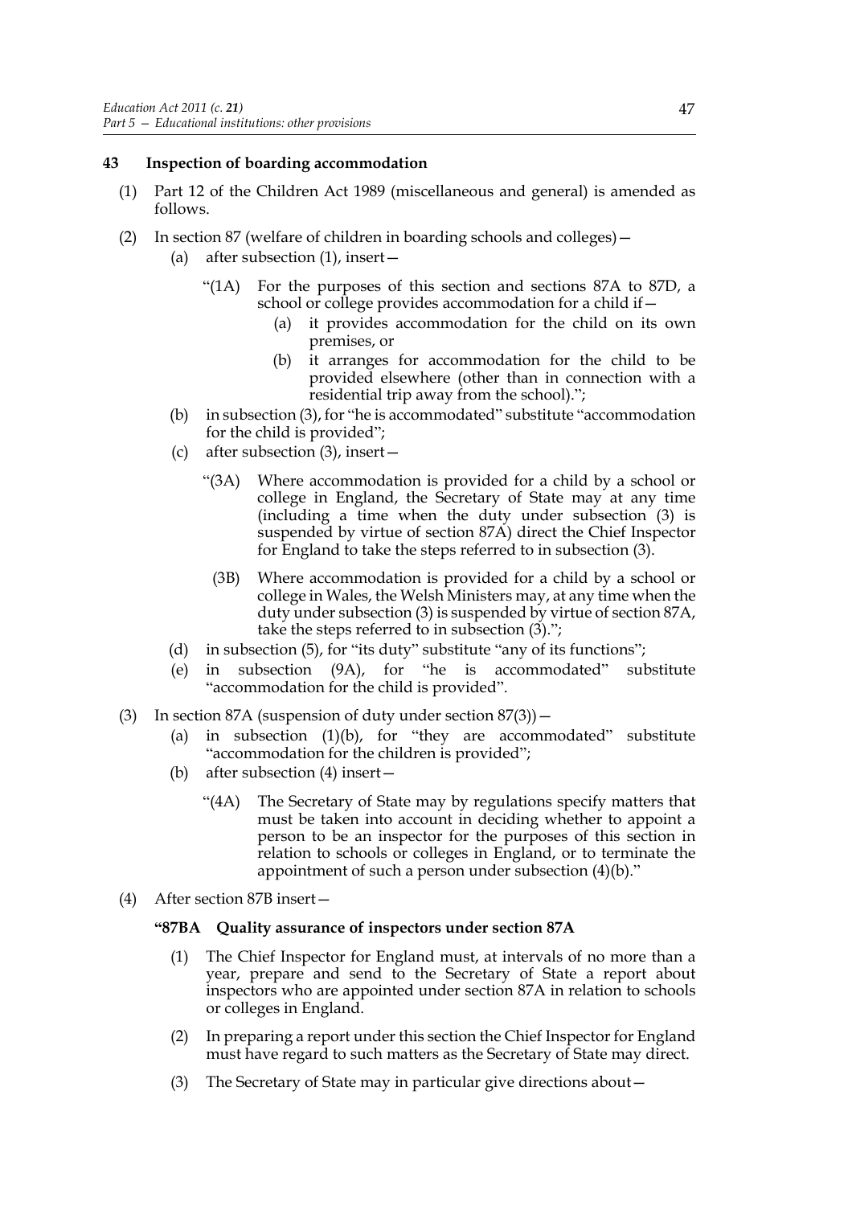### 43 Inspection of boarding accommodation

(1) Part 12 of the Children Act 1989 (miscellaneous and general) is amended as follows.

(2) In section 87 (welfare of children in boarding schools and colleges)—

(a) after subsection (1), insert—

"(1A) For the purposes of this section and sections 87A to 87D, a school or college provides accommodation for a child if—

(a) it provides accommodation for the child on its own premises, or

(b) it arranges for accommodation for the child to be provided elsewhere (other than in connection with a residential trip away from the school).";

(b) in subsection (3), for "he is accommodated" substitute "accommodation for the child is provided";

(c) after subsection (3), insert—

"(3A) Where accommodation is provided for a child by a school or college in England, the Secretary of State may at any time (including a time when the duty under subsection (3) is suspended by virtue of section 87A) direct the Chief Inspector for England to take the steps referred to in subsection (3).

(3B) Where accommodation is provided for a child by a school or college in Wales, the Welsh Ministers may, at any time when the duty under subsection (3) is suspended by virtue of section 87A, take the steps referred to in subsection (3).";

(d) in subsection (5), for "its duty" substitute "any of its functions";

(e) in subsection (9A), for "he is accommodated" substitute "accommodation for the child is provided".

(3) In section 87A (suspension of duty under section 87(3))—

(a) in subsection (1)(b), for "they are accommodated" substitute "accommodation for the children is provided";

(b) after subsection (4) insert—

"(4A) The Secretary of State may by regulations specify matters that must be taken into account in deciding whether to appoint a person to be an inspector for the purposes of this section in relation to schools or colleges in England, or to terminate the appointment of such a person under subsection (4)(b)."

(4) After section 87B insert—

**"87BA Quality assurance of inspectors under section 87A**

(1) The Chief Inspector for England must, at intervals of no more than a year, prepare and send to the Secretary of State a report about inspectors who are appointed under section 87A in relation to schools or colleges in England.

(2) In preparing a report under this section the Chief Inspector for England must have regard to such matters as the Secretary of State may direct.

(3) The Secretary of State may in particular give directions about—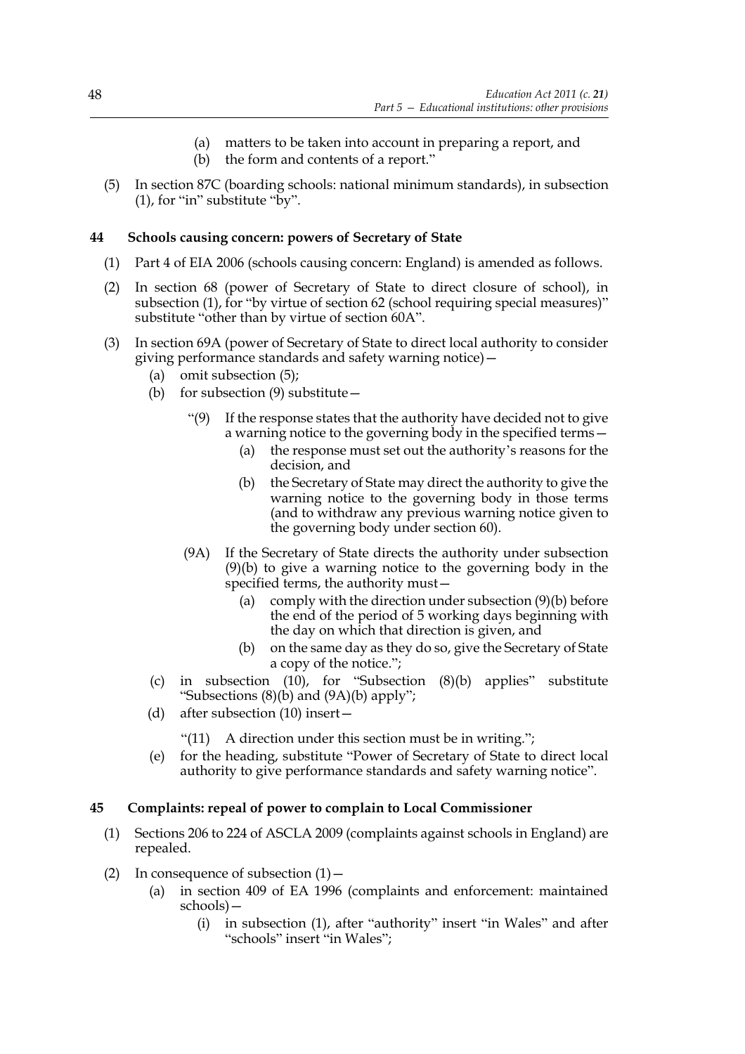(a) matters to be taken into account in preparing a report, and

(b) the form and contents of a report.”

(5) In section 87C (boarding schools: national minimum standards), in subsection (1), for “in” substitute “by”.

### 44 Schools causing concern: powers of Secretary of State

(1) Part 4 of EIA 2006 (schools causing concern: England) is amended as follows.

(2) In section 68 (power of Secretary of State to direct closure of school), in subsection (1), for “by virtue of section 62 (school requiring special measures)” substitute “other than by virtue of section 60A”.

(3) In section 69A (power of Secretary of State to direct local authority to consider giving performance standards and safety warning notice)—

(a) omit subsection (5);

(b) for subsection (9) substitute—

“(9) If the response states that the authority have decided not to give a warning notice to the governing body in the specified terms—

(a) the response must set out the authority’s reasons for the decision, and

(b) the Secretary of State may direct the authority to give the warning notice to the governing body in those terms (and to withdraw any previous warning notice given to the governing body under section 60).

(9A) If the Secretary of State directs the authority under subsection (9)(b) to give a warning notice to the governing body in the specified terms, the authority must—

(a) comply with the direction under subsection (9)(b) before the end of the period of 5 working days beginning with the day on which that direction is given, and

(b) on the same day as they do so, give the Secretary of State a copy of the notice.”;

(c) in subsection (10), for “Subsection (8)(b) applies” substitute “Subsections (8)(b) and (9A)(b) apply”;

(d) after subsection (10) insert—

“(11) A direction under this section must be in writing.”;

(e) for the heading, substitute “Power of Secretary of State to direct local authority to give performance standards and safety warning notice”.

### 45 Complaints: repeal of power to complain to Local Commissioner

(1) Sections 206 to 224 of ASCLA 2009 (complaints against schools in England) are repealed.

(2) In consequence of subsection (1)—

(a) in section 409 of EA 1996 (complaints and enforcement: maintained schools)—

(i) in subsection (1), after “authority” insert “in Wales” and after “schools” insert “in Wales”;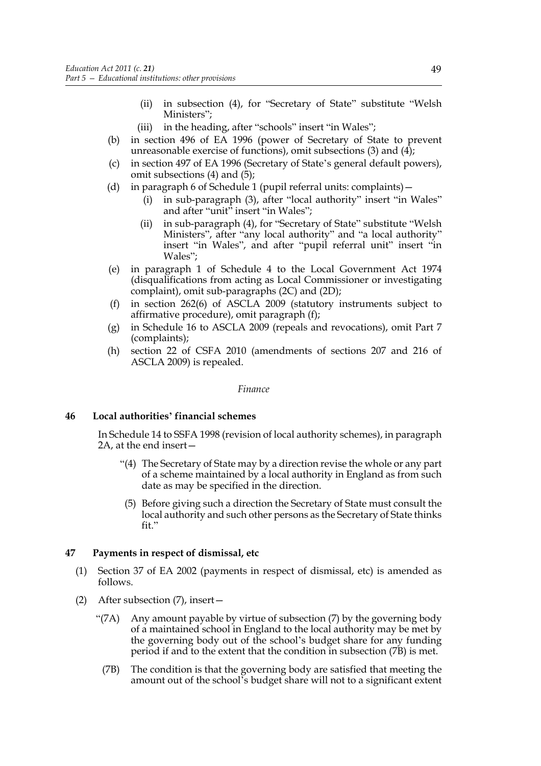(ii) in subsection (4), for "Secretary of State" substitute "Welsh Ministers";

(iii) in the heading, after "schools" insert "in Wales";

(b) in section 496 of EA 1996 (power of Secretary of State to prevent unreasonable exercise of functions), omit subsections (3) and (4);

(c) in section 497 of EA 1996 (Secretary of State's general default powers), omit subsections (4) and (5);

(d) in paragraph 6 of Schedule 1 (pupil referral units: complaints)—

(i) in sub-paragraph (3), after "local authority" insert "in Wales" and after "unit" insert "in Wales";

(ii) in sub-paragraph (4), for "Secretary of State" substitute "Welsh Ministers", after "any local authority" and "a local authority" insert "in Wales", and after "pupil referral unit" insert "in Wales";

(e) in paragraph 1 of Schedule 4 to the Local Government Act 1974 (disqualifications from acting as Local Commissioner or investigating complaint), omit sub-paragraphs (2C) and (2D);

(f) in section 262(6) of ASCLA 2009 (statutory instruments subject to affirmative procedure), omit paragraph (f);

(g) in Schedule 16 to ASCLA 2009 (repeals and revocations), omit Part 7 (complaints);

(h) section 22 of CSFA 2010 (amendments of sections 207 and 216 of ASCLA 2009) is repealed.

*Finance*

### 46 Local authorities' financial schemes

In Schedule 14 to SSFA 1998 (revision of local authority schemes), in paragraph 2A, at the end insert—

"(4) The Secretary of State may by a direction revise the whole or any part of a scheme maintained by a local authority in England as from such date as may be specified in the direction.

(5) Before giving such a direction the Secretary of State must consult the local authority and such other persons as the Secretary of State thinks fit."

### 47 Payments in respect of dismissal, etc

(1) Section 37 of EA 2002 (payments in respect of dismissal, etc) is amended as follows.

(2) After subsection (7), insert—

"(7A) Any amount payable by virtue of subsection (7) by the governing body of a maintained school in England to the local authority may be met by the governing body out of the school's budget share for any funding period if and to the extent that the condition in subsection (7B) is met.

(7B) The condition is that the governing body are satisfied that meeting the amount out of the school's budget share will not to a significant extent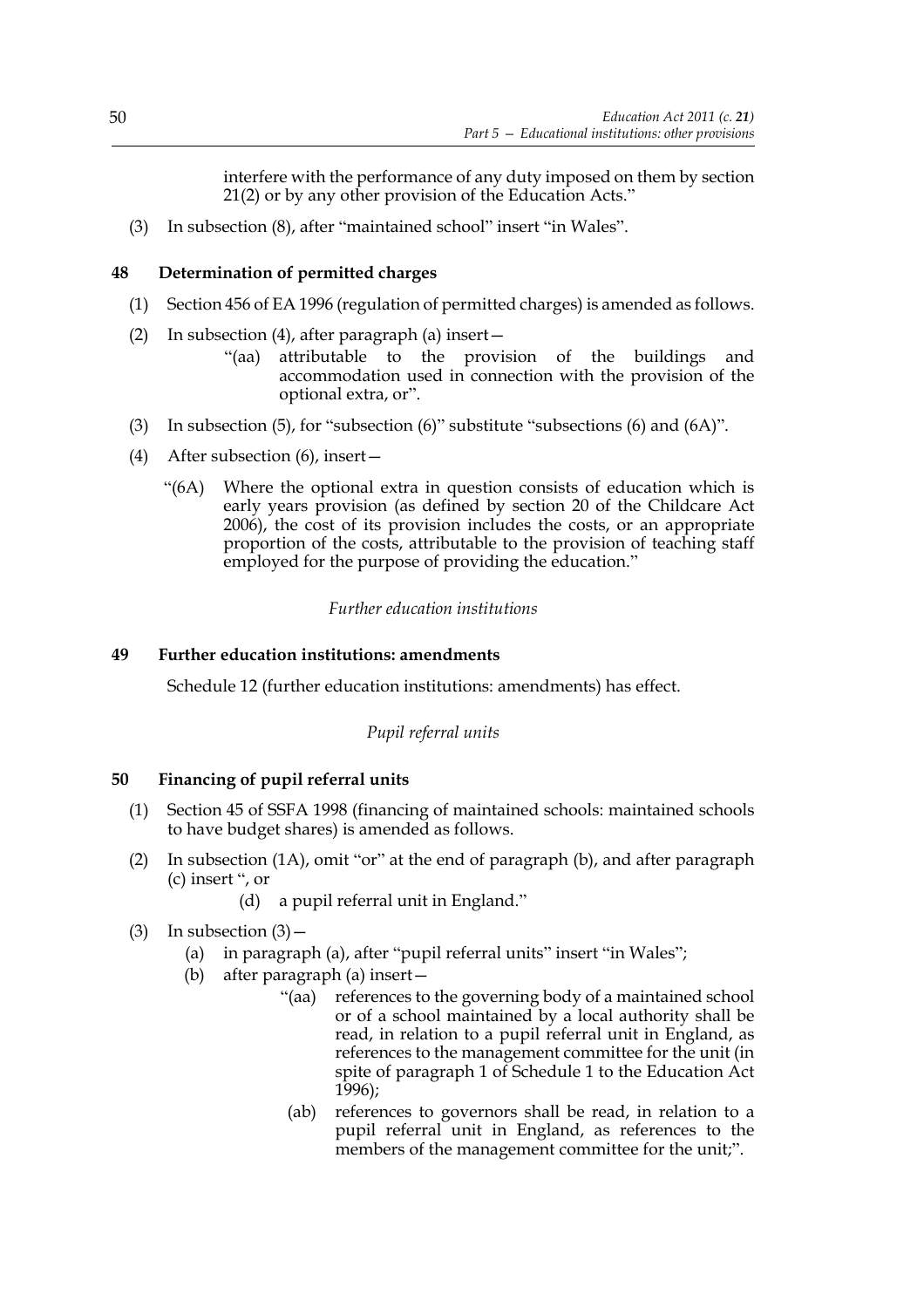interfere with the performance of any duty imposed on them by section 21(2) or by any other provision of the Education Acts."

(3) In subsection (8), after "maintained school" insert "in Wales".

**48 Determination of permitted charges**

(1) Section 456 of EA 1996 (regulation of permitted charges) is amended as follows.

(2) In subsection (4), after paragraph (a) insert—

"(aa) attributable to the provision of the buildings and accommodation used in connection with the provision of the optional extra, or".

(3) In subsection (5), for "subsection (6)" substitute "subsections (6) and (6A)".

(4) After subsection (6), insert—

"(6A) Where the optional extra in question consists of education which is early years provision (as defined by section 20 of the Childcare Act 2006), the cost of its provision includes the costs, or an appropriate proportion of the costs, attributable to the provision of teaching staff employed for the purpose of providing the education."

*Further education institutions*

**49 Further education institutions: amendments**

Schedule 12 (further education institutions: amendments) has effect.

*Pupil referral units*

**50 Financing of pupil referral units**

(1) Section 45 of SSFA 1998 (financing of maintained schools: maintained schools to have budget shares) is amended as follows.

(2) In subsection (1A), omit "or" at the end of paragraph (b), and after paragraph (c) insert ", or

(d) a pupil referral unit in England."

(3) In subsection (3)—

(a) in paragraph (a), after "pupil referral units" insert "in Wales";

(b) after paragraph (a) insert—

"(aa) references to the governing body of a maintained school or of a school maintained by a local authority shall be read, in relation to a pupil referral unit in England, as references to the management committee for the unit (in spite of paragraph 1 of Schedule 1 to the Education Act 1996);

(ab) references to governors shall be read, in relation to a pupil referral unit in England, as references to the members of the management committee for the unit;".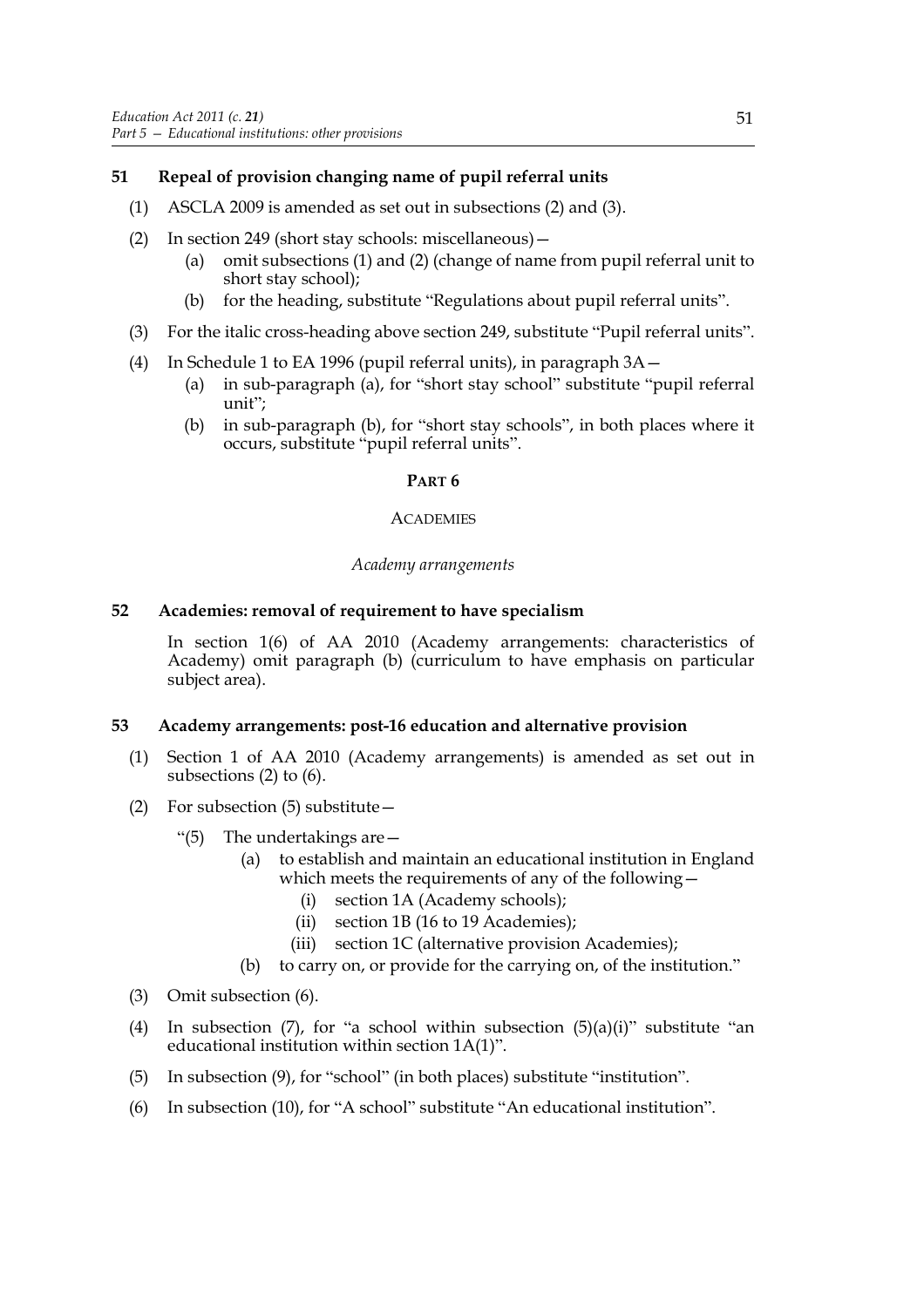## 51 Repeal of provision changing name of pupil referral units

(1) ASCLA 2009 is amended as set out in subsections (2) and (3).

(2) In section 249 (short stay schools: miscellaneous)—

- (a) omit subsections (1) and (2) (change of name from pupil referral unit to short stay school);
- (b) for the heading, substitute "Regulations about pupil referral units".

(3) For the italic cross-heading above section 249, substitute "Pupil referral units".

(4) In Schedule 1 to EA 1996 (pupil referral units), in paragraph 3A—

- (a) in sub-paragraph (a), for "short stay school" substitute "pupil referral unit";
- (b) in sub-paragraph (b), for "short stay schools", in both places where it occurs, substitute "pupil referral units".

# PART 6

## ACADEMIES

### *Academy arrangements*

## 52 Academies: removal of requirement to have specialism

In section 1(6) of AA 2010 (Academy arrangements: characteristics of Academy) omit paragraph (b) (curriculum to have emphasis on particular subject area).

## 53 Academy arrangements: post-16 education and alternative provision

(1) Section 1 of AA 2010 (Academy arrangements) is amended as set out in subsections (2) to (6).

(2) For subsection (5) substitute—

"(5) The undertakings are—

- (a) to establish and maintain an educational institution in England which meets the requirements of any of the following—
  - (i) section 1A (Academy schools);
  - (ii) section 1B (16 to 19 Academies);
  - (iii) section 1C (alternative provision Academies);
- (b) to carry on, or provide for the carrying on, of the institution."

(3) Omit subsection (6).

(4) In subsection (7), for "a school within subsection (5)(a)(i)" substitute "an educational institution within section 1A(1)".

(5) In subsection (9), for "school" (in both places) substitute "institution".

(6) In subsection (10), for "A school" substitute "An educational institution".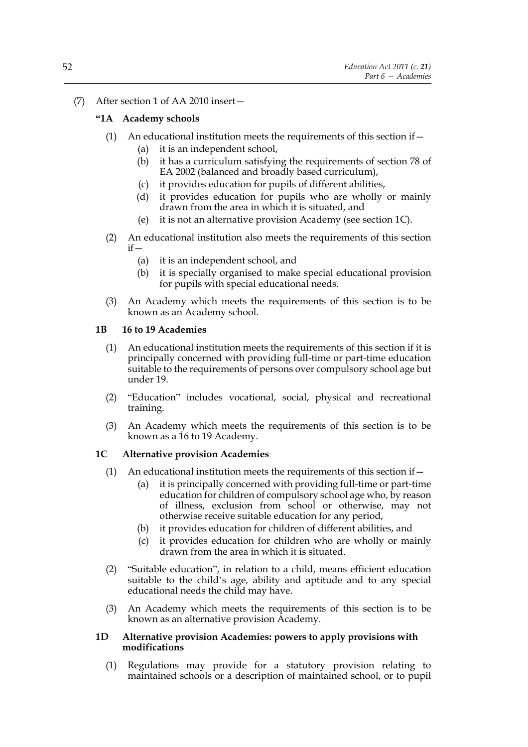(7) After section 1 of AA 2010 insert—

**"1A Academy schools**

(1) An educational institution meets the requirements of this section if—

(a) it is an independent school,

(b) it has a curriculum satisfying the requirements of section 78 of EA 2002 (balanced and broadly based curriculum),

(c) it provides education for pupils of different abilities,

(d) it provides education for pupils who are wholly or mainly drawn from the area in which it is situated, and

(e) it is not an alternative provision Academy (see section 1C).

(2) An educational institution also meets the requirements of this section if—

(a) it is an independent school, and

(b) it is specially organised to make special educational provision for pupils with special educational needs.

(3) An Academy which meets the requirements of this section is to be known as an Academy school.

**1B 16 to 19 Academies**

(1) An educational institution meets the requirements of this section if it is principally concerned with providing full-time or part-time education suitable to the requirements of persons over compulsory school age but under 19.

(2) "Education" includes vocational, social, physical and recreational training.

(3) An Academy which meets the requirements of this section is to be known as a 16 to 19 Academy.

**1C Alternative provision Academies**

(1) An educational institution meets the requirements of this section if—

(a) it is principally concerned with providing full-time or part-time education for children of compulsory school age who, by reason of illness, exclusion from school or otherwise, may not otherwise receive suitable education for any period,

(b) it provides education for children of different abilities, and

(c) it provides education for children who are wholly or mainly drawn from the area in which it is situated.

(2) "Suitable education", in relation to a child, means efficient education suitable to the child's age, ability and aptitude and to any special educational needs the child may have.

(3) An Academy which meets the requirements of this section is to be known as an alternative provision Academy.

**1D Alternative provision Academies: powers to apply provisions with modifications**

(1) Regulations may provide for a statutory provision relating to maintained schools or a description of maintained school, or to pupil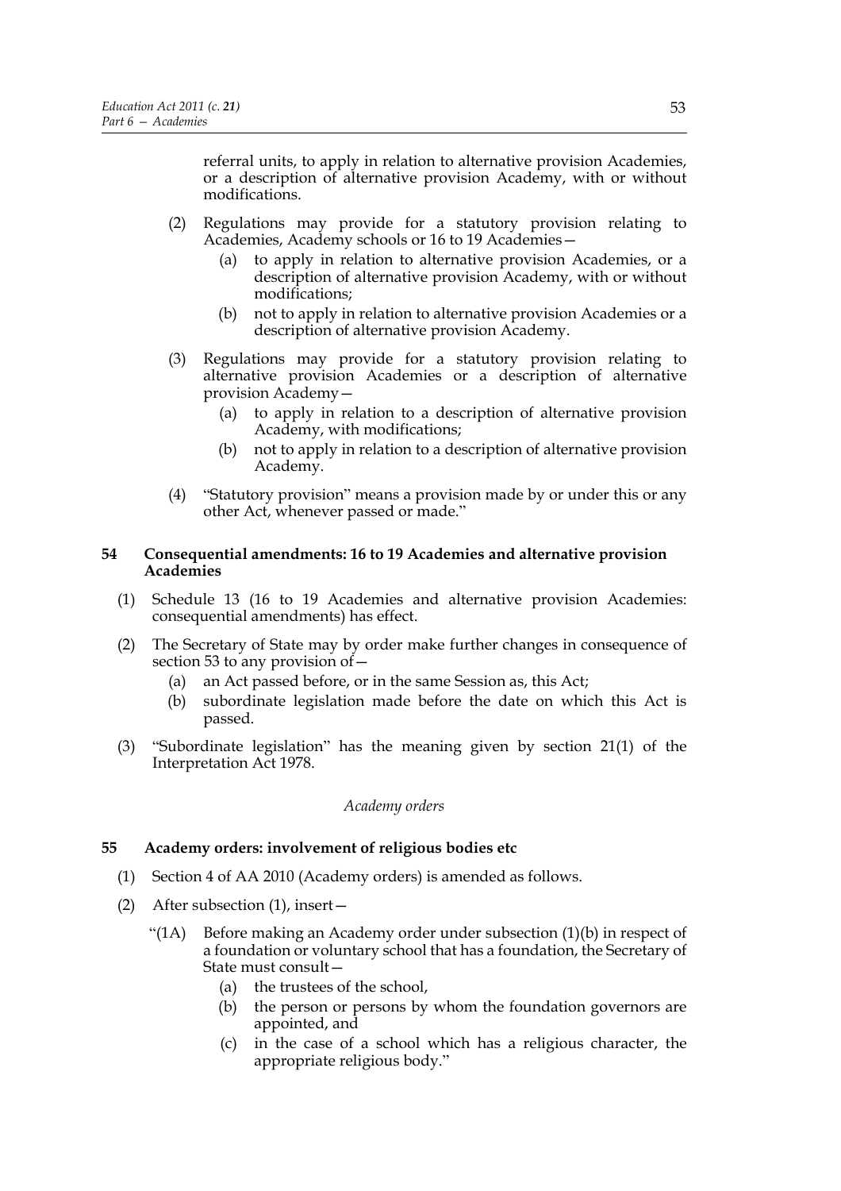referral units, to apply in relation to alternative provision Academies, or a description of alternative provision Academy, with or without modifications.

(2) Regulations may provide for a statutory provision relating to Academies, Academy schools or 16 to 19 Academies—

(a) to apply in relation to alternative provision Academies, or a description of alternative provision Academy, with or without modifications;

(b) not to apply in relation to alternative provision Academies or a description of alternative provision Academy.

(3) Regulations may provide for a statutory provision relating to alternative provision Academies or a description of alternative provision Academy—

(a) to apply in relation to a description of alternative provision Academy, with modifications;

(b) not to apply in relation to a description of alternative provision Academy.

(4) "Statutory provision" means a provision made by or under this or any other Act, whenever passed or made."

**54 Consequential amendments: 16 to 19 Academies and alternative provision Academies**

(1) Schedule 13 (16 to 19 Academies and alternative provision Academies: consequential amendments) has effect.

(2) The Secretary of State may by order make further changes in consequence of section 53 to any provision of—

(a) an Act passed before, or in the same Session as, this Act;

(b) subordinate legislation made before the date on which this Act is passed.

(3) "Subordinate legislation" has the meaning given by section 21(1) of the Interpretation Act 1978.

*Academy orders*

**55 Academy orders: involvement of religious bodies etc**

(1) Section 4 of AA 2010 (Academy orders) is amended as follows.

(2) After subsection (1), insert—

"(1A) Before making an Academy order under subsection (1)(b) in respect of a foundation or voluntary school that has a foundation, the Secretary of State must consult—

(a) the trustees of the school,

(b) the person or persons by whom the foundation governors are appointed, and

(c) in the case of a school which has a religious character, the appropriate religious body."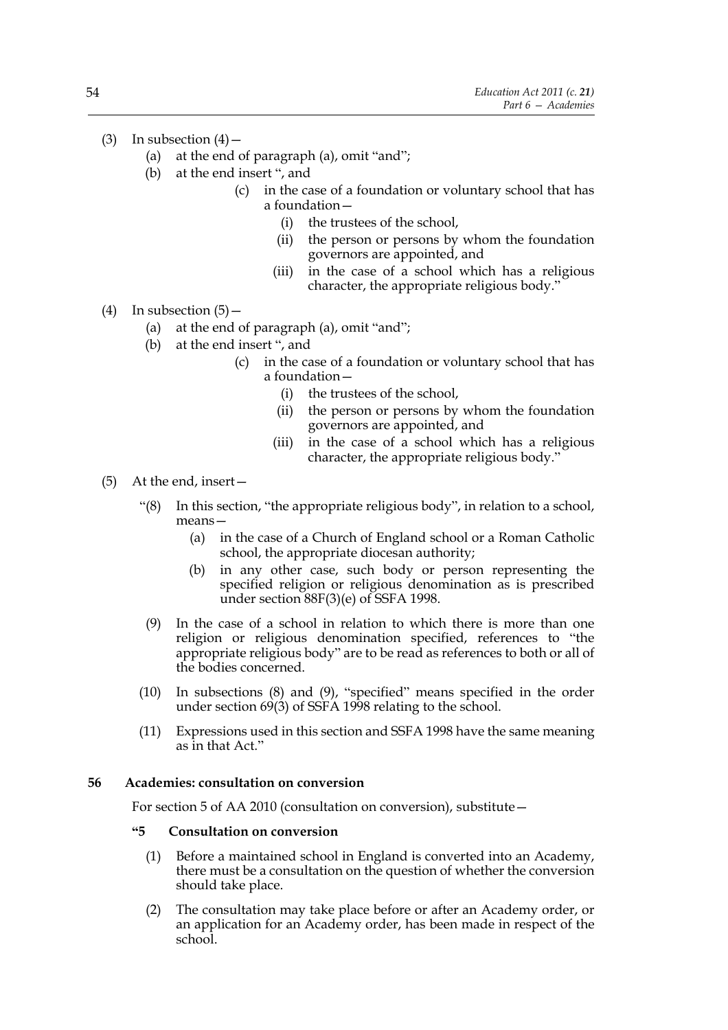(3) In subsection (4)—

  (a) at the end of paragraph (a), omit "and";

  (b) at the end insert ", and

    (c) in the case of a foundation or voluntary school that has a foundation—

      (i) the trustees of the school,

      (ii) the person or persons by whom the foundation governors are appointed, and

      (iii) in the case of a school which has a religious character, the appropriate religious body."

(4) In subsection (5)—

  (a) at the end of paragraph (a), omit "and";

  (b) at the end insert ", and

    (c) in the case of a foundation or voluntary school that has a foundation—

      (i) the trustees of the school,

      (ii) the person or persons by whom the foundation governors are appointed, and

      (iii) in the case of a school which has a religious character, the appropriate religious body."

(5) At the end, insert—

  "(8) In this section, "the appropriate religious body", in relation to a school, means—

    (a) in the case of a Church of England school or a Roman Catholic school, the appropriate diocesan authority;

    (b) in any other case, such body or person representing the specified religion or religious denomination as is prescribed under section 88F(3)(e) of SSFA 1998.

  (9) In the case of a school in relation to which there is more than one religion or religious denomination specified, references to "the appropriate religious body" are to be read as references to both or all of the bodies concerned.

  (10) In subsections (8) and (9), "specified" means specified in the order under section 69(3) of SSFA 1998 relating to the school.

  (11) Expressions used in this section and SSFA 1998 have the same meaning as in that Act."

**56 Academies: consultation on conversion**

For section 5 of AA 2010 (consultation on conversion), substitute—

**"5 Consultation on conversion**

  (1) Before a maintained school in England is converted into an Academy, there must be a consultation on the question of whether the conversion should take place.

  (2) The consultation may take place before or after an Academy order, or an application for an Academy order, has been made in respect of the school.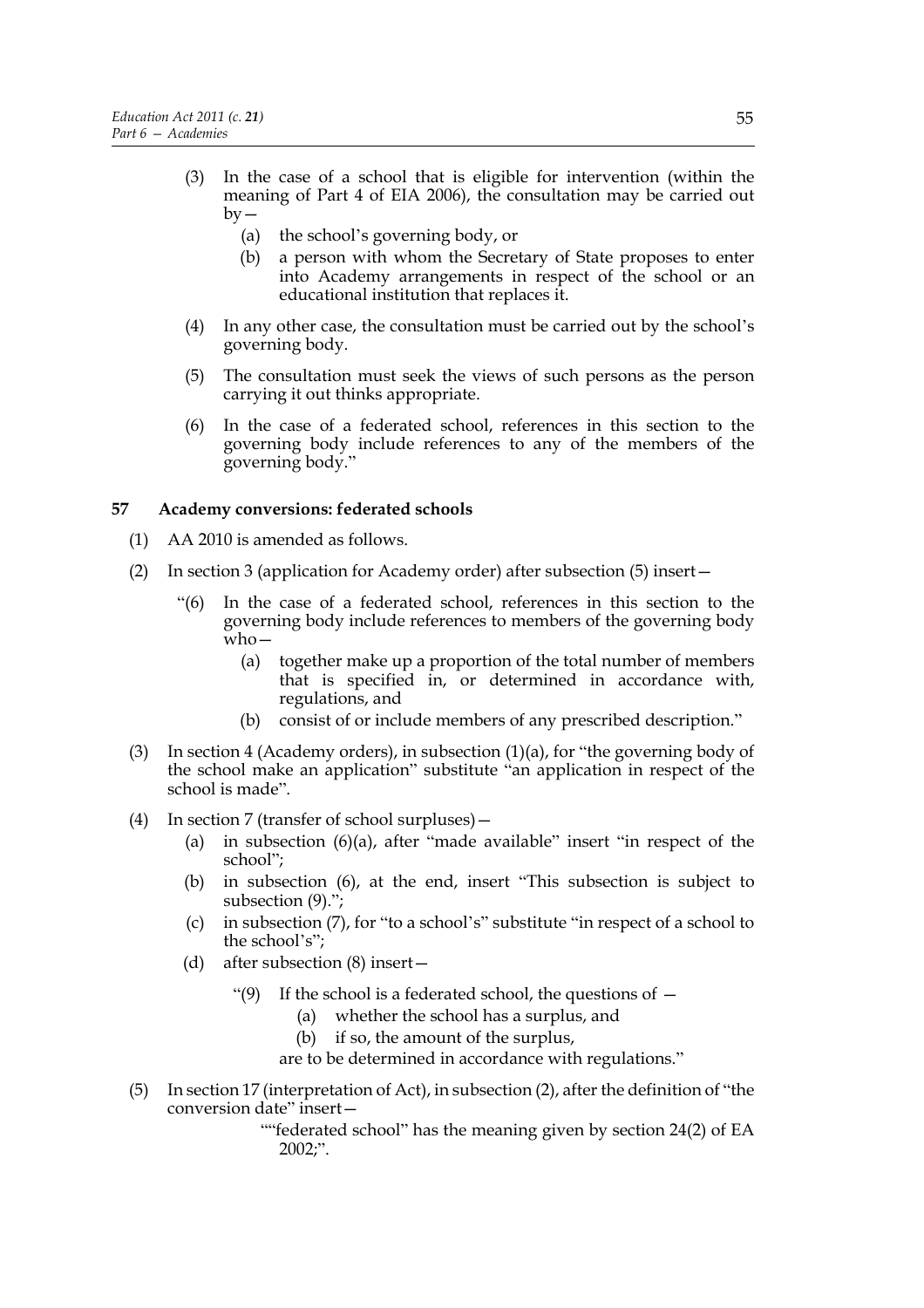(3) In the case of a school that is eligible for intervention (within the meaning of Part 4 of EIA 2006), the consultation may be carried out by—

(a) the school's governing body, or

(b) a person with whom the Secretary of State proposes to enter into Academy arrangements in respect of the school or an educational institution that replaces it.

(4) In any other case, the consultation must be carried out by the school's governing body.

(5) The consultation must seek the views of such persons as the person carrying it out thinks appropriate.

(6) In the case of a federated school, references in this section to the governing body include references to any of the members of the governing body."

### 57 Academy conversions: federated schools

(1) AA 2010 is amended as follows.

(2) In section 3 (application for Academy order) after subsection (5) insert—

"(6) In the case of a federated school, references in this section to the governing body include references to members of the governing body who—

(a) together make up a proportion of the total number of members that is specified in, or determined in accordance with, regulations, and

(b) consist of or include members of any prescribed description."

(3) In section 4 (Academy orders), in subsection (1)(a), for "the governing body of the school make an application" substitute "an application in respect of the school is made".

(4) In section 7 (transfer of school surpluses)—

(a) in subsection (6)(a), after "made available" insert "in respect of the school";

(b) in subsection (6), at the end, insert "This subsection is subject to subsection (9).";

(c) in subsection (7), for "to a school's" substitute "in respect of a school to the school's";

(d) after subsection (8) insert—

"(9) If the school is a federated school, the questions of —

(a) whether the school has a surplus, and

(b) if so, the amount of the surplus,

are to be determined in accordance with regulations."

(5) In section 17 (interpretation of Act), in subsection (2), after the definition of "the conversion date" insert—

""federated school" has the meaning given by section 24(2) of EA 2002;".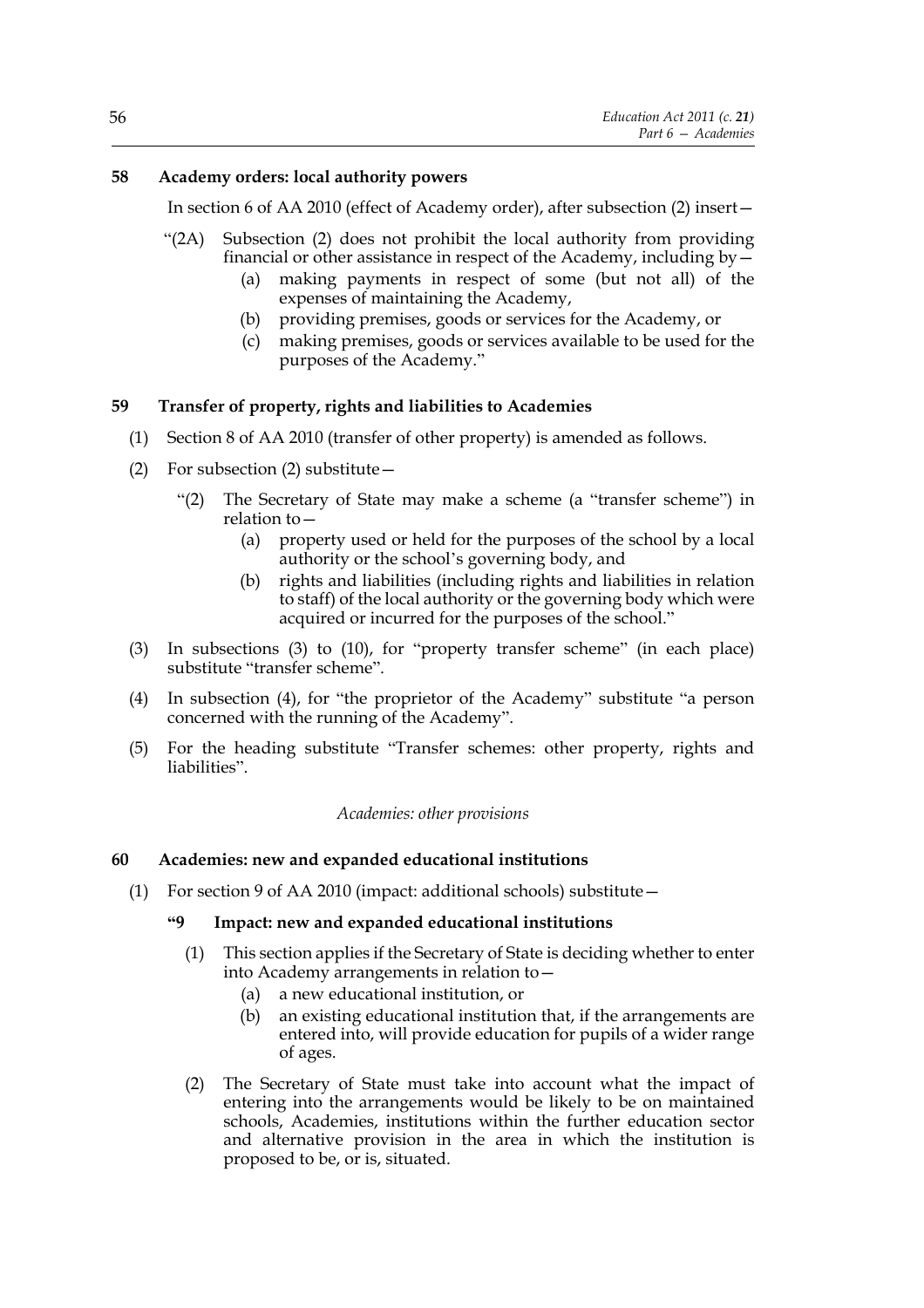## 58 Academy orders: local authority powers

In section 6 of AA 2010 (effect of Academy order), after subsection (2) insert—

"(2A) Subsection (2) does not prohibit the local authority from providing financial or other assistance in respect of the Academy, including by—

(a) making payments in respect of some (but not all) of the expenses of maintaining the Academy,

(b) providing premises, goods or services for the Academy, or

(c) making premises, goods or services available to be used for the purposes of the Academy."

## 59 Transfer of property, rights and liabilities to Academies

(1) Section 8 of AA 2010 (transfer of other property) is amended as follows.

(2) For subsection (2) substitute—

"(2) The Secretary of State may make a scheme (a "transfer scheme") in relation to—

(a) property used or held for the purposes of the school by a local authority or the school's governing body, and

(b) rights and liabilities (including rights and liabilities in relation to staff) of the local authority or the governing body which were acquired or incurred for the purposes of the school."

(3) In subsections (3) to (10), for "property transfer scheme" (in each place) substitute "transfer scheme".

(4) In subsection (4), for "the proprietor of the Academy" substitute "a person concerned with the running of the Academy".

(5) For the heading substitute "Transfer schemes: other property, rights and liabilities".

*Academies: other provisions*

## 60 Academies: new and expanded educational institutions

(1) For section 9 of AA 2010 (impact: additional schools) substitute—

### "9 Impact: new and expanded educational institutions

(1) This section applies if the Secretary of State is deciding whether to enter into Academy arrangements in relation to—

(a) a new educational institution, or

(b) an existing educational institution that, if the arrangements are entered into, will provide education for pupils of a wider range of ages.

(2) The Secretary of State must take into account what the impact of entering into the arrangements would be likely to be on maintained schools, Academies, institutions within the further education sector and alternative provision in the area in which the institution is proposed to be, or is, situated.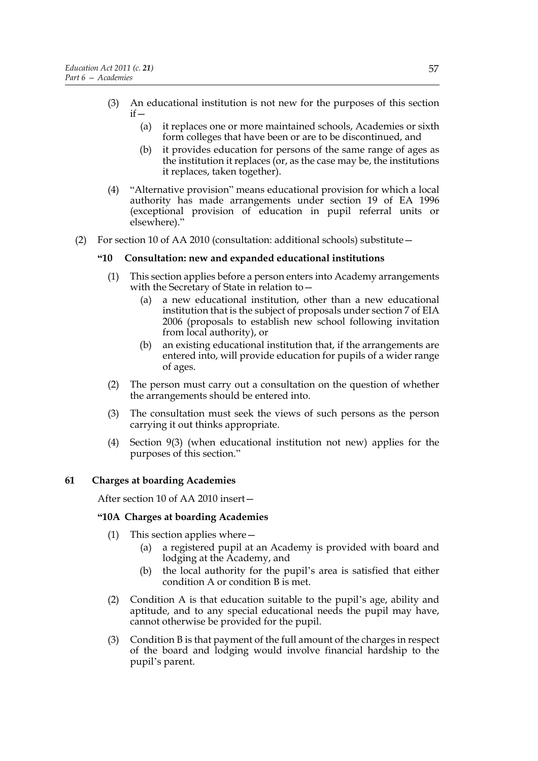(3) An educational institution is not new for the purposes of this section if—

   (a) it replaces one or more maintained schools, Academies or sixth form colleges that have been or are to be discontinued, and

   (b) it provides education for persons of the same range of ages as the institution it replaces (or, as the case may be, the institutions it replaces, taken together).

(4) "Alternative provision" means educational provision for which a local authority has made arrangements under section 19 of EA 1996 (exceptional provision of education in pupil referral units or elsewhere)."

(2) For section 10 of AA 2010 (consultation: additional schools) substitute—

**"10 Consultation: new and expanded educational institutions**

(1) This section applies before a person enters into Academy arrangements with the Secretary of State in relation to—

   (a) a new educational institution, other than a new educational institution that is the subject of proposals under section 7 of EIA 2006 (proposals to establish new school following invitation from local authority), or

   (b) an existing educational institution that, if the arrangements are entered into, will provide education for pupils of a wider range of ages.

(2) The person must carry out a consultation on the question of whether the arrangements should be entered into.

(3) The consultation must seek the views of such persons as the person carrying it out thinks appropriate.

(4) Section 9(3) (when educational institution not new) applies for the purposes of this section."

## 61 Charges at boarding Academies

After section 10 of AA 2010 insert—

**"10A Charges at boarding Academies**

(1) This section applies where—

   (a) a registered pupil at an Academy is provided with board and lodging at the Academy, and

   (b) the local authority for the pupil's area is satisfied that either condition A or condition B is met.

(2) Condition A is that education suitable to the pupil's age, ability and aptitude, and to any special educational needs the pupil may have, cannot otherwise be provided for the pupil.

(3) Condition B is that payment of the full amount of the charges in respect of the board and lodging would involve financial hardship to the pupil's parent.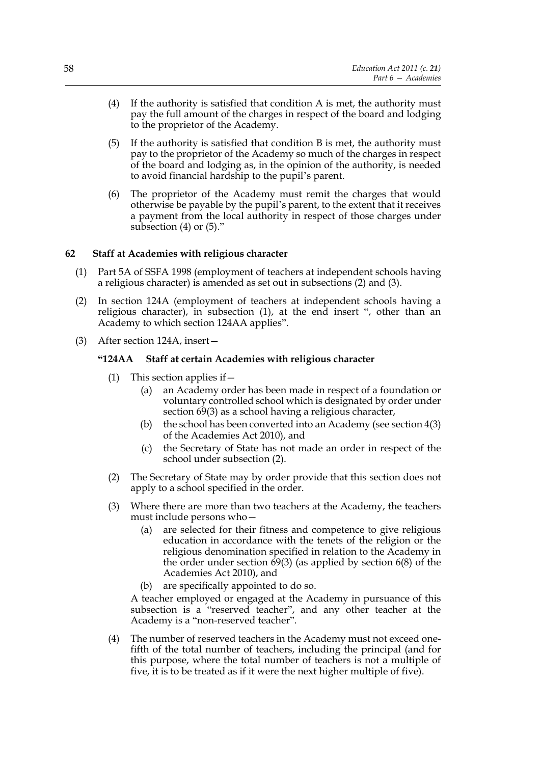(4) If the authority is satisfied that condition A is met, the authority must pay the full amount of the charges in respect of the board and lodging to the proprietor of the Academy.

(5) If the authority is satisfied that condition B is met, the authority must pay to the proprietor of the Academy so much of the charges in respect of the board and lodging as, in the opinion of the authority, is needed to avoid financial hardship to the pupil's parent.

(6) The proprietor of the Academy must remit the charges that would otherwise be payable by the pupil's parent, to the extent that it receives a payment from the local authority in respect of those charges under subsection (4) or (5)."

### 62 Staff at Academies with religious character

(1) Part 5A of SSFA 1998 (employment of teachers at independent schools having a religious character) is amended as set out in subsections (2) and (3).

(2) In section 124A (employment of teachers at independent schools having a religious character), in subsection (1), at the end insert ", other than an Academy to which section 124AA applies".

(3) After section 124A, insert—

**"124AA Staff at certain Academies with religious character**

(1) This section applies if—

(a) an Academy order has been made in respect of a foundation or voluntary controlled school which is designated by order under section 69(3) as a school having a religious character,

(b) the school has been converted into an Academy (see section 4(3) of the Academies Act 2010), and

(c) the Secretary of State has not made an order in respect of the school under subsection (2).

(2) The Secretary of State may by order provide that this section does not apply to a school specified in the order.

(3) Where there are more than two teachers at the Academy, the teachers must include persons who—

(a) are selected for their fitness and competence to give religious education in accordance with the tenets of the religion or the religious denomination specified in relation to the Academy in the order under section 69(3) (as applied by section 6(8) of the Academies Act 2010), and

(b) are specifically appointed to do so.

A teacher employed or engaged at the Academy in pursuance of this subsection is a "reserved teacher", and any other teacher at the Academy is a "non-reserved teacher".

(4) The number of reserved teachers in the Academy must not exceed one-fifth of the total number of teachers, including the principal (and for this purpose, where the total number of teachers is not a multiple of five, it is to be treated as if it were the next higher multiple of five).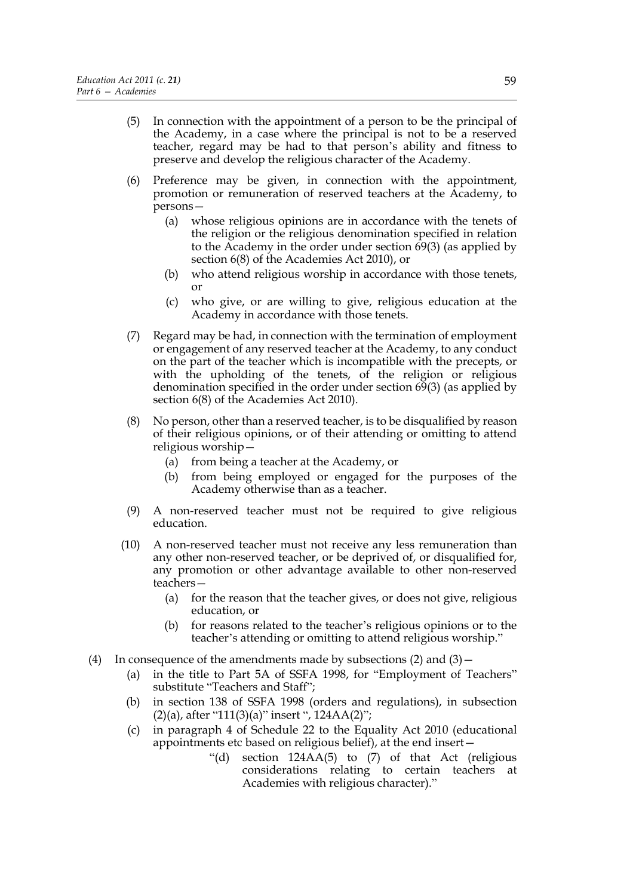(5) In connection with the appointment of a person to be the principal of the Academy, in a case where the principal is not to be a reserved teacher, regard may be had to that person's ability and fitness to preserve and develop the religious character of the Academy.

(6) Preference may be given, in connection with the appointment, promotion or remuneration of reserved teachers at the Academy, to persons—

(a) whose religious opinions are in accordance with the tenets of the religion or the religious denomination specified in relation to the Academy in the order under section 69(3) (as applied by section 6(8) of the Academies Act 2010), or

(b) who attend religious worship in accordance with those tenets, or

(c) who give, or are willing to give, religious education at the Academy in accordance with those tenets.

(7) Regard may be had, in connection with the termination of employment or engagement of any reserved teacher at the Academy, to any conduct on the part of the teacher which is incompatible with the precepts, or with the upholding of the tenets, of the religion or religious denomination specified in the order under section 69(3) (as applied by section 6(8) of the Academies Act 2010).

(8) No person, other than a reserved teacher, is to be disqualified by reason of their religious opinions, or of their attending or omitting to attend religious worship—

(a) from being a teacher at the Academy, or

(b) from being employed or engaged for the purposes of the Academy otherwise than as a teacher.

(9) A non-reserved teacher must not be required to give religious education.

(10) A non-reserved teacher must not receive any less remuneration than any other non-reserved teacher, or be deprived of, or disqualified for, any promotion or other advantage available to other non-reserved teachers—

(a) for the reason that the teacher gives, or does not give, religious education, or

(b) for reasons related to the teacher's religious opinions or to the teacher's attending or omitting to attend religious worship."

(4) In consequence of the amendments made by subsections (2) and (3)—

(a) in the title to Part 5A of SSFA 1998, for "Employment of Teachers" substitute "Teachers and Staff";

(b) in section 138 of SSFA 1998 (orders and regulations), in subsection (2)(a), after "111(3)(a)" insert ", 124AA(2)";

(c) in paragraph 4 of Schedule 22 to the Equality Act 2010 (educational appointments etc based on religious belief), at the end insert—

"(d) section 124AA(5) to (7) of that Act (religious considerations relating to certain teachers at Academies with religious character)."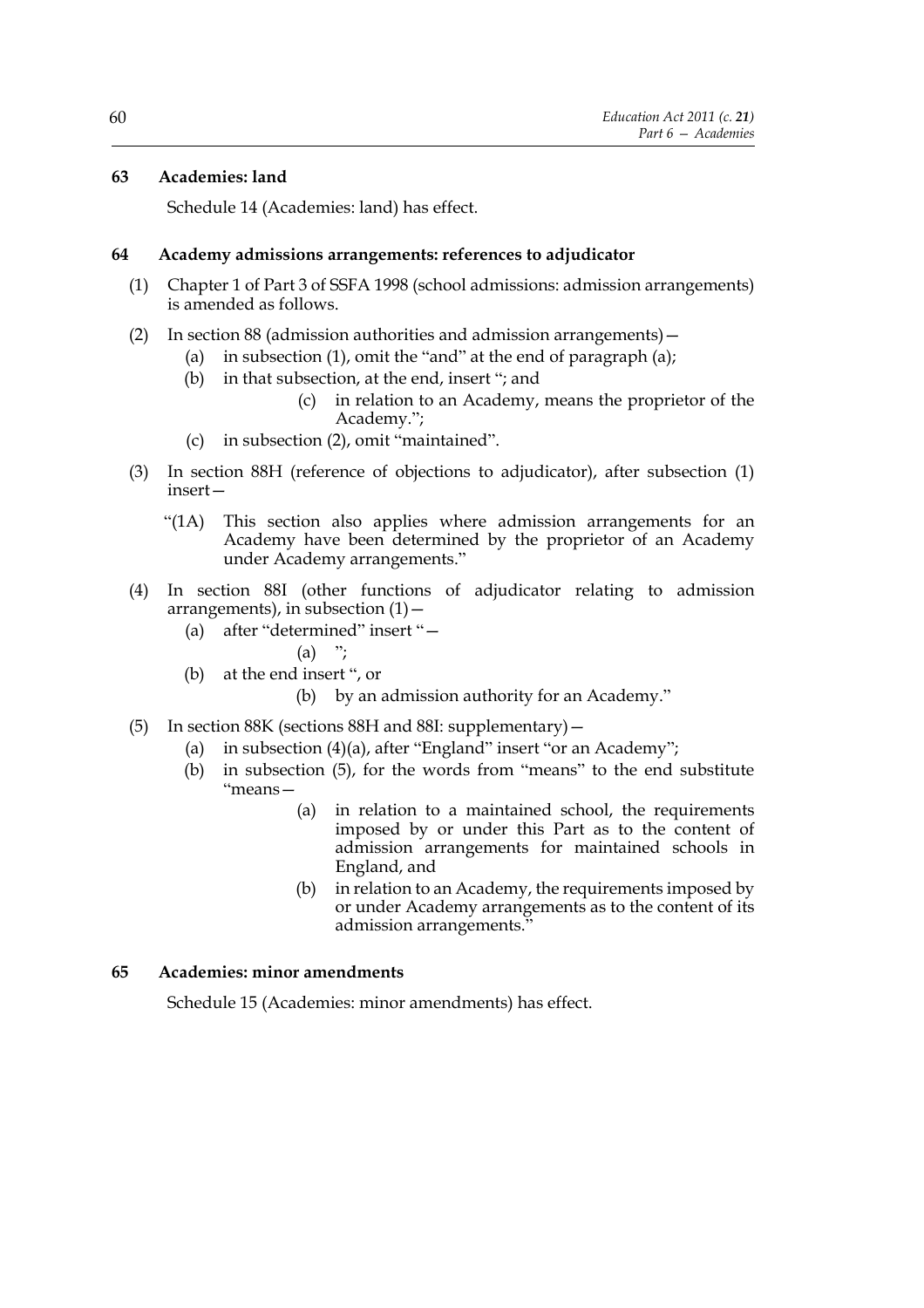**63 Academies: land**

Schedule 14 (Academies: land) has effect.

**64 Academy admissions arrangements: references to adjudicator**

(1) Chapter 1 of Part 3 of SSFA 1998 (school admissions: admission arrangements) is amended as follows.

(2) In section 88 (admission authorities and admission arrangements)—

(a) in subsection (1), omit the "and" at the end of paragraph (a);

(b) in that subsection, at the end, insert "; and

(c) in relation to an Academy, means the proprietor of the Academy.";

(c) in subsection (2), omit "maintained".

(3) In section 88H (reference of objections to adjudicator), after subsection (1) insert—

"(1A) This section also applies where admission arrangements for an Academy have been determined by the proprietor of an Academy under Academy arrangements."

(4) In section 88I (other functions of adjudicator relating to admission arrangements), in subsection (1)—

(a) after "determined" insert "—

(a) ";

(b) at the end insert ", or

(b) by an admission authority for an Academy."

(5) In section 88K (sections 88H and 88I: supplementary)—

(a) in subsection (4)(a), after "England" insert "or an Academy";

(b) in subsection (5), for the words from "means" to the end substitute "means—

(a) in relation to a maintained school, the requirements imposed by or under this Part as to the content of admission arrangements for maintained schools in England, and

(b) in relation to an Academy, the requirements imposed by or under Academy arrangements as to the content of its admission arrangements."

**65 Academies: minor amendments**

Schedule 15 (Academies: minor amendments) has effect.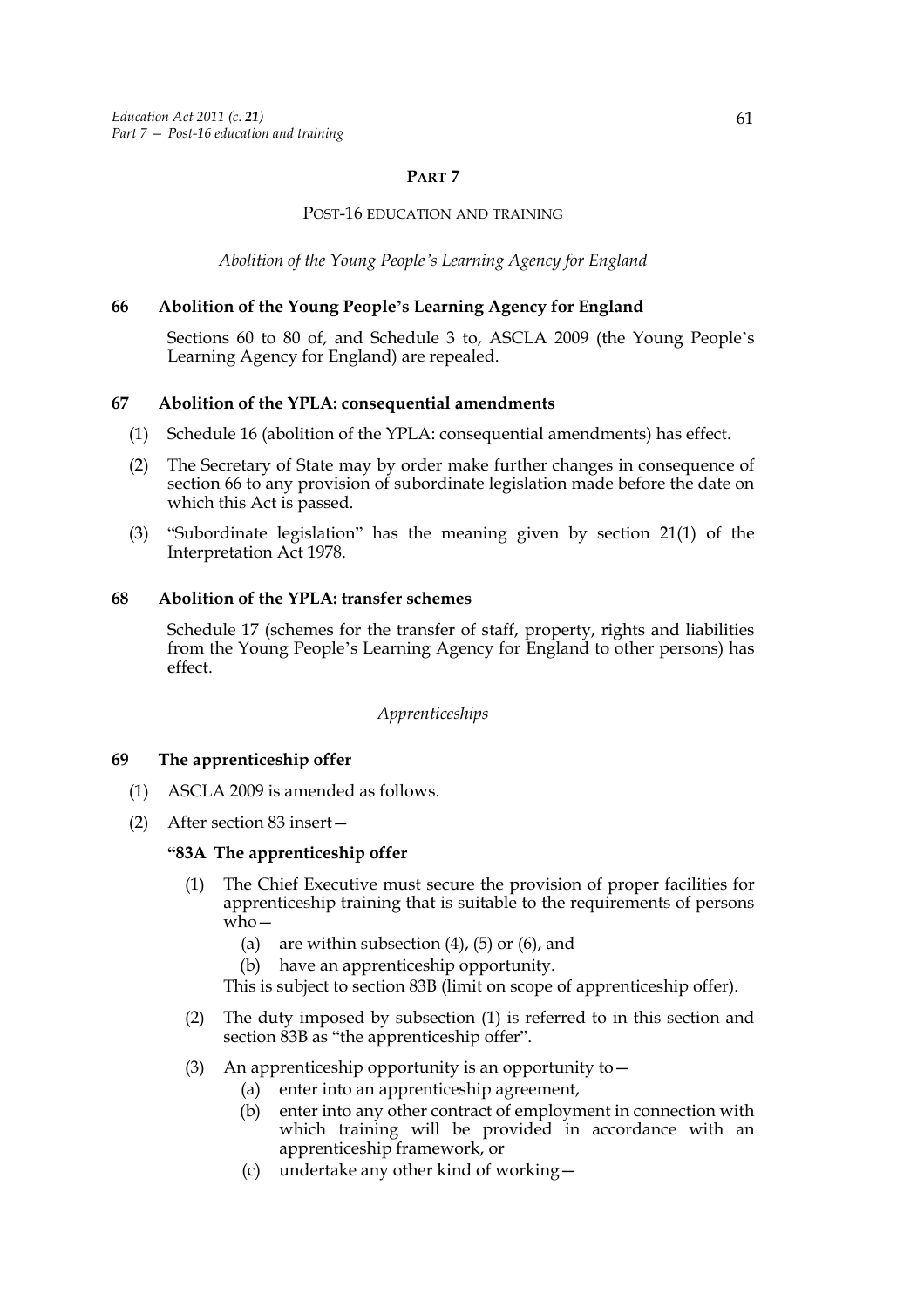# PART 7

## POST-16 EDUCATION AND TRAINING

*Abolition of the Young People's Learning Agency for England*

### 66 Abolition of the Young People's Learning Agency for England

Sections 60 to 80 of, and Schedule 3 to, ASCLA 2009 (the Young People's Learning Agency for England) are repealed.

### 67 Abolition of the YPLA: consequential amendments

(1) Schedule 16 (abolition of the YPLA: consequential amendments) has effect.

(2) The Secretary of State may by order make further changes in consequence of section 66 to any provision of subordinate legislation made before the date on which this Act is passed.

(3) "Subordinate legislation" has the meaning given by section 21(1) of the Interpretation Act 1978.

### 68 Abolition of the YPLA: transfer schemes

Schedule 17 (schemes for the transfer of staff, property, rights and liabilities from the Young People's Learning Agency for England to other persons) has effect.

*Apprenticeships*

### 69 The apprenticeship offer

(1) ASCLA 2009 is amended as follows.

(2) After section 83 insert—

**"83A The apprenticeship offer**

(1) The Chief Executive must secure the provision of proper facilities for apprenticeship training that is suitable to the requirements of persons who—

(a) are within subsection (4), (5) or (6), and

(b) have an apprenticeship opportunity.

This is subject to section 83B (limit on scope of apprenticeship offer).

(2) The duty imposed by subsection (1) is referred to in this section and section 83B as "the apprenticeship offer".

(3) An apprenticeship opportunity is an opportunity to—

(a) enter into an apprenticeship agreement,

(b) enter into any other contract of employment in connection with which training will be provided in accordance with an apprenticeship framework, or

(c) undertake any other kind of working—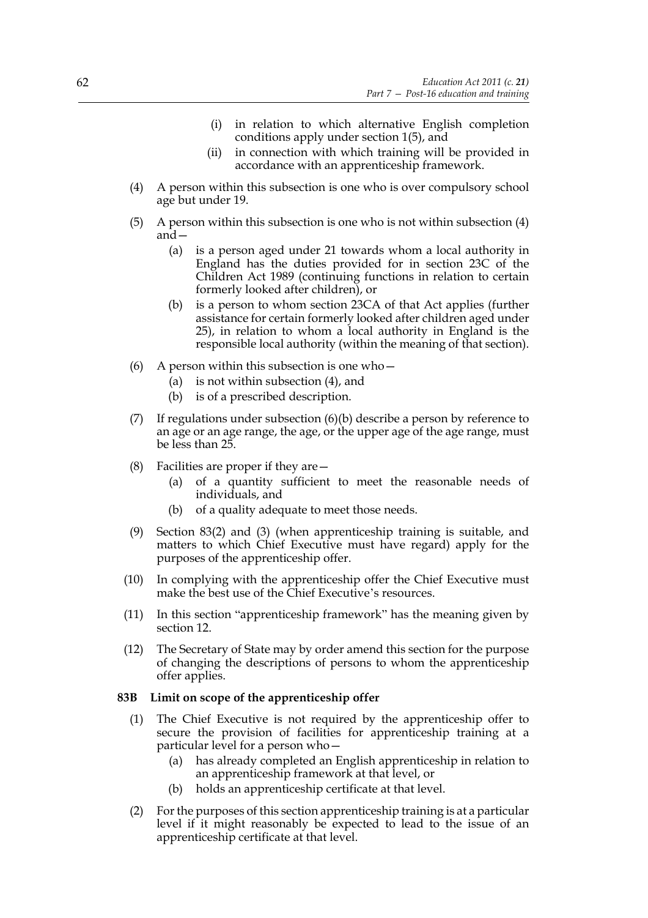(i) in relation to which alternative English completion conditions apply under section 1(5), and

(ii) in connection with which training will be provided in accordance with an apprenticeship framework.

(4) A person within this subsection is one who is over compulsory school age but under 19.

(5) A person within this subsection is one who is not within subsection (4) and—

(a) is a person aged under 21 towards whom a local authority in England has the duties provided for in section 23C of the Children Act 1989 (continuing functions in relation to certain formerly looked after children), or

(b) is a person to whom section 23CA of that Act applies (further assistance for certain formerly looked after children aged under 25), in relation to whom a local authority in England is the responsible local authority (within the meaning of that section).

(6) A person within this subsection is one who—

(a) is not within subsection (4), and

(b) is of a prescribed description.

(7) If regulations under subsection (6)(b) describe a person by reference to an age or an age range, the age, or the upper age of the age range, must be less than 25.

(8) Facilities are proper if they are—

(a) of a quantity sufficient to meet the reasonable needs of individuals, and

(b) of a quality adequate to meet those needs.

(9) Section 83(2) and (3) (when apprenticeship training is suitable, and matters to which Chief Executive must have regard) apply for the purposes of the apprenticeship offer.

(10) In complying with the apprenticeship offer the Chief Executive must make the best use of the Chief Executive's resources.

(11) In this section "apprenticeship framework" has the meaning given by section 12.

(12) The Secretary of State may by order amend this section for the purpose of changing the descriptions of persons to whom the apprenticeship offer applies.

**83B Limit on scope of the apprenticeship offer**

(1) The Chief Executive is not required by the apprenticeship offer to secure the provision of facilities for apprenticeship training at a particular level for a person who—

(a) has already completed an English apprenticeship in relation to an apprenticeship framework at that level, or

(b) holds an apprenticeship certificate at that level.

(2) For the purposes of this section apprenticeship training is at a particular level if it might reasonably be expected to lead to the issue of an apprenticeship certificate at that level.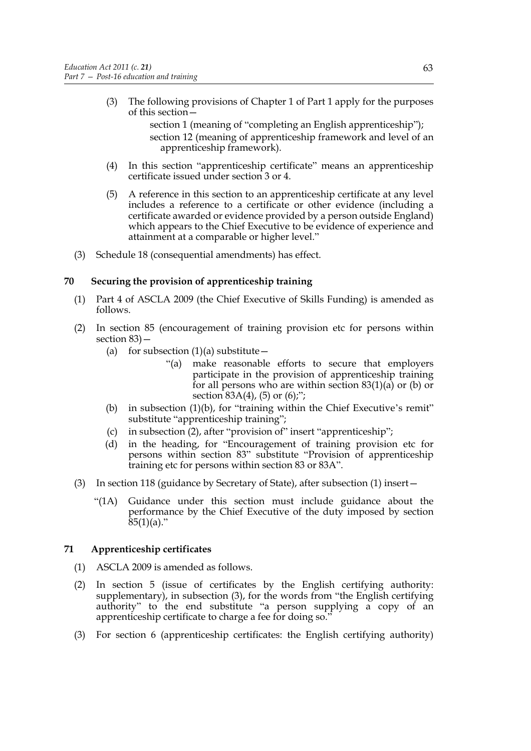(3) The following provisions of Chapter 1 of Part 1 apply for the purposes of this section—

section 1 (meaning of "completing an English apprenticeship");

section 12 (meaning of apprenticeship framework and level of an apprenticeship framework).

(4) In this section "apprenticeship certificate" means an apprenticeship certificate issued under section 3 or 4.

(5) A reference in this section to an apprenticeship certificate at any level includes a reference to a certificate or other evidence (including a certificate awarded or evidence provided by a person outside England) which appears to the Chief Executive to be evidence of experience and attainment at a comparable or higher level."

(3) Schedule 18 (consequential amendments) has effect.

## 70 Securing the provision of apprenticeship training

(1) Part 4 of ASCLA 2009 (the Chief Executive of Skills Funding) is amended as follows.

(2) In section 85 (encouragement of training provision etc for persons within section 83)—

(a) for subsection (1)(a) substitute—

"(a) make reasonable efforts to secure that employers participate in the provision of apprenticeship training for all persons who are within section 83(1)(a) or (b) or section 83A(4), (5) or (6);";

(b) in subsection (1)(b), for "training within the Chief Executive's remit" substitute "apprenticeship training";

(c) in subsection (2), after "provision of" insert "apprenticeship";

(d) in the heading, for "Encouragement of training provision etc for persons within section 83" substitute "Provision of apprenticeship training etc for persons within section 83 or 83A".

(3) In section 118 (guidance by Secretary of State), after subsection (1) insert—

"(1A) Guidance under this section must include guidance about the performance by the Chief Executive of the duty imposed by section 85(1)(a)."

## 71 Apprenticeship certificates

(1) ASCLA 2009 is amended as follows.

(2) In section 5 (issue of certificates by the English certifying authority: supplementary), in subsection (3), for the words from "the English certifying authority" to the end substitute "a person supplying a copy of an apprenticeship certificate to charge a fee for doing so."

(3) For section 6 (apprenticeship certificates: the English certifying authority)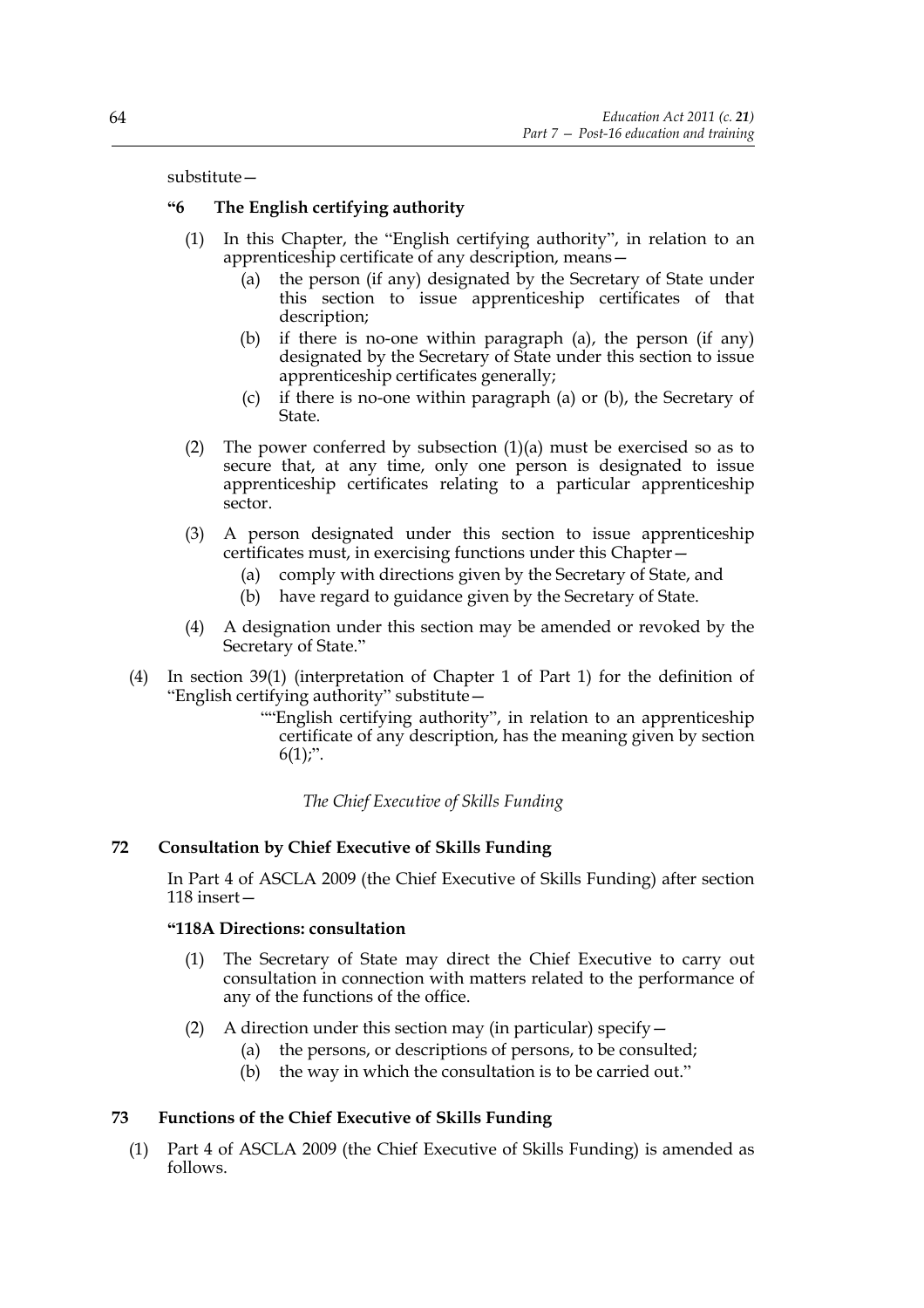substitute—

**"6 The English certifying authority**

(1) In this Chapter, the "English certifying authority", in relation to an apprenticeship certificate of any description, means—

(a) the person (if any) designated by the Secretary of State under this section to issue apprenticeship certificates of that description;

(b) if there is no-one within paragraph (a), the person (if any) designated by the Secretary of State under this section to issue apprenticeship certificates generally;

(c) if there is no-one within paragraph (a) or (b), the Secretary of State.

(2) The power conferred by subsection (1)(a) must be exercised so as to secure that, at any time, only one person is designated to issue apprenticeship certificates relating to a particular apprenticeship sector.

(3) A person designated under this section to issue apprenticeship certificates must, in exercising functions under this Chapter—

(a) comply with directions given by the Secretary of State, and

(b) have regard to guidance given by the Secretary of State.

(4) A designation under this section may be amended or revoked by the Secretary of State."

(4) In section 39(1) (interpretation of Chapter 1 of Part 1) for the definition of "English certifying authority" substitute—

""English certifying authority", in relation to an apprenticeship certificate of any description, has the meaning given by section 6(1);".

*The Chief Executive of Skills Funding*

**72 Consultation by Chief Executive of Skills Funding**

In Part 4 of ASCLA 2009 (the Chief Executive of Skills Funding) after section 118 insert—

**"118A Directions: consultation**

(1) The Secretary of State may direct the Chief Executive to carry out consultation in connection with matters related to the performance of any of the functions of the office.

(2) A direction under this section may (in particular) specify—

(a) the persons, or descriptions of persons, to be consulted;

(b) the way in which the consultation is to be carried out."

**73 Functions of the Chief Executive of Skills Funding**

(1) Part 4 of ASCLA 2009 (the Chief Executive of Skills Funding) is amended as follows.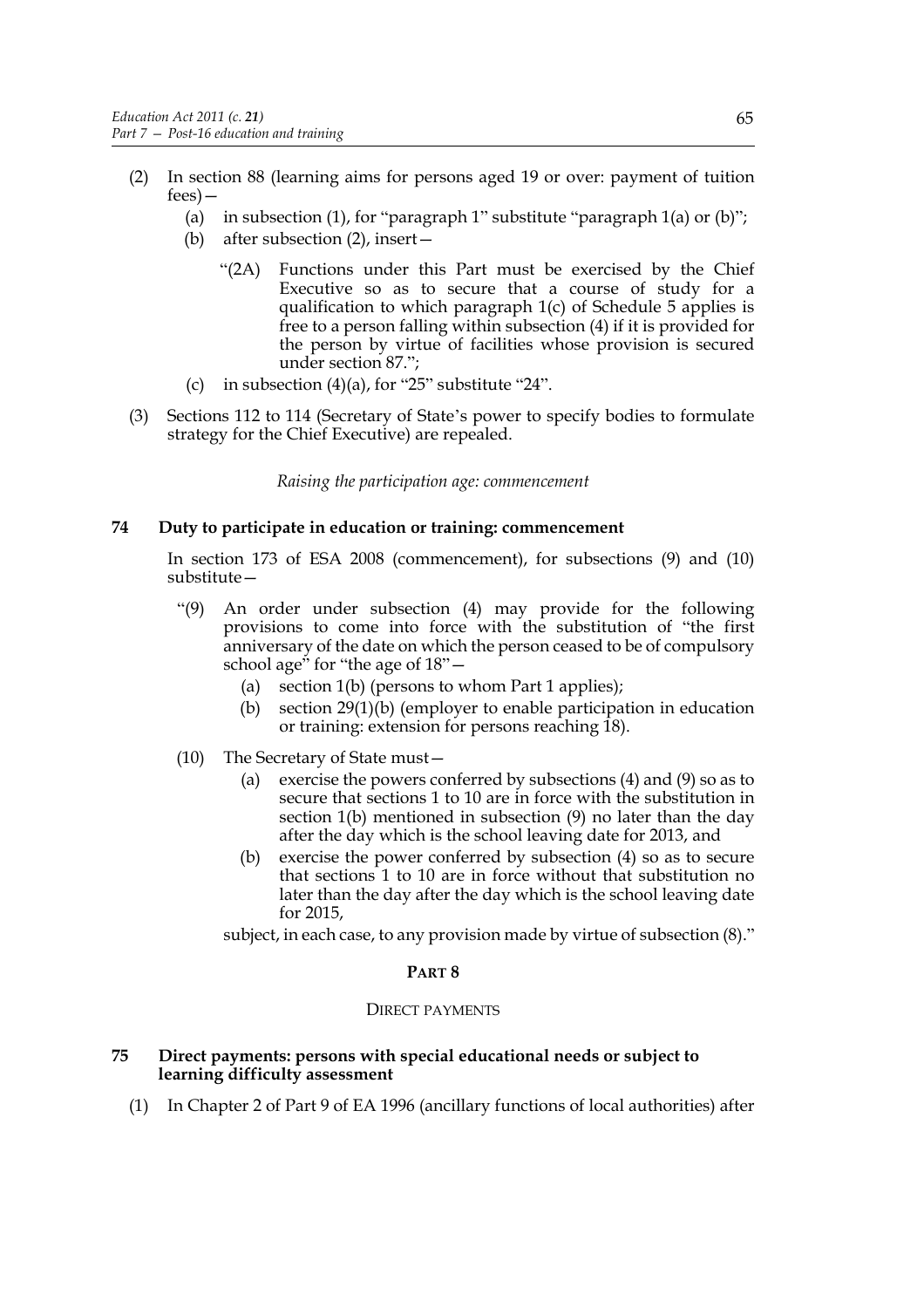(2) In section 88 (learning aims for persons aged 19 or over: payment of tuition fees)—

   (a) in subsection (1), for "paragraph 1" substitute "paragraph 1(a) or (b)";

   (b) after subsection (2), insert—

      "(2A) Functions under this Part must be exercised by the Chief Executive so as to secure that a course of study for a qualification to which paragraph 1(c) of Schedule 5 applies is free to a person falling within subsection (4) if it is provided for the person by virtue of facilities whose provision is secured under section 87.";

   (c) in subsection (4)(a), for "25" substitute "24".

(3) Sections 112 to 114 (Secretary of State's power to specify bodies to formulate strategy for the Chief Executive) are repealed.

*Raising the participation age: commencement*

### 74 Duty to participate in education or training: commencement

In section 173 of ESA 2008 (commencement), for subsections (9) and (10) substitute—

"(9) An order under subsection (4) may provide for the following provisions to come into force with the substitution of "the first anniversary of the date on which the person ceased to be of compulsory school age" for "the age of 18"—

   (a) section 1(b) (persons to whom Part 1 applies);

   (b) section 29(1)(b) (employer to enable participation in education or training: extension for persons reaching 18).

(10) The Secretary of State must—

   (a) exercise the powers conferred by subsections (4) and (9) so as to secure that sections 1 to 10 are in force with the substitution in section 1(b) mentioned in subsection (9) no later than the day after the day which is the school leaving date for 2013, and

   (b) exercise the power conferred by subsection (4) so as to secure that sections 1 to 10 are in force without that substitution no later than the day after the day which is the school leaving date for 2015,

subject, in each case, to any provision made by virtue of subsection (8)."

## PART 8

## DIRECT PAYMENTS

### 75 Direct payments: persons with special educational needs or subject to learning difficulty assessment

(1) In Chapter 2 of Part 9 of EA 1996 (ancillary functions of local authorities) after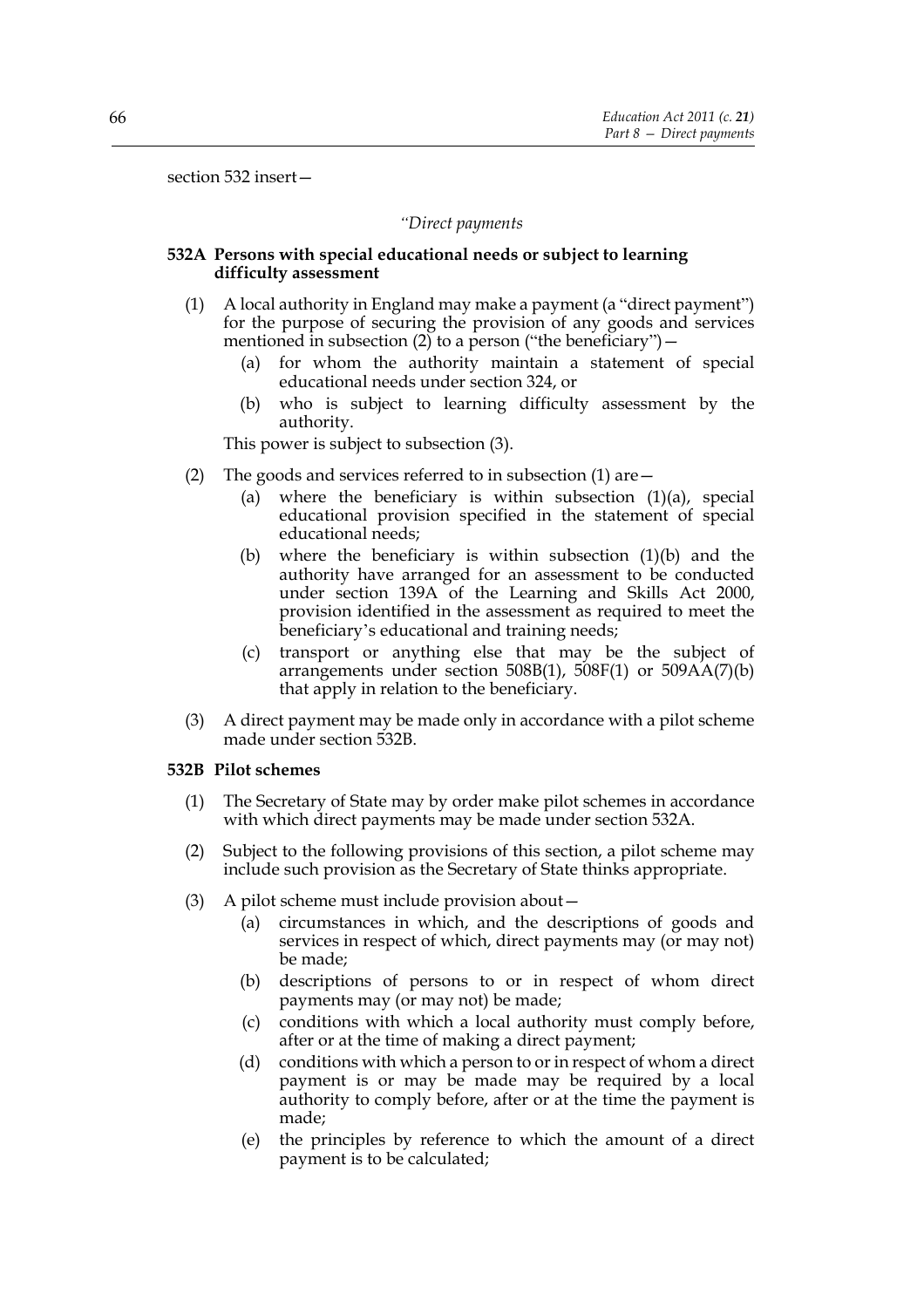section 532 insert—

*"Direct payments*

**532A Persons with special educational needs or subject to learning difficulty assessment**

(1) A local authority in England may make a payment (a "direct payment") for the purpose of securing the provision of any goods and services mentioned in subsection (2) to a person ("the beneficiary")—

   (a) for whom the authority maintain a statement of special educational needs under section 324, or

   (b) who is subject to learning difficulty assessment by the authority.

   This power is subject to subsection (3).

(2) The goods and services referred to in subsection (1) are—

   (a) where the beneficiary is within subsection (1)(a), special educational provision specified in the statement of special educational needs;

   (b) where the beneficiary is within subsection (1)(b) and the authority have arranged for an assessment to be conducted under section 139A of the Learning and Skills Act 2000, provision identified in the assessment as required to meet the beneficiary's educational and training needs;

   (c) transport or anything else that may be the subject of arrangements under section 508B(1), 508F(1) or 509AA(7)(b) that apply in relation to the beneficiary.

(3) A direct payment may be made only in accordance with a pilot scheme made under section 532B.

**532B Pilot schemes**

(1) The Secretary of State may by order make pilot schemes in accordance with which direct payments may be made under section 532A.

(2) Subject to the following provisions of this section, a pilot scheme may include such provision as the Secretary of State thinks appropriate.

(3) A pilot scheme must include provision about—

   (a) circumstances in which, and the descriptions of goods and services in respect of which, direct payments may (or may not) be made;

   (b) descriptions of persons to or in respect of whom direct payments may (or may not) be made;

   (c) conditions with which a local authority must comply before, after or at the time of making a direct payment;

   (d) conditions with which a person to or in respect of whom a direct payment is or may be made may be required by a local authority to comply before, after or at the time the payment is made;

   (e) the principles by reference to which the amount of a direct payment is to be calculated;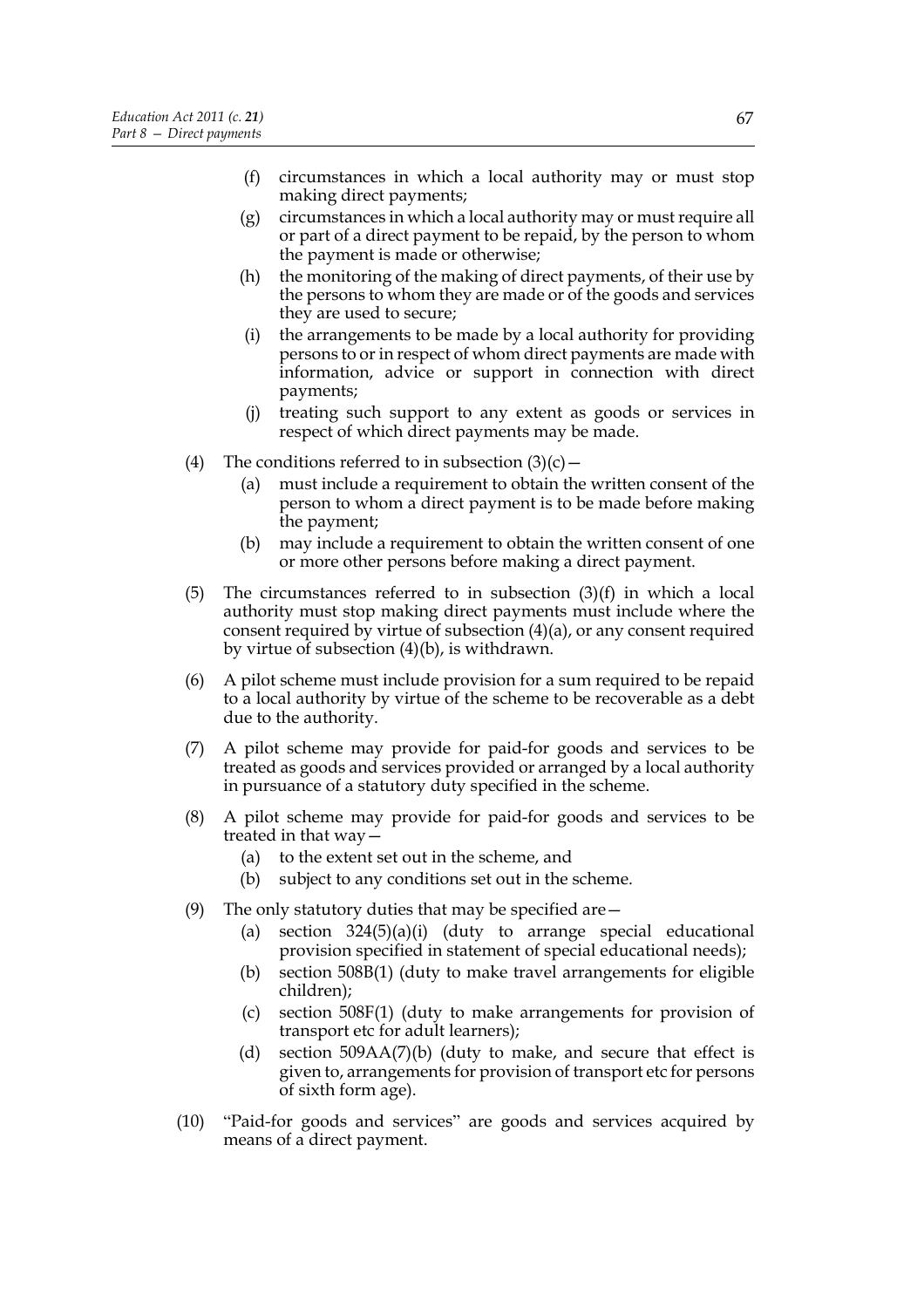(f) circumstances in which a local authority may or must stop making direct payments;

(g) circumstances in which a local authority may or must require all or part of a direct payment to be repaid, by the person to whom the payment is made or otherwise;

(h) the monitoring of the making of direct payments, of their use by the persons to whom they are made or of the goods and services they are used to secure;

(i) the arrangements to be made by a local authority for providing persons to or in respect of whom direct payments are made with information, advice or support in connection with direct payments;

(j) treating such support to any extent as goods or services in respect of which direct payments may be made.

(4) The conditions referred to in subsection (3)(c)—

(a) must include a requirement to obtain the written consent of the person to whom a direct payment is to be made before making the payment;

(b) may include a requirement to obtain the written consent of one or more other persons before making a direct payment.

(5) The circumstances referred to in subsection (3)(f) in which a local authority must stop making direct payments must include where the consent required by virtue of subsection (4)(a), or any consent required by virtue of subsection (4)(b), is withdrawn.

(6) A pilot scheme must include provision for a sum required to be repaid to a local authority by virtue of the scheme to be recoverable as a debt due to the authority.

(7) A pilot scheme may provide for paid-for goods and services to be treated as goods and services provided or arranged by a local authority in pursuance of a statutory duty specified in the scheme.

(8) A pilot scheme may provide for paid-for goods and services to be treated in that way—

(a) to the extent set out in the scheme, and

(b) subject to any conditions set out in the scheme.

(9) The only statutory duties that may be specified are—

(a) section 324(5)(a)(i) (duty to arrange special educational provision specified in statement of special educational needs);

(b) section 508B(1) (duty to make travel arrangements for eligible children);

(c) section 508F(1) (duty to make arrangements for provision of transport etc for adult learners);

(d) section 509AA(7)(b) (duty to make, and secure that effect is given to, arrangements for provision of transport etc for persons of sixth form age).

(10) "Paid-for goods and services" are goods and services acquired by means of a direct payment.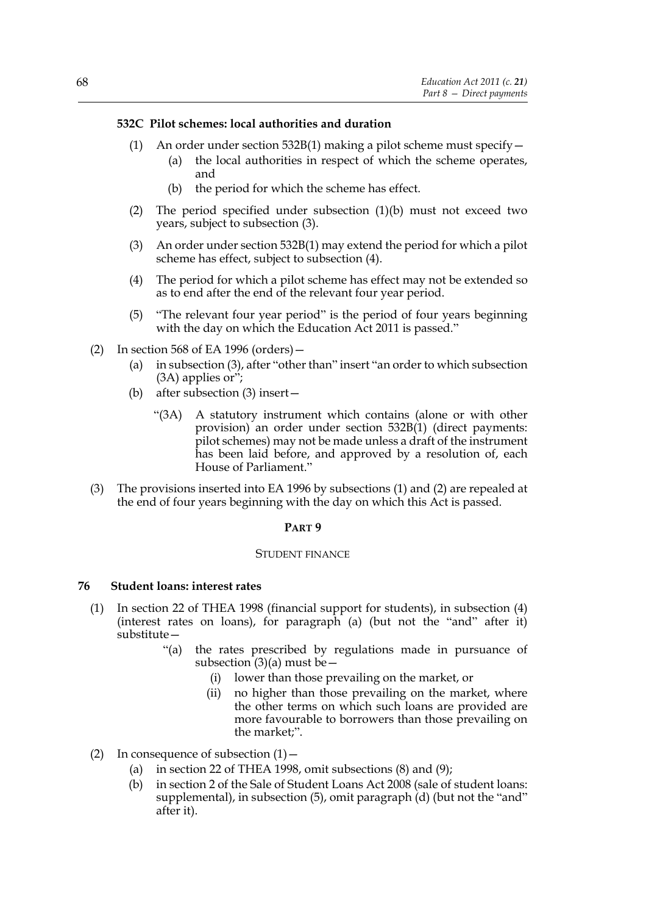#### 532C Pilot schemes: local authorities and duration

(1) An order under section 532B(1) making a pilot scheme must specify—

  (a) the local authorities in respect of which the scheme operates, and

  (b) the period for which the scheme has effect.

(2) The period specified under subsection (1)(b) must not exceed two years, subject to subsection (3).

(3) An order under section 532B(1) may extend the period for which a pilot scheme has effect, subject to subsection (4).

(4) The period for which a pilot scheme has effect may not be extended so as to end after the end of the relevant four year period.

(5) "The relevant four year period" is the period of four years beginning with the day on which the Education Act 2011 is passed."

(2) In section 568 of EA 1996 (orders)—

  (a) in subsection (3), after "other than" insert "an order to which subsection (3A) applies or";

  (b) after subsection (3) insert—

    "(3A) A statutory instrument which contains (alone or with other provision) an order under section 532B(1) (direct payments: pilot schemes) may not be made unless a draft of the instrument has been laid before, and approved by a resolution of, each House of Parliament."

(3) The provisions inserted into EA 1996 by subsections (1) and (2) are repealed at the end of four years beginning with the day on which this Act is passed.

## PART 9

## STUDENT FINANCE

### 76 Student loans: interest rates

(1) In section 22 of THEA 1998 (financial support for students), in subsection (4) (interest rates on loans), for paragraph (a) (but not the "and" after it) substitute—

  "(a) the rates prescribed by regulations made in pursuance of subsection (3)(a) must be—

    (i) lower than those prevailing on the market, or

    (ii) no higher than those prevailing on the market, where the other terms on which such loans are provided are more favourable to borrowers than those prevailing on the market;".

(2) In consequence of subsection (1)—

  (a) in section 22 of THEA 1998, omit subsections (8) and (9);

  (b) in section 2 of the Sale of Student Loans Act 2008 (sale of student loans: supplemental), in subsection (5), omit paragraph (d) (but not the "and" after it).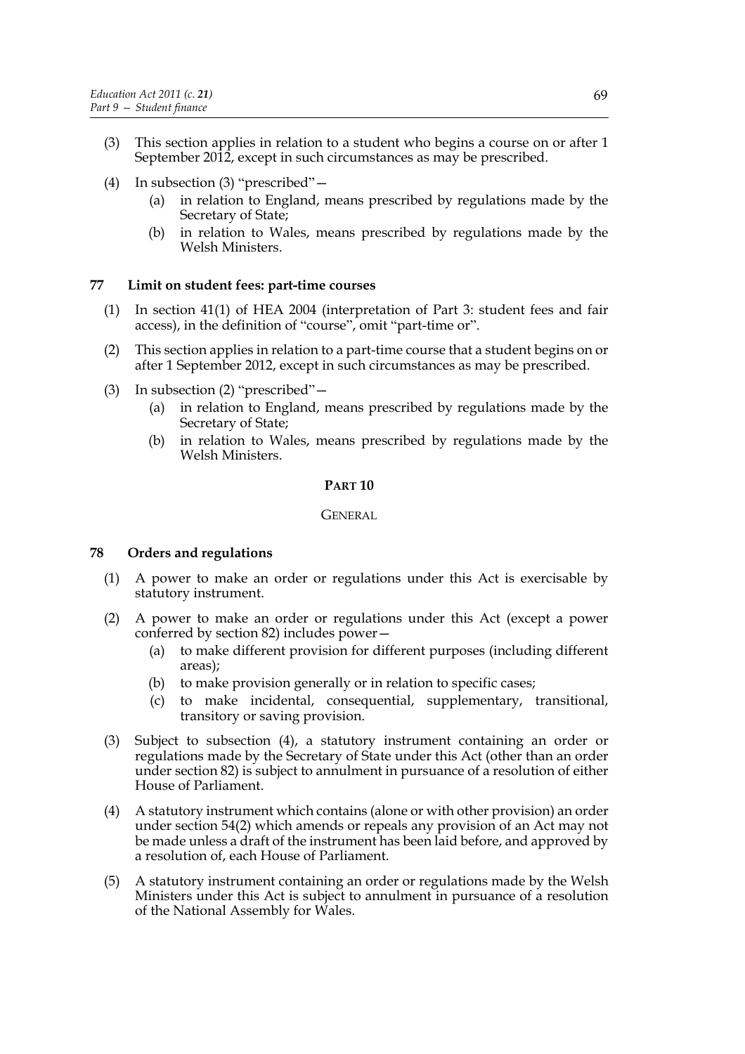(3) This section applies in relation to a student who begins a course on or after 1 September 2012, except in such circumstances as may be prescribed.

(4) In subsection (3) "prescribed"—

 (a) in relation to England, means prescribed by regulations made by the Secretary of State;

 (b) in relation to Wales, means prescribed by regulations made by the Welsh Ministers.

### 77 Limit on student fees: part-time courses

(1) In section 41(1) of HEA 2004 (interpretation of Part 3: student fees and fair access), in the definition of "course", omit "part-time or".

(2) This section applies in relation to a part-time course that a student begins on or after 1 September 2012, except in such circumstances as may be prescribed.

(3) In subsection (2) "prescribed"—

 (a) in relation to England, means prescribed by regulations made by the Secretary of State;

 (b) in relation to Wales, means prescribed by regulations made by the Welsh Ministers.

## PART 10

## GENERAL

### 78 Orders and regulations

(1) A power to make an order or regulations under this Act is exercisable by statutory instrument.

(2) A power to make an order or regulations under this Act (except a power conferred by section 82) includes power—

 (a) to make different provision for different purposes (including different areas);

 (b) to make provision generally or in relation to specific cases;

 (c) to make incidental, consequential, supplementary, transitional, transitory or saving provision.

(3) Subject to subsection (4), a statutory instrument containing an order or regulations made by the Secretary of State under this Act (other than an order under section 82) is subject to annulment in pursuance of a resolution of either House of Parliament.

(4) A statutory instrument which contains (alone or with other provision) an order under section 54(2) which amends or repeals any provision of an Act may not be made unless a draft of the instrument has been laid before, and approved by a resolution of, each House of Parliament.

(5) A statutory instrument containing an order or regulations made by the Welsh Ministers under this Act is subject to annulment in pursuance of a resolution of the National Assembly for Wales.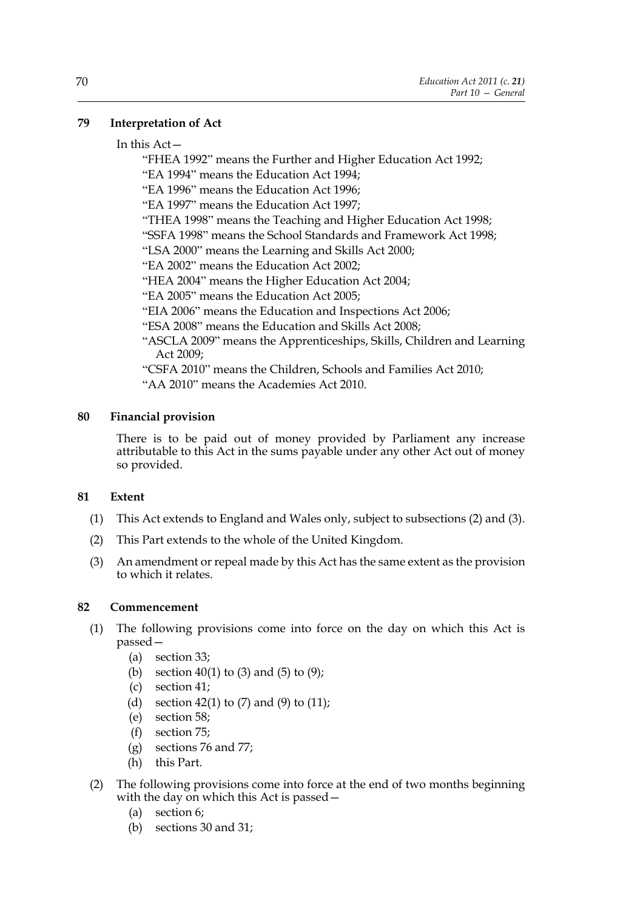## 79 Interpretation of Act

In this Act—

"FHEA 1992" means the Further and Higher Education Act 1992;

"EA 1994" means the Education Act 1994;

"EA 1996" means the Education Act 1996;

"EA 1997" means the Education Act 1997;

"THEA 1998" means the Teaching and Higher Education Act 1998;

"SSFA 1998" means the School Standards and Framework Act 1998;

"LSA 2000" means the Learning and Skills Act 2000;

"EA 2002" means the Education Act 2002;

"HEA 2004" means the Higher Education Act 2004;

"EA 2005" means the Education Act 2005;

"EIA 2006" means the Education and Inspections Act 2006;

"ESA 2008" means the Education and Skills Act 2008;

"ASCLA 2009" means the Apprenticeships, Skills, Children and Learning Act 2009;

"CSFA 2010" means the Children, Schools and Families Act 2010;

"AA 2010" means the Academies Act 2010.

## 80 Financial provision

There is to be paid out of money provided by Parliament any increase attributable to this Act in the sums payable under any other Act out of money so provided.

## 81 Extent

(1) This Act extends to England and Wales only, subject to subsections (2) and (3).

(2) This Part extends to the whole of the United Kingdom.

(3) An amendment or repeal made by this Act has the same extent as the provision to which it relates.

## 82 Commencement

(1) The following provisions come into force on the day on which this Act is passed—

- (a) section 33;
- (b) section 40(1) to (3) and (5) to (9);
- (c) section 41;
- (d) section 42(1) to (7) and (9) to (11);
- (e) section 58;
- (f) section 75;
- (g) sections 76 and 77;
- (h) this Part.

(2) The following provisions come into force at the end of two months beginning with the day on which this Act is passed—

- (a) section 6;
- (b) sections 30 and 31;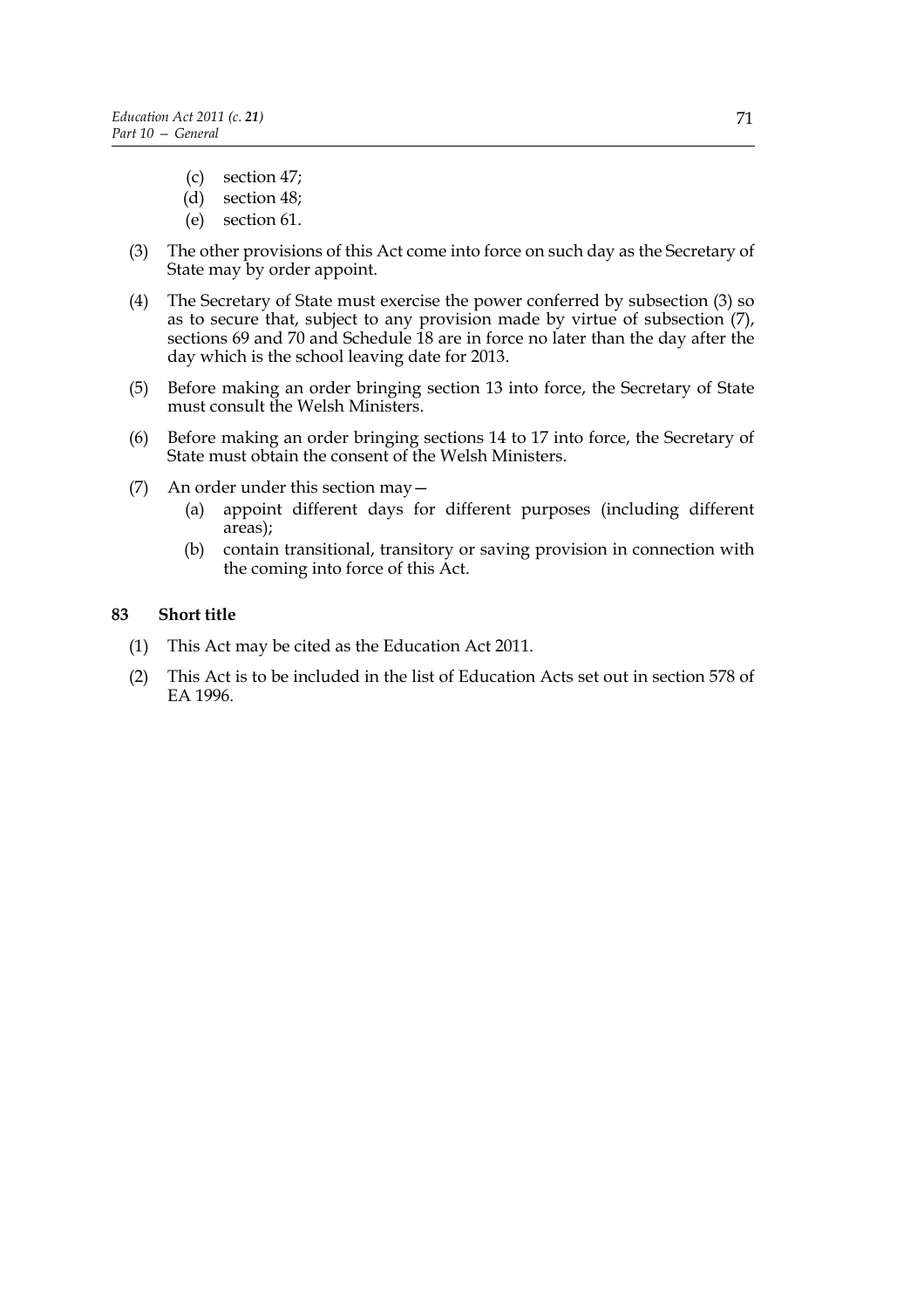(c) section 47;
(d) section 48;
(e) section 61.

(3) The other provisions of this Act come into force on such day as the Secretary of State may by order appoint.

(4) The Secretary of State must exercise the power conferred by subsection (3) so as to secure that, subject to any provision made by virtue of subsection (7), sections 69 and 70 and Schedule 18 are in force no later than the day after the day which is the school leaving date for 2013.

(5) Before making an order bringing section 13 into force, the Secretary of State must consult the Welsh Ministers.

(6) Before making an order bringing sections 14 to 17 into force, the Secretary of State must obtain the consent of the Welsh Ministers.

(7) An order under this section may—
   (a) appoint different days for different purposes (including different areas);
   (b) contain transitional, transitory or saving provision in connection with the coming into force of this Act.

### 83 Short title

(1) This Act may be cited as the Education Act 2011.

(2) This Act is to be included in the list of Education Acts set out in section 578 of EA 1996.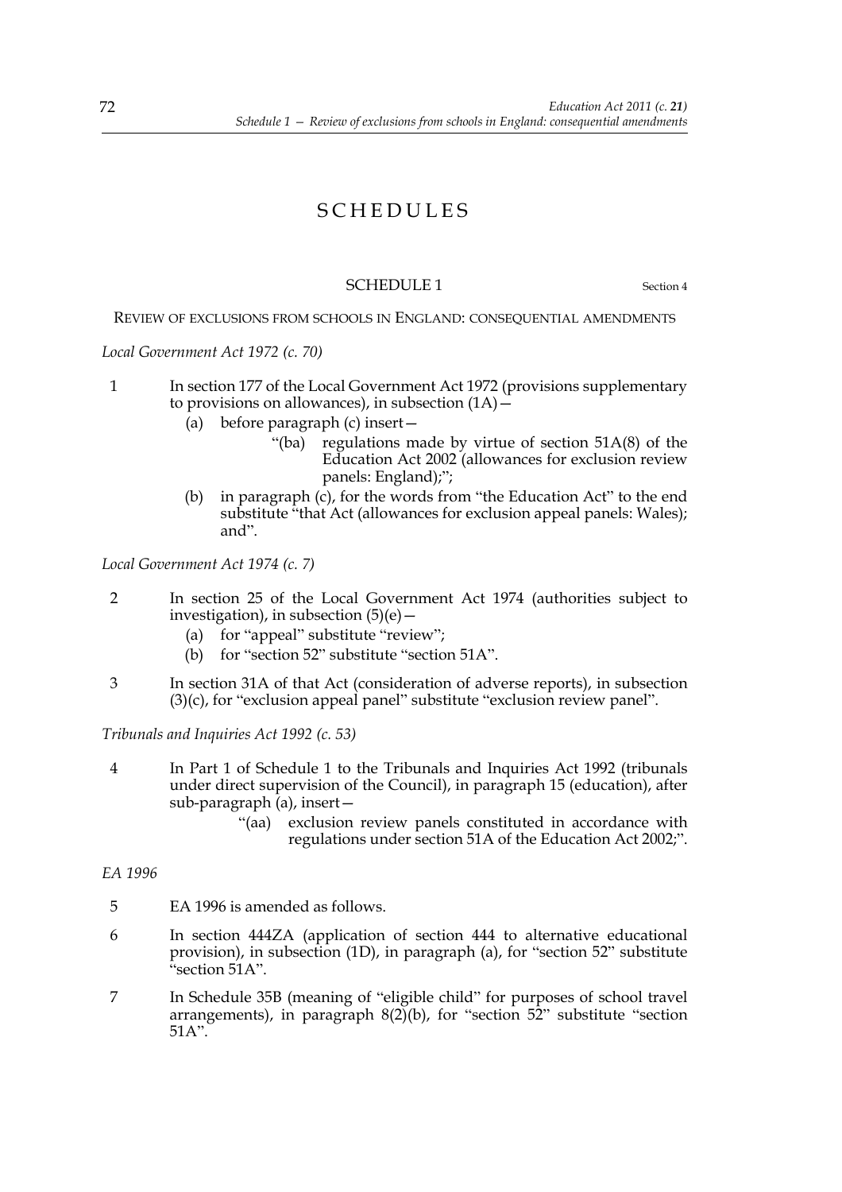# SCHEDULES

## SCHEDULE 1

Section 4

REVIEW OF EXCLUSIONS FROM SCHOOLS IN ENGLAND: CONSEQUENTIAL AMENDMENTS

*Local Government Act 1972 (c. 70)*

1 In section 177 of the Local Government Act 1972 (provisions supplementary to provisions on allowances), in subsection (1A)—

   (a) before paragraph (c) insert—

      "(ba) regulations made by virtue of section 51A(8) of the Education Act 2002 (allowances for exclusion review panels: England);";

   (b) in paragraph (c), for the words from "the Education Act" to the end substitute "that Act (allowances for exclusion appeal panels: Wales); and".

*Local Government Act 1974 (c. 7)*

2 In section 25 of the Local Government Act 1974 (authorities subject to investigation), in subsection (5)(e)—

   (a) for "appeal" substitute "review";

   (b) for "section 52" substitute "section 51A".

3 In section 31A of that Act (consideration of adverse reports), in subsection (3)(c), for "exclusion appeal panel" substitute "exclusion review panel".

*Tribunals and Inquiries Act 1992 (c. 53)*

4 In Part 1 of Schedule 1 to the Tribunals and Inquiries Act 1992 (tribunals under direct supervision of the Council), in paragraph 15 (education), after sub-paragraph (a), insert—

   "(aa) exclusion review panels constituted in accordance with regulations under section 51A of the Education Act 2002;".

*EA 1996*

5 EA 1996 is amended as follows.

6 In section 444ZA (application of section 444 to alternative educational provision), in subsection (1D), in paragraph (a), for "section 52" substitute "section 51A".

7 In Schedule 35B (meaning of "eligible child" for purposes of school travel arrangements), in paragraph 8(2)(b), for "section 52" substitute "section 51A".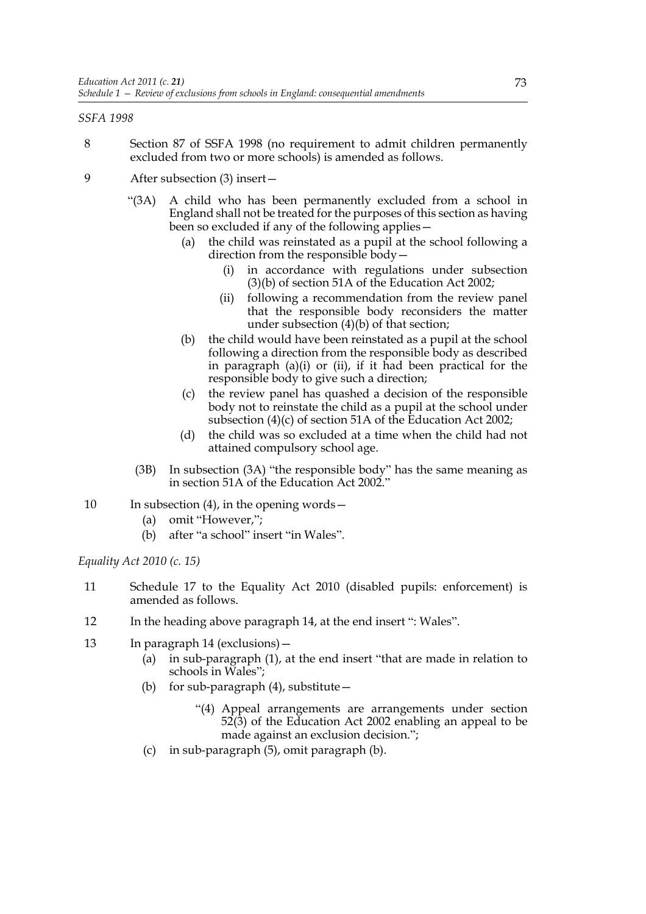*SSFA 1998*

8 Section 87 of SSFA 1998 (no requirement to admit children permanently excluded from two or more schools) is amended as follows.

9 After subsection (3) insert—

> "(3A) A child who has been permanently excluded from a school in England shall not be treated for the purposes of this section as having been so excluded if any of the following applies—
>
> (a) the child was reinstated as a pupil at the school following a direction from the responsible body—
>
> (i) in accordance with regulations under subsection (3)(b) of section 51A of the Education Act 2002;
>
> (ii) following a recommendation from the review panel that the responsible body reconsiders the matter under subsection (4)(b) of that section;
>
> (b) the child would have been reinstated as a pupil at the school following a direction from the responsible body as described in paragraph (a)(i) or (ii), if it had been practical for the responsible body to give such a direction;
>
> (c) the review panel has quashed a decision of the responsible body not to reinstate the child as a pupil at the school under subsection (4)(c) of section 51A of the Education Act 2002;
>
> (d) the child was so excluded at a time when the child had not attained compulsory school age.
>
> (3B) In subsection (3A) "the responsible body" has the same meaning as in section 51A of the Education Act 2002."

10 In subsection (4), in the opening words—

(a) omit "However,";

(b) after "a school" insert "in Wales".

*Equality Act 2010 (c. 15)*

11 Schedule 17 to the Equality Act 2010 (disabled pupils: enforcement) is amended as follows.

12 In the heading above paragraph 14, at the end insert ": Wales".

13 In paragraph 14 (exclusions)—

(a) in sub-paragraph (1), at the end insert "that are made in relation to schools in Wales";

(b) for sub-paragraph (4), substitute—

> "(4) Appeal arrangements are arrangements under section 52(3) of the Education Act 2002 enabling an appeal to be made against an exclusion decision.";

(c) in sub-paragraph (5), omit paragraph (b).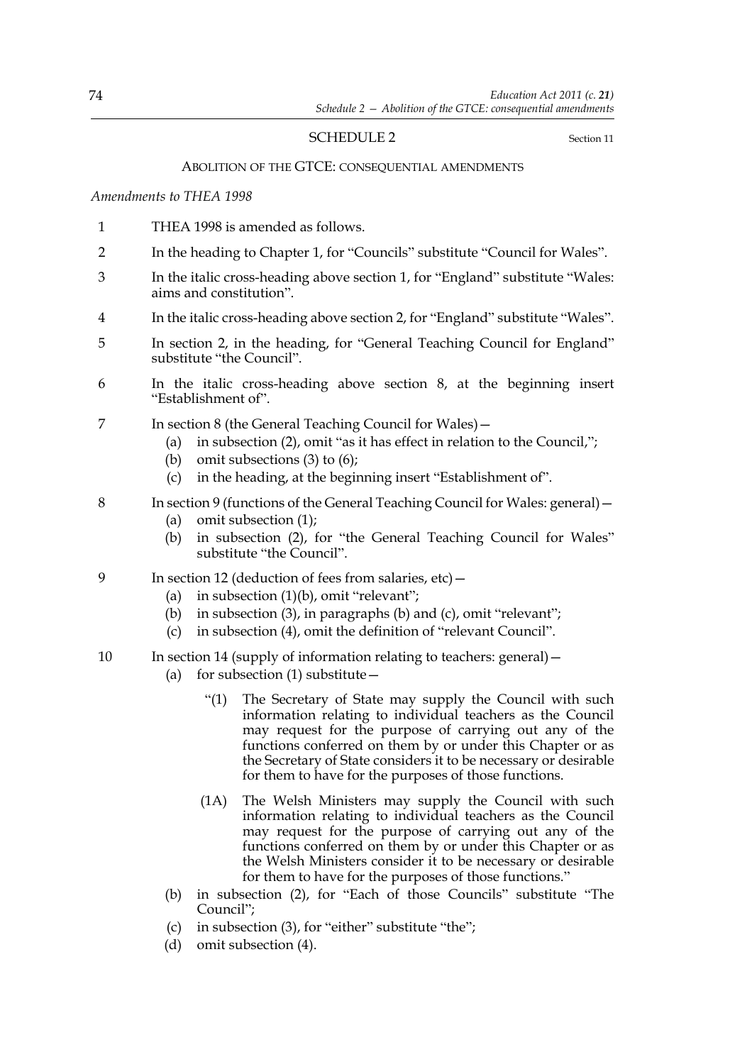## SCHEDULE 2

Section 11

### ABOLITION OF THE GTCE: CONSEQUENTIAL AMENDMENTS

*Amendments to THEA 1998*

1 THEA 1998 is amended as follows.

2 In the heading to Chapter 1, for "Councils" substitute "Council for Wales".

3 In the italic cross-heading above section 1, for "England" substitute "Wales: aims and constitution".

4 In the italic cross-heading above section 2, for "England" substitute "Wales".

5 In section 2, in the heading, for "General Teaching Council for England" substitute "the Council".

6 In the italic cross-heading above section 8, at the beginning insert "Establishment of".

7 In section 8 (the General Teaching Council for Wales)—

- (a) in subsection (2), omit "as it has effect in relation to the Council,";
- (b) omit subsections (3) to (6);
- (c) in the heading, at the beginning insert "Establishment of".

8 In section 9 (functions of the General Teaching Council for Wales: general)—

- (a) omit subsection (1);
- (b) in subsection (2), for "the General Teaching Council for Wales" substitute "the Council".

9 In section 12 (deduction of fees from salaries, etc)—

- (a) in subsection (1)(b), omit "relevant";
- (b) in subsection (3), in paragraphs (b) and (c), omit "relevant";
- (c) in subsection (4), omit the definition of "relevant Council".

10 In section 14 (supply of information relating to teachers: general)—

- (a) for subsection (1) substitute—

  "(1) The Secretary of State may supply the Council with such information relating to individual teachers as the Council may request for the purpose of carrying out any of the functions conferred on them by or under this Chapter or as the Secretary of State considers it to be necessary or desirable for them to have for the purposes of those functions.

  (1A) The Welsh Ministers may supply the Council with such information relating to individual teachers as the Council may request for the purpose of carrying out any of the functions conferred on them by or under this Chapter or as the Welsh Ministers consider it to be necessary or desirable for them to have for the purposes of those functions."

- (b) in subsection (2), for "Each of those Councils" substitute "The Council";
- (c) in subsection (3), for "either" substitute "the";
- (d) omit subsection (4).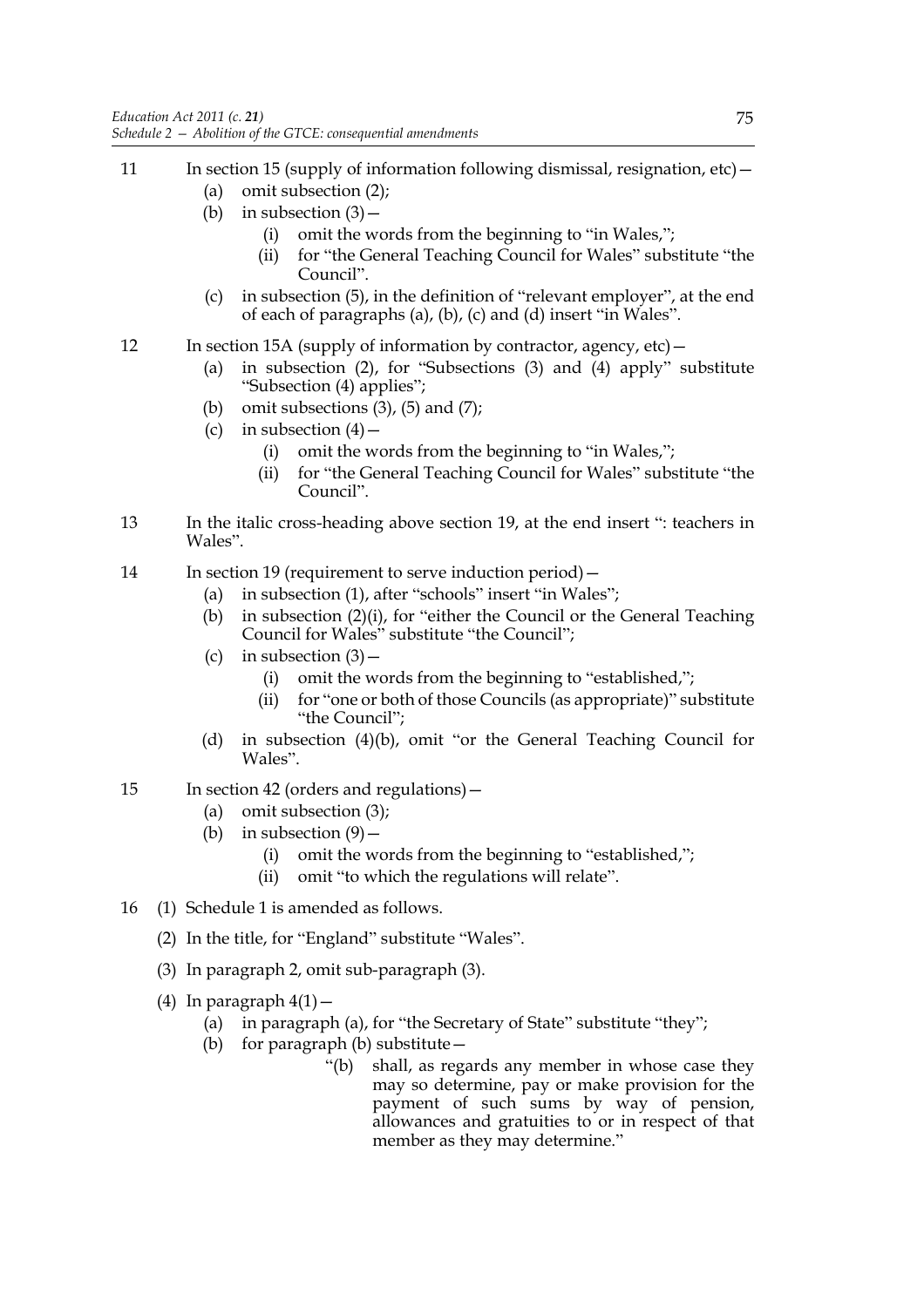11 In section 15 (supply of information following dismissal, resignation, etc)—

(a) omit subsection (2);

(b) in subsection (3)—

(i) omit the words from the beginning to "in Wales,";

(ii) for "the General Teaching Council for Wales" substitute "the Council".

(c) in subsection (5), in the definition of "relevant employer", at the end of each of paragraphs (a), (b), (c) and (d) insert "in Wales".

12 In section 15A (supply of information by contractor, agency, etc)—

(a) in subsection (2), for "Subsections (3) and (4) apply" substitute "Subsection (4) applies";

(b) omit subsections (3), (5) and (7);

(c) in subsection (4)—

(i) omit the words from the beginning to "in Wales,";

(ii) for "the General Teaching Council for Wales" substitute "the Council".

13 In the italic cross-heading above section 19, at the end insert ": teachers in Wales".

14 In section 19 (requirement to serve induction period)—

(a) in subsection (1), after "schools" insert "in Wales";

(b) in subsection (2)(i), for "either the Council or the General Teaching Council for Wales" substitute "the Council";

(c) in subsection (3)—

(i) omit the words from the beginning to "established,";

(ii) for "one or both of those Councils (as appropriate)" substitute "the Council";

(d) in subsection (4)(b), omit "or the General Teaching Council for Wales".

15 In section 42 (orders and regulations)—

(a) omit subsection (3);

(b) in subsection (9)—

(i) omit the words from the beginning to "established,";

(ii) omit "to which the regulations will relate".

16 (1) Schedule 1 is amended as follows.

(2) In the title, for "England" substitute "Wales".

(3) In paragraph 2, omit sub-paragraph (3).

(4) In paragraph 4(1)—

(a) in paragraph (a), for "the Secretary of State" substitute "they";

(b) for paragraph (b) substitute—

> "(b) shall, as regards any member in whose case they may so determine, pay or make provision for the payment of such sums by way of pension, allowances and gratuities to or in respect of that member as they may determine."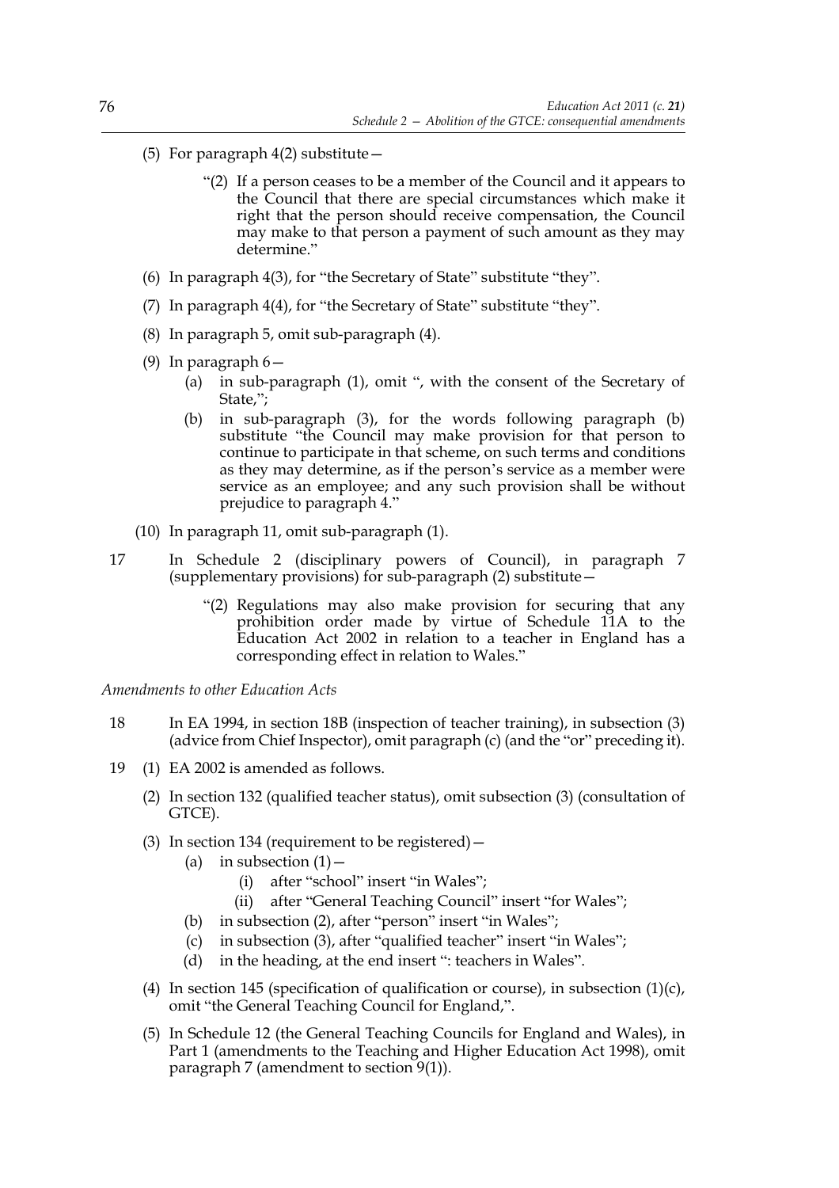(5) For paragraph 4(2) substitute—

> "(2) If a person ceases to be a member of the Council and it appears to the Council that there are special circumstances which make it right that the person should receive compensation, the Council may make to that person a payment of such amount as they may determine."

(6) In paragraph 4(3), for "the Secretary of State" substitute "they".

(7) In paragraph 4(4), for "the Secretary of State" substitute "they".

(8) In paragraph 5, omit sub-paragraph (4).

(9) In paragraph 6—

- (a) in sub-paragraph (1), omit ", with the consent of the Secretary of State,";
- (b) in sub-paragraph (3), for the words following paragraph (b) substitute "the Council may make provision for that person to continue to participate in that scheme, on such terms and conditions as they may determine, as if the person's service as a member were service as an employee; and any such provision shall be without prejudice to paragraph 4."

(10) In paragraph 11, omit sub-paragraph (1).

17 In Schedule 2 (disciplinary powers of Council), in paragraph 7 (supplementary provisions) for sub-paragraph (2) substitute—

> "(2) Regulations may also make provision for securing that any prohibition order made by virtue of Schedule 11A to the Education Act 2002 in relation to a teacher in England has a corresponding effect in relation to Wales."

*Amendments to other Education Acts*

18 In EA 1994, in section 18B (inspection of teacher training), in subsection (3) (advice from Chief Inspector), omit paragraph (c) (and the "or" preceding it).

19 (1) EA 2002 is amended as follows.

(2) In section 132 (qualified teacher status), omit subsection (3) (consultation of GTCE).

(3) In section 134 (requirement to be registered)—

- (a) in subsection (1)—
  - (i) after "school" insert "in Wales";
  - (ii) after "General Teaching Council" insert "for Wales";
- (b) in subsection (2), after "person" insert "in Wales";
- (c) in subsection (3), after "qualified teacher" insert "in Wales";
- (d) in the heading, at the end insert ": teachers in Wales".

(4) In section 145 (specification of qualification or course), in subsection (1)(c), omit "the General Teaching Council for England,".

(5) In Schedule 12 (the General Teaching Councils for England and Wales), in Part 1 (amendments to the Teaching and Higher Education Act 1998), omit paragraph 7 (amendment to section 9(1)).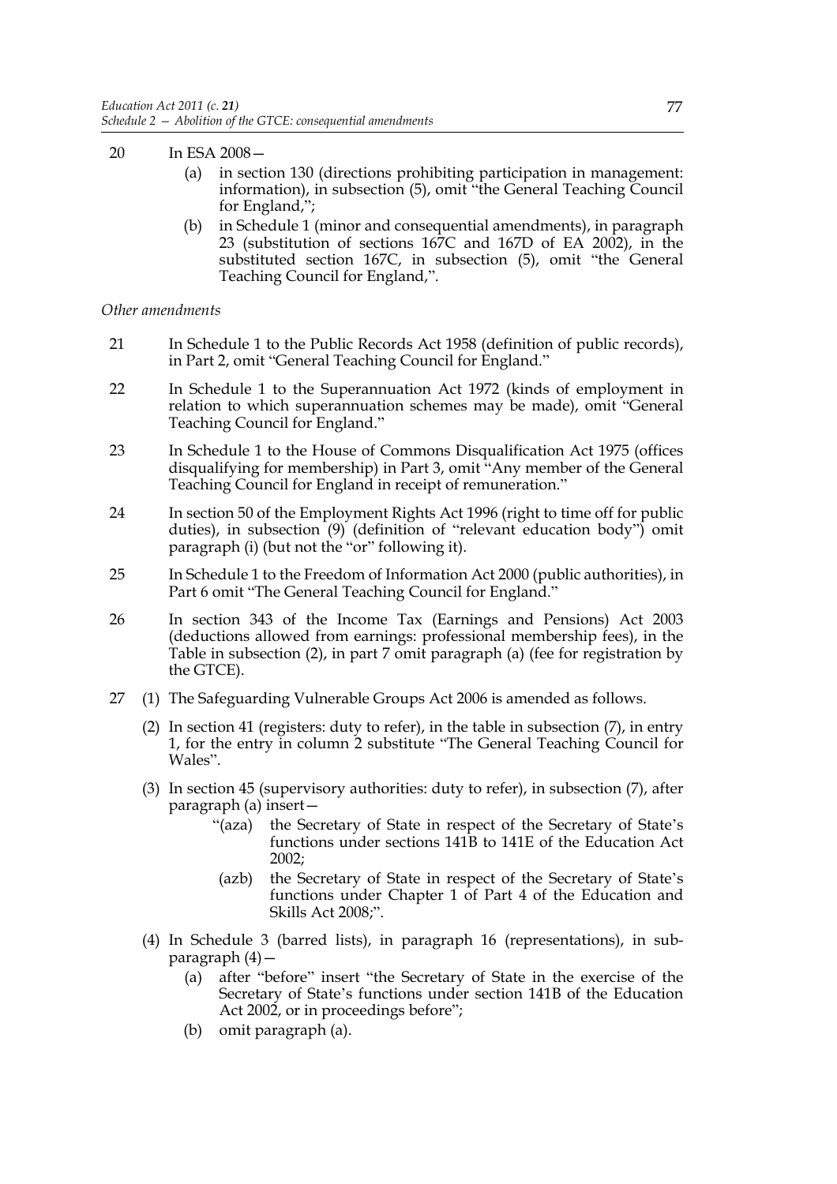20 In ESA 2008—

(a) in section 130 (directions prohibiting participation in management: information), in subsection (5), omit "the General Teaching Council for England,";

(b) in Schedule 1 (minor and consequential amendments), in paragraph 23 (substitution of sections 167C and 167D of EA 2002), in the substituted section 167C, in subsection (5), omit "the General Teaching Council for England,".

*Other amendments*

21 In Schedule 1 to the Public Records Act 1958 (definition of public records), in Part 2, omit "General Teaching Council for England."

22 In Schedule 1 to the Superannuation Act 1972 (kinds of employment in relation to which superannuation schemes may be made), omit "General Teaching Council for England."

23 In Schedule 1 to the House of Commons Disqualification Act 1975 (offices disqualifying for membership) in Part 3, omit "Any member of the General Teaching Council for England in receipt of remuneration."

24 In section 50 of the Employment Rights Act 1996 (right to time off for public duties), in subsection (9) (definition of "relevant education body") omit paragraph (i) (but not the "or" following it).

25 In Schedule 1 to the Freedom of Information Act 2000 (public authorities), in Part 6 omit "The General Teaching Council for England."

26 In section 343 of the Income Tax (Earnings and Pensions) Act 2003 (deductions allowed from earnings: professional membership fees), in the Table in subsection (2), in part 7 omit paragraph (a) (fee for registration by the GTCE).

27 (1) The Safeguarding Vulnerable Groups Act 2006 is amended as follows.

(2) In section 41 (registers: duty to refer), in the table in subsection (7), in entry 1, for the entry in column 2 substitute "The General Teaching Council for Wales".

(3) In section 45 (supervisory authorities: duty to refer), in subsection (7), after paragraph (a) insert—

"(aza) the Secretary of State in respect of the Secretary of State's functions under sections 141B to 141E of the Education Act 2002;

(azb) the Secretary of State in respect of the Secretary of State's functions under Chapter 1 of Part 4 of the Education and Skills Act 2008;".

(4) In Schedule 3 (barred lists), in paragraph 16 (representations), in sub-paragraph (4)—

(a) after "before" insert "the Secretary of State in the exercise of the Secretary of State's functions under section 141B of the Education Act 2002, or in proceedings before";

(b) omit paragraph (a).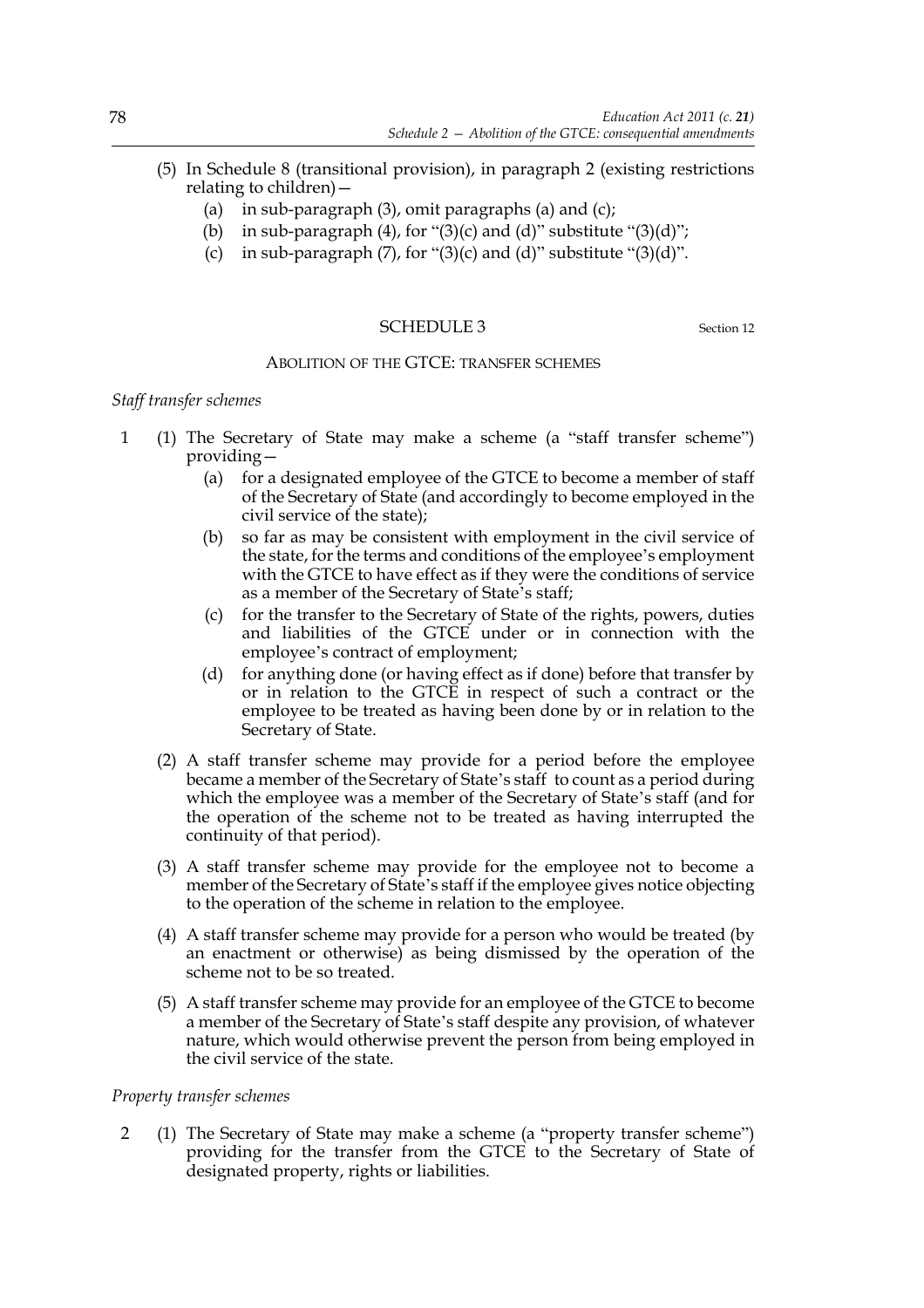(5) In Schedule 8 (transitional provision), in paragraph 2 (existing restrictions relating to children)—

(a) in sub-paragraph (3), omit paragraphs (a) and (c);

(b) in sub-paragraph (4), for "(3)(c) and (d)" substitute "(3)(d)";

(c) in sub-paragraph (7), for "(3)(c) and (d)" substitute "(3)(d)".

## SCHEDULE 3

Section 12

### ABOLITION OF THE GTCE: TRANSFER SCHEMES

*Staff transfer schemes*

1 (1) The Secretary of State may make a scheme (a "staff transfer scheme") providing—

(a) for a designated employee of the GTCE to become a member of staff of the Secretary of State (and accordingly to become employed in the civil service of the state);

(b) so far as may be consistent with employment in the civil service of the state, for the terms and conditions of the employee's employment with the GTCE to have effect as if they were the conditions of service as a member of the Secretary of State's staff;

(c) for the transfer to the Secretary of State of the rights, powers, duties and liabilities of the GTCE under or in connection with the employee's contract of employment;

(d) for anything done (or having effect as if done) before that transfer by or in relation to the GTCE in respect of such a contract or the employee to be treated as having been done by or in relation to the Secretary of State.

(2) A staff transfer scheme may provide for a period before the employee became a member of the Secretary of State's staff to count as a period during which the employee was a member of the Secretary of State's staff (and for the operation of the scheme not to be treated as having interrupted the continuity of that period).

(3) A staff transfer scheme may provide for the employee not to become a member of the Secretary of State's staff if the employee gives notice objecting to the operation of the scheme in relation to the employee.

(4) A staff transfer scheme may provide for a person who would be treated (by an enactment or otherwise) as being dismissed by the operation of the scheme not to be so treated.

(5) A staff transfer scheme may provide for an employee of the GTCE to become a member of the Secretary of State's staff despite any provision, of whatever nature, which would otherwise prevent the person from being employed in the civil service of the state.

*Property transfer schemes*

2 (1) The Secretary of State may make a scheme (a "property transfer scheme") providing for the transfer from the GTCE to the Secretary of State of designated property, rights or liabilities.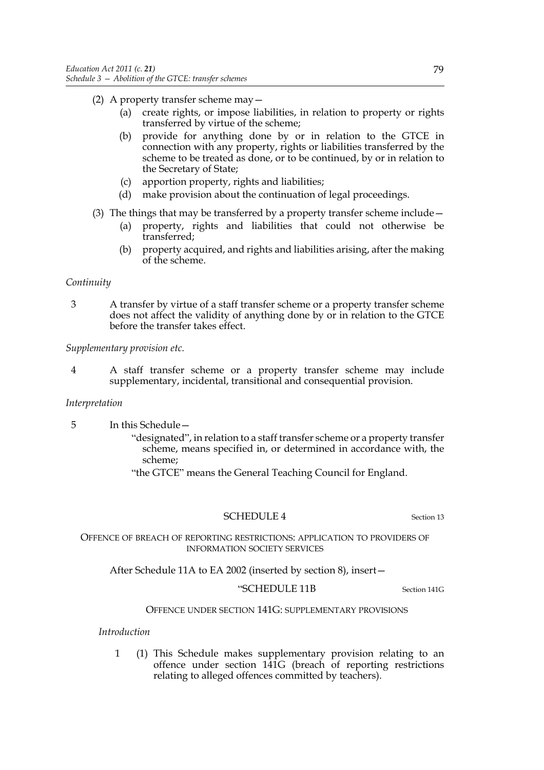(2) A property transfer scheme may—

   (a) create rights, or impose liabilities, in relation to property or rights transferred by virtue of the scheme;

   (b) provide for anything done by or in relation to the GTCE in connection with any property, rights or liabilities transferred by the scheme to be treated as done, or to be continued, by or in relation to the Secretary of State;

   (c) apportion property, rights and liabilities;

   (d) make provision about the continuation of legal proceedings.

(3) The things that may be transferred by a property transfer scheme include—

   (a) property, rights and liabilities that could not otherwise be transferred;

   (b) property acquired, and rights and liabilities arising, after the making of the scheme.

*Continuity*

3 A transfer by virtue of a staff transfer scheme or a property transfer scheme does not affect the validity of anything done by or in relation to the GTCE before the transfer takes effect.

*Supplementary provision etc.*

4 A staff transfer scheme or a property transfer scheme may include supplementary, incidental, transitional and consequential provision.

*Interpretation*

5 In this Schedule—

"designated", in relation to a staff transfer scheme or a property transfer scheme, means specified in, or determined in accordance with, the scheme;

"the GTCE" means the General Teaching Council for England.

## SCHEDULE 4

Section 13

OFFENCE OF BREACH OF REPORTING RESTRICTIONS: APPLICATION TO PROVIDERS OF INFORMATION SOCIETY SERVICES

After Schedule 11A to EA 2002 (inserted by section 8), insert—

"SCHEDULE 11B

Section 141G

OFFENCE UNDER SECTION 141G: SUPPLEMENTARY PROVISIONS

*Introduction*

1 (1) This Schedule makes supplementary provision relating to an offence under section 141G (breach of reporting restrictions relating to alleged offences committed by teachers).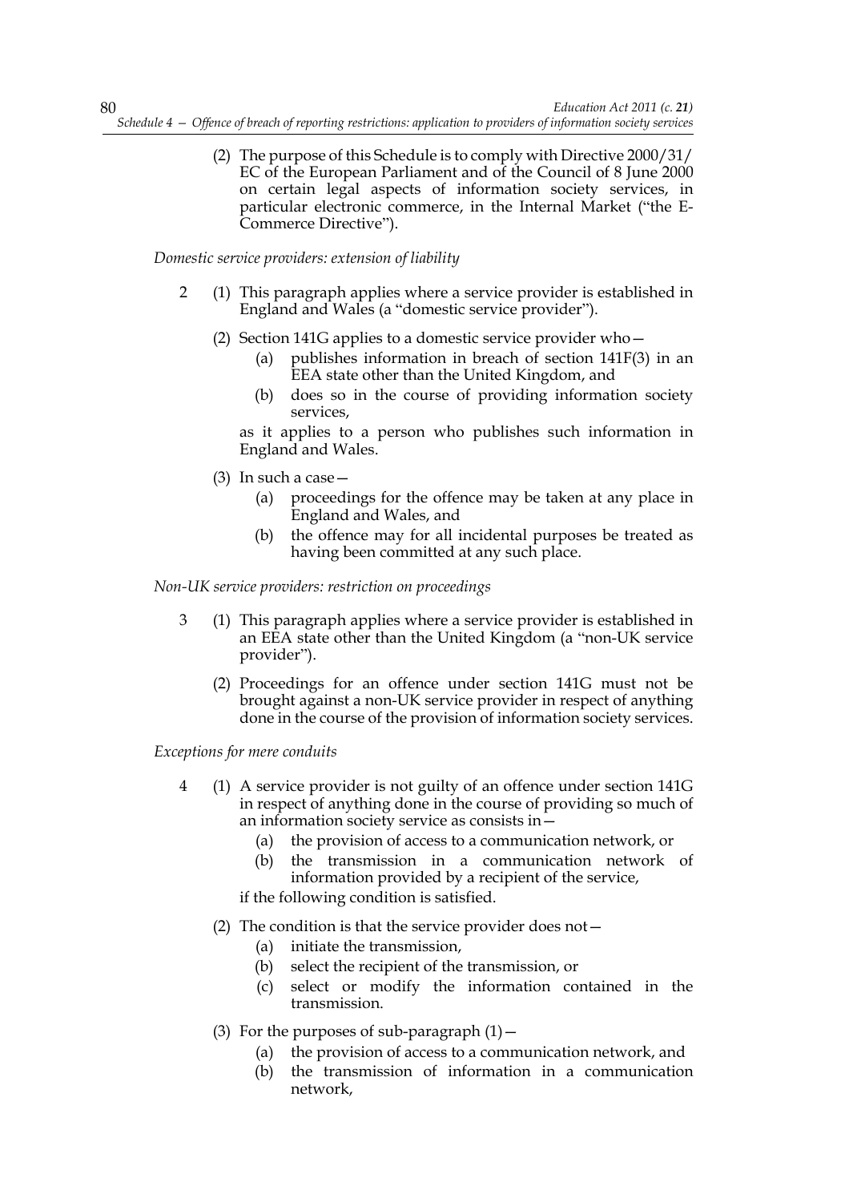(2) The purpose of this Schedule is to comply with Directive 2000/31/EC of the European Parliament and of the Council of 8 June 2000 on certain legal aspects of information society services, in particular electronic commerce, in the Internal Market ("the E-Commerce Directive").

*Domestic service providers: extension of liability*

2 (1) This paragraph applies where a service provider is established in England and Wales (a "domestic service provider").

(2) Section 141G applies to a domestic service provider who—

(a) publishes information in breach of section 141F(3) in an EEA state other than the United Kingdom, and

(b) does so in the course of providing information society services,

as it applies to a person who publishes such information in England and Wales.

(3) In such a case—

(a) proceedings for the offence may be taken at any place in England and Wales, and

(b) the offence may for all incidental purposes be treated as having been committed at any such place.

*Non-UK service providers: restriction on proceedings*

3 (1) This paragraph applies where a service provider is established in an EEA state other than the United Kingdom (a "non-UK service provider").

(2) Proceedings for an offence under section 141G must not be brought against a non-UK service provider in respect of anything done in the course of the provision of information society services.

*Exceptions for mere conduits*

4 (1) A service provider is not guilty of an offence under section 141G in respect of anything done in the course of providing so much of an information society service as consists in—

(a) the provision of access to a communication network, or

(b) the transmission in a communication network of information provided by a recipient of the service,

if the following condition is satisfied.

(2) The condition is that the service provider does not—

(a) initiate the transmission,

(b) select the recipient of the transmission, or

(c) select or modify the information contained in the transmission.

(3) For the purposes of sub-paragraph (1)—

(a) the provision of access to a communication network, and

(b) the transmission of information in a communication network,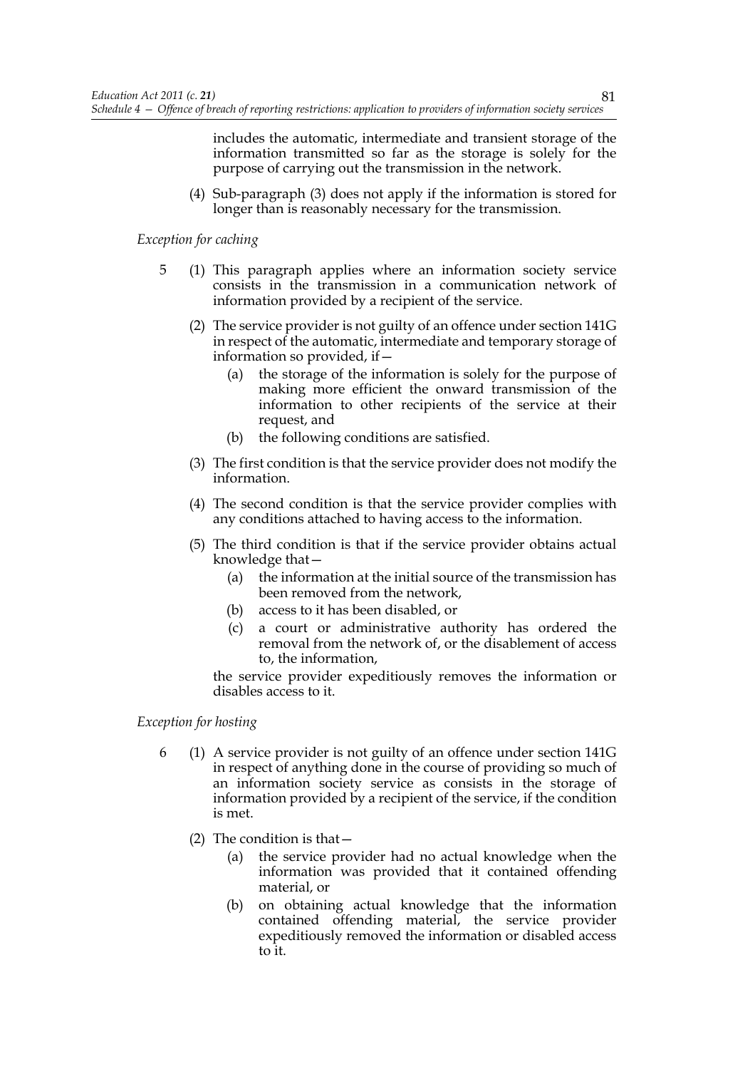includes the automatic, intermediate and transient storage of the information transmitted so far as the storage is solely for the purpose of carrying out the transmission in the network.

(4) Sub-paragraph (3) does not apply if the information is stored for longer than is reasonably necessary for the transmission.

*Exception for caching*

5 (1) This paragraph applies where an information society service consists in the transmission in a communication network of information provided by a recipient of the service.

(2) The service provider is not guilty of an offence under section 141G in respect of the automatic, intermediate and temporary storage of information so provided, if—

(a) the storage of the information is solely for the purpose of making more efficient the onward transmission of the information to other recipients of the service at their request, and

(b) the following conditions are satisfied.

(3) The first condition is that the service provider does not modify the information.

(4) The second condition is that the service provider complies with any conditions attached to having access to the information.

(5) The third condition is that if the service provider obtains actual knowledge that—

(a) the information at the initial source of the transmission has been removed from the network,

(b) access to it has been disabled, or

(c) a court or administrative authority has ordered the removal from the network of, or the disablement of access to, the information,

the service provider expeditiously removes the information or disables access to it.

*Exception for hosting*

6 (1) A service provider is not guilty of an offence under section 141G in respect of anything done in the course of providing so much of an information society service as consists in the storage of information provided by a recipient of the service, if the condition is met.

(2) The condition is that—

(a) the service provider had no actual knowledge when the information was provided that it contained offending material, or

(b) on obtaining actual knowledge that the information contained offending material, the service provider expeditiously removed the information or disabled access to it.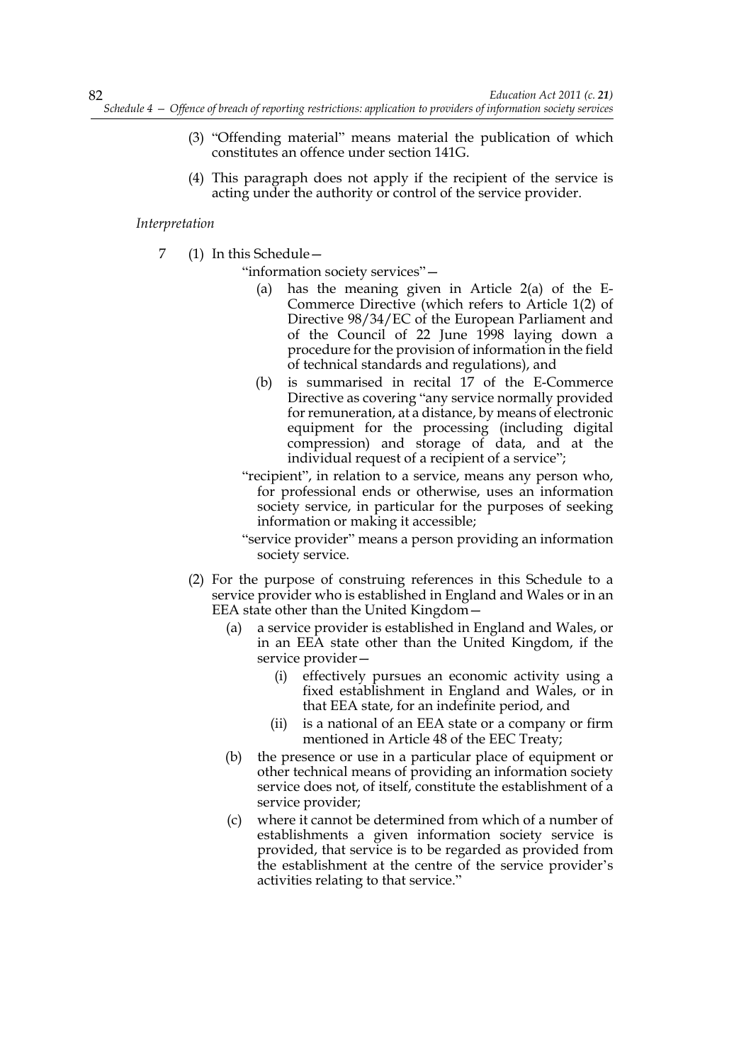(3) "Offending material" means material the publication of which constitutes an offence under section 141G.

(4) This paragraph does not apply if the recipient of the service is acting under the authority or control of the service provider.

*Interpretation*

7 (1) In this Schedule—

"information society services"—

(a) has the meaning given in Article 2(a) of the E-Commerce Directive (which refers to Article 1(2) of Directive 98/34/EC of the European Parliament and of the Council of 22 June 1998 laying down a procedure for the provision of information in the field of technical standards and regulations), and

(b) is summarised in recital 17 of the E-Commerce Directive as covering "any service normally provided for remuneration, at a distance, by means of electronic equipment for the processing (including digital compression) and storage of data, and at the individual request of a recipient of a service";

"recipient", in relation to a service, means any person who, for professional ends or otherwise, uses an information society service, in particular for the purposes of seeking information or making it accessible;

"service provider" means a person providing an information society service.

(2) For the purpose of construing references in this Schedule to a service provider who is established in England and Wales or in an EEA state other than the United Kingdom—

(a) a service provider is established in England and Wales, or in an EEA state other than the United Kingdom, if the service provider—

(i) effectively pursues an economic activity using a fixed establishment in England and Wales, or in that EEA state, for an indefinite period, and

(ii) is a national of an EEA state or a company or firm mentioned in Article 48 of the EEC Treaty;

(b) the presence or use in a particular place of equipment or other technical means of providing an information society service does not, of itself, constitute the establishment of a service provider;

(c) where it cannot be determined from which of a number of establishments a given information society service is provided, that service is to be regarded as provided from the establishment at the centre of the service provider's activities relating to that service."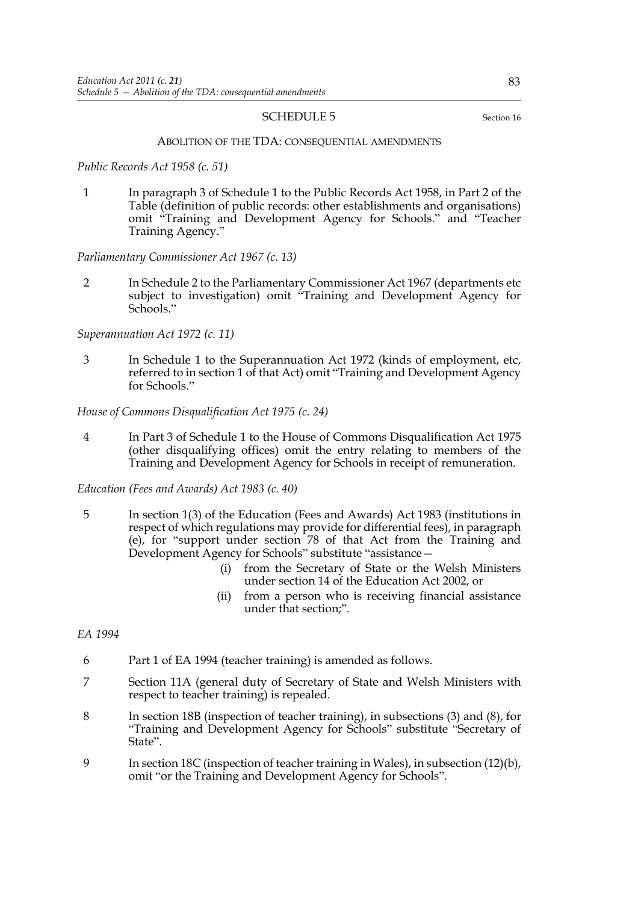## SCHEDULE 5

Section 16

### ABOLITION OF THE TDA: CONSEQUENTIAL AMENDMENTS

*Public Records Act 1958 (c. 51)*

1 In paragraph 3 of Schedule 1 to the Public Records Act 1958, in Part 2 of the Table (definition of public records: other establishments and organisations) omit "Training and Development Agency for Schools." and "Teacher Training Agency."

*Parliamentary Commissioner Act 1967 (c. 13)*

2 In Schedule 2 to the Parliamentary Commissioner Act 1967 (departments etc subject to investigation) omit "Training and Development Agency for Schools."

*Superannuation Act 1972 (c. 11)*

3 In Schedule 1 to the Superannuation Act 1972 (kinds of employment, etc, referred to in section 1 of that Act) omit "Training and Development Agency for Schools."

*House of Commons Disqualification Act 1975 (c. 24)*

4 In Part 3 of Schedule 1 to the House of Commons Disqualification Act 1975 (other disqualifying offices) omit the entry relating to members of the Training and Development Agency for Schools in receipt of remuneration.

*Education (Fees and Awards) Act 1983 (c. 40)*

5 In section 1(3) of the Education (Fees and Awards) Act 1983 (institutions in respect of which regulations may provide for differential fees), in paragraph (e), for "support under section 78 of that Act from the Training and Development Agency for Schools" substitute "assistance—

- (i) from the Secretary of State or the Welsh Ministers under section 14 of the Education Act 2002, or
- (ii) from a person who is receiving financial assistance under that section;".

*EA 1994*

6 Part 1 of EA 1994 (teacher training) is amended as follows.

7 Section 11A (general duty of Secretary of State and Welsh Ministers with respect to teacher training) is repealed.

8 In section 18B (inspection of teacher training), in subsections (3) and (8), for "Training and Development Agency for Schools" substitute "Secretary of State".

9 In section 18C (inspection of teacher training in Wales), in subsection (12)(b), omit "or the Training and Development Agency for Schools".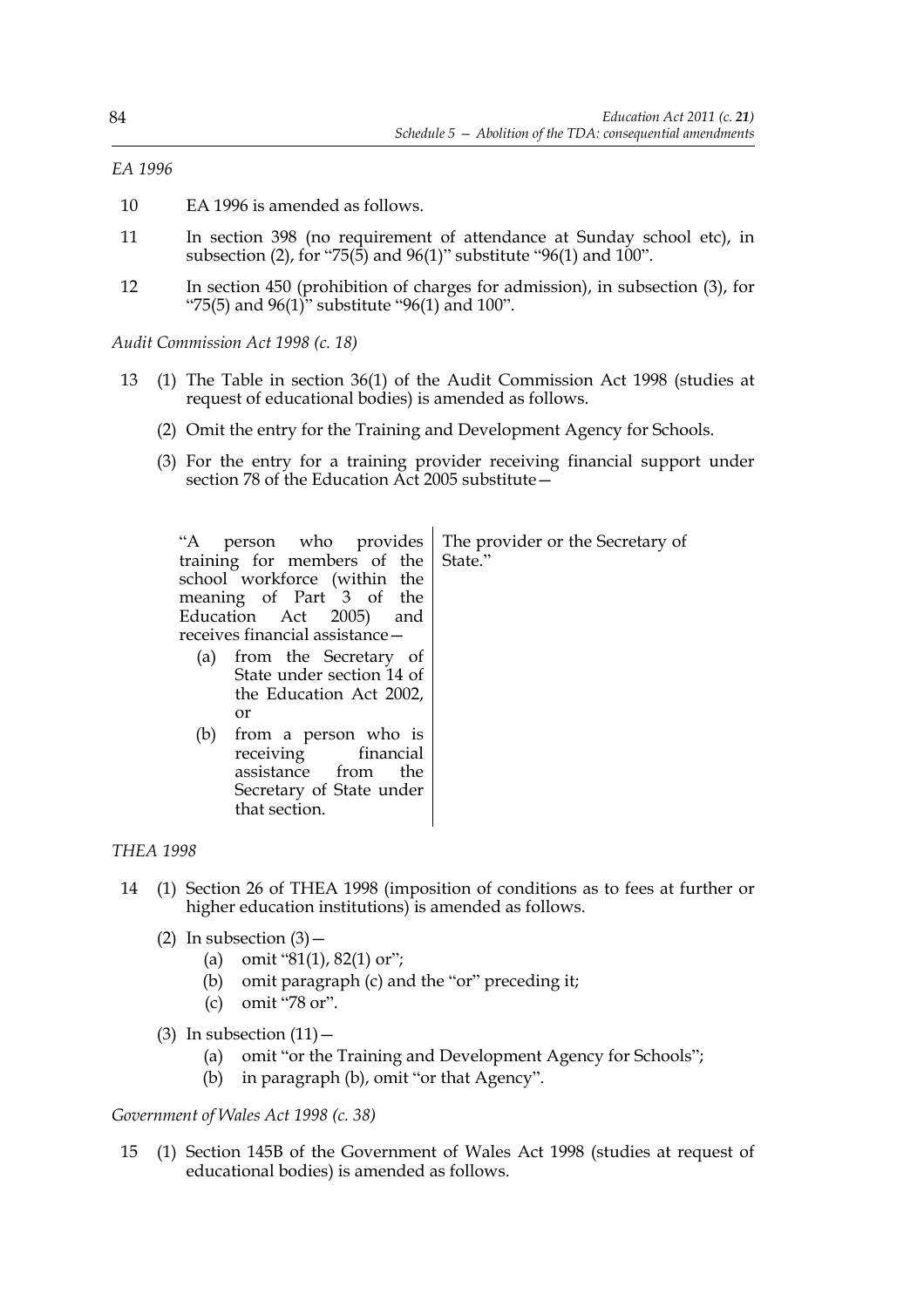*EA 1996*

10 EA 1996 is amended as follows.

11 In section 398 (no requirement of attendance at Sunday school etc), in subsection (2), for "75(5) and 96(1)" substitute "96(1) and 100".

12 In section 450 (prohibition of charges for admission), in subsection (3), for "75(5) and 96(1)" substitute "96(1) and 100".

*Audit Commission Act 1998 (c. 18)*

13 (1) The Table in section 36(1) of the Audit Commission Act 1998 (studies at request of educational bodies) is amended as follows.

(2) Omit the entry for the Training and Development Agency for Schools.

(3) For the entry for a training provider receiving financial support under section 78 of the Education Act 2005 substitute—

| | |
|---|---|
| "A person who provides training for members of the school workforce (within the meaning of Part 3 of the Education Act 2005) and receives financial assistance— (a) from the Secretary of State under section 14 of the Education Act 2002, or (b) from a person who is receiving financial assistance from the Secretary of State under that section. | The provider or the Secretary of State." |

*THEA 1998*

14 (1) Section 26 of THEA 1998 (imposition of conditions as to fees at further or higher education institutions) is amended as follows.

(2) In subsection (3)—

(a) omit "81(1), 82(1) or";

(b) omit paragraph (c) and the "or" preceding it;

(c) omit "78 or".

(3) In subsection (11)—

(a) omit "or the Training and Development Agency for Schools";

(b) in paragraph (b), omit "or that Agency".

*Government of Wales Act 1998 (c. 38)*

15 (1) Section 145B of the Government of Wales Act 1998 (studies at request of educational bodies) is amended as follows.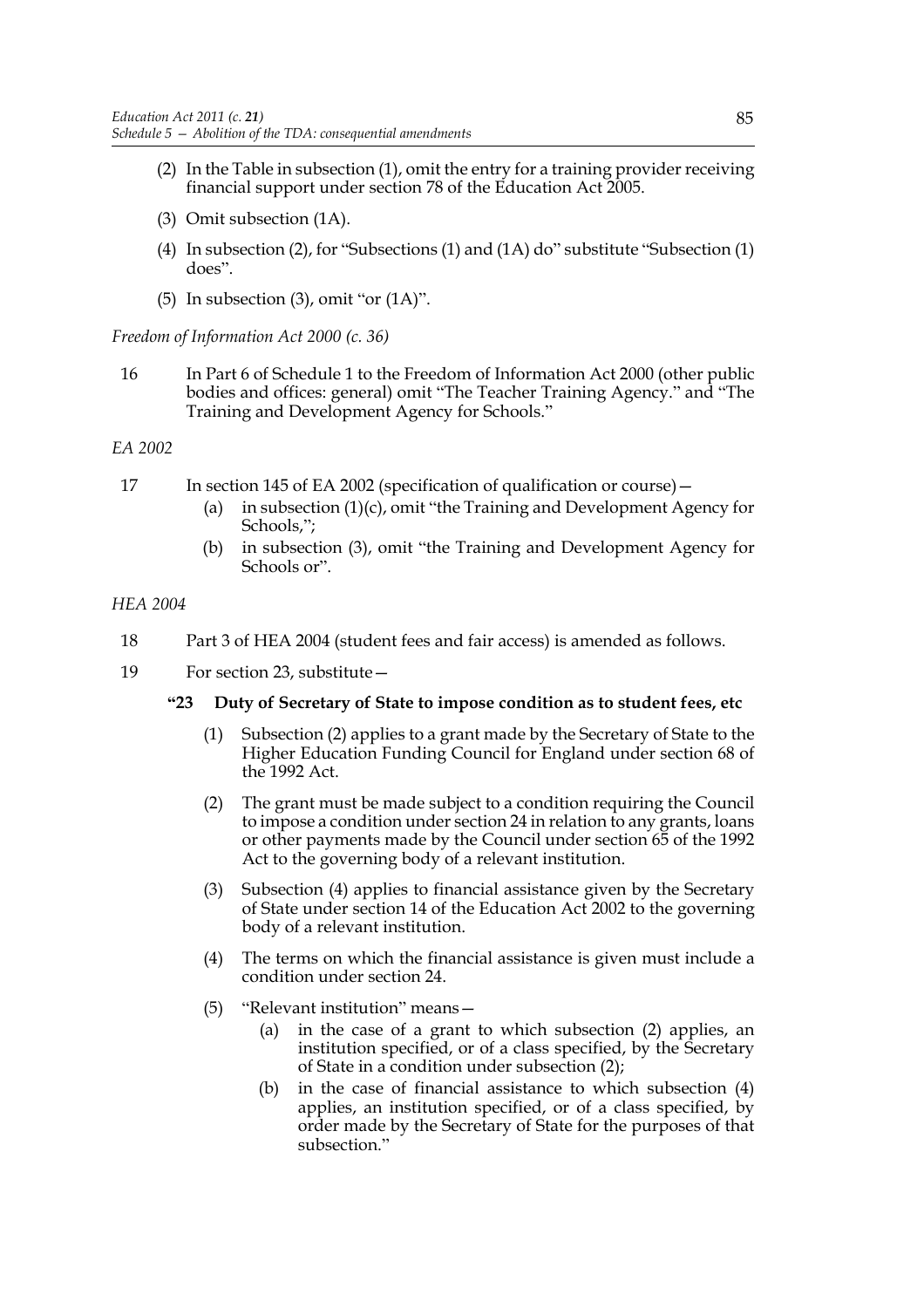(2) In the Table in subsection (1), omit the entry for a training provider receiving financial support under section 78 of the Education Act 2005.

(3) Omit subsection (1A).

(4) In subsection (2), for "Subsections (1) and (1A) do" substitute "Subsection (1) does".

(5) In subsection (3), omit "or (1A)".

*Freedom of Information Act 2000 (c. 36)*

16 In Part 6 of Schedule 1 to the Freedom of Information Act 2000 (other public bodies and offices: general) omit "The Teacher Training Agency." and "The Training and Development Agency for Schools."

*EA 2002*

17 In section 145 of EA 2002 (specification of qualification or course)—

(a) in subsection (1)(c), omit "the Training and Development Agency for Schools,";

(b) in subsection (3), omit "the Training and Development Agency for Schools or".

*HEA 2004*

18 Part 3 of HEA 2004 (student fees and fair access) is amended as follows.

19 For section 23, substitute—

**"23 Duty of Secretary of State to impose condition as to student fees, etc**

(1) Subsection (2) applies to a grant made by the Secretary of State to the Higher Education Funding Council for England under section 68 of the 1992 Act.

(2) The grant must be made subject to a condition requiring the Council to impose a condition under section 24 in relation to any grants, loans or other payments made by the Council under section 65 of the 1992 Act to the governing body of a relevant institution.

(3) Subsection (4) applies to financial assistance given by the Secretary of State under section 14 of the Education Act 2002 to the governing body of a relevant institution.

(4) The terms on which the financial assistance is given must include a condition under section 24.

(5) "Relevant institution" means—

(a) in the case of a grant to which subsection (2) applies, an institution specified, or of a class specified, by the Secretary of State in a condition under subsection (2);

(b) in the case of financial assistance to which subsection (4) applies, an institution specified, or of a class specified, by order made by the Secretary of State for the purposes of that subsection."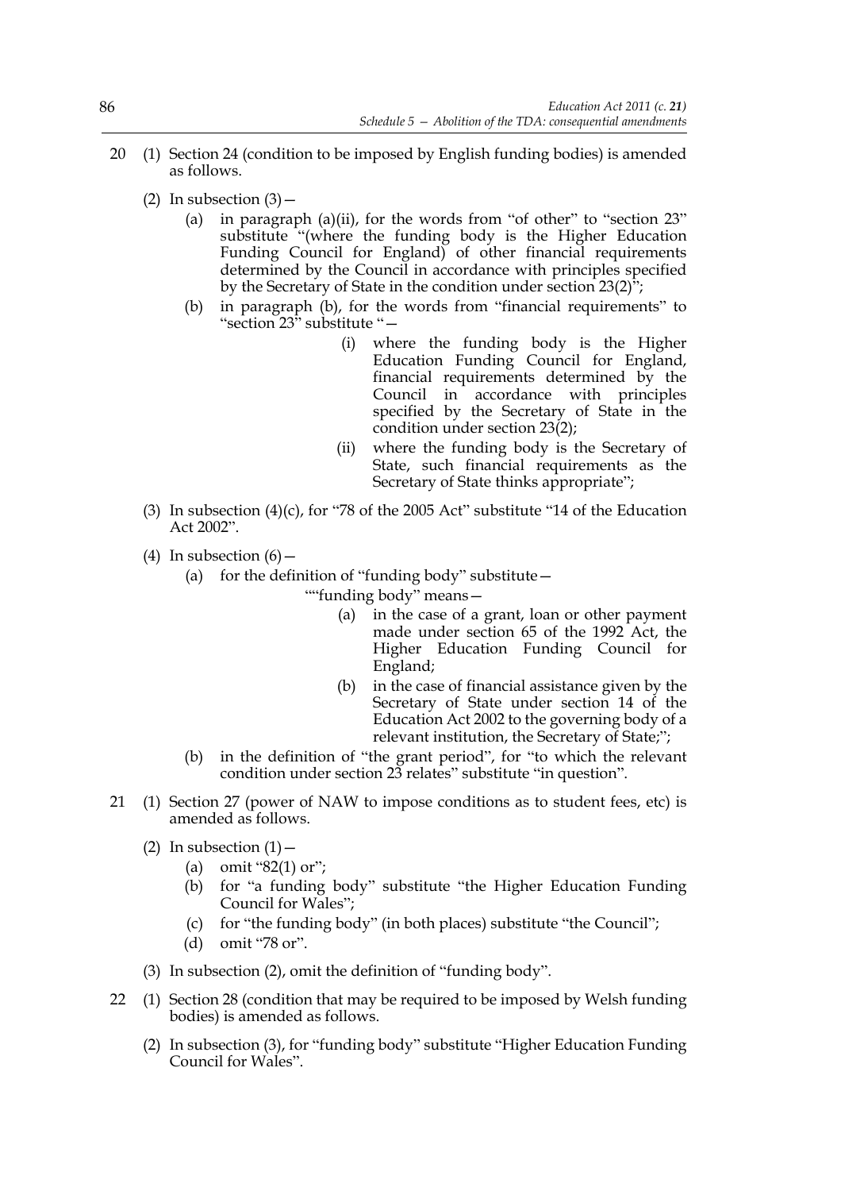20 (1) Section 24 (condition to be imposed by English funding bodies) is amended as follows.

(2) In subsection (3)—

(a) in paragraph (a)(ii), for the words from "of other" to "section 23" substitute "(where the funding body is the Higher Education Funding Council for England) of other financial requirements determined by the Council in accordance with principles specified by the Secretary of State in the condition under section 23(2)";

(b) in paragraph (b), for the words from "financial requirements" to "section 23" substitute "—

(i) where the funding body is the Higher Education Funding Council for England, financial requirements determined by the Council in accordance with principles specified by the Secretary of State in the condition under section 23(2);

(ii) where the funding body is the Secretary of State, such financial requirements as the Secretary of State thinks appropriate";

(3) In subsection (4)(c), for "78 of the 2005 Act" substitute "14 of the Education Act 2002".

(4) In subsection (6)—

(a) for the definition of "funding body" substitute—

""funding body" means—

(a) in the case of a grant, loan or other payment made under section 65 of the 1992 Act, the Higher Education Funding Council for England;

(b) in the case of financial assistance given by the Secretary of State under section 14 of the Education Act 2002 to the governing body of a relevant institution, the Secretary of State;";

(b) in the definition of "the grant period", for "to which the relevant condition under section 23 relates" substitute "in question".

21 (1) Section 27 (power of NAW to impose conditions as to student fees, etc) is amended as follows.

(2) In subsection (1)—

(a) omit "82(1) or";

(b) for "a funding body" substitute "the Higher Education Funding Council for Wales";

(c) for "the funding body" (in both places) substitute "the Council";

(d) omit "78 or".

(3) In subsection (2), omit the definition of "funding body".

22 (1) Section 28 (condition that may be required to be imposed by Welsh funding bodies) is amended as follows.

(2) In subsection (3), for "funding body" substitute "Higher Education Funding Council for Wales".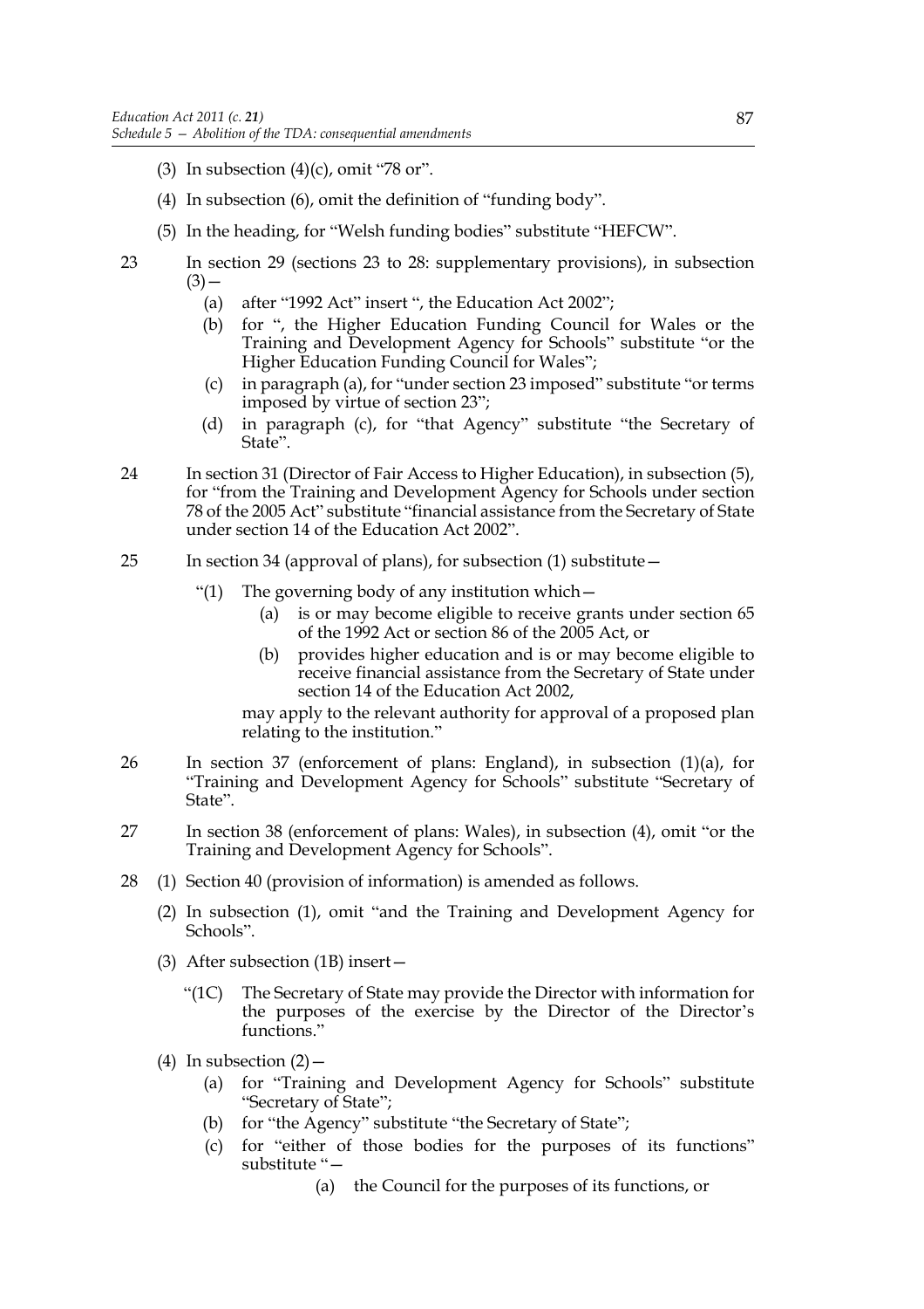(3) In subsection (4)(c), omit "78 or".

(4) In subsection (6), omit the definition of "funding body".

(5) In the heading, for "Welsh funding bodies" substitute "HEFCW".

23 In section 29 (sections 23 to 28: supplementary provisions), in subsection (3)—

(a) after "1992 Act" insert ", the Education Act 2002";

(b) for ", the Higher Education Funding Council for Wales or the Training and Development Agency for Schools" substitute "or the Higher Education Funding Council for Wales";

(c) in paragraph (a), for "under section 23 imposed" substitute "or terms imposed by virtue of section 23";

(d) in paragraph (c), for "that Agency" substitute "the Secretary of State".

24 In section 31 (Director of Fair Access to Higher Education), in subsection (5), for "from the Training and Development Agency for Schools under section 78 of the 2005 Act" substitute "financial assistance from the Secretary of State under section 14 of the Education Act 2002".

25 In section 34 (approval of plans), for subsection (1) substitute—

"(1) The governing body of any institution which—

(a) is or may become eligible to receive grants under section 65 of the 1992 Act or section 86 of the 2005 Act, or

(b) provides higher education and is or may become eligible to receive financial assistance from the Secretary of State under section 14 of the Education Act 2002,

may apply to the relevant authority for approval of a proposed plan relating to the institution."

26 In section 37 (enforcement of plans: England), in subsection (1)(a), for "Training and Development Agency for Schools" substitute "Secretary of State".

27 In section 38 (enforcement of plans: Wales), in subsection (4), omit "or the Training and Development Agency for Schools".

28 (1) Section 40 (provision of information) is amended as follows.

(2) In subsection (1), omit "and the Training and Development Agency for Schools".

(3) After subsection (1B) insert—

"(1C) The Secretary of State may provide the Director with information for the purposes of the exercise by the Director of the Director's functions."

(4) In subsection (2)—

(a) for "Training and Development Agency for Schools" substitute "Secretary of State";

(b) for "the Agency" substitute "the Secretary of State";

(c) for "either of those bodies for the purposes of its functions" substitute "—

(a) the Council for the purposes of its functions, or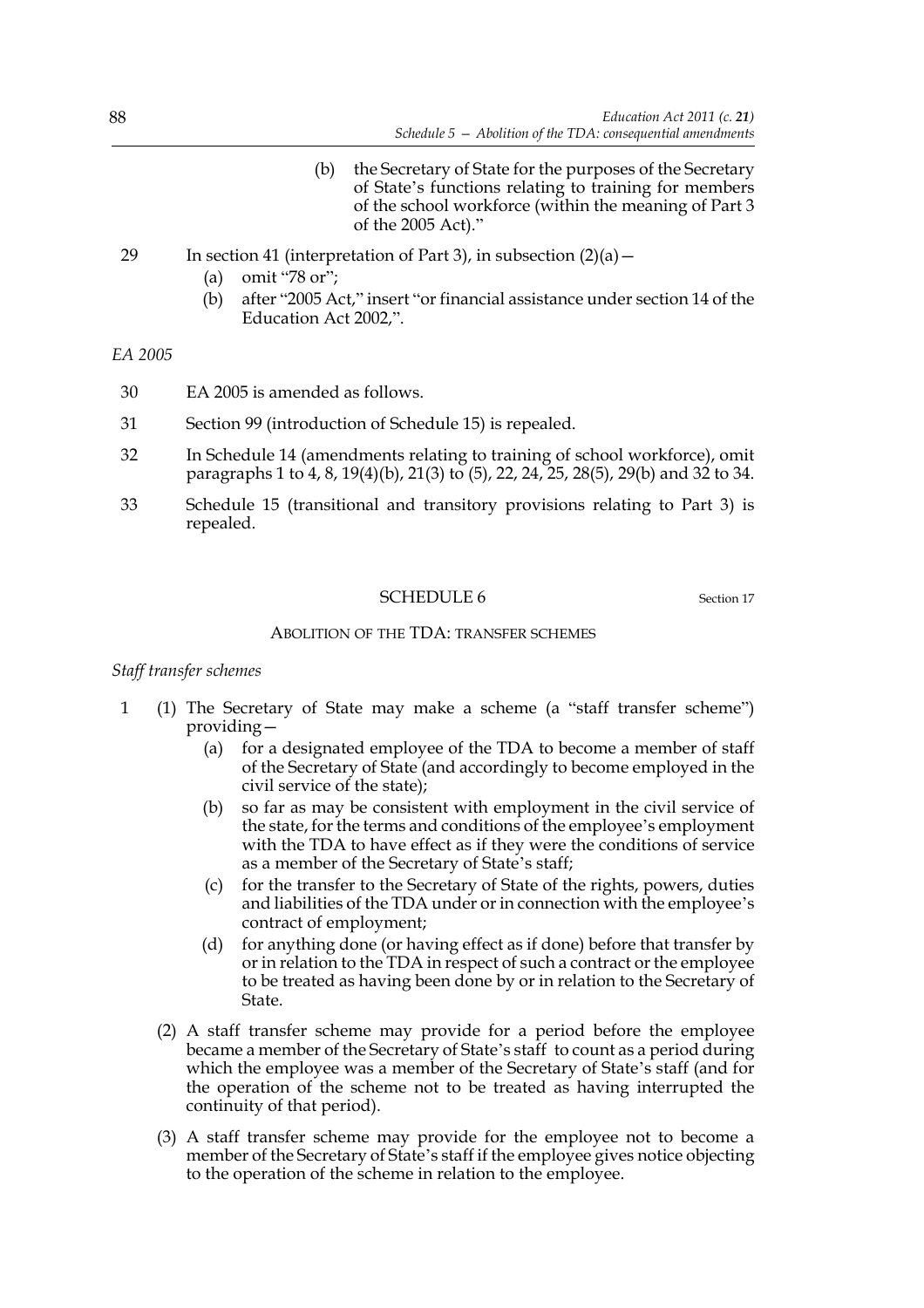(b) the Secretary of State for the purposes of the Secretary of State's functions relating to training for members of the school workforce (within the meaning of Part 3 of the 2005 Act)."

29 In section 41 (interpretation of Part 3), in subsection (2)(a)—

(a) omit "78 or";

(b) after "2005 Act," insert "or financial assistance under section 14 of the Education Act 2002,".

*EA 2005*

30 EA 2005 is amended as follows.

31 Section 99 (introduction of Schedule 15) is repealed.

32 In Schedule 14 (amendments relating to training of school workforce), omit paragraphs 1 to 4, 8, 19(4)(b), 21(3) to (5), 22, 24, 25, 28(5), 29(b) and 32 to 34.

33 Schedule 15 (transitional and transitory provisions relating to Part 3) is repealed.

## SCHEDULE 6

Section 17

### ABOLITION OF THE TDA: TRANSFER SCHEMES

*Staff transfer schemes*

1 (1) The Secretary of State may make a scheme (a "staff transfer scheme") providing—

(a) for a designated employee of the TDA to become a member of staff of the Secretary of State (and accordingly to become employed in the civil service of the state);

(b) so far as may be consistent with employment in the civil service of the state, for the terms and conditions of the employee's employment with the TDA to have effect as if they were the conditions of service as a member of the Secretary of State's staff;

(c) for the transfer to the Secretary of State of the rights, powers, duties and liabilities of the TDA under or in connection with the employee's contract of employment;

(d) for anything done (or having effect as if done) before that transfer by or in relation to the TDA in respect of such a contract or the employee to be treated as having been done by or in relation to the Secretary of State.

(2) A staff transfer scheme may provide for a period before the employee became a member of the Secretary of State's staff to count as a period during which the employee was a member of the Secretary of State's staff (and for the operation of the scheme not to be treated as having interrupted the continuity of that period).

(3) A staff transfer scheme may provide for the employee not to become a member of the Secretary of State's staff if the employee gives notice objecting to the operation of the scheme in relation to the employee.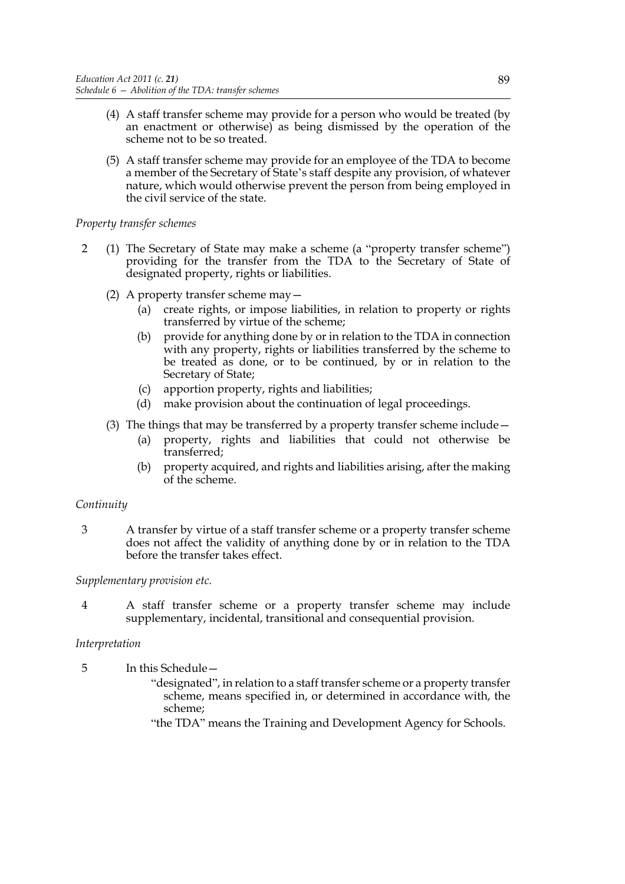(4) A staff transfer scheme may provide for a person who would be treated (by an enactment or otherwise) as being dismissed by the operation of the scheme not to be so treated.

(5) A staff transfer scheme may provide for an employee of the TDA to become a member of the Secretary of State's staff despite any provision, of whatever nature, which would otherwise prevent the person from being employed in the civil service of the state.

*Property transfer schemes*

2 (1) The Secretary of State may make a scheme (a "property transfer scheme") providing for the transfer from the TDA to the Secretary of State of designated property, rights or liabilities.

(2) A property transfer scheme may—

(a) create rights, or impose liabilities, in relation to property or rights transferred by virtue of the scheme;

(b) provide for anything done by or in relation to the TDA in connection with any property, rights or liabilities transferred by the scheme to be treated as done, or to be continued, by or in relation to the Secretary of State;

(c) apportion property, rights and liabilities;

(d) make provision about the continuation of legal proceedings.

(3) The things that may be transferred by a property transfer scheme include—

(a) property, rights and liabilities that could not otherwise be transferred;

(b) property acquired, and rights and liabilities arising, after the making of the scheme.

*Continuity*

3 A transfer by virtue of a staff transfer scheme or a property transfer scheme does not affect the validity of anything done by or in relation to the TDA before the transfer takes effect.

*Supplementary provision etc.*

4 A staff transfer scheme or a property transfer scheme may include supplementary, incidental, transitional and consequential provision.

*Interpretation*

5 In this Schedule—

"designated", in relation to a staff transfer scheme or a property transfer scheme, means specified in, or determined in accordance with, the scheme;

"the TDA" means the Training and Development Agency for Schools.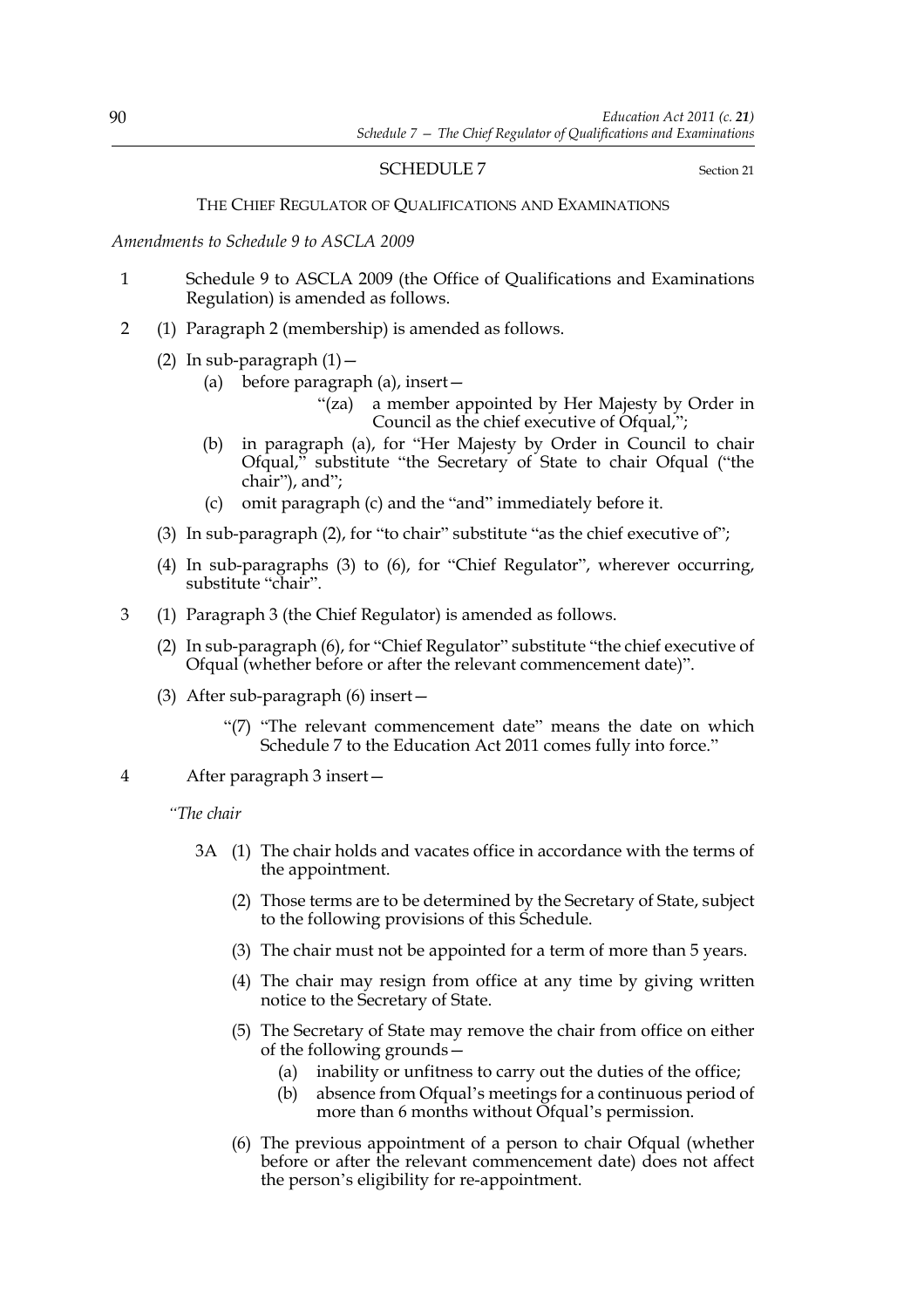## SCHEDULE 7

Section 21

### THE CHIEF REGULATOR OF QUALIFICATIONS AND EXAMINATIONS

*Amendments to Schedule 9 to ASCLA 2009*

1 Schedule 9 to ASCLA 2009 (the Office of Qualifications and Examinations Regulation) is amended as follows.

2 (1) Paragraph 2 (membership) is amended as follows.

(2) In sub-paragraph (1)—

(a) before paragraph (a), insert—

"(za) a member appointed by Her Majesty by Order in Council as the chief executive of Ofqual,";

(b) in paragraph (a), for "Her Majesty by Order in Council to chair Ofqual," substitute "the Secretary of State to chair Ofqual ("the chair"), and";

(c) omit paragraph (c) and the "and" immediately before it.

(3) In sub-paragraph (2), for "to chair" substitute "as the chief executive of";

(4) In sub-paragraphs (3) to (6), for "Chief Regulator", wherever occurring, substitute "chair".

3 (1) Paragraph 3 (the Chief Regulator) is amended as follows.

(2) In sub-paragraph (6), for "Chief Regulator" substitute "the chief executive of Ofqual (whether before or after the relevant commencement date)".

(3) After sub-paragraph (6) insert—

"(7) "The relevant commencement date" means the date on which Schedule 7 to the Education Act 2011 comes fully into force."

4 After paragraph 3 insert—

*"The chair*

3A (1) The chair holds and vacates office in accordance with the terms of the appointment.

(2) Those terms are to be determined by the Secretary of State, subject to the following provisions of this Schedule.

(3) The chair must not be appointed for a term of more than 5 years.

(4) The chair may resign from office at any time by giving written notice to the Secretary of State.

(5) The Secretary of State may remove the chair from office on either of the following grounds—

(a) inability or unfitness to carry out the duties of the office;

(b) absence from Ofqual's meetings for a continuous period of more than 6 months without Ofqual's permission.

(6) The previous appointment of a person to chair Ofqual (whether before or after the relevant commencement date) does not affect the person's eligibility for re-appointment.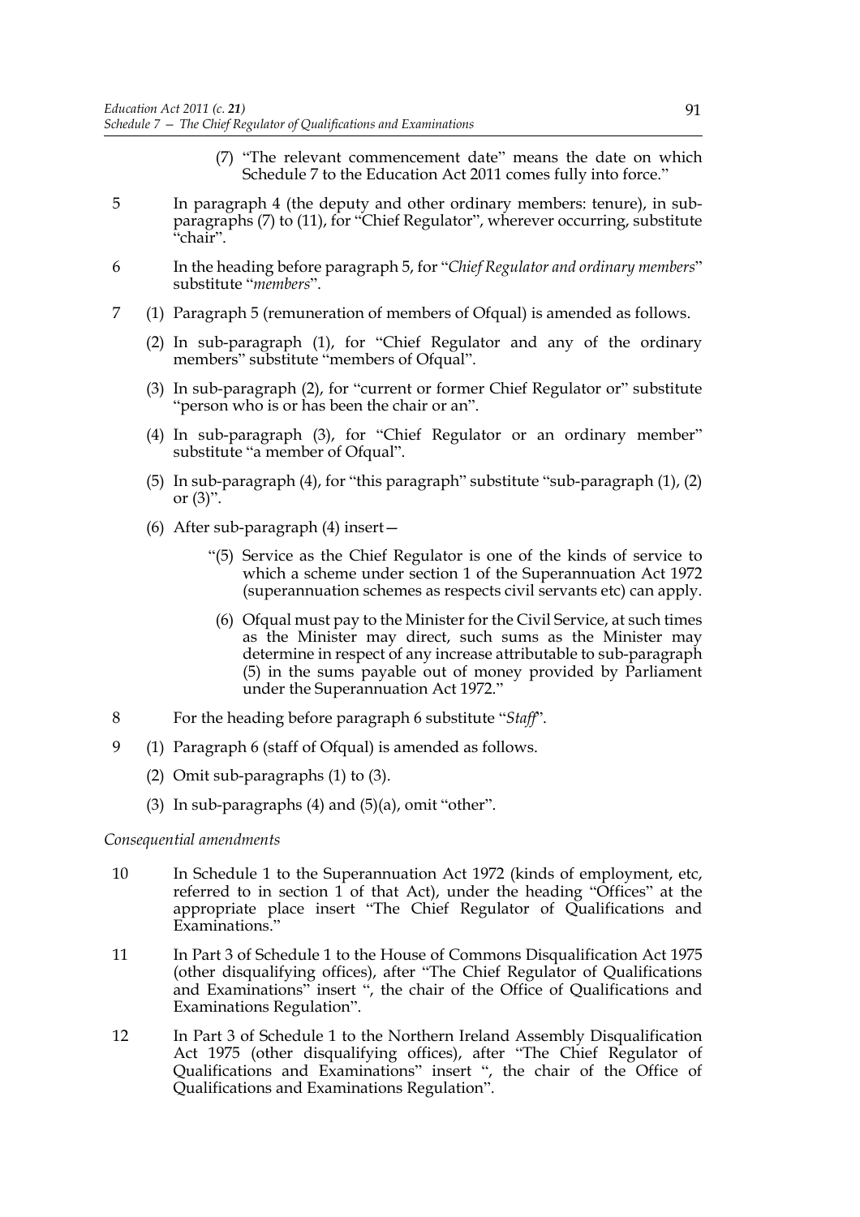(7) "The relevant commencement date" means the date on which Schedule 7 to the Education Act 2011 comes fully into force."

5 In paragraph 4 (the deputy and other ordinary members: tenure), in sub-paragraphs (7) to (11), for "Chief Regulator", wherever occurring, substitute "chair".

6 In the heading before paragraph 5, for "*Chief Regulator and ordinary members*" substitute "*members*".

7 (1) Paragraph 5 (remuneration of members of Ofqual) is amended as follows.

(2) In sub-paragraph (1), for "Chief Regulator and any of the ordinary members" substitute "members of Ofqual".

(3) In sub-paragraph (2), for "current or former Chief Regulator or" substitute "person who is or has been the chair or an".

(4) In sub-paragraph (3), for "Chief Regulator or an ordinary member" substitute "a member of Ofqual".

(5) In sub-paragraph (4), for "this paragraph" substitute "sub-paragraph (1), (2) or (3)".

(6) After sub-paragraph (4) insert—

"(5) Service as the Chief Regulator is one of the kinds of service to which a scheme under section 1 of the Superannuation Act 1972 (superannuation schemes as respects civil servants etc) can apply.

(6) Ofqual must pay to the Minister for the Civil Service, at such times as the Minister may direct, such sums as the Minister may determine in respect of any increase attributable to sub-paragraph (5) in the sums payable out of money provided by Parliament under the Superannuation Act 1972."

8 For the heading before paragraph 6 substitute "*Staff*".

9 (1) Paragraph 6 (staff of Ofqual) is amended as follows.

(2) Omit sub-paragraphs (1) to (3).

(3) In sub-paragraphs (4) and (5)(a), omit "other".

*Consequential amendments*

10 In Schedule 1 to the Superannuation Act 1972 (kinds of employment, etc, referred to in section 1 of that Act), under the heading "Offices" at the appropriate place insert "The Chief Regulator of Qualifications and Examinations."

11 In Part 3 of Schedule 1 to the House of Commons Disqualification Act 1975 (other disqualifying offices), after "The Chief Regulator of Qualifications and Examinations" insert ", the chair of the Office of Qualifications and Examinations Regulation".

12 In Part 3 of Schedule 1 to the Northern Ireland Assembly Disqualification Act 1975 (other disqualifying offices), after "The Chief Regulator of Qualifications and Examinations" insert ", the chair of the Office of Qualifications and Examinations Regulation".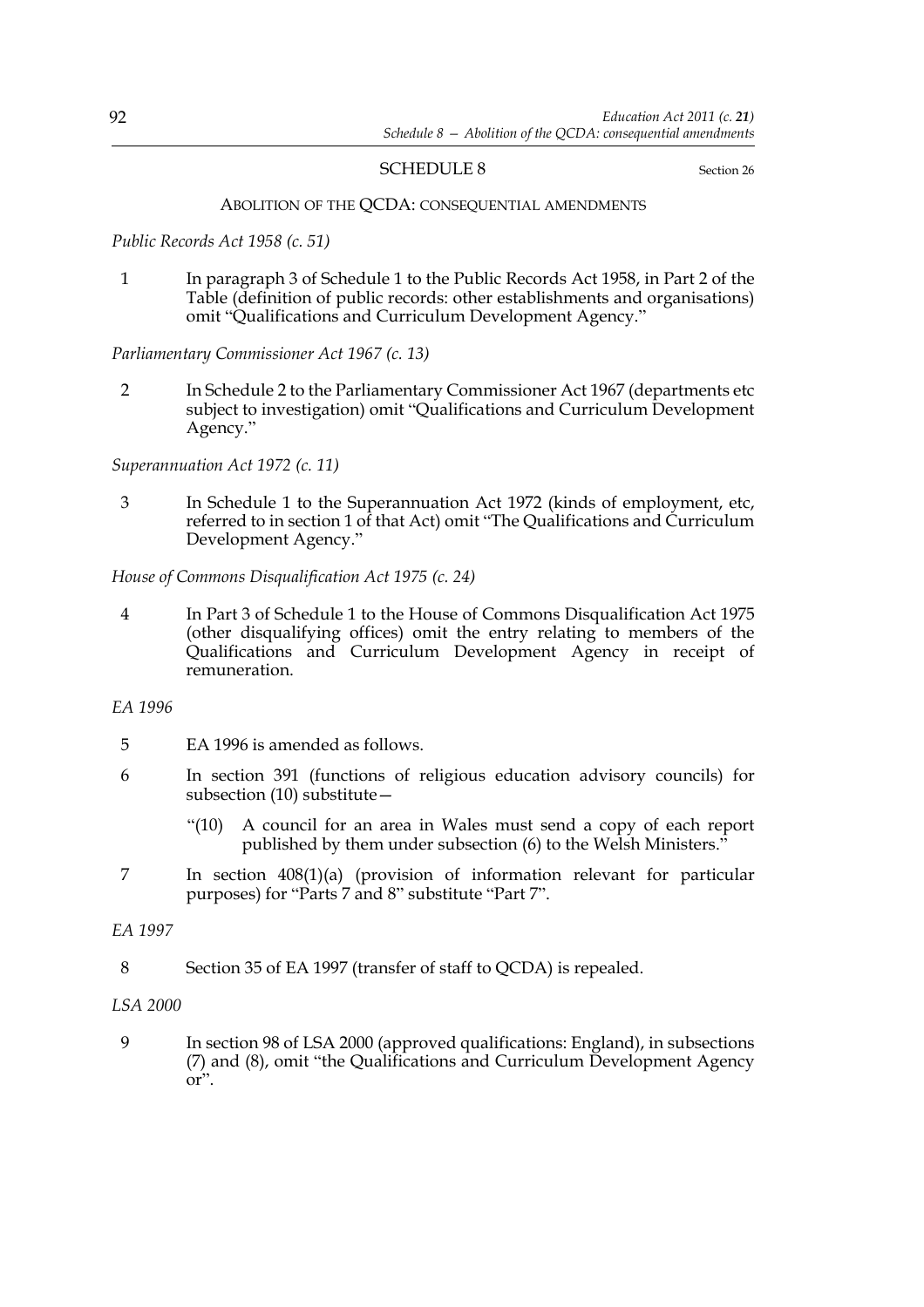## SCHEDULE 8

Section 26

### ABOLITION OF THE QCDA: CONSEQUENTIAL AMENDMENTS

*Public Records Act 1958 (c. 51)*

1 In paragraph 3 of Schedule 1 to the Public Records Act 1958, in Part 2 of the Table (definition of public records: other establishments and organisations) omit "Qualifications and Curriculum Development Agency."

*Parliamentary Commissioner Act 1967 (c. 13)*

2 In Schedule 2 to the Parliamentary Commissioner Act 1967 (departments etc subject to investigation) omit "Qualifications and Curriculum Development Agency."

*Superannuation Act 1972 (c. 11)*

3 In Schedule 1 to the Superannuation Act 1972 (kinds of employment, etc, referred to in section 1 of that Act) omit "The Qualifications and Curriculum Development Agency."

*House of Commons Disqualification Act 1975 (c. 24)*

4 In Part 3 of Schedule 1 to the House of Commons Disqualification Act 1975 (other disqualifying offices) omit the entry relating to members of the Qualifications and Curriculum Development Agency in receipt of remuneration.

*EA 1996*

5 EA 1996 is amended as follows.

6 In section 391 (functions of religious education advisory councils) for subsection (10) substitute—

"(10) A council for an area in Wales must send a copy of each report published by them under subsection (6) to the Welsh Ministers."

7 In section 408(1)(a) (provision of information relevant for particular purposes) for "Parts 7 and 8" substitute "Part 7".

*EA 1997*

8 Section 35 of EA 1997 (transfer of staff to QCDA) is repealed.

*LSA 2000*

9 In section 98 of LSA 2000 (approved qualifications: England), in subsections (7) and (8), omit "the Qualifications and Curriculum Development Agency or".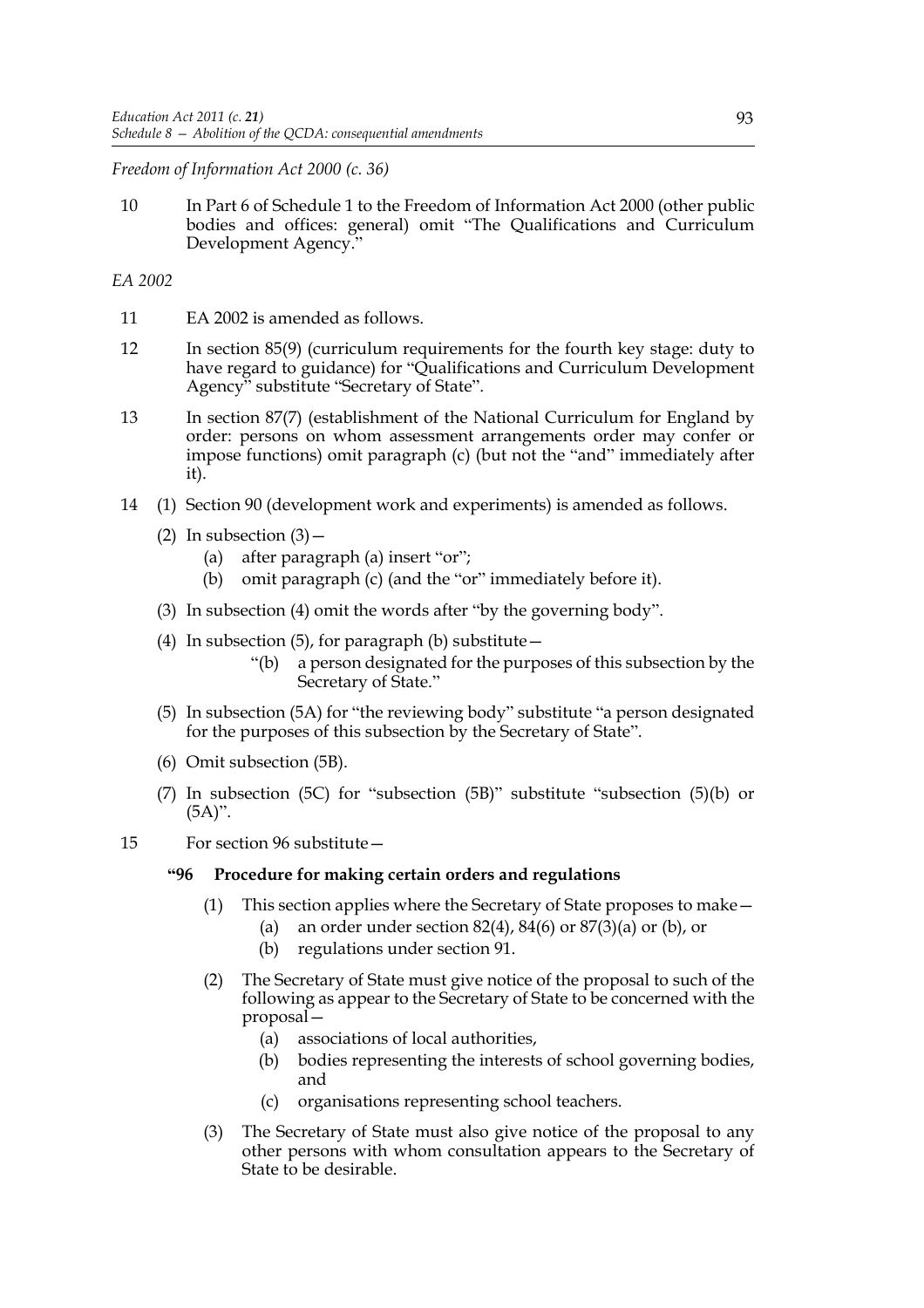*Freedom of Information Act 2000 (c. 36)*

10 In Part 6 of Schedule 1 to the Freedom of Information Act 2000 (other public bodies and offices: general) omit "The Qualifications and Curriculum Development Agency."

*EA 2002*

11 EA 2002 is amended as follows.

12 In section 85(9) (curriculum requirements for the fourth key stage: duty to have regard to guidance) for "Qualifications and Curriculum Development Agency" substitute "Secretary of State".

13 In section 87(7) (establishment of the National Curriculum for England by order: persons on whom assessment arrangements order may confer or impose functions) omit paragraph (c) (but not the "and" immediately after it).

14 (1) Section 90 (development work and experiments) is amended as follows.

(2) In subsection (3)—

(a) after paragraph (a) insert "or";

(b) omit paragraph (c) (and the "or" immediately before it).

(3) In subsection (4) omit the words after "by the governing body".

(4) In subsection (5), for paragraph (b) substitute—

"(b) a person designated for the purposes of this subsection by the Secretary of State."

(5) In subsection (5A) for "the reviewing body" substitute "a person designated for the purposes of this subsection by the Secretary of State".

(6) Omit subsection (5B).

(7) In subsection (5C) for "subsection (5B)" substitute "subsection (5)(b) or (5A)".

15 For section 96 substitute—

**"96 Procedure for making certain orders and regulations**

(1) This section applies where the Secretary of State proposes to make—

(a) an order under section 82(4), 84(6) or 87(3)(a) or (b), or

(b) regulations under section 91.

(2) The Secretary of State must give notice of the proposal to such of the following as appear to the Secretary of State to be concerned with the proposal—

(a) associations of local authorities,

(b) bodies representing the interests of school governing bodies, and

(c) organisations representing school teachers.

(3) The Secretary of State must also give notice of the proposal to any other persons with whom consultation appears to the Secretary of State to be desirable.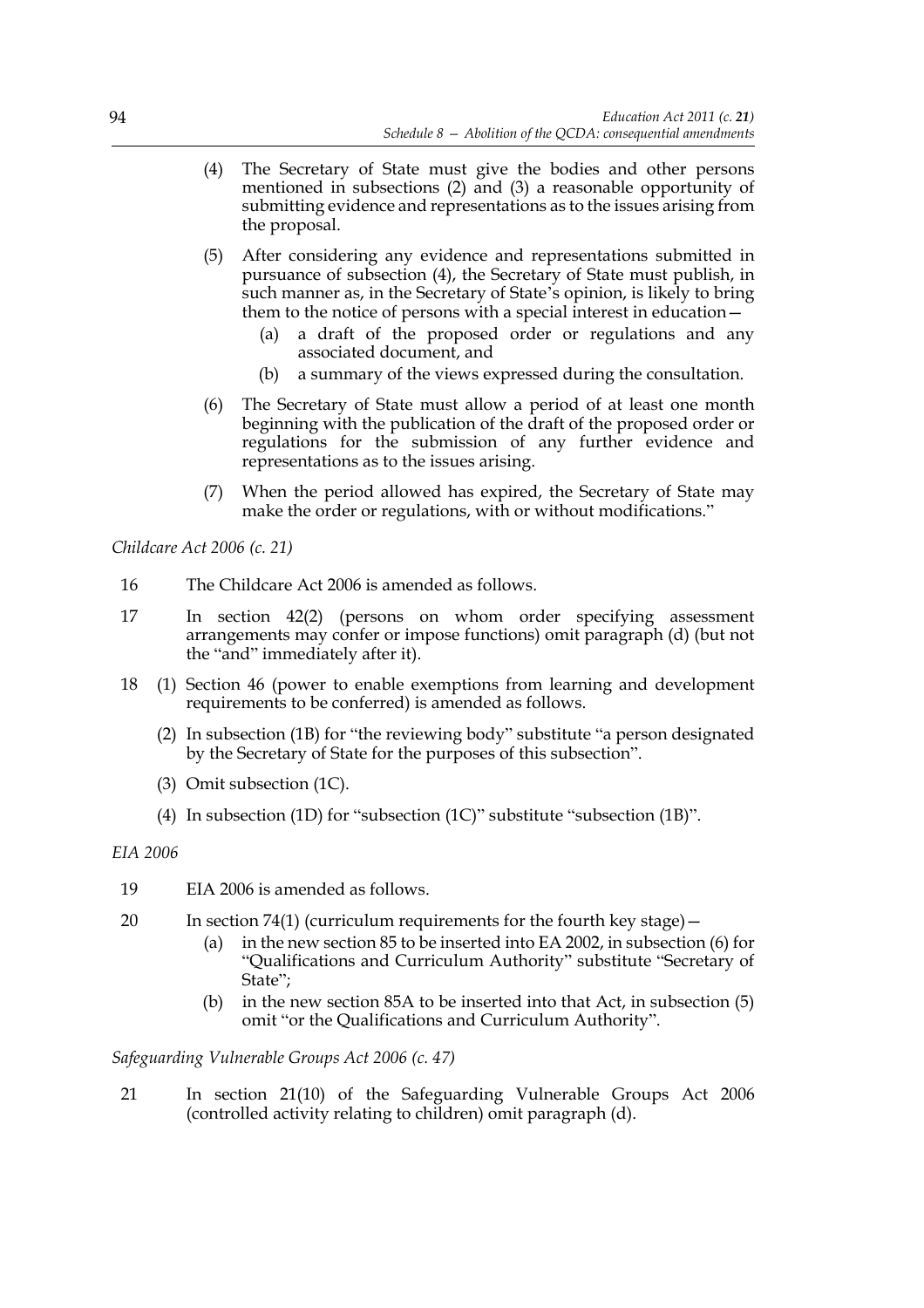(4) The Secretary of State must give the bodies and other persons mentioned in subsections (2) and (3) a reasonable opportunity of submitting evidence and representations as to the issues arising from the proposal.

(5) After considering any evidence and representations submitted in pursuance of subsection (4), the Secretary of State must publish, in such manner as, in the Secretary of State's opinion, is likely to bring them to the notice of persons with a special interest in education—

  (a) a draft of the proposed order or regulations and any associated document, and

  (b) a summary of the views expressed during the consultation.

(6) The Secretary of State must allow a period of at least one month beginning with the publication of the draft of the proposed order or regulations for the submission of any further evidence and representations as to the issues arising.

(7) When the period allowed has expired, the Secretary of State may make the order or regulations, with or without modifications."

*Childcare Act 2006 (c. 21)*

16 The Childcare Act 2006 is amended as follows.

17 In section 42(2) (persons on whom order specifying assessment arrangements may confer or impose functions) omit paragraph (d) (but not the "and" immediately after it).

18 (1) Section 46 (power to enable exemptions from learning and development requirements to be conferred) is amended as follows.

(2) In subsection (1B) for "the reviewing body" substitute "a person designated by the Secretary of State for the purposes of this subsection".

(3) Omit subsection (1C).

(4) In subsection (1D) for "subsection (1C)" substitute "subsection (1B)".

*EIA 2006*

19 EIA 2006 is amended as follows.

20 In section 74(1) (curriculum requirements for the fourth key stage)—

  (a) in the new section 85 to be inserted into EA 2002, in subsection (6) for "Qualifications and Curriculum Authority" substitute "Secretary of State";

  (b) in the new section 85A to be inserted into that Act, in subsection (5) omit "or the Qualifications and Curriculum Authority".

*Safeguarding Vulnerable Groups Act 2006 (c. 47)*

21 In section 21(10) of the Safeguarding Vulnerable Groups Act 2006 (controlled activity relating to children) omit paragraph (d).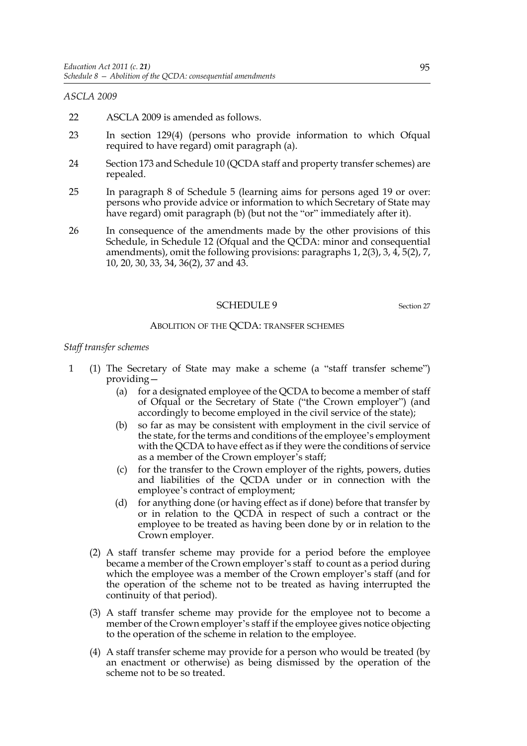*ASCLA 2009*

22 ASCLA 2009 is amended as follows.

23 In section 129(4) (persons who provide information to which Ofqual required to have regard) omit paragraph (a).

24 Section 173 and Schedule 10 (QCDA staff and property transfer schemes) are repealed.

25 In paragraph 8 of Schedule 5 (learning aims for persons aged 19 or over: persons who provide advice or information to which Secretary of State may have regard) omit paragraph (b) (but not the "or" immediately after it).

26 In consequence of the amendments made by the other provisions of this Schedule, in Schedule 12 (Ofqual and the QCDA: minor and consequential amendments), omit the following provisions: paragraphs 1, 2(3), 3, 4, 5(2), 7, 10, 20, 30, 33, 34, 36(2), 37 and 43.

## SCHEDULE 9

Section 27

### ABOLITION OF THE QCDA: TRANSFER SCHEMES

*Staff transfer schemes*

1 (1) The Secretary of State may make a scheme (a "staff transfer scheme") providing—

(a) for a designated employee of the QCDA to become a member of staff of Ofqual or the Secretary of State ("the Crown employer") (and accordingly to become employed in the civil service of the state);

(b) so far as may be consistent with employment in the civil service of the state, for the terms and conditions of the employee's employment with the QCDA to have effect as if they were the conditions of service as a member of the Crown employer's staff;

(c) for the transfer to the Crown employer of the rights, powers, duties and liabilities of the QCDA under or in connection with the employee's contract of employment;

(d) for anything done (or having effect as if done) before that transfer by or in relation to the QCDA in respect of such a contract or the employee to be treated as having been done by or in relation to the Crown employer.

(2) A staff transfer scheme may provide for a period before the employee became a member of the Crown employer's staff to count as a period during which the employee was a member of the Crown employer's staff (and for the operation of the scheme not to be treated as having interrupted the continuity of that period).

(3) A staff transfer scheme may provide for the employee not to become a member of the Crown employer's staff if the employee gives notice objecting to the operation of the scheme in relation to the employee.

(4) A staff transfer scheme may provide for a person who would be treated (by an enactment or otherwise) as being dismissed by the operation of the scheme not to be so treated.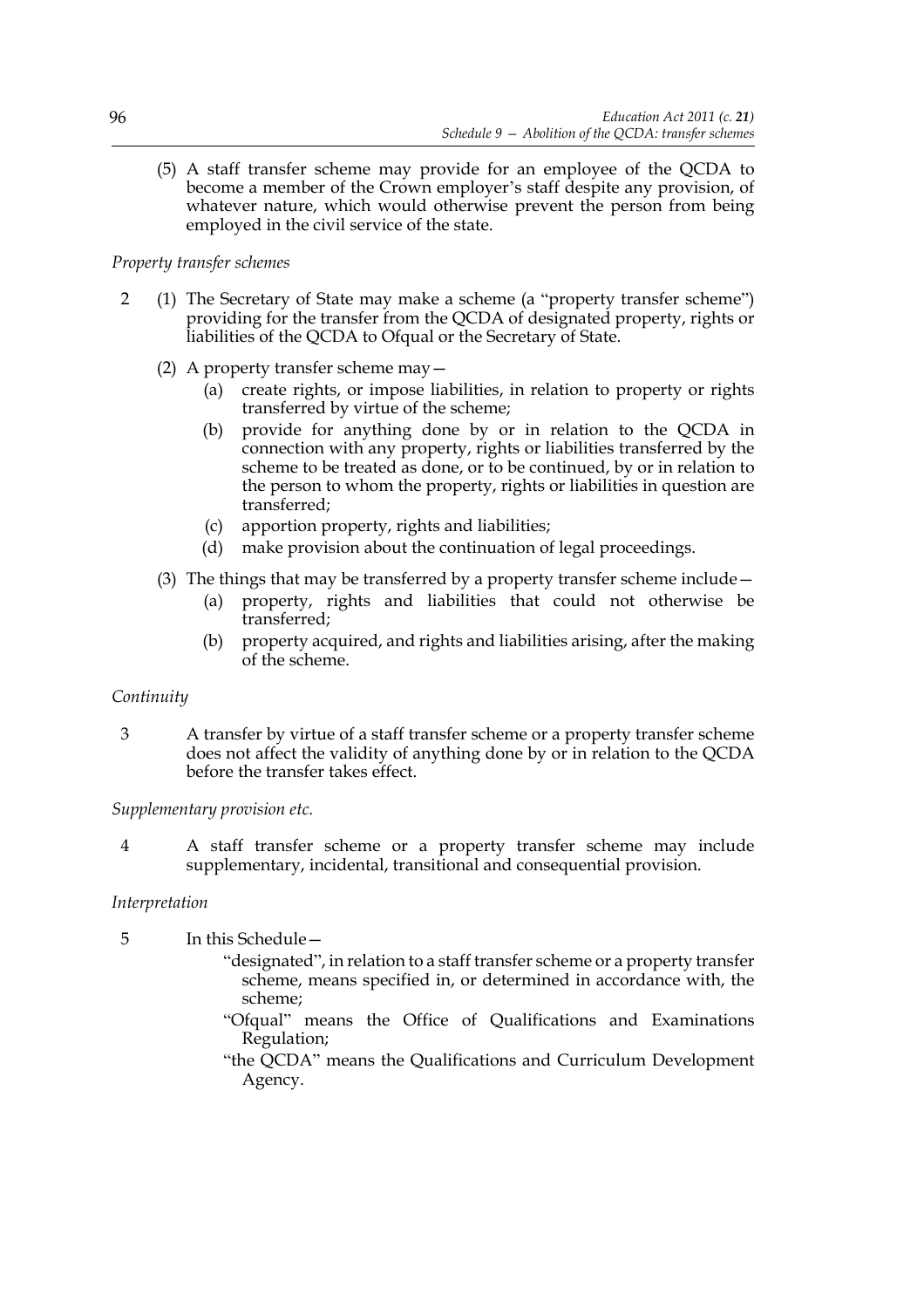(5) A staff transfer scheme may provide for an employee of the QCDA to become a member of the Crown employer's staff despite any provision, of whatever nature, which would otherwise prevent the person from being employed in the civil service of the state.

*Property transfer schemes*

2 (1) The Secretary of State may make a scheme (a "property transfer scheme") providing for the transfer from the QCDA of designated property, rights or liabilities of the QCDA to Ofqual or the Secretary of State.

(2) A property transfer scheme may—

(a) create rights, or impose liabilities, in relation to property or rights transferred by virtue of the scheme;

(b) provide for anything done by or in relation to the QCDA in connection with any property, rights or liabilities transferred by the scheme to be treated as done, or to be continued, by or in relation to the person to whom the property, rights or liabilities in question are transferred;

(c) apportion property, rights and liabilities;

(d) make provision about the continuation of legal proceedings.

(3) The things that may be transferred by a property transfer scheme include—

(a) property, rights and liabilities that could not otherwise be transferred;

(b) property acquired, and rights and liabilities arising, after the making of the scheme.

*Continuity*

3 A transfer by virtue of a staff transfer scheme or a property transfer scheme does not affect the validity of anything done by or in relation to the QCDA before the transfer takes effect.

*Supplementary provision etc.*

4 A staff transfer scheme or a property transfer scheme may include supplementary, incidental, transitional and consequential provision.

*Interpretation*

5 In this Schedule—

"designated", in relation to a staff transfer scheme or a property transfer scheme, means specified in, or determined in accordance with, the scheme;

"Ofqual" means the Office of Qualifications and Examinations Regulation;

"the QCDA" means the Qualifications and Curriculum Development Agency.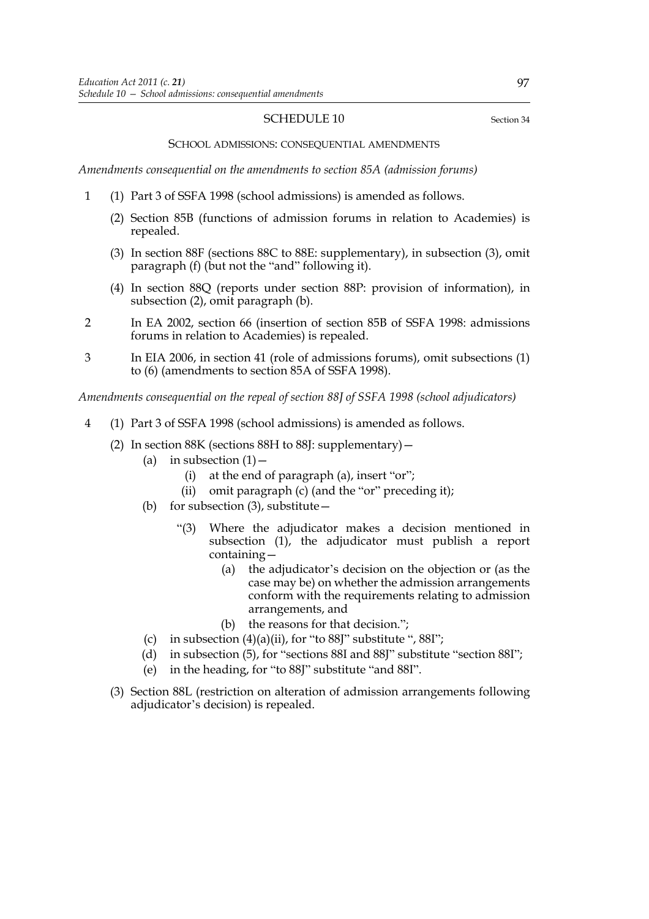## SCHEDULE 10

Section 34

### SCHOOL ADMISSIONS: CONSEQUENTIAL AMENDMENTS

*Amendments consequential on the amendments to section 85A (admission forums)*

1 (1) Part 3 of SSFA 1998 (school admissions) is amended as follows.

(2) Section 85B (functions of admission forums in relation to Academies) is repealed.

(3) In section 88F (sections 88C to 88E: supplementary), in subsection (3), omit paragraph (f) (but not the "and" following it).

(4) In section 88Q (reports under section 88P: provision of information), in subsection (2), omit paragraph (b).

2 In EA 2002, section 66 (insertion of section 85B of SSFA 1998: admissions forums in relation to Academies) is repealed.

3 In EIA 2006, in section 41 (role of admissions forums), omit subsections (1) to (6) (amendments to section 85A of SSFA 1998).

*Amendments consequential on the repeal of section 88J of SSFA 1998 (school adjudicators)*

4 (1) Part 3 of SSFA 1998 (school admissions) is amended as follows.

(2) In section 88K (sections 88H to 88J: supplementary)—

(a) in subsection (1)—

(i) at the end of paragraph (a), insert "or";

(ii) omit paragraph (c) (and the "or" preceding it);

(b) for subsection (3), substitute—

"(3) Where the adjudicator makes a decision mentioned in subsection (1), the adjudicator must publish a report containing—

(a) the adjudicator's decision on the objection or (as the case may be) on whether the admission arrangements conform with the requirements relating to admission arrangements, and

(b) the reasons for that decision.";

(c) in subsection (4)(a)(ii), for "to 88J" substitute ", 88I";

(d) in subsection (5), for "sections 88I and 88J" substitute "section 88I";

(e) in the heading, for "to 88J" substitute "and 88I".

(3) Section 88L (restriction on alteration of admission arrangements following adjudicator's decision) is repealed.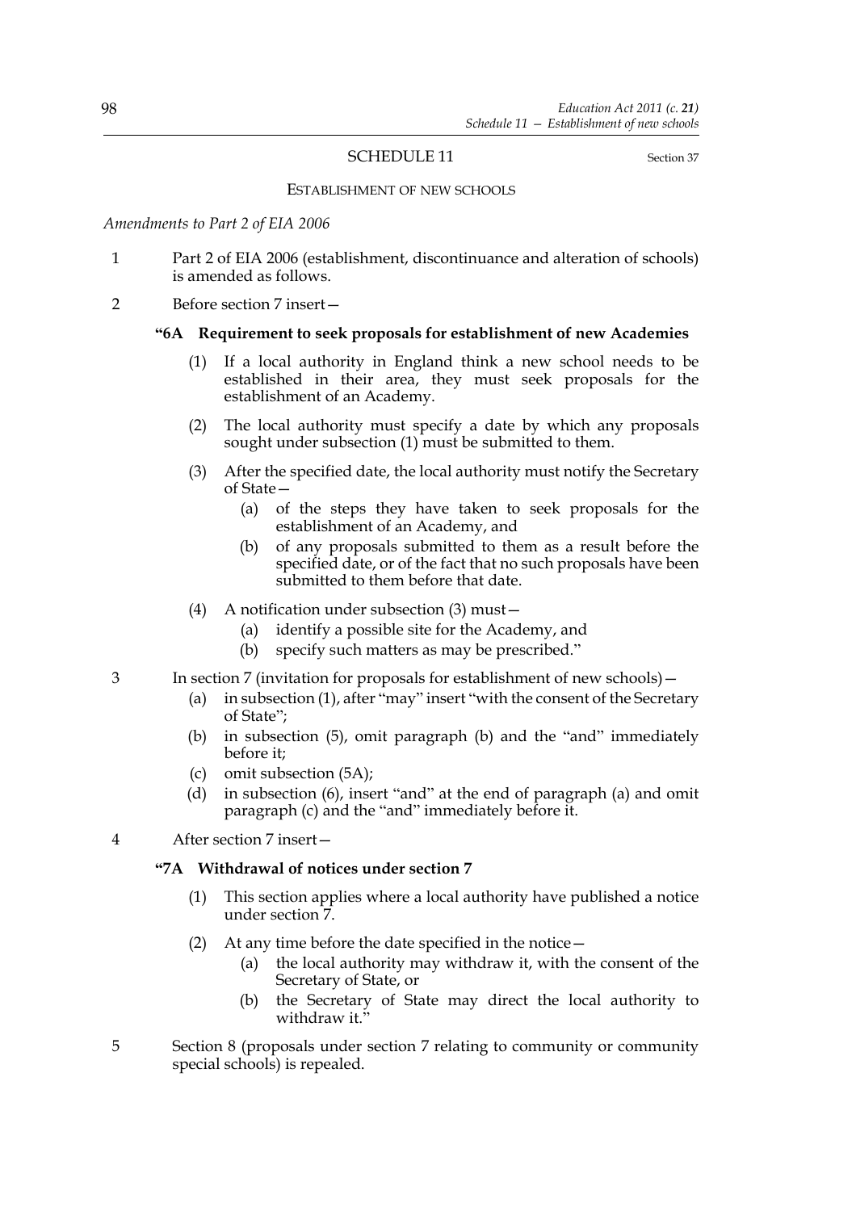# SCHEDULE 11

Section 37

## ESTABLISHMENT OF NEW SCHOOLS

*Amendments to Part 2 of EIA 2006*

1 Part 2 of EIA 2006 (establishment, discontinuance and alteration of schools) is amended as follows.

2 Before section 7 insert—

**"6A Requirement to seek proposals for establishment of new Academies**

(1) If a local authority in England think a new school needs to be established in their area, they must seek proposals for the establishment of an Academy.

(2) The local authority must specify a date by which any proposals sought under subsection (1) must be submitted to them.

(3) After the specified date, the local authority must notify the Secretary of State—

(a) of the steps they have taken to seek proposals for the establishment of an Academy, and

(b) of any proposals submitted to them as a result before the specified date, or of the fact that no such proposals have been submitted to them before that date.

(4) A notification under subsection (3) must—

(a) identify a possible site for the Academy, and

(b) specify such matters as may be prescribed."

3 In section 7 (invitation for proposals for establishment of new schools)—

(a) in subsection (1), after "may" insert "with the consent of the Secretary of State";

(b) in subsection (5), omit paragraph (b) and the "and" immediately before it;

(c) omit subsection (5A);

(d) in subsection (6), insert "and" at the end of paragraph (a) and omit paragraph (c) and the "and" immediately before it.

4 After section 7 insert—

**"7A Withdrawal of notices under section 7**

(1) This section applies where a local authority have published a notice under section 7.

(2) At any time before the date specified in the notice—

(a) the local authority may withdraw it, with the consent of the Secretary of State, or

(b) the Secretary of State may direct the local authority to withdraw it."

5 Section 8 (proposals under section 7 relating to community or community special schools) is repealed.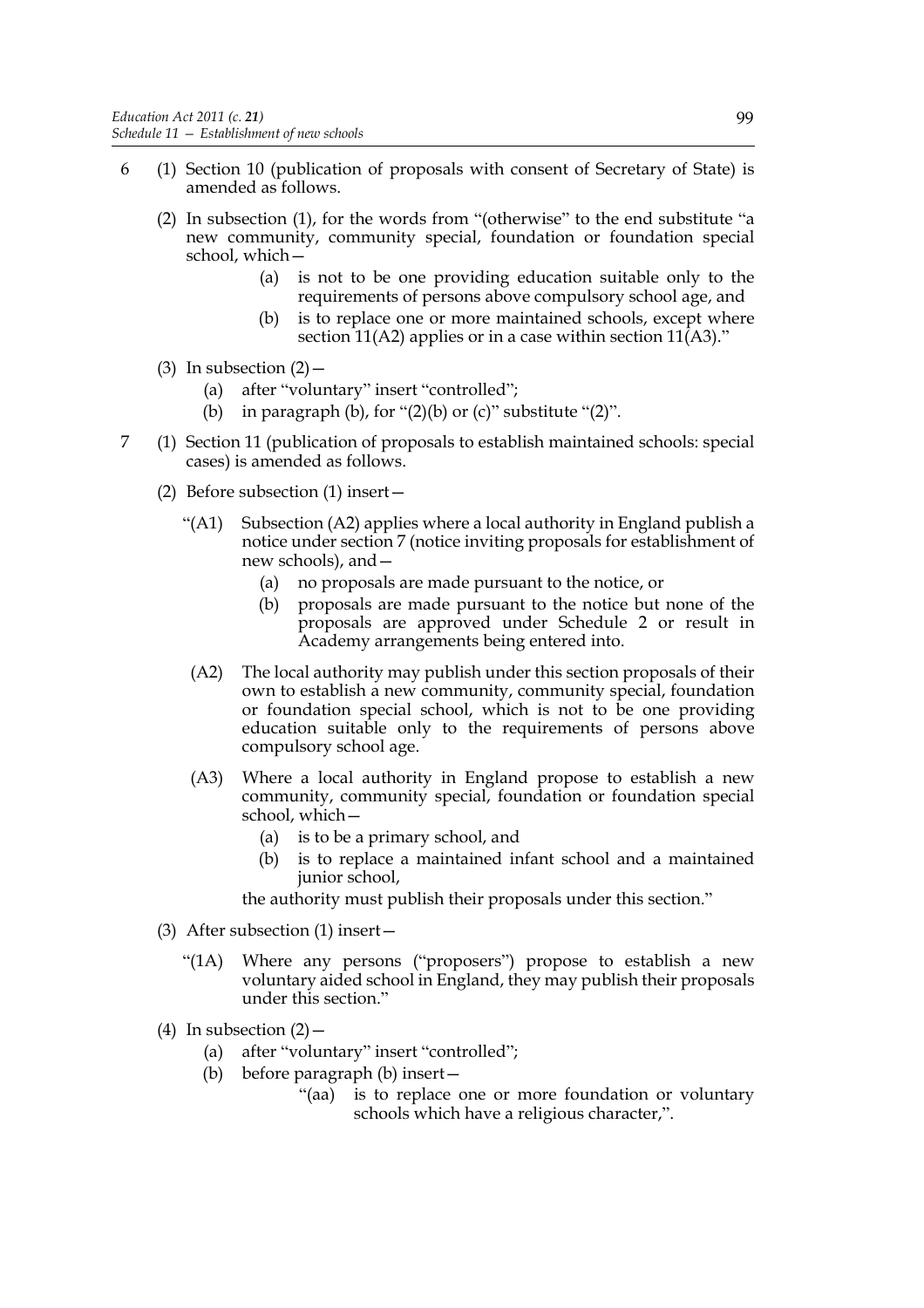6 (1) Section 10 (publication of proposals with consent of Secretary of State) is amended as follows.

(2) In subsection (1), for the words from "(otherwise" to the end substitute "a new community, community special, foundation or foundation special school, which—

(a) is not to be one providing education suitable only to the requirements of persons above compulsory school age, and

(b) is to replace one or more maintained schools, except where section 11(A2) applies or in a case within section 11(A3)."

(3) In subsection (2)—

(a) after "voluntary" insert "controlled";

(b) in paragraph (b), for "(2)(b) or (c)" substitute "(2)".

7 (1) Section 11 (publication of proposals to establish maintained schools: special cases) is amended as follows.

(2) Before subsection (1) insert—

"(A1) Subsection (A2) applies where a local authority in England publish a notice under section 7 (notice inviting proposals for establishment of new schools), and—

(a) no proposals are made pursuant to the notice, or

(b) proposals are made pursuant to the notice but none of the proposals are approved under Schedule 2 or result in Academy arrangements being entered into.

(A2) The local authority may publish under this section proposals of their own to establish a new community, community special, foundation or foundation special school, which is not to be one providing education suitable only to the requirements of persons above compulsory school age.

(A3) Where a local authority in England propose to establish a new community, community special, foundation or foundation special school, which—

(a) is to be a primary school, and

(b) is to replace a maintained infant school and a maintained junior school,

the authority must publish their proposals under this section."

(3) After subsection (1) insert—

"(1A) Where any persons ("proposers") propose to establish a new voluntary aided school in England, they may publish their proposals under this section."

(4) In subsection (2)—

(a) after "voluntary" insert "controlled";

(b) before paragraph (b) insert—

"(aa) is to replace one or more foundation or voluntary schools which have a religious character,".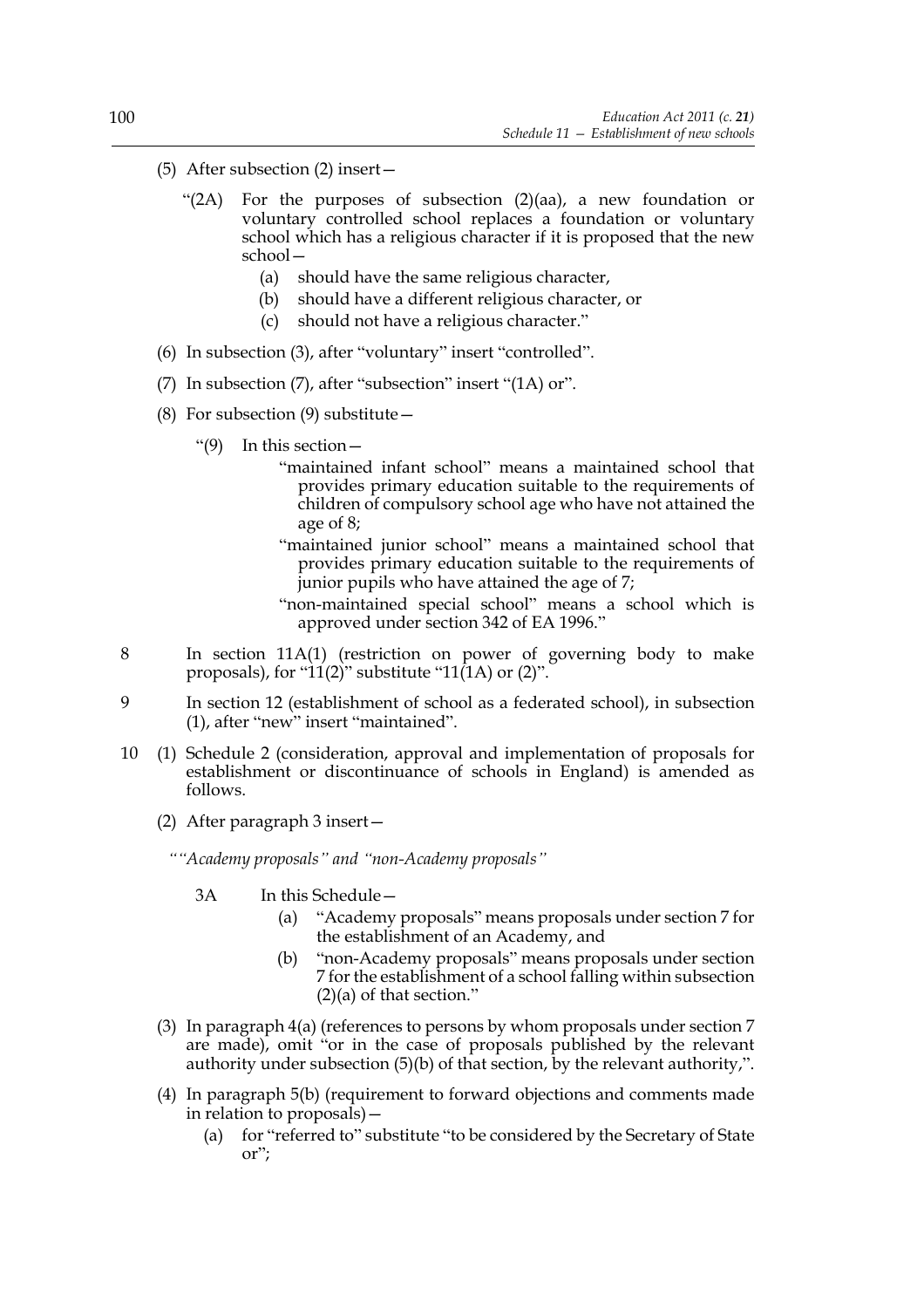(5) After subsection (2) insert—

"(2A) For the purposes of subsection (2)(aa), a new foundation or voluntary controlled school replaces a foundation or voluntary school which has a religious character if it is proposed that the new school—

(a) should have the same religious character,

(b) should have a different religious character, or

(c) should not have a religious character."

(6) In subsection (3), after "voluntary" insert "controlled".

(7) In subsection (7), after "subsection" insert "(1A) or".

(8) For subsection (9) substitute—

"(9) In this section—

"maintained infant school" means a maintained school that provides primary education suitable to the requirements of children of compulsory school age who have not attained the age of 8;

"maintained junior school" means a maintained school that provides primary education suitable to the requirements of junior pupils who have attained the age of 7;

"non-maintained special school" means a school which is approved under section 342 of EA 1996."

8 In section 11A(1) (restriction on power of governing body to make proposals), for "11(2)" substitute "11(1A) or (2)".

9 In section 12 (establishment of school as a federated school), in subsection (1), after "new" insert "maintained".

10 (1) Schedule 2 (consideration, approval and implementation of proposals for establishment or discontinuance of schools in England) is amended as follows.

(2) After paragraph 3 insert—

*""Academy proposals" and "non-Academy proposals"*

3A In this Schedule—

(a) "Academy proposals" means proposals under section 7 for the establishment of an Academy, and

(b) "non-Academy proposals" means proposals under section 7 for the establishment of a school falling within subsection (2)(a) of that section."

(3) In paragraph 4(a) (references to persons by whom proposals under section 7 are made), omit "or in the case of proposals published by the relevant authority under subsection (5)(b) of that section, by the relevant authority,".

(4) In paragraph 5(b) (requirement to forward objections and comments made in relation to proposals)—

(a) for "referred to" substitute "to be considered by the Secretary of State or";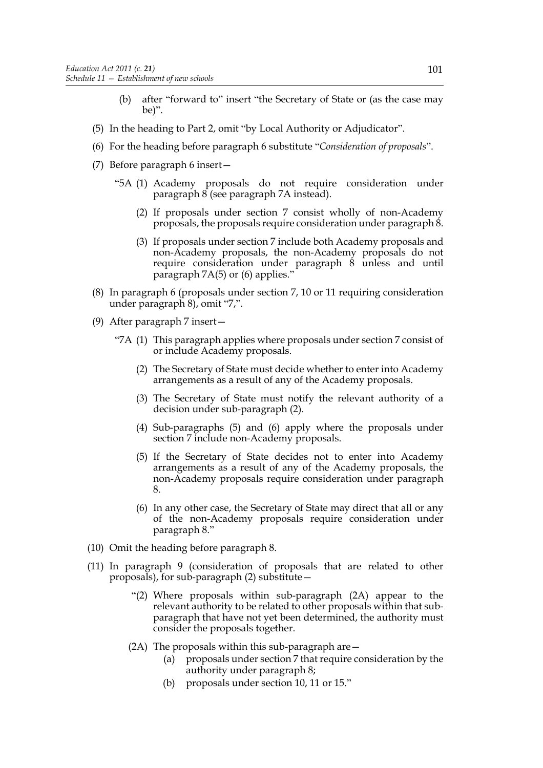(b) after "forward to" insert "the Secretary of State or (as the case may be)".

(5) In the heading to Part 2, omit "by Local Authority or Adjudicator".

(6) For the heading before paragraph 6 substitute "*Consideration of proposals*".

(7) Before paragraph 6 insert—

"5A (1) Academy proposals do not require consideration under paragraph 8 (see paragraph 7A instead).

(2) If proposals under section 7 consist wholly of non-Academy proposals, the proposals require consideration under paragraph 8.

(3) If proposals under section 7 include both Academy proposals and non-Academy proposals, the non-Academy proposals do not require consideration under paragraph 8 unless and until paragraph 7A(5) or (6) applies."

(8) In paragraph 6 (proposals under section 7, 10 or 11 requiring consideration under paragraph 8), omit "7,".

(9) After paragraph 7 insert—

"7A (1) This paragraph applies where proposals under section 7 consist of or include Academy proposals.

(2) The Secretary of State must decide whether to enter into Academy arrangements as a result of any of the Academy proposals.

(3) The Secretary of State must notify the relevant authority of a decision under sub-paragraph (2).

(4) Sub-paragraphs (5) and (6) apply where the proposals under section 7 include non-Academy proposals.

(5) If the Secretary of State decides not to enter into Academy arrangements as a result of any of the Academy proposals, the non-Academy proposals require consideration under paragraph 8.

(6) In any other case, the Secretary of State may direct that all or any of the non-Academy proposals require consideration under paragraph 8."

(10) Omit the heading before paragraph 8.

(11) In paragraph 9 (consideration of proposals that are related to other proposals), for sub-paragraph (2) substitute—

"(2) Where proposals within sub-paragraph (2A) appear to the relevant authority to be related to other proposals within that sub-paragraph that have not yet been determined, the authority must consider the proposals together.

(2A) The proposals within this sub-paragraph are—

(a) proposals under section 7 that require consideration by the authority under paragraph 8;

(b) proposals under section 10, 11 or 15."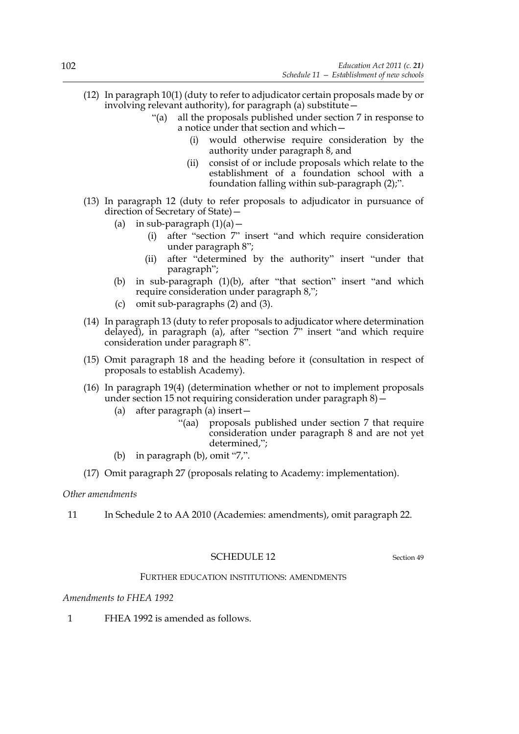(12) In paragraph 10(1) (duty to refer to adjudicator certain proposals made by or involving relevant authority), for paragraph (a) substitute—

> "(a) all the proposals published under section 7 in response to a notice under that section and which—
>
> (i) would otherwise require consideration by the authority under paragraph 8, and
>
> (ii) consist of or include proposals which relate to the establishment of a foundation school with a foundation falling within sub-paragraph (2);".

(13) In paragraph 12 (duty to refer proposals to adjudicator in pursuance of direction of Secretary of State)—

- (a) in sub-paragraph (1)(a)—
  - (i) after "section 7" insert "and which require consideration under paragraph 8";
  - (ii) after "determined by the authority" insert "under that paragraph";
- (b) in sub-paragraph (1)(b), after "that section" insert "and which require consideration under paragraph 8,";
- (c) omit sub-paragraphs (2) and (3).

(14) In paragraph 13 (duty to refer proposals to adjudicator where determination delayed), in paragraph (a), after "section 7" insert "and which require consideration under paragraph 8".

(15) Omit paragraph 18 and the heading before it (consultation in respect of proposals to establish Academy).

(16) In paragraph 19(4) (determination whether or not to implement proposals under section 15 not requiring consideration under paragraph 8)—

- (a) after paragraph (a) insert—

> "(aa) proposals published under section 7 that require consideration under paragraph 8 and are not yet determined,";

- (b) in paragraph (b), omit "7,".

(17) Omit paragraph 27 (proposals relating to Academy: implementation).

*Other amendments*

11 In Schedule 2 to AA 2010 (Academies: amendments), omit paragraph 22.

## SCHEDULE 12

Section 49

### FURTHER EDUCATION INSTITUTIONS: AMENDMENTS

*Amendments to FHEA 1992*

1 FHEA 1992 is amended as follows.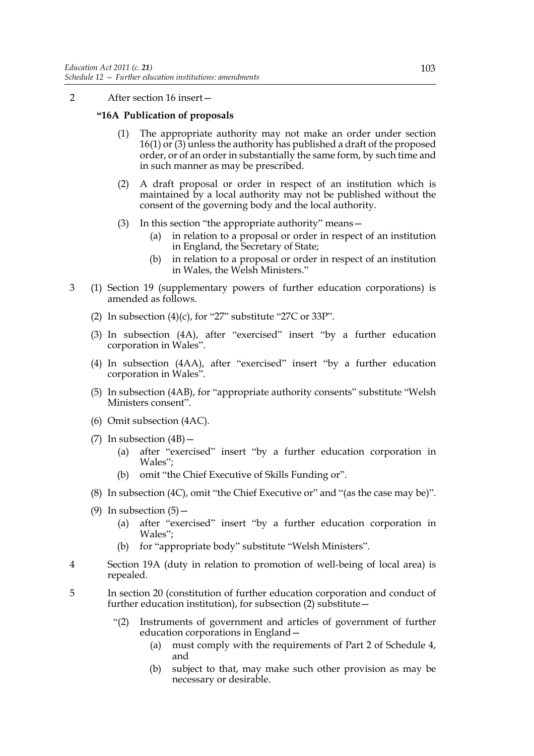2 After section 16 insert—

**"16A Publication of proposals**

(1) The appropriate authority may not make an order under section 16(1) or (3) unless the authority has published a draft of the proposed order, or of an order in substantially the same form, by such time and in such manner as may be prescribed.

(2) A draft proposal or order in respect of an institution which is maintained by a local authority may not be published without the consent of the governing body and the local authority.

(3) In this section "the appropriate authority" means—

(a) in relation to a proposal or order in respect of an institution in England, the Secretary of State;

(b) in relation to a proposal or order in respect of an institution in Wales, the Welsh Ministers."

3 (1) Section 19 (supplementary powers of further education corporations) is amended as follows.

(2) In subsection (4)(c), for "27" substitute "27C or 33P".

(3) In subsection (4A), after "exercised" insert "by a further education corporation in Wales".

(4) In subsection (4AA), after "exercised" insert "by a further education corporation in Wales".

(5) In subsection (4AB), for "appropriate authority consents" substitute "Welsh Ministers consent".

(6) Omit subsection (4AC).

(7) In subsection (4B)—

(a) after "exercised" insert "by a further education corporation in Wales";

(b) omit "the Chief Executive of Skills Funding or".

(8) In subsection (4C), omit "the Chief Executive or" and "(as the case may be)".

(9) In subsection (5)—

(a) after "exercised" insert "by a further education corporation in Wales";

(b) for "appropriate body" substitute "Welsh Ministers".

4 Section 19A (duty in relation to promotion of well-being of local area) is repealed.

5 In section 20 (constitution of further education corporation and conduct of further education institution), for subsection (2) substitute—

"(2) Instruments of government and articles of government of further education corporations in England—

(a) must comply with the requirements of Part 2 of Schedule 4, and

(b) subject to that, may make such other provision as may be necessary or desirable.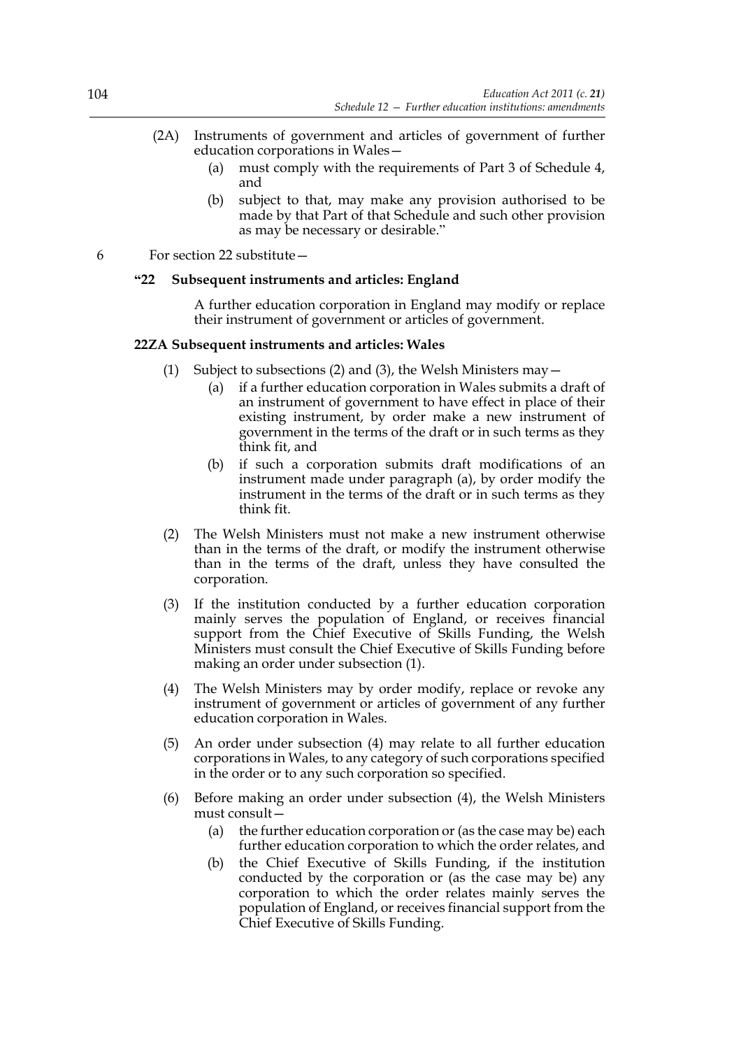(2A) Instruments of government and articles of government of further education corporations in Wales—

  (a) must comply with the requirements of Part 3 of Schedule 4, and

  (b) subject to that, may make any provision authorised to be made by that Part of that Schedule and such other provision as may be necessary or desirable."

6 For section 22 substitute—

**"22 Subsequent instruments and articles: England**

A further education corporation in England may modify or replace their instrument of government or articles of government.

**22ZA Subsequent instruments and articles: Wales**

(1) Subject to subsections (2) and (3), the Welsh Ministers may—

  (a) if a further education corporation in Wales submits a draft of an instrument of government to have effect in place of their existing instrument, by order make a new instrument of government in the terms of the draft or in such terms as they think fit, and

  (b) if such a corporation submits draft modifications of an instrument made under paragraph (a), by order modify the instrument in the terms of the draft or in such terms as they think fit.

(2) The Welsh Ministers must not make a new instrument otherwise than in the terms of the draft, or modify the instrument otherwise than in the terms of the draft, unless they have consulted the corporation.

(3) If the institution conducted by a further education corporation mainly serves the population of England, or receives financial support from the Chief Executive of Skills Funding, the Welsh Ministers must consult the Chief Executive of Skills Funding before making an order under subsection (1).

(4) The Welsh Ministers may by order modify, replace or revoke any instrument of government or articles of government of any further education corporation in Wales.

(5) An order under subsection (4) may relate to all further education corporations in Wales, to any category of such corporations specified in the order or to any such corporation so specified.

(6) Before making an order under subsection (4), the Welsh Ministers must consult—

  (a) the further education corporation or (as the case may be) each further education corporation to which the order relates, and

  (b) the Chief Executive of Skills Funding, if the institution conducted by the corporation or (as the case may be) any corporation to which the order relates mainly serves the population of England, or receives financial support from the Chief Executive of Skills Funding.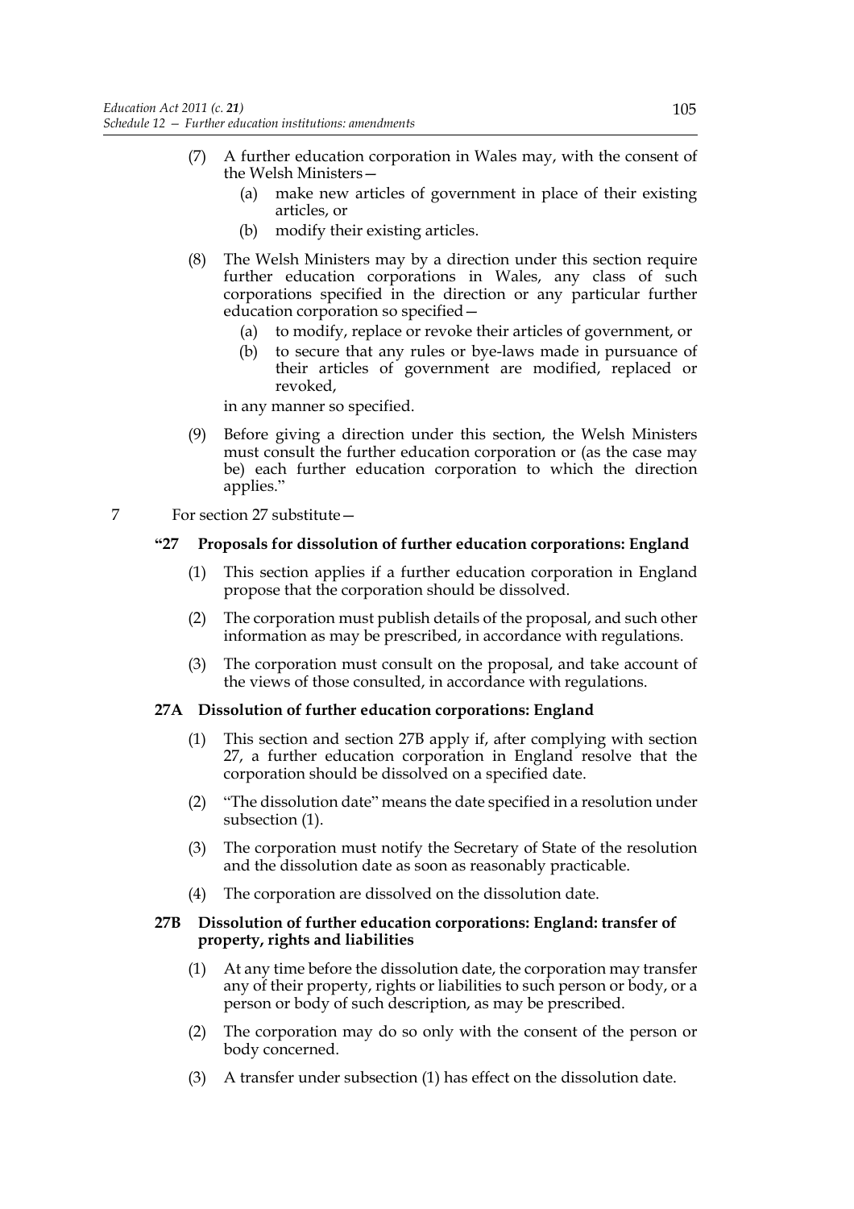(7) A further education corporation in Wales may, with the consent of the Welsh Ministers—

   (a) make new articles of government in place of their existing articles, or

   (b) modify their existing articles.

(8) The Welsh Ministers may by a direction under this section require further education corporations in Wales, any class of such corporations specified in the direction or any particular further education corporation so specified—

   (a) to modify, replace or revoke their articles of government, or

   (b) to secure that any rules or bye-laws made in pursuance of their articles of government are modified, replaced or revoked,

in any manner so specified.

(9) Before giving a direction under this section, the Welsh Ministers must consult the further education corporation or (as the case may be) each further education corporation to which the direction applies."

7 For section 27 substitute—

**"27 Proposals for dissolution of further education corporations: England**

(1) This section applies if a further education corporation in England propose that the corporation should be dissolved.

(2) The corporation must publish details of the proposal, and such other information as may be prescribed, in accordance with regulations.

(3) The corporation must consult on the proposal, and take account of the views of those consulted, in accordance with regulations.

**27A Dissolution of further education corporations: England**

(1) This section and section 27B apply if, after complying with section 27, a further education corporation in England resolve that the corporation should be dissolved on a specified date.

(2) "The dissolution date" means the date specified in a resolution under subsection (1).

(3) The corporation must notify the Secretary of State of the resolution and the dissolution date as soon as reasonably practicable.

(4) The corporation are dissolved on the dissolution date.

**27B Dissolution of further education corporations: England: transfer of property, rights and liabilities**

(1) At any time before the dissolution date, the corporation may transfer any of their property, rights or liabilities to such person or body, or a person or body of such description, as may be prescribed.

(2) The corporation may do so only with the consent of the person or body concerned.

(3) A transfer under subsection (1) has effect on the dissolution date.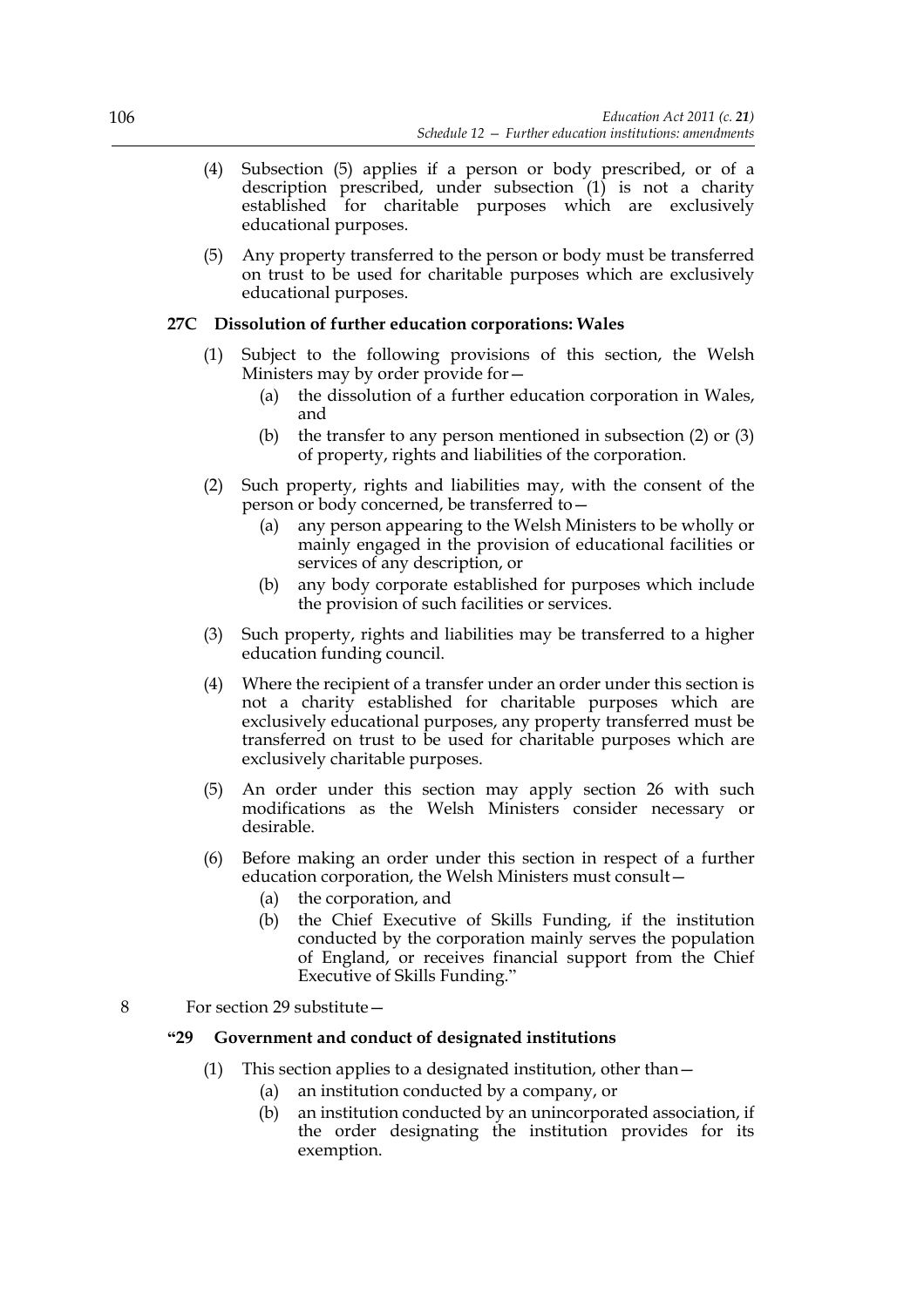(4) Subsection (5) applies if a person or body prescribed, or of a description prescribed, under subsection (1) is not a charity established for charitable purposes which are exclusively educational purposes.

(5) Any property transferred to the person or body must be transferred on trust to be used for charitable purposes which are exclusively educational purposes.

### 27C Dissolution of further education corporations: Wales

(1) Subject to the following provisions of this section, the Welsh Ministers may by order provide for—

  (a) the dissolution of a further education corporation in Wales, and

  (b) the transfer to any person mentioned in subsection (2) or (3) of property, rights and liabilities of the corporation.

(2) Such property, rights and liabilities may, with the consent of the person or body concerned, be transferred to—

  (a) any person appearing to the Welsh Ministers to be wholly or mainly engaged in the provision of educational facilities or services of any description, or

  (b) any body corporate established for purposes which include the provision of such facilities or services.

(3) Such property, rights and liabilities may be transferred to a higher education funding council.

(4) Where the recipient of a transfer under an order under this section is not a charity established for charitable purposes which are exclusively educational purposes, any property transferred must be transferred on trust to be used for charitable purposes which are exclusively charitable purposes.

(5) An order under this section may apply section 26 with such modifications as the Welsh Ministers consider necessary or desirable.

(6) Before making an order under this section in respect of a further education corporation, the Welsh Ministers must consult—

  (a) the corporation, and

  (b) the Chief Executive of Skills Funding, if the institution conducted by the corporation mainly serves the population of England, or receives financial support from the Chief Executive of Skills Funding."

8 For section 29 substitute—

### "29 Government and conduct of designated institutions

(1) This section applies to a designated institution, other than—

  (a) an institution conducted by a company, or

  (b) an institution conducted by an unincorporated association, if the order designating the institution provides for its exemption.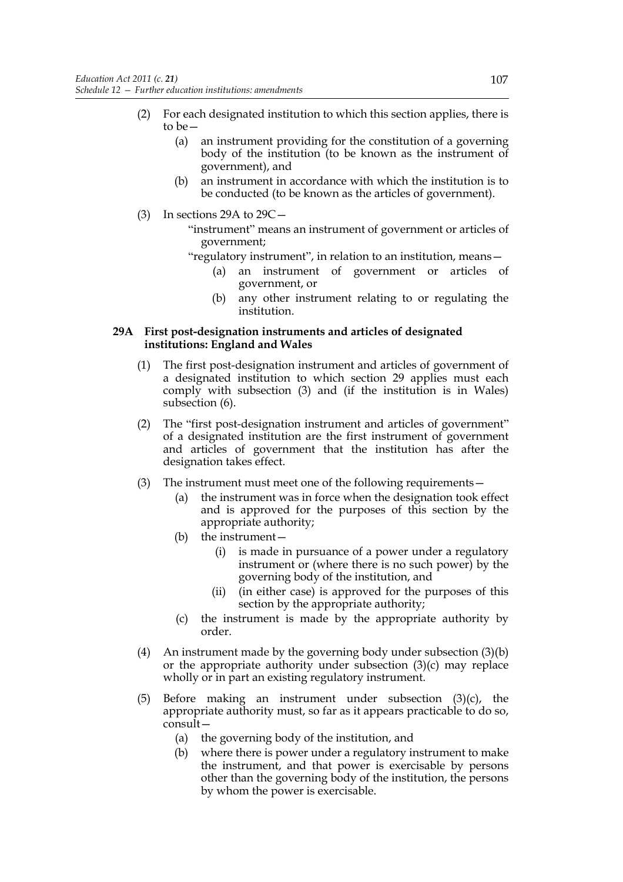(2) For each designated institution to which this section applies, there is to be—

  (a) an instrument providing for the constitution of a governing body of the institution (to be known as the instrument of government), and

  (b) an instrument in accordance with which the institution is to be conducted (to be known as the articles of government).

(3) In sections 29A to 29C—

  "instrument" means an instrument of government or articles of government;

  "regulatory instrument", in relation to an institution, means—

    (a) an instrument of government or articles of government, or

    (b) any other instrument relating to or regulating the institution.

**29A First post-designation instruments and articles of designated institutions: England and Wales**

(1) The first post-designation instrument and articles of government of a designated institution to which section 29 applies must each comply with subsection (3) and (if the institution is in Wales) subsection (6).

(2) The "first post-designation instrument and articles of government" of a designated institution are the first instrument of government and articles of government that the institution has after the designation takes effect.

(3) The instrument must meet one of the following requirements—

  (a) the instrument was in force when the designation took effect and is approved for the purposes of this section by the appropriate authority;

  (b) the instrument—

    (i) is made in pursuance of a power under a regulatory instrument or (where there is no such power) by the governing body of the institution, and

    (ii) (in either case) is approved for the purposes of this section by the appropriate authority;

  (c) the instrument is made by the appropriate authority by order.

(4) An instrument made by the governing body under subsection (3)(b) or the appropriate authority under subsection (3)(c) may replace wholly or in part an existing regulatory instrument.

(5) Before making an instrument under subsection (3)(c), the appropriate authority must, so far as it appears practicable to do so, consult—

  (a) the governing body of the institution, and

  (b) where there is power under a regulatory instrument to make the instrument, and that power is exercisable by persons other than the governing body of the institution, the persons by whom the power is exercisable.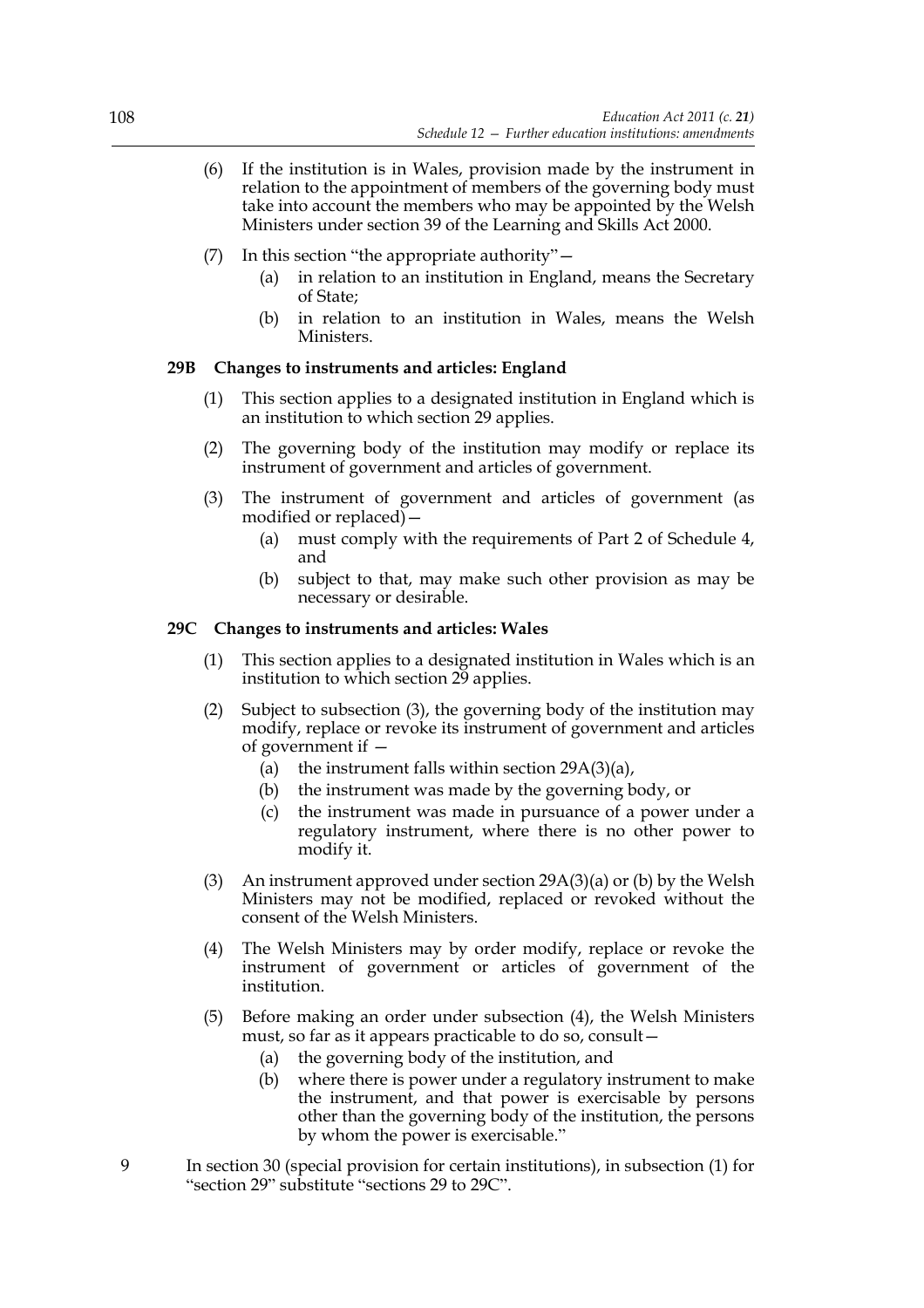(6) If the institution is in Wales, provision made by the instrument in relation to the appointment of members of the governing body must take into account the members who may be appointed by the Welsh Ministers under section 39 of the Learning and Skills Act 2000.

(7) In this section "the appropriate authority"—

(a) in relation to an institution in England, means the Secretary of State;

(b) in relation to an institution in Wales, means the Welsh Ministers.

**29B Changes to instruments and articles: England**

(1) This section applies to a designated institution in England which is an institution to which section 29 applies.

(2) The governing body of the institution may modify or replace its instrument of government and articles of government.

(3) The instrument of government and articles of government (as modified or replaced)—

(a) must comply with the requirements of Part 2 of Schedule 4, and

(b) subject to that, may make such other provision as may be necessary or desirable.

**29C Changes to instruments and articles: Wales**

(1) This section applies to a designated institution in Wales which is an institution to which section 29 applies.

(2) Subject to subsection (3), the governing body of the institution may modify, replace or revoke its instrument of government and articles of government if —

(a) the instrument falls within section 29A(3)(a),

(b) the instrument was made by the governing body, or

(c) the instrument was made in pursuance of a power under a regulatory instrument, where there is no other power to modify it.

(3) An instrument approved under section 29A(3)(a) or (b) by the Welsh Ministers may not be modified, replaced or revoked without the consent of the Welsh Ministers.

(4) The Welsh Ministers may by order modify, replace or revoke the instrument of government or articles of government of the institution.

(5) Before making an order under subsection (4), the Welsh Ministers must, so far as it appears practicable to do so, consult—

(a) the governing body of the institution, and

(b) where there is power under a regulatory instrument to make the instrument, and that power is exercisable by persons other than the governing body of the institution, the persons by whom the power is exercisable."

9 In section 30 (special provision for certain institutions), in subsection (1) for "section 29" substitute "sections 29 to 29C".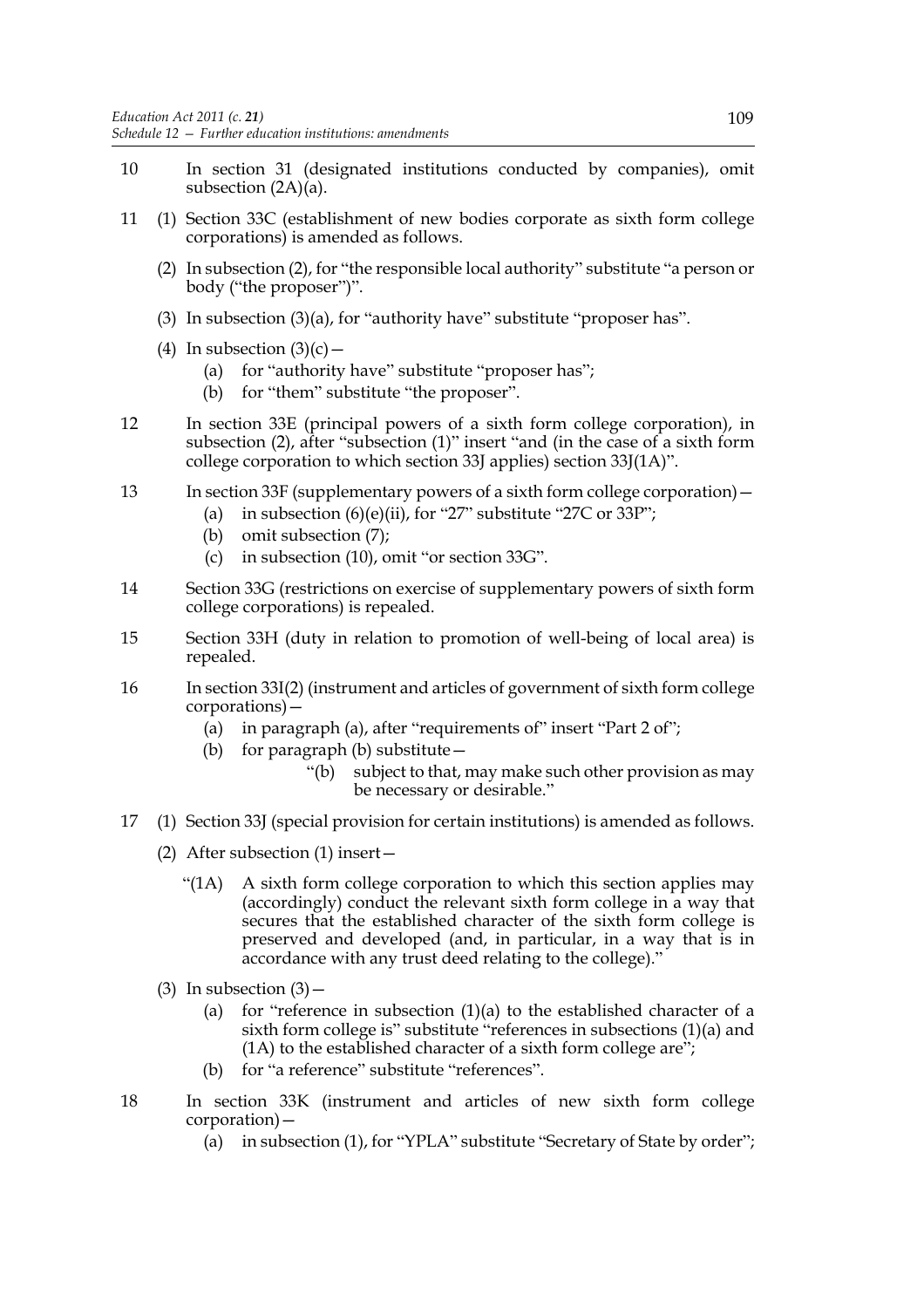10 In section 31 (designated institutions conducted by companies), omit subsection (2A)(a).

11 (1) Section 33C (establishment of new bodies corporate as sixth form college corporations) is amended as follows.

(2) In subsection (2), for "the responsible local authority" substitute "a person or body ("the proposer")".

(3) In subsection (3)(a), for "authority have" substitute "proposer has".

(4) In subsection (3)(c)—

(a) for "authority have" substitute "proposer has";

(b) for "them" substitute "the proposer".

12 In section 33E (principal powers of a sixth form college corporation), in subsection (2), after "subsection (1)" insert "and (in the case of a sixth form college corporation to which section 33J applies) section 33J(1A)".

13 In section 33F (supplementary powers of a sixth form college corporation)—

(a) in subsection (6)(e)(ii), for "27" substitute "27C or 33P";

(b) omit subsection (7);

(c) in subsection (10), omit "or section 33G".

14 Section 33G (restrictions on exercise of supplementary powers of sixth form college corporations) is repealed.

15 Section 33H (duty in relation to promotion of well-being of local area) is repealed.

16 In section 33I(2) (instrument and articles of government of sixth form college corporations)—

(a) in paragraph (a), after "requirements of" insert "Part 2 of";

(b) for paragraph (b) substitute—

"(b) subject to that, may make such other provision as may be necessary or desirable."

17 (1) Section 33J (special provision for certain institutions) is amended as follows.

(2) After subsection (1) insert—

"(1A) A sixth form college corporation to which this section applies may (accordingly) conduct the relevant sixth form college in a way that secures that the established character of the sixth form college is preserved and developed (and, in particular, in a way that is in accordance with any trust deed relating to the college)."

(3) In subsection (3)—

(a) for "reference in subsection (1)(a) to the established character of a sixth form college is" substitute "references in subsections (1)(a) and (1A) to the established character of a sixth form college are";

(b) for "a reference" substitute "references".

18 In section 33K (instrument and articles of new sixth form college corporation)—

(a) in subsection (1), for "YPLA" substitute "Secretary of State by order";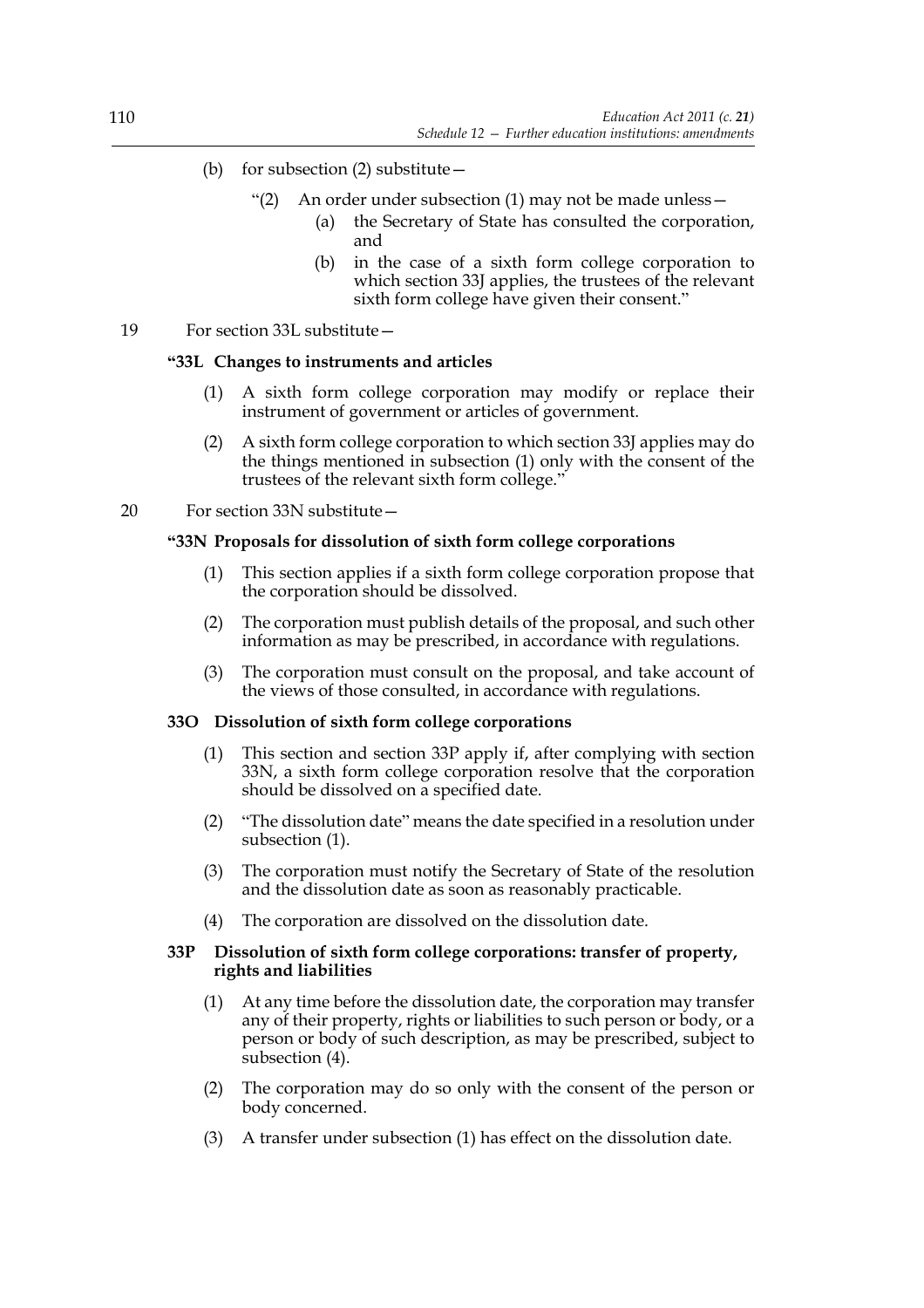(b) for subsection (2) substitute—

"(2) An order under subsection (1) may not be made unless—

(a) the Secretary of State has consulted the corporation, and

(b) in the case of a sixth form college corporation to which section 33J applies, the trustees of the relevant sixth form college have given their consent."

19 For section 33L substitute—

**"33L Changes to instruments and articles**

(1) A sixth form college corporation may modify or replace their instrument of government or articles of government.

(2) A sixth form college corporation to which section 33J applies may do the things mentioned in subsection (1) only with the consent of the trustees of the relevant sixth form college."

20 For section 33N substitute—

**"33N Proposals for dissolution of sixth form college corporations**

(1) This section applies if a sixth form college corporation propose that the corporation should be dissolved.

(2) The corporation must publish details of the proposal, and such other information as may be prescribed, in accordance with regulations.

(3) The corporation must consult on the proposal, and take account of the views of those consulted, in accordance with regulations.

**33O Dissolution of sixth form college corporations**

(1) This section and section 33P apply if, after complying with section 33N, a sixth form college corporation resolve that the corporation should be dissolved on a specified date.

(2) "The dissolution date" means the date specified in a resolution under subsection (1).

(3) The corporation must notify the Secretary of State of the resolution and the dissolution date as soon as reasonably practicable.

(4) The corporation are dissolved on the dissolution date.

**33P Dissolution of sixth form college corporations: transfer of property, rights and liabilities**

(1) At any time before the dissolution date, the corporation may transfer any of their property, rights or liabilities to such person or body, or a person or body of such description, as may be prescribed, subject to subsection (4).

(2) The corporation may do so only with the consent of the person or body concerned.

(3) A transfer under subsection (1) has effect on the dissolution date.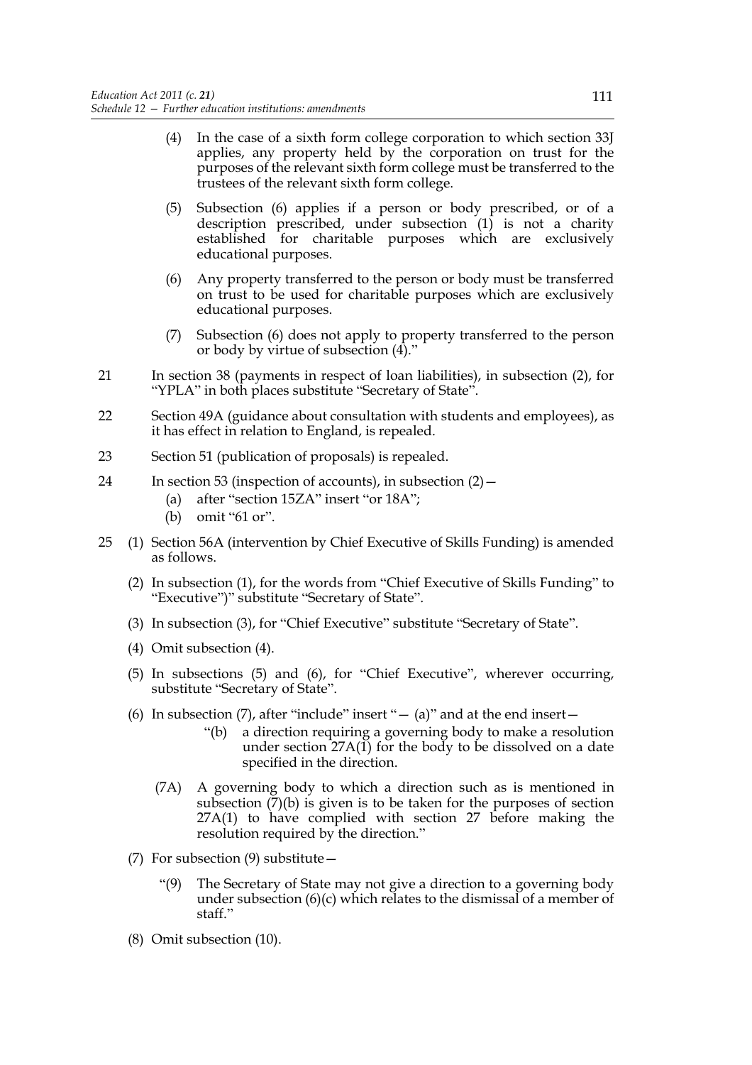(4) In the case of a sixth form college corporation to which section 33J applies, any property held by the corporation on trust for the purposes of the relevant sixth form college must be transferred to the trustees of the relevant sixth form college.

(5) Subsection (6) applies if a person or body prescribed, or of a description prescribed, under subsection (1) is not a charity established for charitable purposes which are exclusively educational purposes.

(6) Any property transferred to the person or body must be transferred on trust to be used for charitable purposes which are exclusively educational purposes.

(7) Subsection (6) does not apply to property transferred to the person or body by virtue of subsection (4)."

21 In section 38 (payments in respect of loan liabilities), in subsection (2), for "YPLA" in both places substitute "Secretary of State".

22 Section 49A (guidance about consultation with students and employees), as it has effect in relation to England, is repealed.

23 Section 51 (publication of proposals) is repealed.

24 In section 53 (inspection of accounts), in subsection (2)—
(a) after "section 15ZA" insert "or 18A";
(b) omit "61 or".

25 (1) Section 56A (intervention by Chief Executive of Skills Funding) is amended as follows.

(2) In subsection (1), for the words from "Chief Executive of Skills Funding" to "Executive")" substitute "Secretary of State".

(3) In subsection (3), for "Chief Executive" substitute "Secretary of State".

(4) Omit subsection (4).

(5) In subsections (5) and (6), for "Chief Executive", wherever occurring, substitute "Secretary of State".

(6) In subsection (7), after "include" insert "— (a)" and at the end insert—

"(b) a direction requiring a governing body to make a resolution under section 27A(1) for the body to be dissolved on a date specified in the direction.

(7A) A governing body to which a direction such as is mentioned in subsection (7)(b) is given is to be taken for the purposes of section 27A(1) to have complied with section 27 before making the resolution required by the direction."

(7) For subsection (9) substitute—

"(9) The Secretary of State may not give a direction to a governing body under subsection (6)(c) which relates to the dismissal of a member of staff."

(8) Omit subsection (10).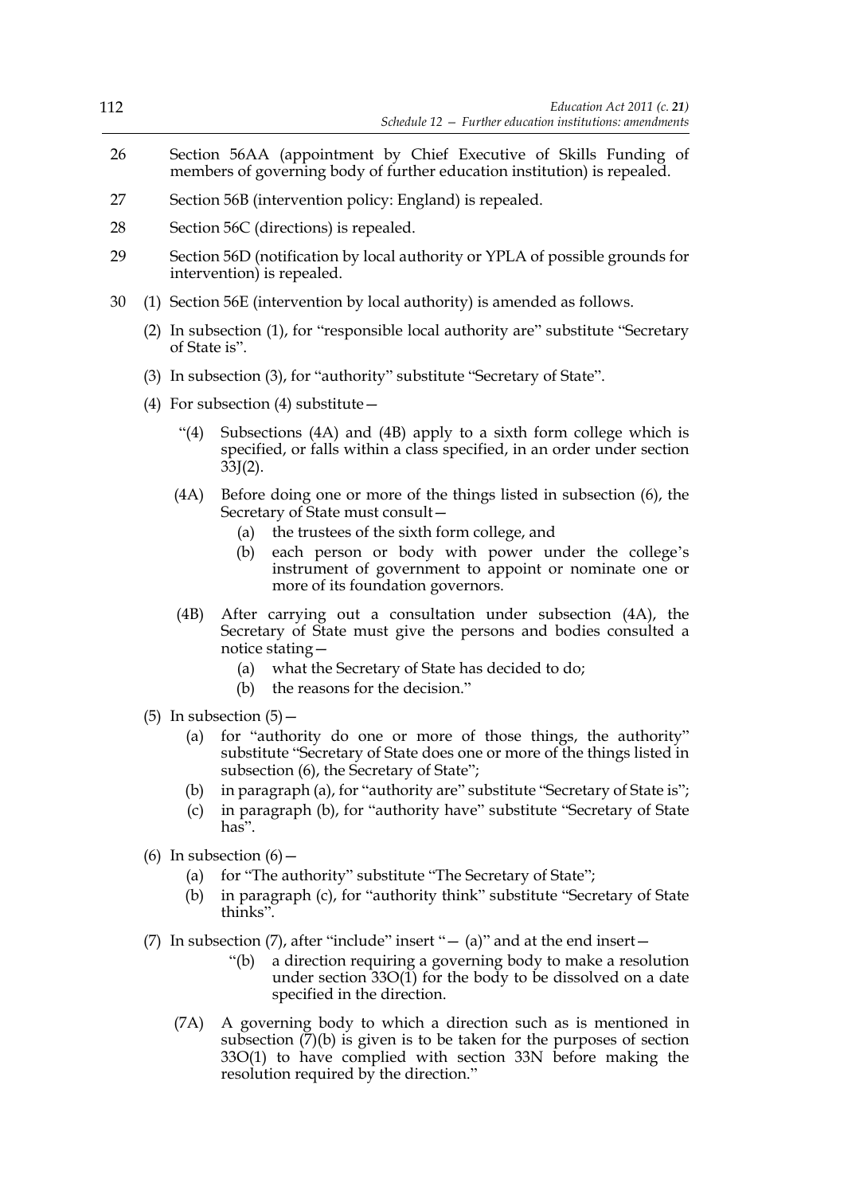26 Section 56AA (appointment by Chief Executive of Skills Funding of members of governing body of further education institution) is repealed.

27 Section 56B (intervention policy: England) is repealed.

28 Section 56C (directions) is repealed.

29 Section 56D (notification by local authority or YPLA of possible grounds for intervention) is repealed.

30 (1) Section 56E (intervention by local authority) is amended as follows.

(2) In subsection (1), for "responsible local authority are" substitute "Secretary of State is".

(3) In subsection (3), for "authority" substitute "Secretary of State".

(4) For subsection (4) substitute—

"(4) Subsections (4A) and (4B) apply to a sixth form college which is specified, or falls within a class specified, in an order under section 33J(2).

(4A) Before doing one or more of the things listed in subsection (6), the Secretary of State must consult—

(a) the trustees of the sixth form college, and

(b) each person or body with power under the college's instrument of government to appoint or nominate one or more of its foundation governors.

(4B) After carrying out a consultation under subsection (4A), the Secretary of State must give the persons and bodies consulted a notice stating—

(a) what the Secretary of State has decided to do;

(b) the reasons for the decision."

(5) In subsection (5)—

(a) for "authority do one or more of those things, the authority" substitute "Secretary of State does one or more of the things listed in subsection (6), the Secretary of State";

(b) in paragraph (a), for "authority are" substitute "Secretary of State is";

(c) in paragraph (b), for "authority have" substitute "Secretary of State has".

(6) In subsection (6)—

(a) for "The authority" substitute "The Secretary of State";

(b) in paragraph (c), for "authority think" substitute "Secretary of State thinks".

(7) In subsection (7), after "include" insert "— (a)" and at the end insert—

"(b) a direction requiring a governing body to make a resolution under section 33O(1) for the body to be dissolved on a date specified in the direction.

(7A) A governing body to which a direction such as is mentioned in subsection (7)(b) is given is to be taken for the purposes of section 33O(1) to have complied with section 33N before making the resolution required by the direction."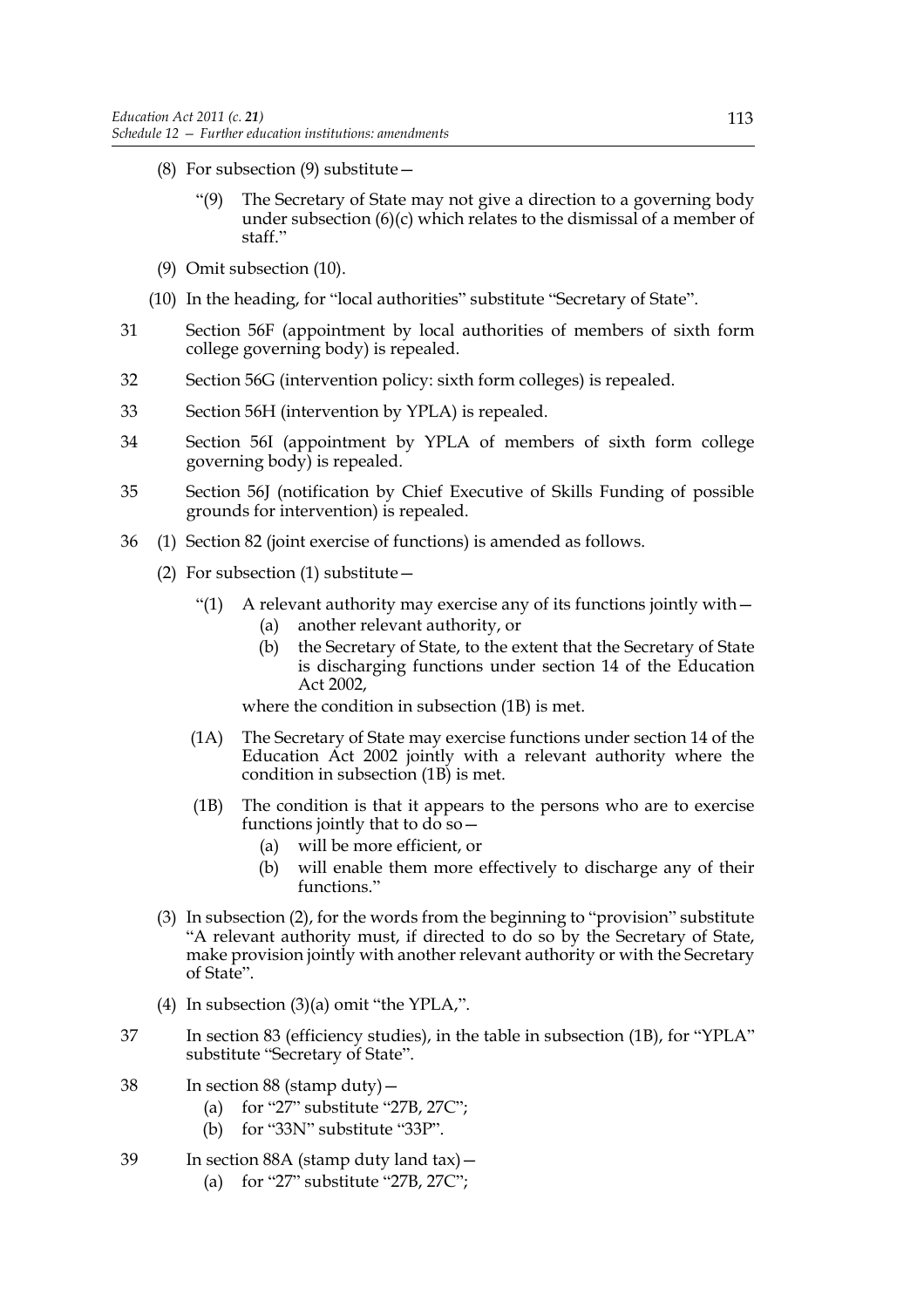(8) For subsection (9) substitute—

> "(9) The Secretary of State may not give a direction to a governing body under subsection (6)(c) which relates to the dismissal of a member of staff."

(9) Omit subsection (10).

(10) In the heading, for "local authorities" substitute "Secretary of State".

31 Section 56F (appointment by local authorities of members of sixth form college governing body) is repealed.

32 Section 56G (intervention policy: sixth form colleges) is repealed.

33 Section 56H (intervention by YPLA) is repealed.

34 Section 56I (appointment by YPLA of members of sixth form college governing body) is repealed.

35 Section 56J (notification by Chief Executive of Skills Funding of possible grounds for intervention) is repealed.

36 (1) Section 82 (joint exercise of functions) is amended as follows.

(2) For subsection (1) substitute—

> "(1) A relevant authority may exercise any of its functions jointly with—
> (a) another relevant authority, or
> (b) the Secretary of State, to the extent that the Secretary of State is discharging functions under section 14 of the Education Act 2002,
>
> where the condition in subsection (1B) is met.
>
> (1A) The Secretary of State may exercise functions under section 14 of the Education Act 2002 jointly with a relevant authority where the condition in subsection (1B) is met.
>
> (1B) The condition is that it appears to the persons who are to exercise functions jointly that to do so—
> (a) will be more efficient, or
> (b) will enable them more effectively to discharge any of their functions."

(3) In subsection (2), for the words from the beginning to "provision" substitute "A relevant authority must, if directed to do so by the Secretary of State, make provision jointly with another relevant authority or with the Secretary of State".

(4) In subsection (3)(a) omit "the YPLA,".

37 In section 83 (efficiency studies), in the table in subsection (1B), for "YPLA" substitute "Secretary of State".

38 In section 88 (stamp duty)—
(a) for "27" substitute "27B, 27C";
(b) for "33N" substitute "33P".

39 In section 88A (stamp duty land tax)—
(a) for "27" substitute "27B, 27C";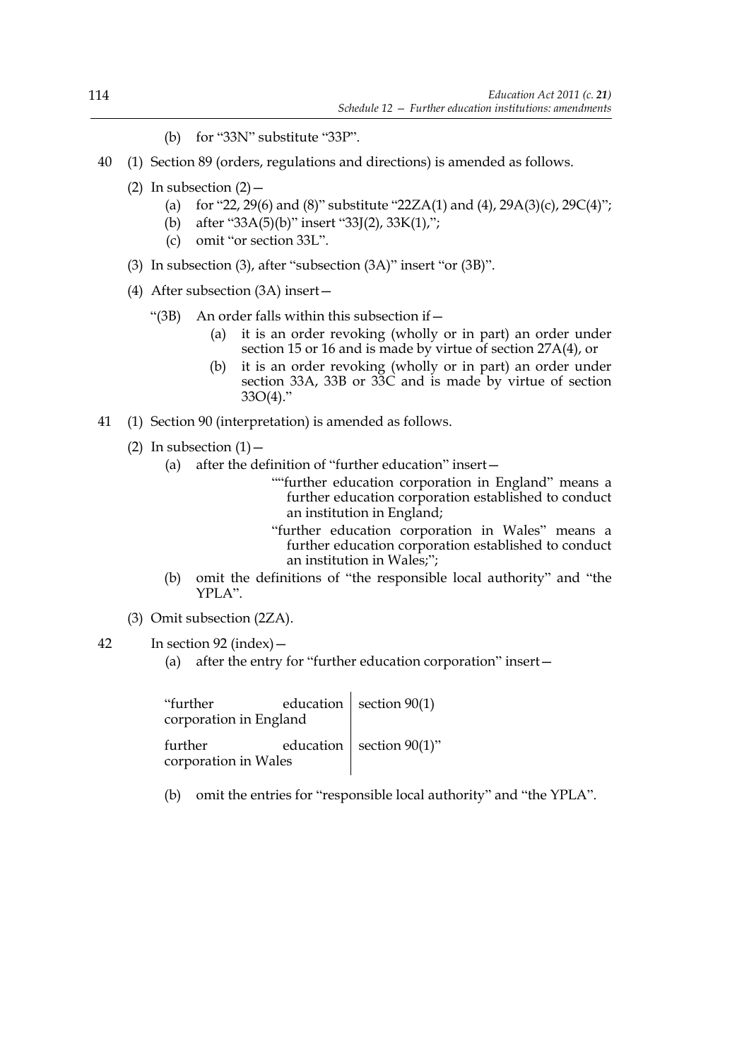(b) for "33N" substitute "33P".

40 (1) Section 89 (orders, regulations and directions) is amended as follows.

(2) In subsection (2)—

(a) for "22, 29(6) and (8)" substitute "22ZA(1) and (4), 29A(3)(c), 29C(4)";

(b) after "33A(5)(b)" insert "33J(2), 33K(1),";

(c) omit "or section 33L".

(3) In subsection (3), after "subsection (3A)" insert "or (3B)".

(4) After subsection (3A) insert—

"(3B) An order falls within this subsection if—

(a) it is an order revoking (wholly or in part) an order under section 15 or 16 and is made by virtue of section 27A(4), or

(b) it is an order revoking (wholly or in part) an order under section 33A, 33B or 33C and is made by virtue of section 33O(4)."

41 (1) Section 90 (interpretation) is amended as follows.

(2) In subsection (1)—

(a) after the definition of "further education" insert—

""further education corporation in England" means a further education corporation established to conduct an institution in England;

"further education corporation in Wales" means a further education corporation established to conduct an institution in Wales;";

(b) omit the definitions of "the responsible local authority" and "the YPLA".

(3) Omit subsection (2ZA).

42 In section 92 (index)—

(a) after the entry for "further education corporation" insert—

| | |
|---|---|
| "further education corporation in England | section 90(1) |
| further education corporation in Wales | section 90(1)" |

(b) omit the entries for "responsible local authority" and "the YPLA".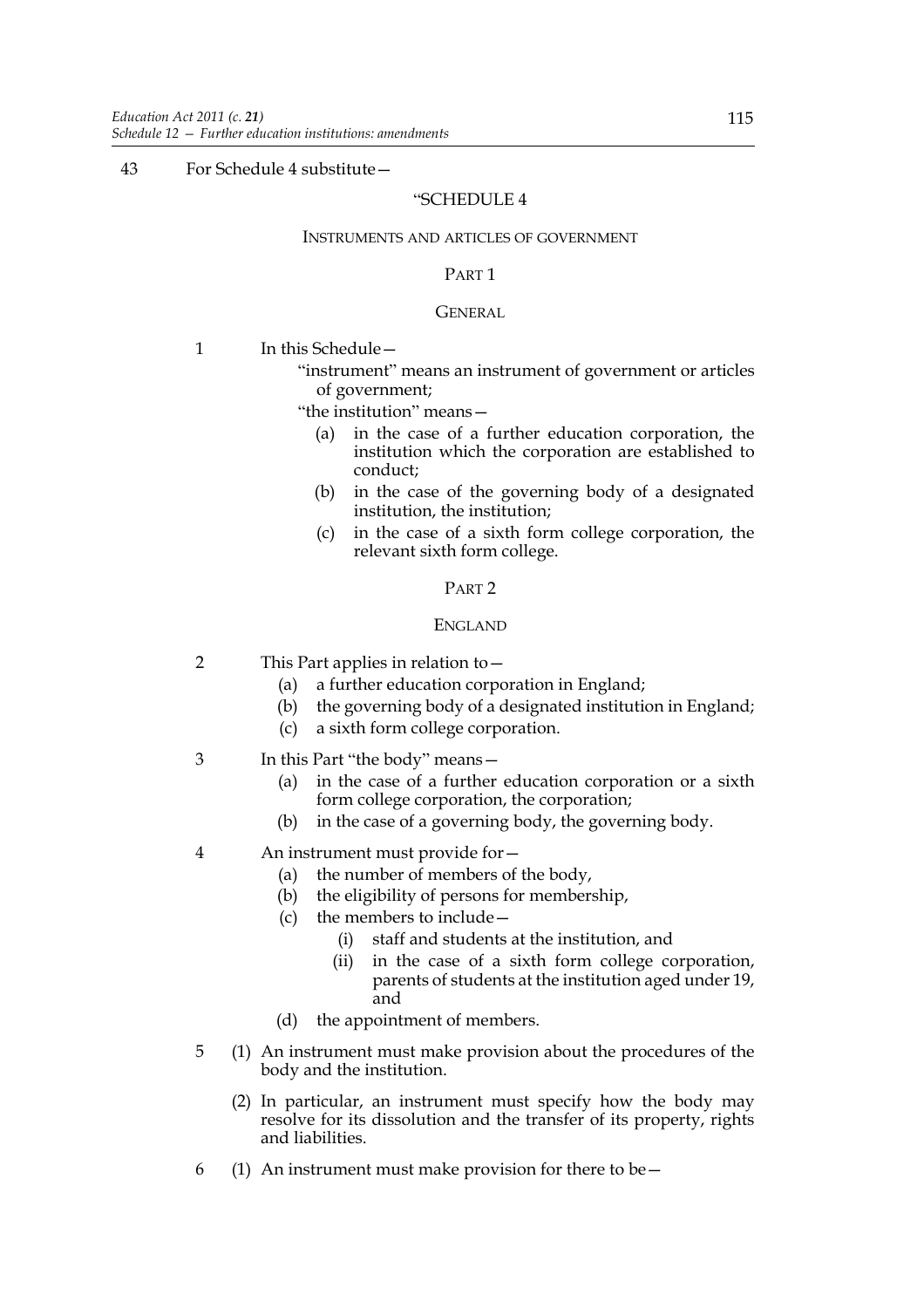43 For Schedule 4 substitute—

“SCHEDULE 4

INSTRUMENTS AND ARTICLES OF GOVERNMENT

PART 1

GENERAL

1 In this Schedule—

“instrument” means an instrument of government or articles of government;

“the institution” means—

(a) in the case of a further education corporation, the institution which the corporation are established to conduct;

(b) in the case of the governing body of a designated institution, the institution;

(c) in the case of a sixth form college corporation, the relevant sixth form college.

PART 2

ENGLAND

2 This Part applies in relation to—

(a) a further education corporation in England;

(b) the governing body of a designated institution in England;

(c) a sixth form college corporation.

3 In this Part “the body” means—

(a) in the case of a further education corporation or a sixth form college corporation, the corporation;

(b) in the case of a governing body, the governing body.

4 An instrument must provide for—

(a) the number of members of the body,

(b) the eligibility of persons for membership,

(c) the members to include—

(i) staff and students at the institution, and

(ii) in the case of a sixth form college corporation, parents of students at the institution aged under 19, and

(d) the appointment of members.

5 (1) An instrument must make provision about the procedures of the body and the institution.

(2) In particular, an instrument must specify how the body may resolve for its dissolution and the transfer of its property, rights and liabilities.

6 (1) An instrument must make provision for there to be—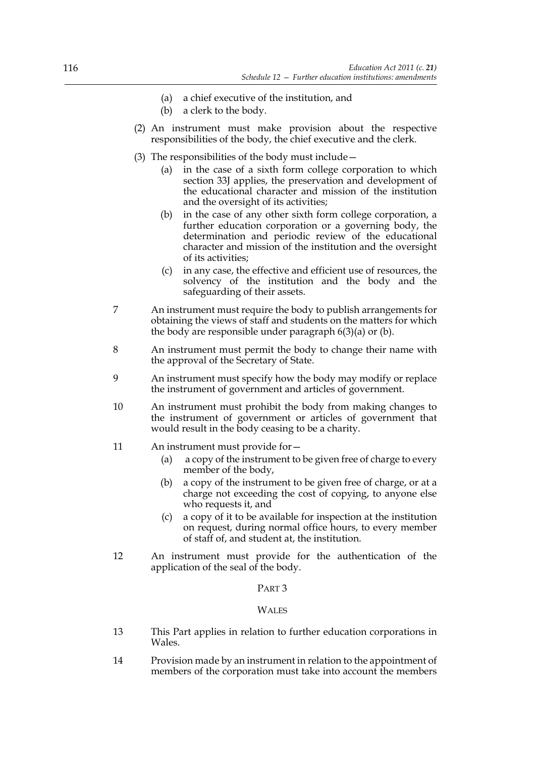(a) a chief executive of the institution, and
(b) a clerk to the body.

(2) An instrument must make provision about the respective responsibilities of the body, the chief executive and the clerk.

(3) The responsibilities of the body must include—
(a) in the case of a sixth form college corporation to which section 33J applies, the preservation and development of the educational character and mission of the institution and the oversight of its activities;
(b) in the case of any other sixth form college corporation, a further education corporation or a governing body, the determination and periodic review of the educational character and mission of the institution and the oversight of its activities;
(c) in any case, the effective and efficient use of resources, the solvency of the institution and the body and the safeguarding of their assets.

7 An instrument must require the body to publish arrangements for obtaining the views of staff and students on the matters for which the body are responsible under paragraph 6(3)(a) or (b).

8 An instrument must permit the body to change their name with the approval of the Secretary of State.

9 An instrument must specify how the body may modify or replace the instrument of government and articles of government.

10 An instrument must prohibit the body from making changes to the instrument of government or articles of government that would result in the body ceasing to be a charity.

11 An instrument must provide for—
(a) a copy of the instrument to be given free of charge to every member of the body,
(b) a copy of the instrument to be given free of charge, or at a charge not exceeding the cost of copying, to anyone else who requests it, and
(c) a copy of it to be available for inspection at the institution on request, during normal office hours, to every member of staff of, and student at, the institution.

12 An instrument must provide for the authentication of the application of the seal of the body.

## PART 3

## WALES

13 This Part applies in relation to further education corporations in Wales.

14 Provision made by an instrument in relation to the appointment of members of the corporation must take into account the members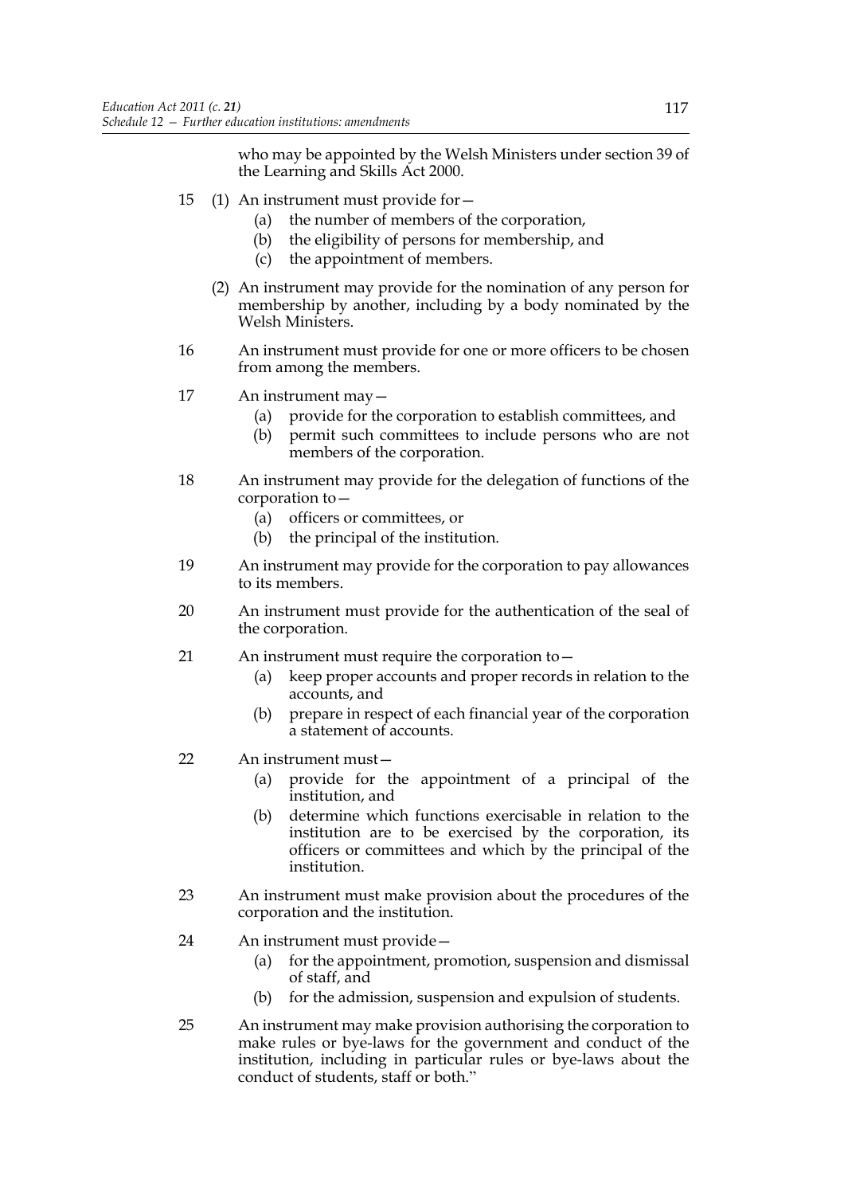who may be appointed by the Welsh Ministers under section 39 of the Learning and Skills Act 2000.

15 (1) An instrument must provide for—

- (a) the number of members of the corporation,
- (b) the eligibility of persons for membership, and
- (c) the appointment of members.

(2) An instrument may provide for the nomination of any person for membership by another, including by a body nominated by the Welsh Ministers.

16 An instrument must provide for one or more officers to be chosen from among the members.

17 An instrument may—

- (a) provide for the corporation to establish committees, and
- (b) permit such committees to include persons who are not members of the corporation.

18 An instrument may provide for the delegation of functions of the corporation to—

- (a) officers or committees, or
- (b) the principal of the institution.

19 An instrument may provide for the corporation to pay allowances to its members.

20 An instrument must provide for the authentication of the seal of the corporation.

21 An instrument must require the corporation to—

- (a) keep proper accounts and proper records in relation to the accounts, and
- (b) prepare in respect of each financial year of the corporation a statement of accounts.

22 An instrument must—

- (a) provide for the appointment of a principal of the institution, and
- (b) determine which functions exercisable in relation to the institution are to be exercised by the corporation, its officers or committees and which by the principal of the institution.

23 An instrument must make provision about the procedures of the corporation and the institution.

24 An instrument must provide—

- (a) for the appointment, promotion, suspension and dismissal of staff, and
- (b) for the admission, suspension and expulsion of students.

25 An instrument may make provision authorising the corporation to make rules or bye-laws for the government and conduct of the institution, including in particular rules or bye-laws about the conduct of students, staff or both."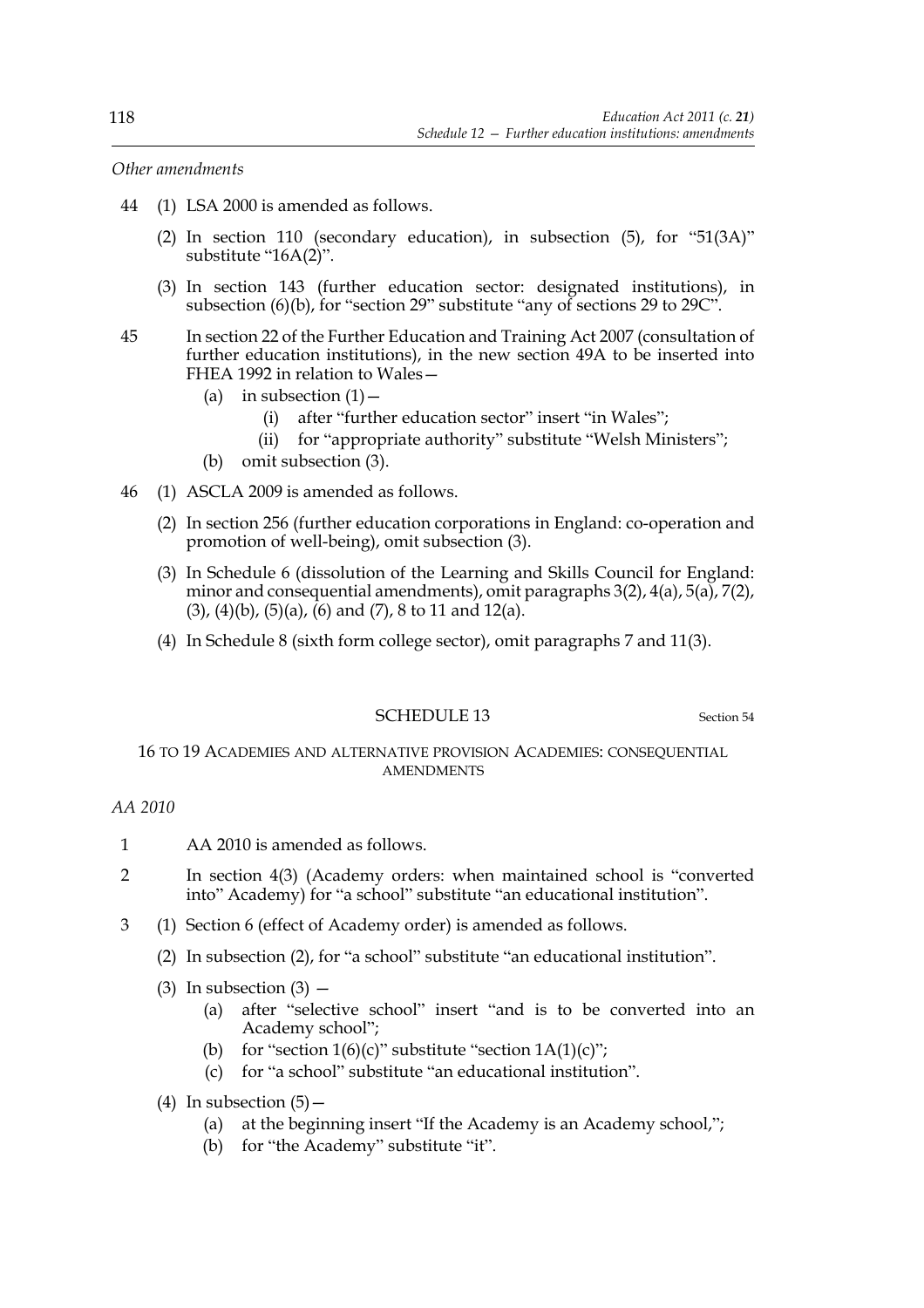*Other amendments*

44 (1) LSA 2000 is amended as follows.

(2) In section 110 (secondary education), in subsection (5), for "51(3A)" substitute "16A(2)".

(3) In section 143 (further education sector: designated institutions), in subsection (6)(b), for "section 29" substitute "any of sections 29 to 29C".

45 In section 22 of the Further Education and Training Act 2007 (consultation of further education institutions), in the new section 49A to be inserted into FHEA 1992 in relation to Wales—

(a) in subsection (1)—

(i) after "further education sector" insert "in Wales";

(ii) for "appropriate authority" substitute "Welsh Ministers";

(b) omit subsection (3).

46 (1) ASCLA 2009 is amended as follows.

(2) In section 256 (further education corporations in England: co-operation and promotion of well-being), omit subsection (3).

(3) In Schedule 6 (dissolution of the Learning and Skills Council for England: minor and consequential amendments), omit paragraphs 3(2), 4(a), 5(a), 7(2), (3), (4)(b), (5)(a), (6) and (7), 8 to 11 and 12(a).

(4) In Schedule 8 (sixth form college sector), omit paragraphs 7 and 11(3).

## SCHEDULE 13

Section 54

### 16 TO 19 ACADEMIES AND ALTERNATIVE PROVISION ACADEMIES: CONSEQUENTIAL AMENDMENTS

*AA 2010*

1 AA 2010 is amended as follows.

2 In section 4(3) (Academy orders: when maintained school is "converted into" Academy) for "a school" substitute "an educational institution".

3 (1) Section 6 (effect of Academy order) is amended as follows.

(2) In subsection (2), for "a school" substitute "an educational institution".

(3) In subsection (3) —

(a) after "selective school" insert "and is to be converted into an Academy school";

(b) for "section 1(6)(c)" substitute "section 1A(1)(c)";

(c) for "a school" substitute "an educational institution".

(4) In subsection (5)—

(a) at the beginning insert "If the Academy is an Academy school,";

(b) for "the Academy" substitute "it".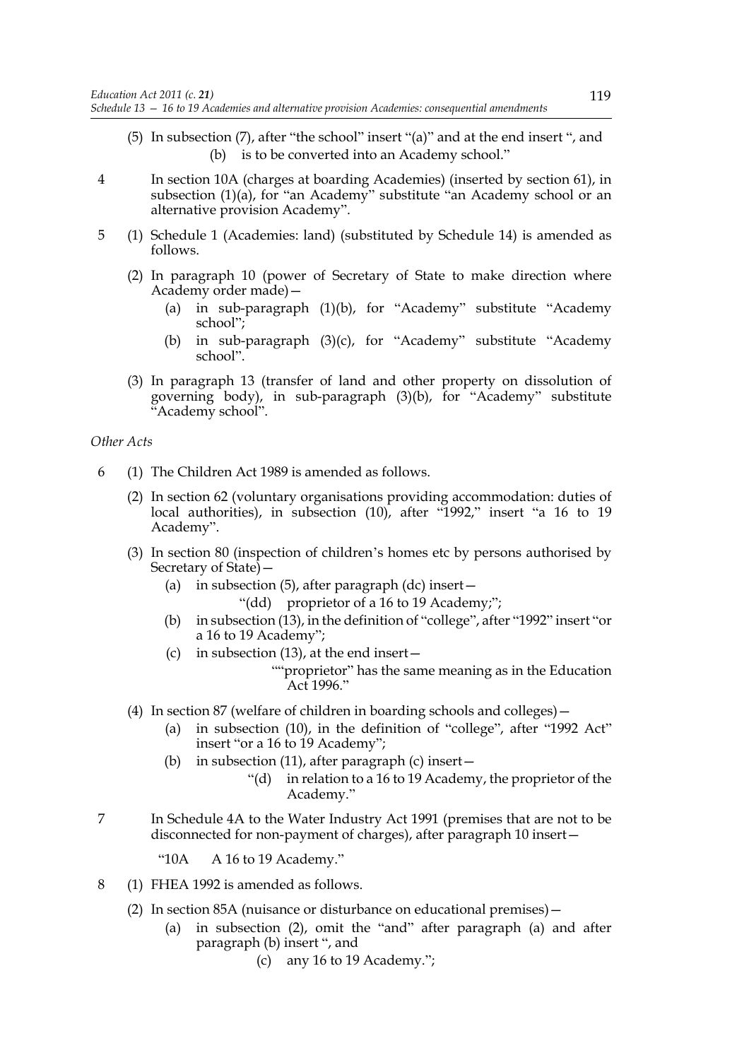(5) In subsection (7), after "the school" insert "(a)" and at the end insert ", and
 (b) is to be converted into an Academy school."

4 In section 10A (charges at boarding Academies) (inserted by section 61), in subsection (1)(a), for "an Academy" substitute "an Academy school or an alternative provision Academy".

5 (1) Schedule 1 (Academies: land) (substituted by Schedule 14) is amended as follows.

(2) In paragraph 10 (power of Secretary of State to make direction where Academy order made)—

 (a) in sub-paragraph (1)(b), for "Academy" substitute "Academy school";

 (b) in sub-paragraph (3)(c), for "Academy" substitute "Academy school".

(3) In paragraph 13 (transfer of land and other property on dissolution of governing body), in sub-paragraph (3)(b), for "Academy" substitute "Academy school".

*Other Acts*

6 (1) The Children Act 1989 is amended as follows.

(2) In section 62 (voluntary organisations providing accommodation: duties of local authorities), in subsection (10), after "1992," insert "a 16 to 19 Academy".

(3) In section 80 (inspection of children's homes etc by persons authorised by Secretary of State)—

 (a) in subsection (5), after paragraph (dc) insert—
 "(dd) proprietor of a 16 to 19 Academy;";

 (b) in subsection (13), in the definition of "college", after "1992" insert "or a 16 to 19 Academy";

 (c) in subsection (13), at the end insert—
 ""proprietor" has the same meaning as in the Education Act 1996."

(4) In section 87 (welfare of children in boarding schools and colleges)—

 (a) in subsection (10), in the definition of "college", after "1992 Act" insert "or a 16 to 19 Academy";

 (b) in subsection (11), after paragraph (c) insert—
 "(d) in relation to a 16 to 19 Academy, the proprietor of the Academy."

7 In Schedule 4A to the Water Industry Act 1991 (premises that are not to be disconnected for non-payment of charges), after paragraph 10 insert—

 "10A A 16 to 19 Academy."

8 (1) FHEA 1992 is amended as follows.

(2) In section 85A (nuisance or disturbance on educational premises)—

 (a) in subsection (2), omit the "and" after paragraph (a) and after paragraph (b) insert ", and
 (c) any 16 to 19 Academy.";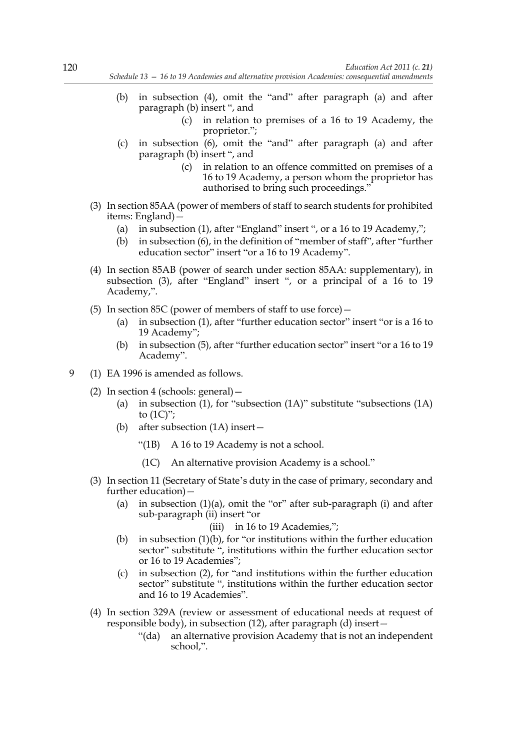(b) in subsection (4), omit the "and" after paragraph (a) and after paragraph (b) insert ", and

(c) in relation to premises of a 16 to 19 Academy, the proprietor.";

(c) in subsection (6), omit the "and" after paragraph (a) and after paragraph (b) insert ", and

(c) in relation to an offence committed on premises of a 16 to 19 Academy, a person whom the proprietor has authorised to bring such proceedings."

(3) In section 85AA (power of members of staff to search students for prohibited items: England)—

(a) in subsection (1), after "England" insert ", or a 16 to 19 Academy,";

(b) in subsection (6), in the definition of "member of staff", after "further education sector" insert "or a 16 to 19 Academy".

(4) In section 85AB (power of search under section 85AA: supplementary), in subsection (3), after "England" insert ", or a principal of a 16 to 19 Academy,".

(5) In section 85C (power of members of staff to use force)—

(a) in subsection (1), after "further education sector" insert "or is a 16 to 19 Academy";

(b) in subsection (5), after "further education sector" insert "or a 16 to 19 Academy".

9 (1) EA 1996 is amended as follows.

(2) In section 4 (schools: general)—

(a) in subsection (1), for "subsection (1A)" substitute "subsections (1A) to (1C)";

(b) after subsection (1A) insert—

"(1B) A 16 to 19 Academy is not a school.

(1C) An alternative provision Academy is a school."

(3) In section 11 (Secretary of State's duty in the case of primary, secondary and further education)—

(a) in subsection (1)(a), omit the "or" after sub-paragraph (i) and after sub-paragraph (ii) insert "or

(iii) in 16 to 19 Academies,";

(b) in subsection (1)(b), for "or institutions within the further education sector" substitute ", institutions within the further education sector or 16 to 19 Academies";

(c) in subsection (2), for "and institutions within the further education sector" substitute ", institutions within the further education sector and 16 to 19 Academies".

(4) In section 329A (review or assessment of educational needs at request of responsible body), in subsection (12), after paragraph (d) insert—

"(da) an alternative provision Academy that is not an independent school,".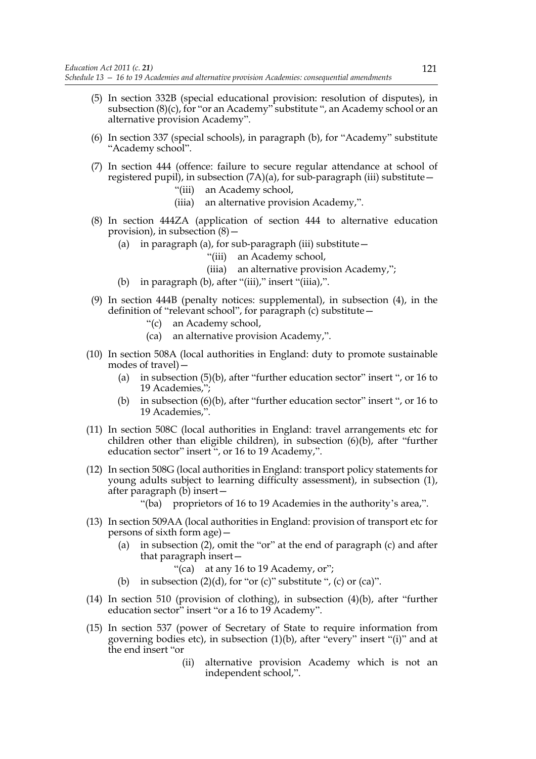(5) In section 332B (special educational provision: resolution of disputes), in subsection (8)(c), for "or an Academy" substitute ", an Academy school or an alternative provision Academy".

(6) In section 337 (special schools), in paragraph (b), for "Academy" substitute "Academy school".

(7) In section 444 (offence: failure to secure regular attendance at school of registered pupil), in subsection (7A)(a), for sub-paragraph (iii) substitute—

> "(iii) an Academy school,
>
> (iiia) an alternative provision Academy,".

(8) In section 444ZA (application of section 444 to alternative education provision), in subsection (8)—

(a) in paragraph (a), for sub-paragraph (iii) substitute—

> "(iii) an Academy school,
>
> (iiia) an alternative provision Academy,";

(b) in paragraph (b), after "(iii)," insert "(iiia),".

(9) In section 444B (penalty notices: supplemental), in subsection (4), in the definition of "relevant school", for paragraph (c) substitute—

> "(c) an Academy school,
>
> (ca) an alternative provision Academy,".

(10) In section 508A (local authorities in England: duty to promote sustainable modes of travel)—

(a) in subsection (5)(b), after "further education sector" insert ", or 16 to 19 Academies,";

(b) in subsection (6)(b), after "further education sector" insert ", or 16 to 19 Academies,".

(11) In section 508C (local authorities in England: travel arrangements etc for children other than eligible children), in subsection (6)(b), after "further education sector" insert ", or 16 to 19 Academy,".

(12) In section 508G (local authorities in England: transport policy statements for young adults subject to learning difficulty assessment), in subsection (1), after paragraph (b) insert—

> "(ba) proprietors of 16 to 19 Academies in the authority's area,".

(13) In section 509AA (local authorities in England: provision of transport etc for persons of sixth form age)—

(a) in subsection (2), omit the "or" at the end of paragraph (c) and after that paragraph insert—

> "(ca) at any 16 to 19 Academy, or";

(b) in subsection (2)(d), for "or (c)" substitute ", (c) or (ca)".

(14) In section 510 (provision of clothing), in subsection (4)(b), after "further education sector" insert "or a 16 to 19 Academy".

(15) In section 537 (power of Secretary of State to require information from governing bodies etc), in subsection (1)(b), after "every" insert "(i)" and at the end insert "or

> (ii) alternative provision Academy which is not an independent school,".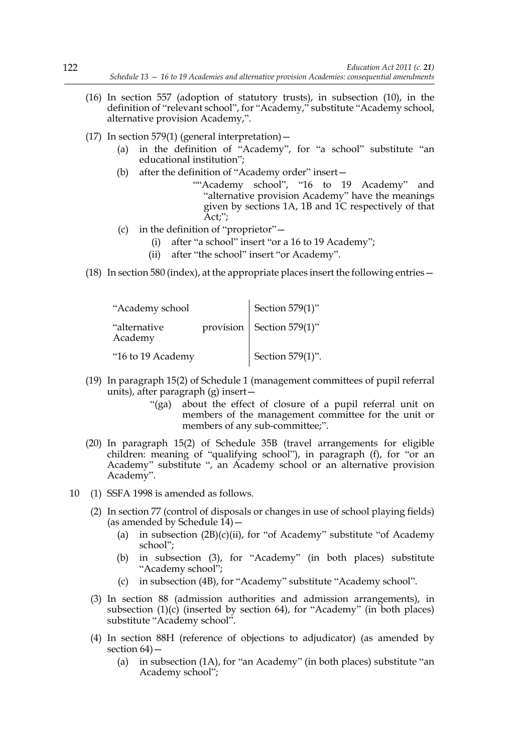(16) In section 557 (adoption of statutory trusts), in subsection (10), in the definition of "relevant school", for "Academy," substitute "Academy school, alternative provision Academy,".

(17) In section 579(1) (general interpretation)—

(a) in the definition of "Academy", for "a school" substitute "an educational institution";

(b) after the definition of "Academy order" insert—

""Academy school", "16 to 19 Academy" and "alternative provision Academy" have the meanings given by sections 1A, 1B and 1C respectively of that Act;";

(c) in the definition of "proprietor"—

(i) after "a school" insert "or a 16 to 19 Academy";

(ii) after "the school" insert "or Academy".

(18) In section 580 (index), at the appropriate places insert the following entries—

| | |
|---|---|
| "Academy school | Section 579(1)" |
| "alternative provision Academy | Section 579(1)" |
| "16 to 19 Academy | Section 579(1)". |

(19) In paragraph 15(2) of Schedule 1 (management committees of pupil referral units), after paragraph (g) insert—

"(ga) about the effect of closure of a pupil referral unit on members of the management committee for the unit or members of any sub-committee;".

(20) In paragraph 15(2) of Schedule 35B (travel arrangements for eligible children: meaning of "qualifying school"), in paragraph (f), for "or an Academy" substitute ", an Academy school or an alternative provision Academy".

10 (1) SSFA 1998 is amended as follows.

(2) In section 77 (control of disposals or changes in use of school playing fields) (as amended by Schedule 14)—

(a) in subsection (2B)(c)(ii), for "of Academy" substitute "of Academy school";

(b) in subsection (3), for "Academy" (in both places) substitute "Academy school";

(c) in subsection (4B), for "Academy" substitute "Academy school".

(3) In section 88 (admission authorities and admission arrangements), in subsection (1)(c) (inserted by section 64), for "Academy" (in both places) substitute "Academy school".

(4) In section 88H (reference of objections to adjudicator) (as amended by section 64)—

(a) in subsection (1A), for "an Academy" (in both places) substitute "an Academy school";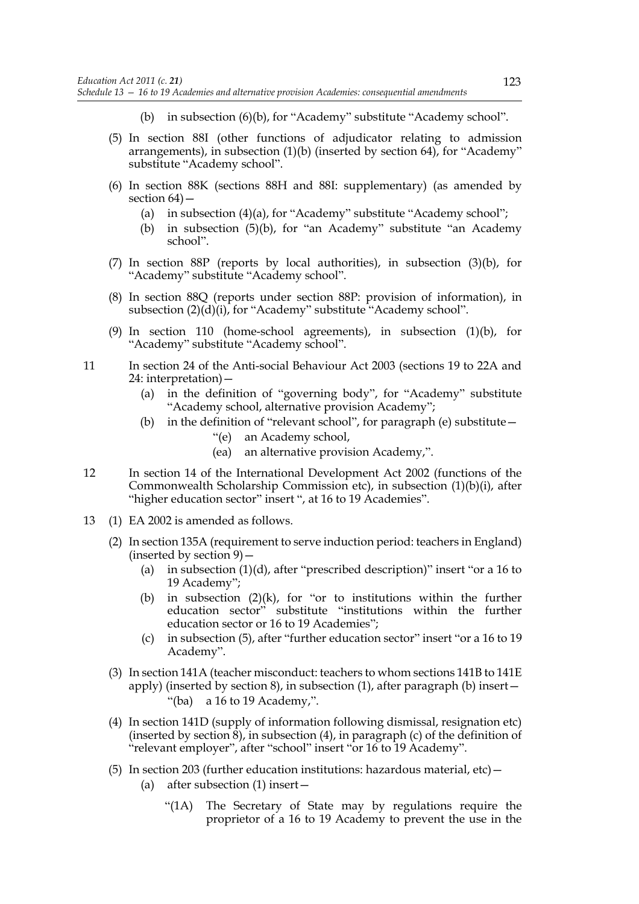(b) in subsection (6)(b), for "Academy" substitute "Academy school".

(5) In section 88I (other functions of adjudicator relating to admission arrangements), in subsection (1)(b) (inserted by section 64), for "Academy" substitute "Academy school".

(6) In section 88K (sections 88H and 88I: supplementary) (as amended by section 64)—

(a) in subsection (4)(a), for "Academy" substitute "Academy school";

(b) in subsection (5)(b), for "an Academy" substitute "an Academy school".

(7) In section 88P (reports by local authorities), in subsection (3)(b), for "Academy" substitute "Academy school".

(8) In section 88Q (reports under section 88P: provision of information), in subsection (2)(d)(i), for "Academy" substitute "Academy school".

(9) In section 110 (home-school agreements), in subsection (1)(b), for "Academy" substitute "Academy school".

11 In section 24 of the Anti-social Behaviour Act 2003 (sections 19 to 22A and 24: interpretation)—

(a) in the definition of "governing body", for "Academy" substitute "Academy school, alternative provision Academy";

(b) in the definition of "relevant school", for paragraph (e) substitute—

"(e) an Academy school,

(ea) an alternative provision Academy,".

12 In section 14 of the International Development Act 2002 (functions of the Commonwealth Scholarship Commission etc), in subsection (1)(b)(i), after "higher education sector" insert ", at 16 to 19 Academies".

13 (1) EA 2002 is amended as follows.

(2) In section 135A (requirement to serve induction period: teachers in England) (inserted by section 9)—

(a) in subsection (1)(d), after "prescribed description)" insert "or a 16 to 19 Academy";

(b) in subsection (2)(k), for "or to institutions within the further education sector" substitute "institutions within the further education sector or 16 to 19 Academies";

(c) in subsection (5), after "further education sector" insert "or a 16 to 19 Academy".

(3) In section 141A (teacher misconduct: teachers to whom sections 141B to 141E apply) (inserted by section 8), in subsection (1), after paragraph (b) insert—

"(ba) a 16 to 19 Academy,".

(4) In section 141D (supply of information following dismissal, resignation etc) (inserted by section 8), in subsection (4), in paragraph (c) of the definition of "relevant employer", after "school" insert "or 16 to 19 Academy".

(5) In section 203 (further education institutions: hazardous material, etc)—

(a) after subsection (1) insert—

"(1A) The Secretary of State may by regulations require the proprietor of a 16 to 19 Academy to prevent the use in the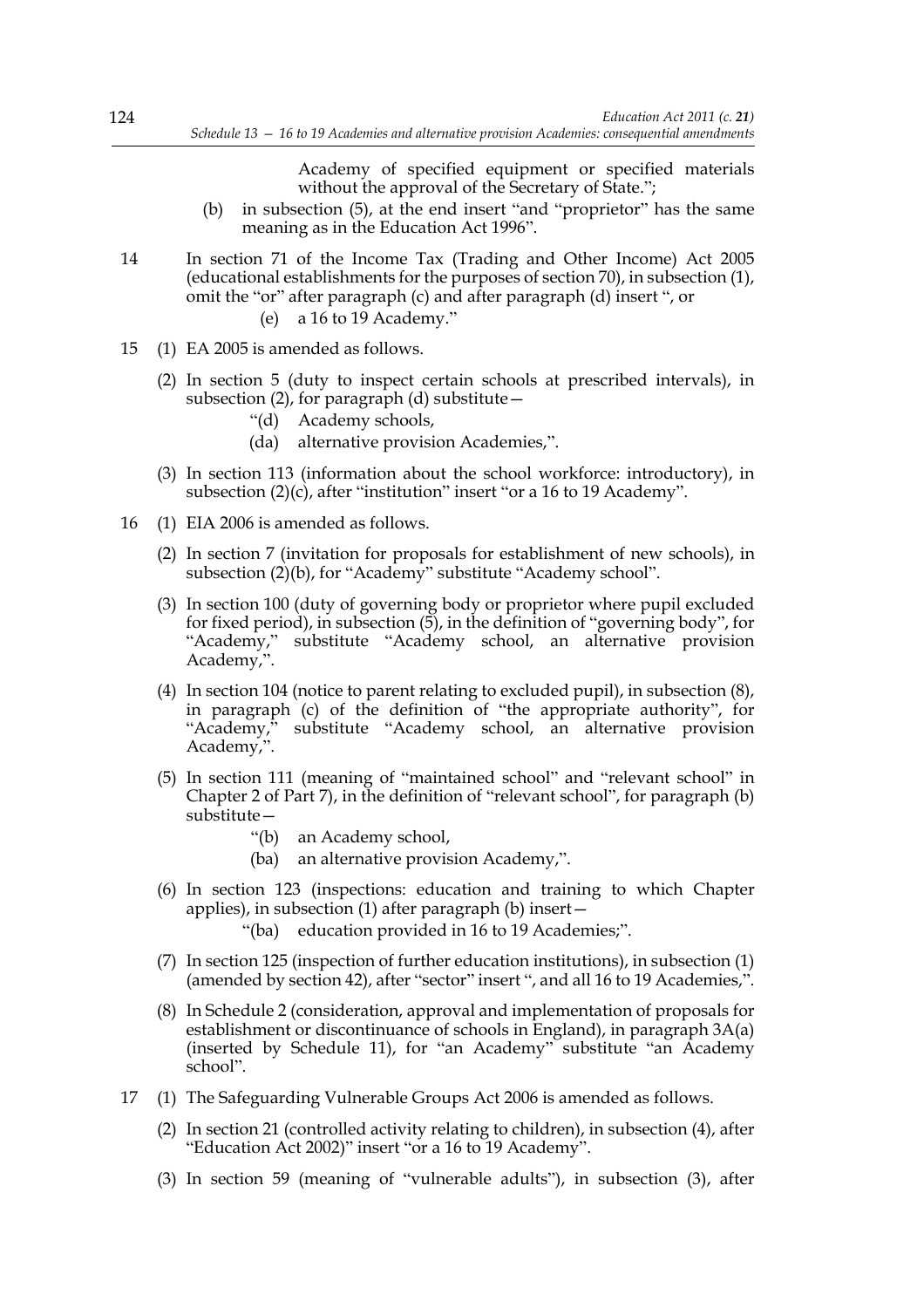Academy of specified equipment or specified materials without the approval of the Secretary of State.";

(b) in subsection (5), at the end insert "and "proprietor" has the same meaning as in the Education Act 1996".

14 In section 71 of the Income Tax (Trading and Other Income) Act 2005 (educational establishments for the purposes of section 70), in subsection (1), omit the "or" after paragraph (c) and after paragraph (d) insert ", or

(e) a 16 to 19 Academy."

15 (1) EA 2005 is amended as follows.

(2) In section 5 (duty to inspect certain schools at prescribed intervals), in subsection (2), for paragraph (d) substitute—

"(d) Academy schools,

(da) alternative provision Academies,".

(3) In section 113 (information about the school workforce: introductory), in subsection (2)(c), after "institution" insert "or a 16 to 19 Academy".

16 (1) EIA 2006 is amended as follows.

(2) In section 7 (invitation for proposals for establishment of new schools), in subsection (2)(b), for "Academy" substitute "Academy school".

(3) In section 100 (duty of governing body or proprietor where pupil excluded for fixed period), in subsection (5), in the definition of "governing body", for "Academy," substitute "Academy school, an alternative provision Academy,".

(4) In section 104 (notice to parent relating to excluded pupil), in subsection (8), in paragraph (c) of the definition of "the appropriate authority", for "Academy," substitute "Academy school, an alternative provision Academy,".

(5) In section 111 (meaning of "maintained school" and "relevant school" in Chapter 2 of Part 7), in the definition of "relevant school", for paragraph (b) substitute—

"(b) an Academy school,

(ba) an alternative provision Academy,".

(6) In section 123 (inspections: education and training to which Chapter applies), in subsection (1) after paragraph (b) insert—

"(ba) education provided in 16 to 19 Academies;".

(7) In section 125 (inspection of further education institutions), in subsection (1) (amended by section 42), after "sector" insert ", and all 16 to 19 Academies,".

(8) In Schedule 2 (consideration, approval and implementation of proposals for establishment or discontinuance of schools in England), in paragraph 3A(a) (inserted by Schedule 11), for "an Academy" substitute "an Academy school".

17 (1) The Safeguarding Vulnerable Groups Act 2006 is amended as follows.

(2) In section 21 (controlled activity relating to children), in subsection (4), after "Education Act 2002)" insert "or a 16 to 19 Academy".

(3) In section 59 (meaning of "vulnerable adults"), in subsection (3), after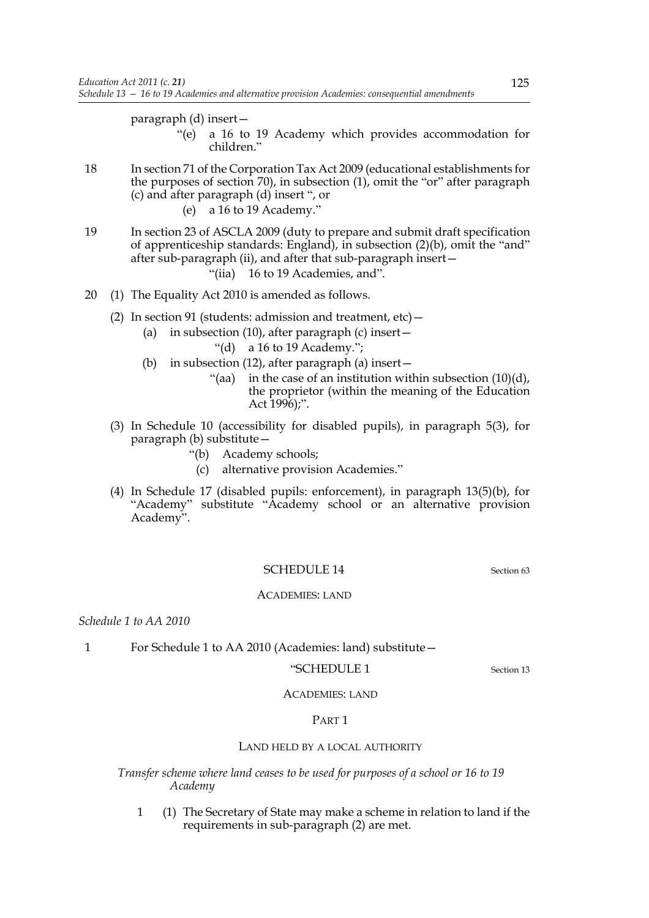paragraph (d) insert—

"(e) a 16 to 19 Academy which provides accommodation for children."

18 In section 71 of the Corporation Tax Act 2009 (educational establishments for the purposes of section 70), in subsection (1), omit the "or" after paragraph (c) and after paragraph (d) insert ", or

(e) a 16 to 19 Academy."

19 In section 23 of ASCLA 2009 (duty to prepare and submit draft specification of apprenticeship standards: England), in subsection (2)(b), omit the "and" after sub-paragraph (ii), and after that sub-paragraph insert—

"(iia) 16 to 19 Academies, and".

20 (1) The Equality Act 2010 is amended as follows.

(2) In section 91 (students: admission and treatment, etc)—

(a) in subsection (10), after paragraph (c) insert—

"(d) a 16 to 19 Academy.";

(b) in subsection (12), after paragraph (a) insert—

"(aa) in the case of an institution within subsection (10)(d), the proprietor (within the meaning of the Education Act 1996);".

(3) In Schedule 10 (accessibility for disabled pupils), in paragraph 5(3), for paragraph (b) substitute—

"(b) Academy schools;

(c) alternative provision Academies."

(4) In Schedule 17 (disabled pupils: enforcement), in paragraph 13(5)(b), for "Academy" substitute "Academy school or an alternative provision Academy".

## SCHEDULE 14

Section 63

### ACADEMIES: LAND

*Schedule 1 to AA 2010*

1 For Schedule 1 to AA 2010 (Academies: land) substitute—

## "SCHEDULE 1

Section 13

### ACADEMIES: LAND

#### PART 1

#### LAND HELD BY A LOCAL AUTHORITY

*Transfer scheme where land ceases to be used for purposes of a school or 16 to 19 Academy*

1 (1) The Secretary of State may make a scheme in relation to land if the requirements in sub-paragraph (2) are met.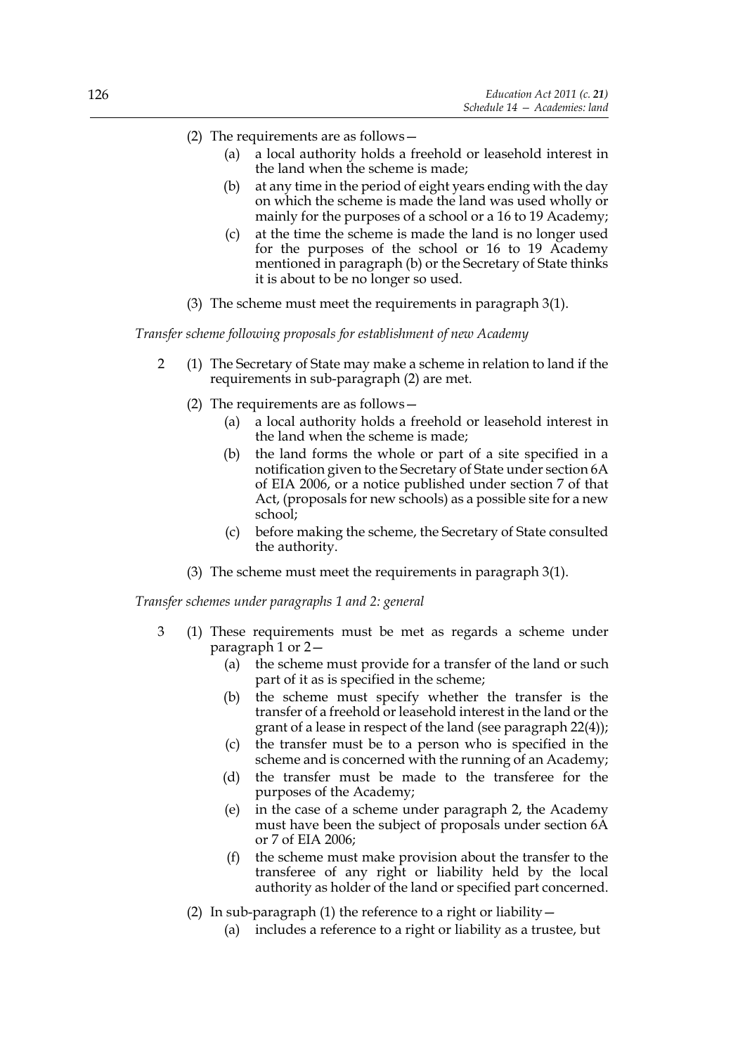(2) The requirements are as follows—

   (a) a local authority holds a freehold or leasehold interest in the land when the scheme is made;

   (b) at any time in the period of eight years ending with the day on which the scheme is made the land was used wholly or mainly for the purposes of a school or a 16 to 19 Academy;

   (c) at the time the scheme is made the land is no longer used for the purposes of the school or 16 to 19 Academy mentioned in paragraph (b) or the Secretary of State thinks it is about to be no longer so used.

(3) The scheme must meet the requirements in paragraph 3(1).

*Transfer scheme following proposals for establishment of new Academy*

2 (1) The Secretary of State may make a scheme in relation to land if the requirements in sub-paragraph (2) are met.

(2) The requirements are as follows—

   (a) a local authority holds a freehold or leasehold interest in the land when the scheme is made;

   (b) the land forms the whole or part of a site specified in a notification given to the Secretary of State under section 6A of EIA 2006, or a notice published under section 7 of that Act, (proposals for new schools) as a possible site for a new school;

   (c) before making the scheme, the Secretary of State consulted the authority.

(3) The scheme must meet the requirements in paragraph 3(1).

*Transfer schemes under paragraphs 1 and 2: general*

3 (1) These requirements must be met as regards a scheme under paragraph 1 or 2—

   (a) the scheme must provide for a transfer of the land or such part of it as is specified in the scheme;

   (b) the scheme must specify whether the transfer is the transfer of a freehold or leasehold interest in the land or the grant of a lease in respect of the land (see paragraph 22(4));

   (c) the transfer must be to a person who is specified in the scheme and is concerned with the running of an Academy;

   (d) the transfer must be made to the transferee for the purposes of the Academy;

   (e) in the case of a scheme under paragraph 2, the Academy must have been the subject of proposals under section 6A or 7 of EIA 2006;

   (f) the scheme must make provision about the transfer to the transferee of any right or liability held by the local authority as holder of the land or specified part concerned.

(2) In sub-paragraph (1) the reference to a right or liability—

   (a) includes a reference to a right or liability as a trustee, but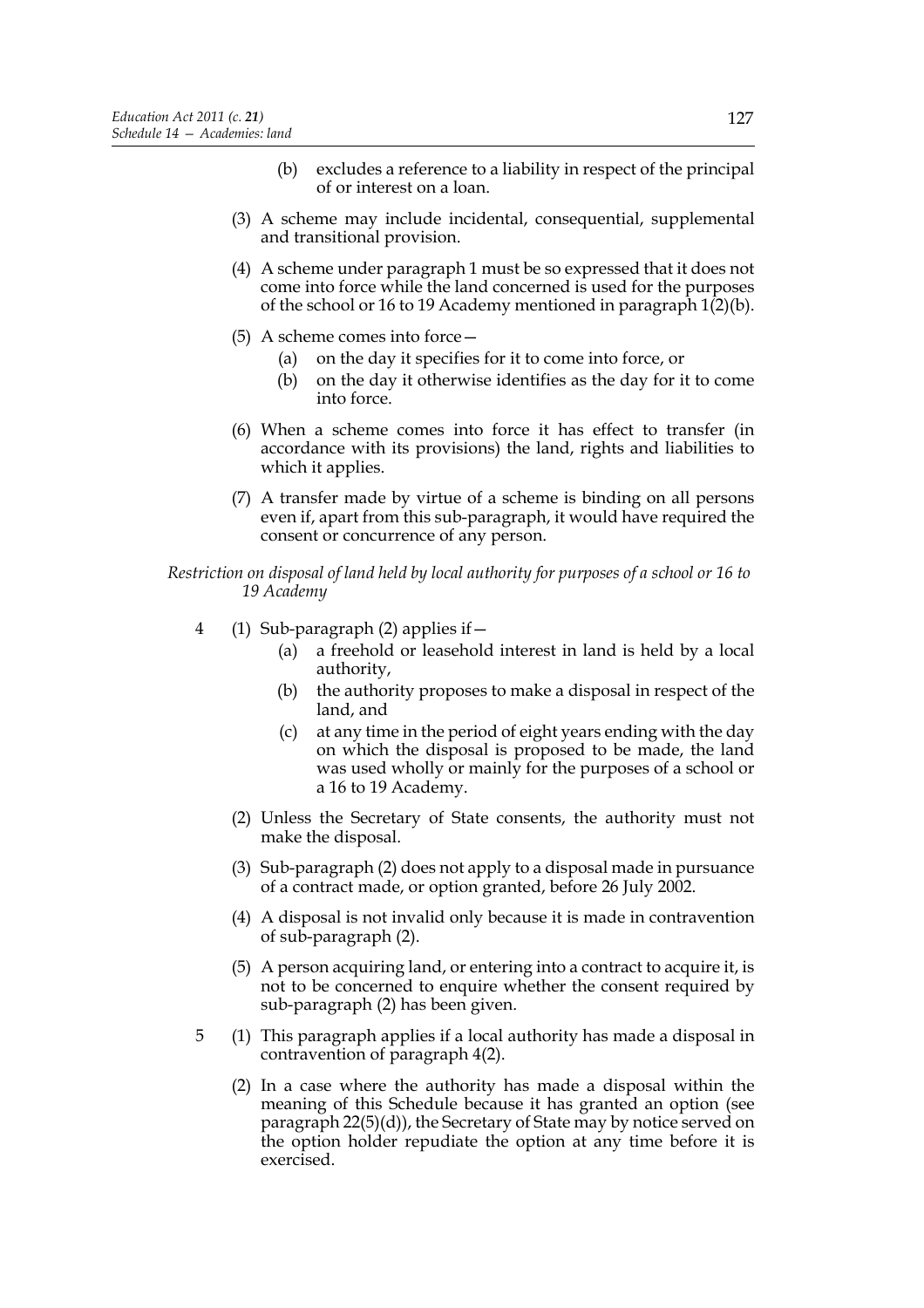(b) excludes a reference to a liability in respect of the principal of or interest on a loan.

(3) A scheme may include incidental, consequential, supplemental and transitional provision.

(4) A scheme under paragraph 1 must be so expressed that it does not come into force while the land concerned is used for the purposes of the school or 16 to 19 Academy mentioned in paragraph 1(2)(b).

(5) A scheme comes into force—

(a) on the day it specifies for it to come into force, or

(b) on the day it otherwise identifies as the day for it to come into force.

(6) When a scheme comes into force it has effect to transfer (in accordance with its provisions) the land, rights and liabilities to which it applies.

(7) A transfer made by virtue of a scheme is binding on all persons even if, apart from this sub-paragraph, it would have required the consent or concurrence of any person.

*Restriction on disposal of land held by local authority for purposes of a school or 16 to 19 Academy*

4 (1) Sub-paragraph (2) applies if—

(a) a freehold or leasehold interest in land is held by a local authority,

(b) the authority proposes to make a disposal in respect of the land, and

(c) at any time in the period of eight years ending with the day on which the disposal is proposed to be made, the land was used wholly or mainly for the purposes of a school or a 16 to 19 Academy.

(2) Unless the Secretary of State consents, the authority must not make the disposal.

(3) Sub-paragraph (2) does not apply to a disposal made in pursuance of a contract made, or option granted, before 26 July 2002.

(4) A disposal is not invalid only because it is made in contravention of sub-paragraph (2).

(5) A person acquiring land, or entering into a contract to acquire it, is not to be concerned to enquire whether the consent required by sub-paragraph (2) has been given.

5 (1) This paragraph applies if a local authority has made a disposal in contravention of paragraph 4(2).

(2) In a case where the authority has made a disposal within the meaning of this Schedule because it has granted an option (see paragraph 22(5)(d)), the Secretary of State may by notice served on the option holder repudiate the option at any time before it is exercised.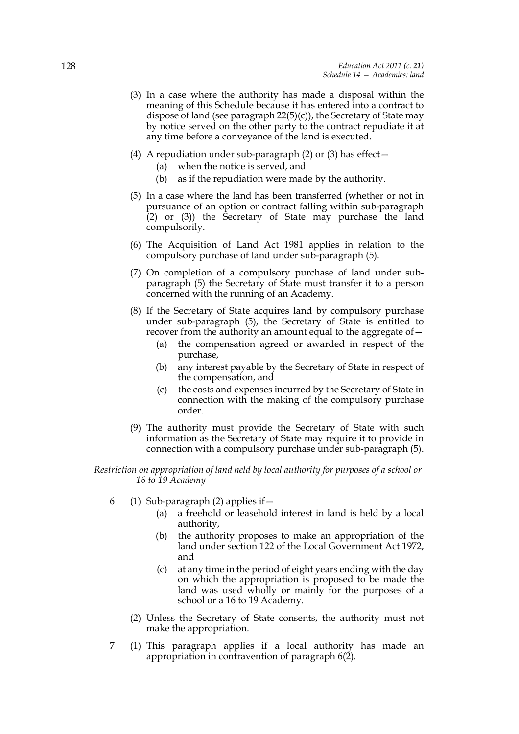(3) In a case where the authority has made a disposal within the meaning of this Schedule because it has entered into a contract to dispose of land (see paragraph 22(5)(c)), the Secretary of State may by notice served on the other party to the contract repudiate it at any time before a conveyance of the land is executed.

(4) A repudiation under sub-paragraph (2) or (3) has effect—

- (a) when the notice is served, and
- (b) as if the repudiation were made by the authority.

(5) In a case where the land has been transferred (whether or not in pursuance of an option or contract falling within sub-paragraph (2) or (3)) the Secretary of State may purchase the land compulsorily.

(6) The Acquisition of Land Act 1981 applies in relation to the compulsory purchase of land under sub-paragraph (5).

(7) On completion of a compulsory purchase of land under sub-paragraph (5) the Secretary of State must transfer it to a person concerned with the running of an Academy.

(8) If the Secretary of State acquires land by compulsory purchase under sub-paragraph (5), the Secretary of State is entitled to recover from the authority an amount equal to the aggregate of—

- (a) the compensation agreed or awarded in respect of the purchase,
- (b) any interest payable by the Secretary of State in respect of the compensation, and
- (c) the costs and expenses incurred by the Secretary of State in connection with the making of the compulsory purchase order.

(9) The authority must provide the Secretary of State with such information as the Secretary of State may require it to provide in connection with a compulsory purchase under sub-paragraph (5).

*Restriction on appropriation of land held by local authority for purposes of a school or 16 to 19 Academy*

6 (1) Sub-paragraph (2) applies if—

- (a) a freehold or leasehold interest in land is held by a local authority,
- (b) the authority proposes to make an appropriation of the land under section 122 of the Local Government Act 1972, and
- (c) at any time in the period of eight years ending with the day on which the appropriation is proposed to be made the land was used wholly or mainly for the purposes of a school or a 16 to 19 Academy.

(2) Unless the Secretary of State consents, the authority must not make the appropriation.

7 (1) This paragraph applies if a local authority has made an appropriation in contravention of paragraph 6(2).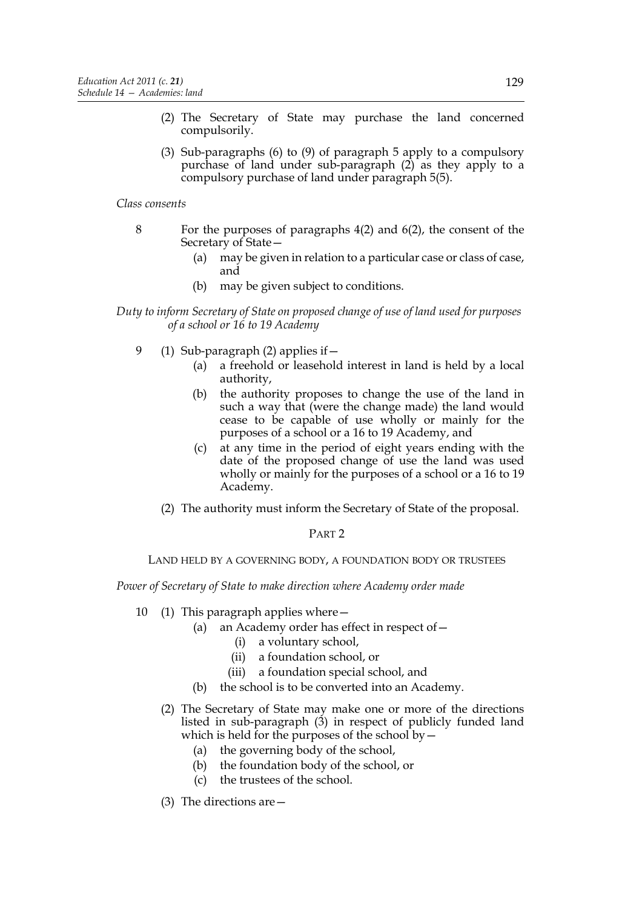(2) The Secretary of State may purchase the land concerned compulsorily.

(3) Sub-paragraphs (6) to (9) of paragraph 5 apply to a compulsory purchase of land under sub-paragraph (2) as they apply to a compulsory purchase of land under paragraph 5(5).

*Class consents*

8 For the purposes of paragraphs 4(2) and 6(2), the consent of the Secretary of State—

(a) may be given in relation to a particular case or class of case, and

(b) may be given subject to conditions.

*Duty to inform Secretary of State on proposed change of use of land used for purposes of a school or 16 to 19 Academy*

9 (1) Sub-paragraph (2) applies if—

(a) a freehold or leasehold interest in land is held by a local authority,

(b) the authority proposes to change the use of the land in such a way that (were the change made) the land would cease to be capable of use wholly or mainly for the purposes of a school or a 16 to 19 Academy, and

(c) at any time in the period of eight years ending with the date of the proposed change of use the land was used wholly or mainly for the purposes of a school or a 16 to 19 Academy.

(2) The authority must inform the Secretary of State of the proposal.

## PART 2

### LAND HELD BY A GOVERNING BODY, A FOUNDATION BODY OR TRUSTEES

*Power of Secretary of State to make direction where Academy order made*

10 (1) This paragraph applies where—

(a) an Academy order has effect in respect of—

(i) a voluntary school,

(ii) a foundation school, or

(iii) a foundation special school, and

(b) the school is to be converted into an Academy.

(2) The Secretary of State may make one or more of the directions listed in sub-paragraph (3) in respect of publicly funded land which is held for the purposes of the school by—

(a) the governing body of the school,

(b) the foundation body of the school, or

(c) the trustees of the school.

(3) The directions are—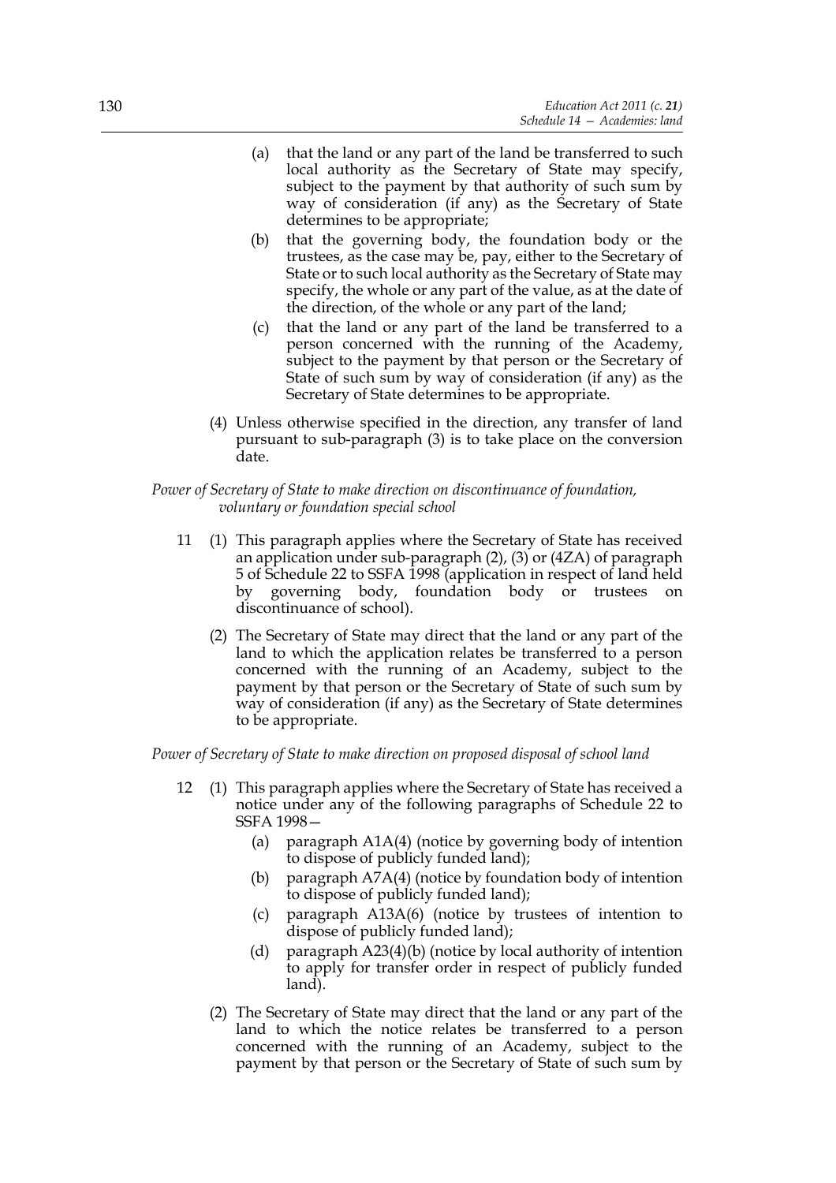(a) that the land or any part of the land be transferred to such local authority as the Secretary of State may specify, subject to the payment by that authority of such sum by way of consideration (if any) as the Secretary of State determines to be appropriate;

(b) that the governing body, the foundation body or the trustees, as the case may be, pay, either to the Secretary of State or to such local authority as the Secretary of State may specify, the whole or any part of the value, as at the date of the direction, of the whole or any part of the land;

(c) that the land or any part of the land be transferred to a person concerned with the running of the Academy, subject to the payment by that person or the Secretary of State of such sum by way of consideration (if any) as the Secretary of State determines to be appropriate.

(4) Unless otherwise specified in the direction, any transfer of land pursuant to sub-paragraph (3) is to take place on the conversion date.

*Power of Secretary of State to make direction on discontinuance of foundation, voluntary or foundation special school*

11 (1) This paragraph applies where the Secretary of State has received an application under sub-paragraph (2), (3) or (4ZA) of paragraph 5 of Schedule 22 to SSFA 1998 (application in respect of land held by governing body, foundation body or trustees on discontinuance of school).

(2) The Secretary of State may direct that the land or any part of the land to which the application relates be transferred to a person concerned with the running of an Academy, subject to the payment by that person or the Secretary of State of such sum by way of consideration (if any) as the Secretary of State determines to be appropriate.

*Power of Secretary of State to make direction on proposed disposal of school land*

12 (1) This paragraph applies where the Secretary of State has received a notice under any of the following paragraphs of Schedule 22 to SSFA 1998—

(a) paragraph A1A(4) (notice by governing body of intention to dispose of publicly funded land);

(b) paragraph A7A(4) (notice by foundation body of intention to dispose of publicly funded land);

(c) paragraph A13A(6) (notice by trustees of intention to dispose of publicly funded land);

(d) paragraph A23(4)(b) (notice by local authority of intention to apply for transfer order in respect of publicly funded land).

(2) The Secretary of State may direct that the land or any part of the land to which the notice relates be transferred to a person concerned with the running of an Academy, subject to the payment by that person or the Secretary of State of such sum by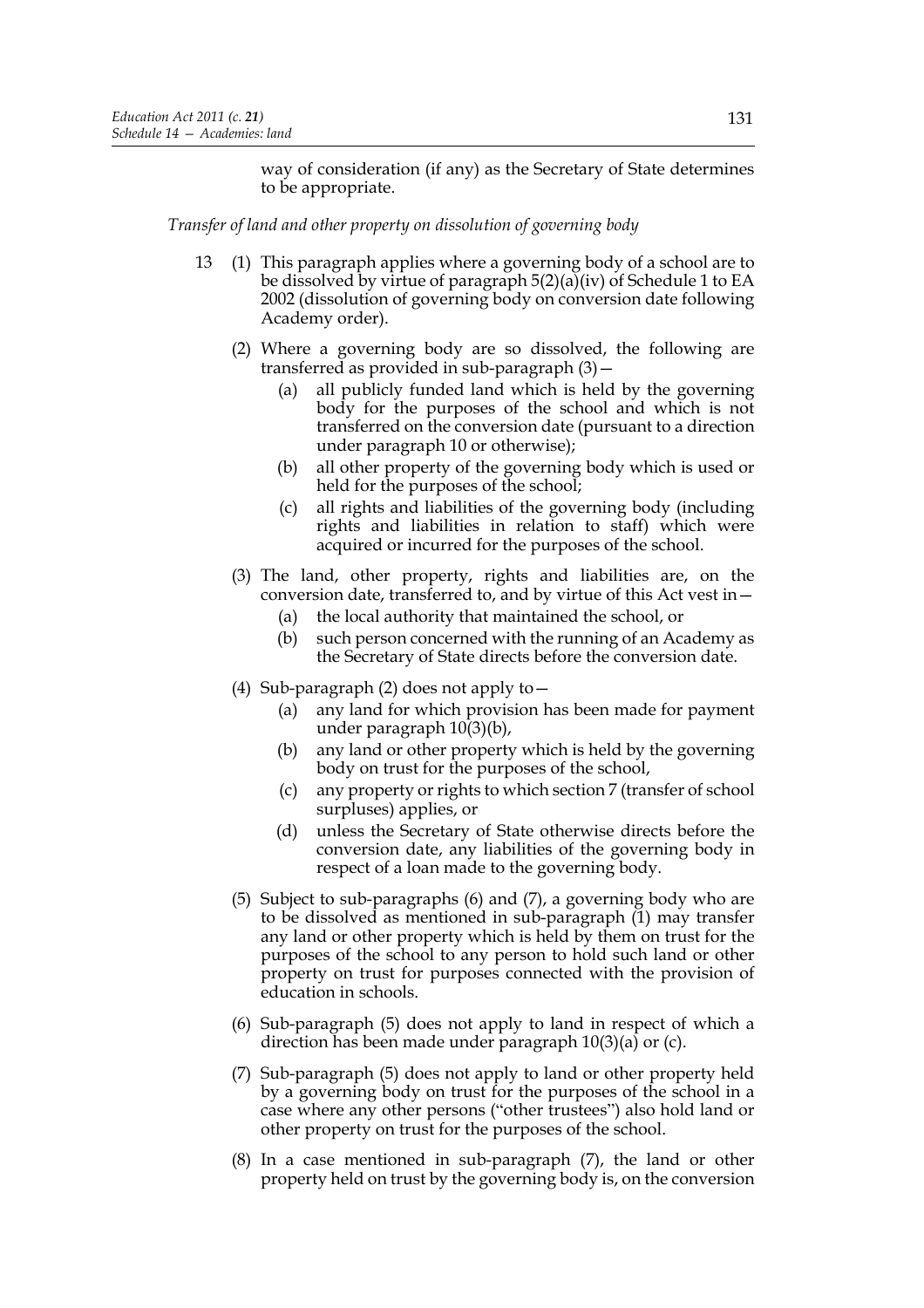way of consideration (if any) as the Secretary of State determines to be appropriate.

*Transfer of land and other property on dissolution of governing body*

13 (1) This paragraph applies where a governing body of a school are to be dissolved by virtue of paragraph 5(2)(a)(iv) of Schedule 1 to EA 2002 (dissolution of governing body on conversion date following Academy order).

(2) Where a governing body are so dissolved, the following are transferred as provided in sub-paragraph (3)—

(a) all publicly funded land which is held by the governing body for the purposes of the school and which is not transferred on the conversion date (pursuant to a direction under paragraph 10 or otherwise);

(b) all other property of the governing body which is used or held for the purposes of the school;

(c) all rights and liabilities of the governing body (including rights and liabilities in relation to staff) which were acquired or incurred for the purposes of the school.

(3) The land, other property, rights and liabilities are, on the conversion date, transferred to, and by virtue of this Act vest in—

(a) the local authority that maintained the school, or

(b) such person concerned with the running of an Academy as the Secretary of State directs before the conversion date.

(4) Sub-paragraph (2) does not apply to—

(a) any land for which provision has been made for payment under paragraph 10(3)(b),

(b) any land or other property which is held by the governing body on trust for the purposes of the school,

(c) any property or rights to which section 7 (transfer of school surpluses) applies, or

(d) unless the Secretary of State otherwise directs before the conversion date, any liabilities of the governing body in respect of a loan made to the governing body.

(5) Subject to sub-paragraphs (6) and (7), a governing body who are to be dissolved as mentioned in sub-paragraph (1) may transfer any land or other property which is held by them on trust for the purposes of the school to any person to hold such land or other property on trust for purposes connected with the provision of education in schools.

(6) Sub-paragraph (5) does not apply to land in respect of which a direction has been made under paragraph 10(3)(a) or (c).

(7) Sub-paragraph (5) does not apply to land or other property held by a governing body on trust for the purposes of the school in a case where any other persons ("other trustees") also hold land or other property on trust for the purposes of the school.

(8) In a case mentioned in sub-paragraph (7), the land or other property held on trust by the governing body is, on the conversion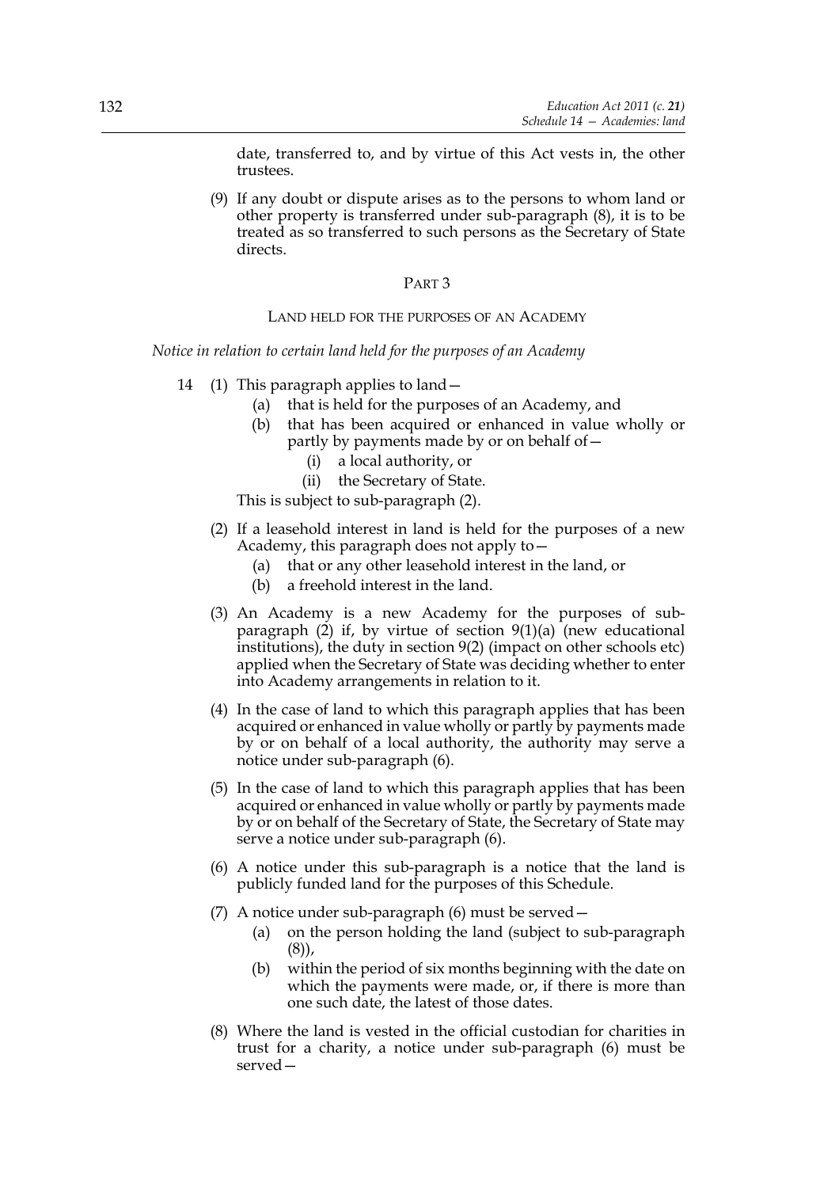date, transferred to, and by virtue of this Act vests in, the other trustees.

(9) If any doubt or dispute arises as to the persons to whom land or other property is transferred under sub-paragraph (8), it is to be treated as so transferred to such persons as the Secretary of State directs.

## PART 3

### LAND HELD FOR THE PURPOSES OF AN ACADEMY

*Notice in relation to certain land held for the purposes of an Academy*

14 (1) This paragraph applies to land—

(a) that is held for the purposes of an Academy, and

(b) that has been acquired or enhanced in value wholly or partly by payments made by or on behalf of—

(i) a local authority, or

(ii) the Secretary of State.

This is subject to sub-paragraph (2).

(2) If a leasehold interest in land is held for the purposes of a new Academy, this paragraph does not apply to—

(a) that or any other leasehold interest in the land, or

(b) a freehold interest in the land.

(3) An Academy is a new Academy for the purposes of sub-paragraph (2) if, by virtue of section 9(1)(a) (new educational institutions), the duty in section 9(2) (impact on other schools etc) applied when the Secretary of State was deciding whether to enter into Academy arrangements in relation to it.

(4) In the case of land to which this paragraph applies that has been acquired or enhanced in value wholly or partly by payments made by or on behalf of a local authority, the authority may serve a notice under sub-paragraph (6).

(5) In the case of land to which this paragraph applies that has been acquired or enhanced in value wholly or partly by payments made by or on behalf of the Secretary of State, the Secretary of State may serve a notice under sub-paragraph (6).

(6) A notice under this sub-paragraph is a notice that the land is publicly funded land for the purposes of this Schedule.

(7) A notice under sub-paragraph (6) must be served—

(a) on the person holding the land (subject to sub-paragraph (8)),

(b) within the period of six months beginning with the date on which the payments were made, or, if there is more than one such date, the latest of those dates.

(8) Where the land is vested in the official custodian for charities in trust for a charity, a notice under sub-paragraph (6) must be served—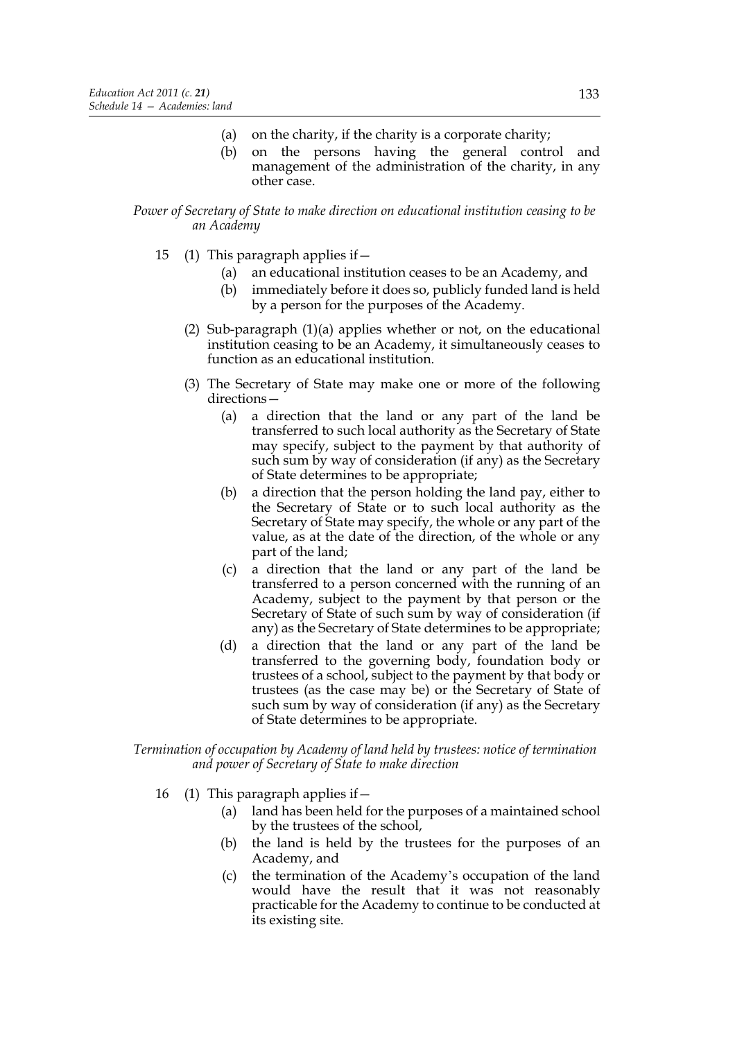(a) on the charity, if the charity is a corporate charity;

(b) on the persons having the general control and management of the administration of the charity, in any other case.

*Power of Secretary of State to make direction on educational institution ceasing to be an Academy*

15 (1) This paragraph applies if—

(a) an educational institution ceases to be an Academy, and

(b) immediately before it does so, publicly funded land is held by a person for the purposes of the Academy.

(2) Sub-paragraph (1)(a) applies whether or not, on the educational institution ceasing to be an Academy, it simultaneously ceases to function as an educational institution.

(3) The Secretary of State may make one or more of the following directions—

(a) a direction that the land or any part of the land be transferred to such local authority as the Secretary of State may specify, subject to the payment by that authority of such sum by way of consideration (if any) as the Secretary of State determines to be appropriate;

(b) a direction that the person holding the land pay, either to the Secretary of State or to such local authority as the Secretary of State may specify, the whole or any part of the value, as at the date of the direction, of the whole or any part of the land;

(c) a direction that the land or any part of the land be transferred to a person concerned with the running of an Academy, subject to the payment by that person or the Secretary of State of such sum by way of consideration (if any) as the Secretary of State determines to be appropriate;

(d) a direction that the land or any part of the land be transferred to the governing body, foundation body or trustees of a school, subject to the payment by that body or trustees (as the case may be) or the Secretary of State of such sum by way of consideration (if any) as the Secretary of State determines to be appropriate.

*Termination of occupation by Academy of land held by trustees: notice of termination and power of Secretary of State to make direction*

16 (1) This paragraph applies if—

(a) land has been held for the purposes of a maintained school by the trustees of the school,

(b) the land is held by the trustees for the purposes of an Academy, and

(c) the termination of the Academy's occupation of the land would have the result that it was not reasonably practicable for the Academy to continue to be conducted at its existing site.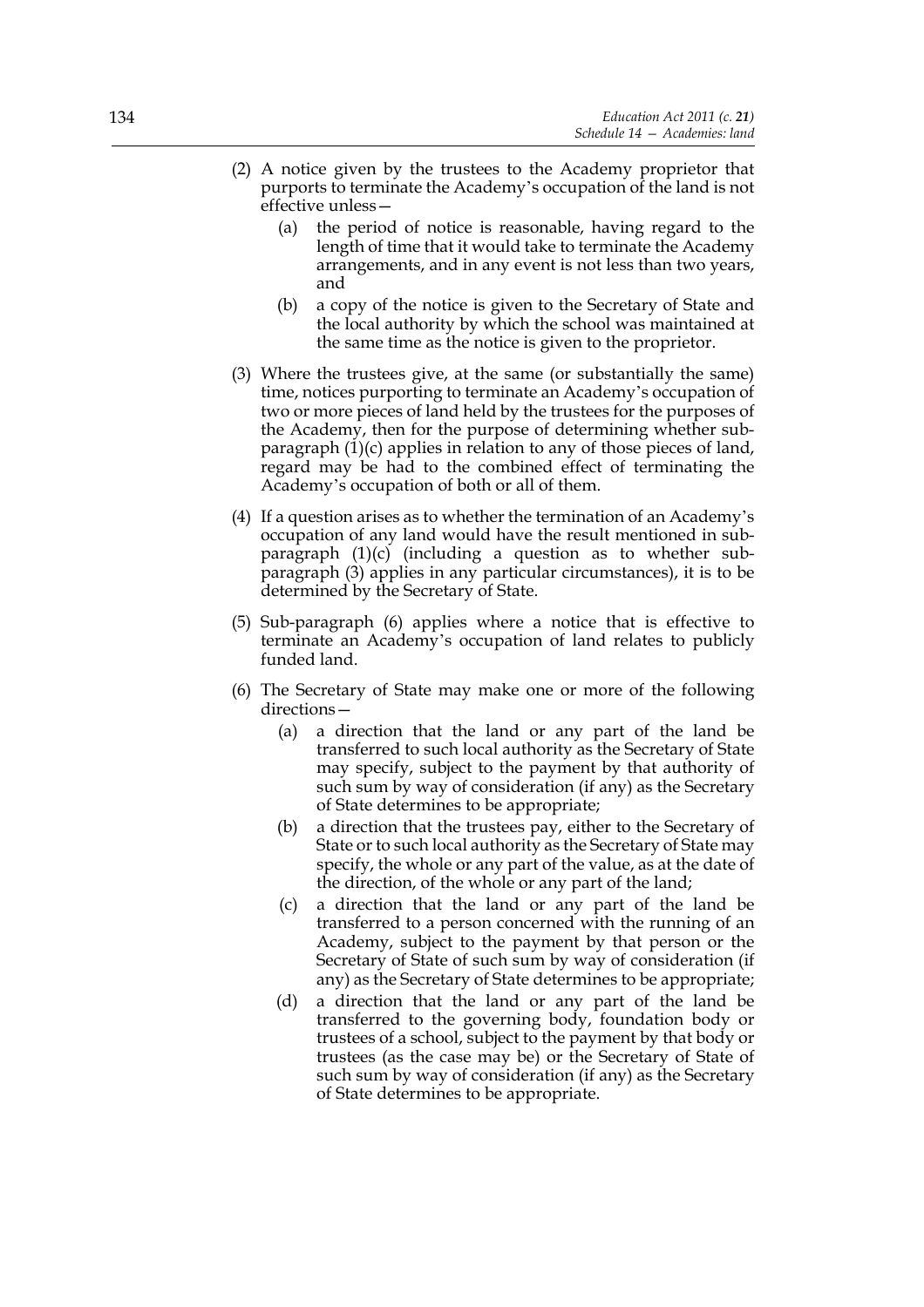(2) A notice given by the trustees to the Academy proprietor that purports to terminate the Academy's occupation of the land is not effective unless—

   (a) the period of notice is reasonable, having regard to the length of time that it would take to terminate the Academy arrangements, and in any event is not less than two years, and

   (b) a copy of the notice is given to the Secretary of State and the local authority by which the school was maintained at the same time as the notice is given to the proprietor.

(3) Where the trustees give, at the same (or substantially the same) time, notices purporting to terminate an Academy's occupation of two or more pieces of land held by the trustees for the purposes of the Academy, then for the purpose of determining whether sub-paragraph (1)(c) applies in relation to any of those pieces of land, regard may be had to the combined effect of terminating the Academy's occupation of both or all of them.

(4) If a question arises as to whether the termination of an Academy's occupation of any land would have the result mentioned in sub-paragraph (1)(c) (including a question as to whether sub-paragraph (3) applies in any particular circumstances), it is to be determined by the Secretary of State.

(5) Sub-paragraph (6) applies where a notice that is effective to terminate an Academy's occupation of land relates to publicly funded land.

(6) The Secretary of State may make one or more of the following directions—

   (a) a direction that the land or any part of the land be transferred to such local authority as the Secretary of State may specify, subject to the payment by that authority of such sum by way of consideration (if any) as the Secretary of State determines to be appropriate;

   (b) a direction that the trustees pay, either to the Secretary of State or to such local authority as the Secretary of State may specify, the whole or any part of the value, as at the date of the direction, of the whole or any part of the land;

   (c) a direction that the land or any part of the land be transferred to a person concerned with the running of an Academy, subject to the payment by that person or the Secretary of State of such sum by way of consideration (if any) as the Secretary of State determines to be appropriate;

   (d) a direction that the land or any part of the land be transferred to the governing body, foundation body or trustees of a school, subject to the payment by that body or trustees (as the case may be) or the Secretary of State of such sum by way of consideration (if any) as the Secretary of State determines to be appropriate.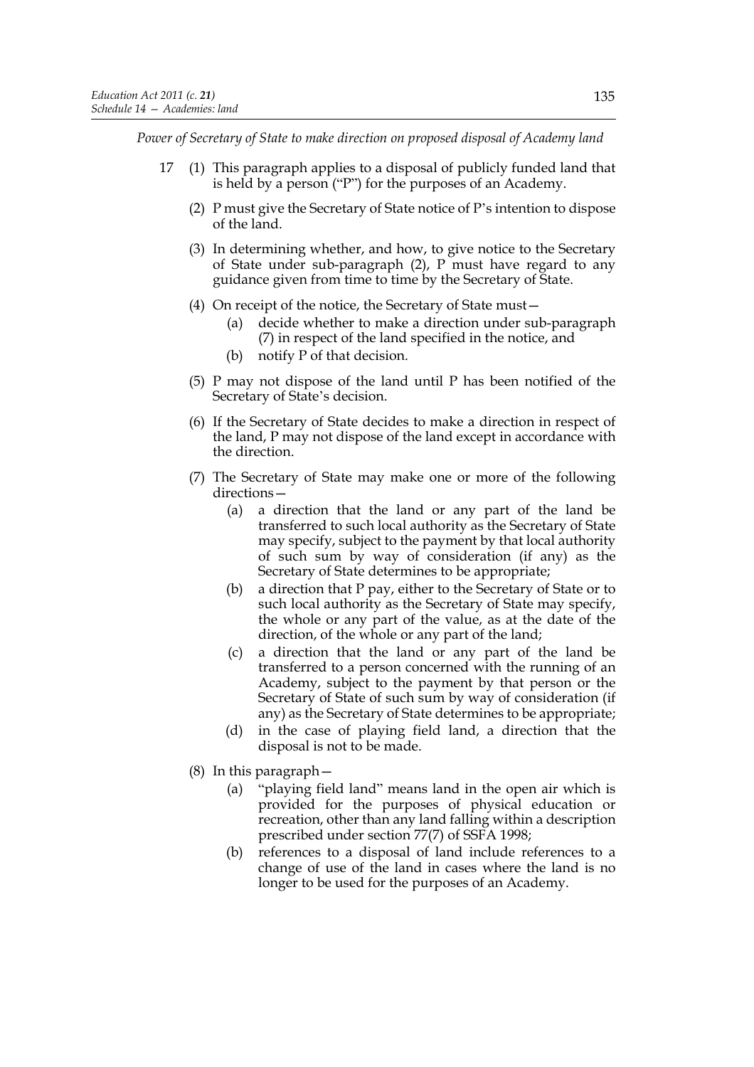*Power of Secretary of State to make direction on proposed disposal of Academy land*

17 (1) This paragraph applies to a disposal of publicly funded land that is held by a person ("P") for the purposes of an Academy.

(2) P must give the Secretary of State notice of P's intention to dispose of the land.

(3) In determining whether, and how, to give notice to the Secretary of State under sub-paragraph (2), P must have regard to any guidance given from time to time by the Secretary of State.

(4) On receipt of the notice, the Secretary of State must—

(a) decide whether to make a direction under sub-paragraph (7) in respect of the land specified in the notice, and

(b) notify P of that decision.

(5) P may not dispose of the land until P has been notified of the Secretary of State's decision.

(6) If the Secretary of State decides to make a direction in respect of the land, P may not dispose of the land except in accordance with the direction.

(7) The Secretary of State may make one or more of the following directions—

(a) a direction that the land or any part of the land be transferred to such local authority as the Secretary of State may specify, subject to the payment by that local authority of such sum by way of consideration (if any) as the Secretary of State determines to be appropriate;

(b) a direction that P pay, either to the Secretary of State or to such local authority as the Secretary of State may specify, the whole or any part of the value, as at the date of the direction, of the whole or any part of the land;

(c) a direction that the land or any part of the land be transferred to a person concerned with the running of an Academy, subject to the payment by that person or the Secretary of State of such sum by way of consideration (if any) as the Secretary of State determines to be appropriate;

(d) in the case of playing field land, a direction that the disposal is not to be made.

(8) In this paragraph—

(a) "playing field land" means land in the open air which is provided for the purposes of physical education or recreation, other than any land falling within a description prescribed under section 77(7) of SSFA 1998;

(b) references to a disposal of land include references to a change of use of the land in cases where the land is no longer to be used for the purposes of an Academy.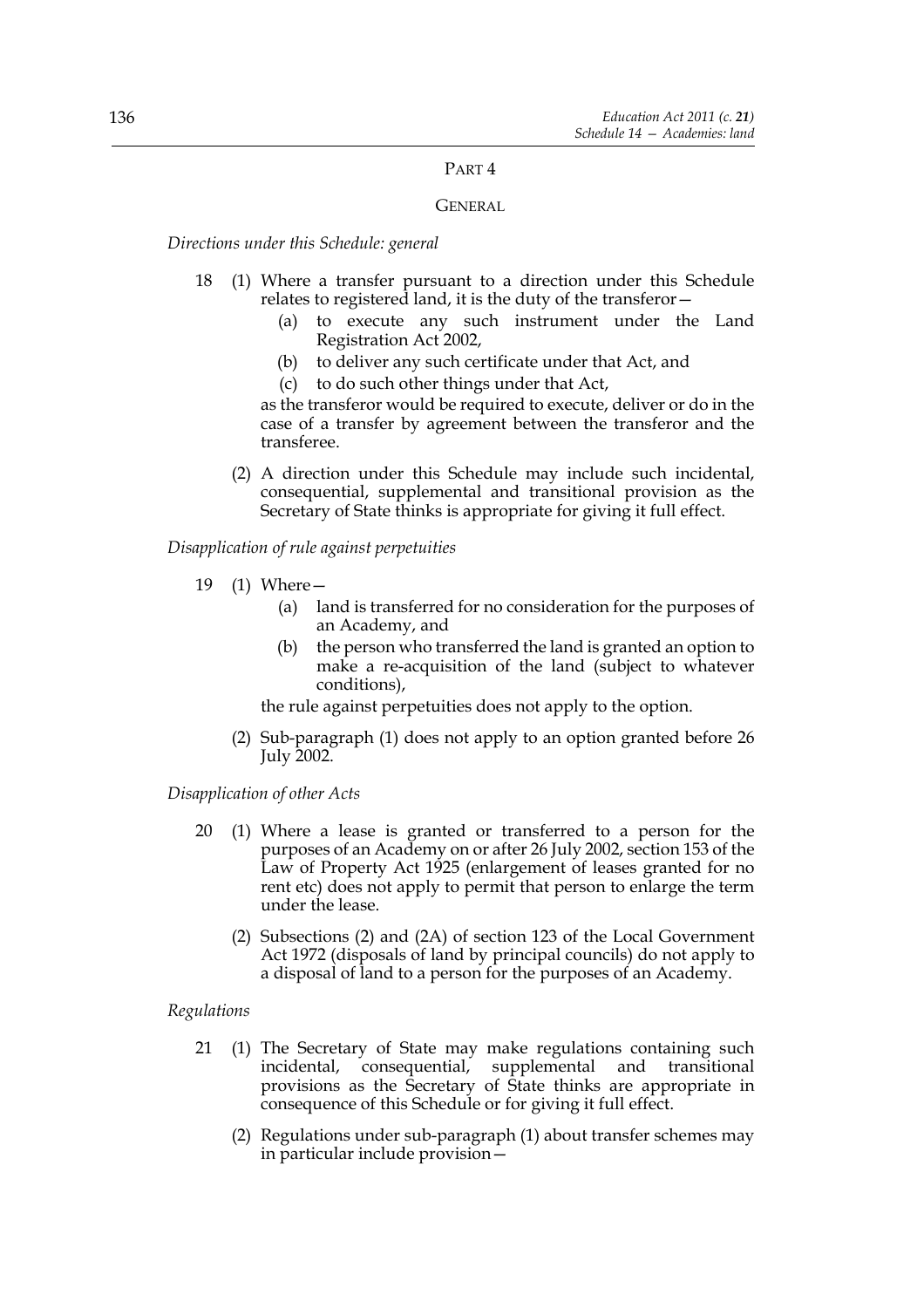## PART 4

## GENERAL

*Directions under this Schedule: general*

18 (1) Where a transfer pursuant to a direction under this Schedule relates to registered land, it is the duty of the transferor—

(a) to execute any such instrument under the Land Registration Act 2002,

(b) to deliver any such certificate under that Act, and

(c) to do such other things under that Act,

as the transferor would be required to execute, deliver or do in the case of a transfer by agreement between the transferor and the transferee.

(2) A direction under this Schedule may include such incidental, consequential, supplemental and transitional provision as the Secretary of State thinks is appropriate for giving it full effect.

*Disapplication of rule against perpetuities*

19 (1) Where—

(a) land is transferred for no consideration for the purposes of an Academy, and

(b) the person who transferred the land is granted an option to make a re-acquisition of the land (subject to whatever conditions),

the rule against perpetuities does not apply to the option.

(2) Sub-paragraph (1) does not apply to an option granted before 26 July 2002.

*Disapplication of other Acts*

20 (1) Where a lease is granted or transferred to a person for the purposes of an Academy on or after 26 July 2002, section 153 of the Law of Property Act 1925 (enlargement of leases granted for no rent etc) does not apply to permit that person to enlarge the term under the lease.

(2) Subsections (2) and (2A) of section 123 of the Local Government Act 1972 (disposals of land by principal councils) do not apply to a disposal of land to a person for the purposes of an Academy.

*Regulations*

21 (1) The Secretary of State may make regulations containing such incidental, consequential, supplemental and transitional provisions as the Secretary of State thinks are appropriate in consequence of this Schedule or for giving it full effect.

(2) Regulations under sub-paragraph (1) about transfer schemes may in particular include provision—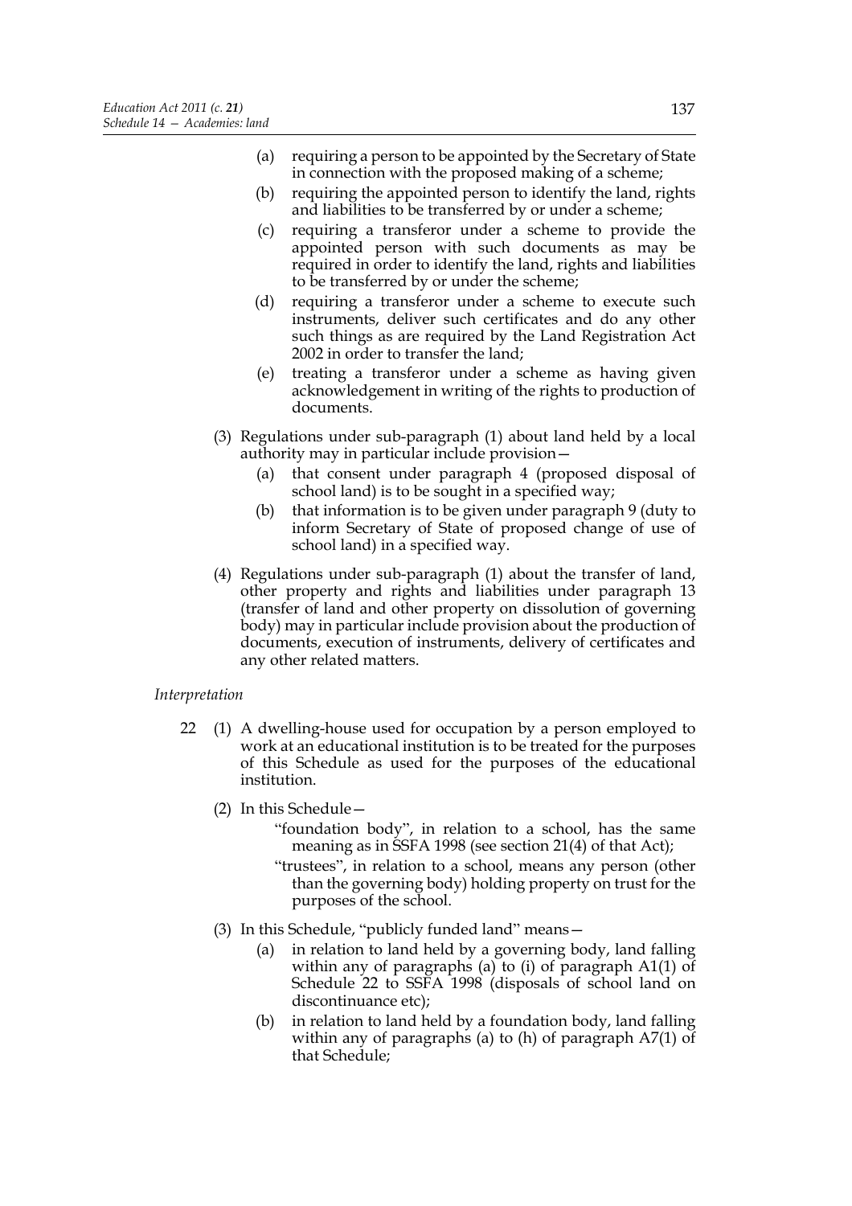- (a) requiring a person to be appointed by the Secretary of State in connection with the proposed making of a scheme;
- (b) requiring the appointed person to identify the land, rights and liabilities to be transferred by or under a scheme;
- (c) requiring a transferor under a scheme to provide the appointed person with such documents as may be required in order to identify the land, rights and liabilities to be transferred by or under the scheme;
- (d) requiring a transferor under a scheme to execute such instruments, deliver such certificates and do any other such things as are required by the Land Registration Act 2002 in order to transfer the land;
- (e) treating a transferor under a scheme as having given acknowledgement in writing of the rights to production of documents.

(3) Regulations under sub-paragraph (1) about land held by a local authority may in particular include provision—

- (a) that consent under paragraph 4 (proposed disposal of school land) is to be sought in a specified way;
- (b) that information is to be given under paragraph 9 (duty to inform Secretary of State of proposed change of use of school land) in a specified way.

(4) Regulations under sub-paragraph (1) about the transfer of land, other property and rights and liabilities under paragraph 13 (transfer of land and other property on dissolution of governing body) may in particular include provision about the production of documents, execution of instruments, delivery of certificates and any other related matters.

*Interpretation*

22 (1) A dwelling-house used for occupation by a person employed to work at an educational institution is to be treated for the purposes of this Schedule as used for the purposes of the educational institution.

(2) In this Schedule—

"foundation body", in relation to a school, has the same meaning as in SSFA 1998 (see section 21(4) of that Act);

"trustees", in relation to a school, means any person (other than the governing body) holding property on trust for the purposes of the school.

(3) In this Schedule, "publicly funded land" means—

- (a) in relation to land held by a governing body, land falling within any of paragraphs (a) to (i) of paragraph A1(1) of Schedule 22 to SSFA 1998 (disposals of school land on discontinuance etc);
- (b) in relation to land held by a foundation body, land falling within any of paragraphs (a) to (h) of paragraph A7(1) of that Schedule;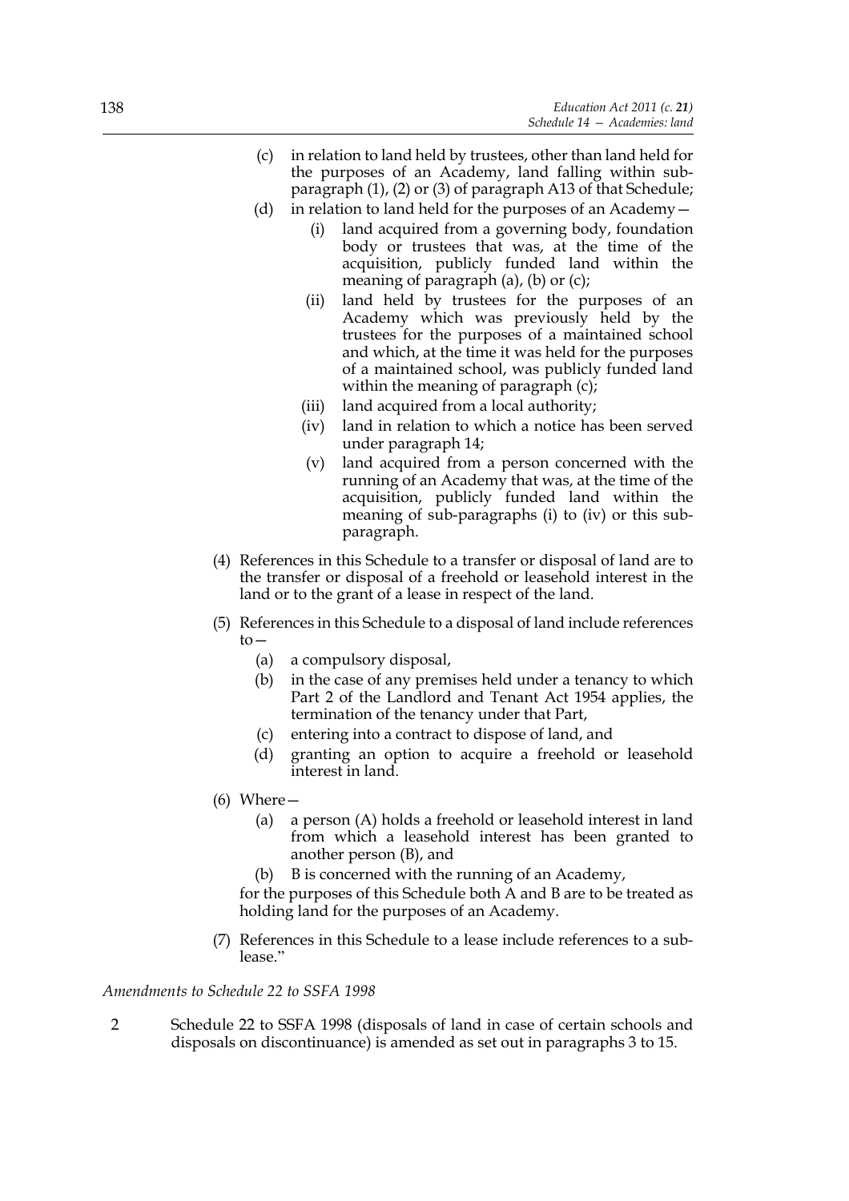(c) in relation to land held by trustees, other than land held for the purposes of an Academy, land falling within sub-paragraph (1), (2) or (3) of paragraph A13 of that Schedule;

(d) in relation to land held for the purposes of an Academy—

(i) land acquired from a governing body, foundation body or trustees that was, at the time of the acquisition, publicly funded land within the meaning of paragraph (a), (b) or (c);

(ii) land held by trustees for the purposes of an Academy which was previously held by the trustees for the purposes of a maintained school and which, at the time it was held for the purposes of a maintained school, was publicly funded land within the meaning of paragraph (c);

(iii) land acquired from a local authority;

(iv) land in relation to which a notice has been served under paragraph 14;

(v) land acquired from a person concerned with the running of an Academy that was, at the time of the acquisition, publicly funded land within the meaning of sub-paragraphs (i) to (iv) or this sub-paragraph.

(4) References in this Schedule to a transfer or disposal of land are to the transfer or disposal of a freehold or leasehold interest in the land or to the grant of a lease in respect of the land.

(5) References in this Schedule to a disposal of land include references to—

(a) a compulsory disposal,

(b) in the case of any premises held under a tenancy to which Part 2 of the Landlord and Tenant Act 1954 applies, the termination of the tenancy under that Part,

(c) entering into a contract to dispose of land, and

(d) granting an option to acquire a freehold or leasehold interest in land.

(6) Where—

(a) a person (A) holds a freehold or leasehold interest in land from which a leasehold interest has been granted to another person (B), and

(b) B is concerned with the running of an Academy,

for the purposes of this Schedule both A and B are to be treated as holding land for the purposes of an Academy.

(7) References in this Schedule to a lease include references to a sub-lease."

*Amendments to Schedule 22 to SSFA 1998*

2 Schedule 22 to SSFA 1998 (disposals of land in case of certain schools and disposals on discontinuance) is amended as set out in paragraphs 3 to 15.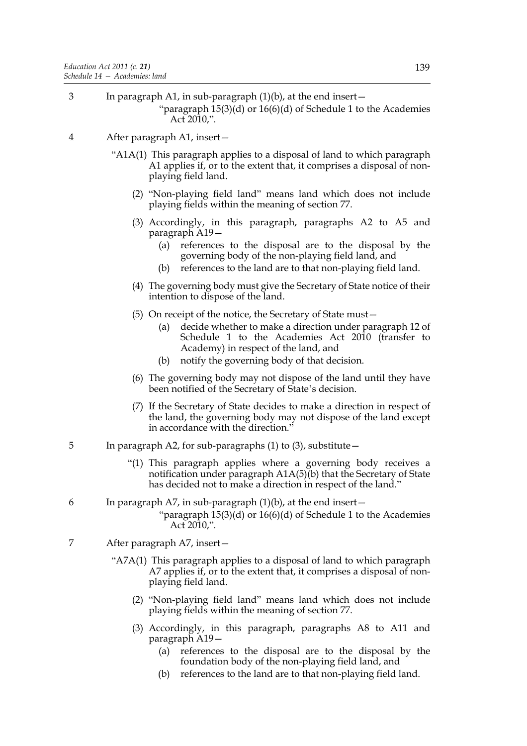3 In paragraph A1, in sub-paragraph (1)(b), at the end insert—

"paragraph 15(3)(d) or 16(6)(d) of Schedule 1 to the Academies Act 2010,".

4 After paragraph A1, insert—

"A1A(1) This paragraph applies to a disposal of land to which paragraph A1 applies if, or to the extent that, it comprises a disposal of non-playing field land.

(2) "Non-playing field land" means land which does not include playing fields within the meaning of section 77.

(3) Accordingly, in this paragraph, paragraphs A2 to A5 and paragraph A19—

(a) references to the disposal are to the disposal by the governing body of the non-playing field land, and

(b) references to the land are to that non-playing field land.

(4) The governing body must give the Secretary of State notice of their intention to dispose of the land.

(5) On receipt of the notice, the Secretary of State must—

(a) decide whether to make a direction under paragraph 12 of Schedule 1 to the Academies Act 2010 (transfer to Academy) in respect of the land, and

(b) notify the governing body of that decision.

(6) The governing body may not dispose of the land until they have been notified of the Secretary of State's decision.

(7) If the Secretary of State decides to make a direction in respect of the land, the governing body may not dispose of the land except in accordance with the direction."

5 In paragraph A2, for sub-paragraphs (1) to (3), substitute—

"(1) This paragraph applies where a governing body receives a notification under paragraph A1A(5)(b) that the Secretary of State has decided not to make a direction in respect of the land."

6 In paragraph A7, in sub-paragraph (1)(b), at the end insert—

"paragraph 15(3)(d) or 16(6)(d) of Schedule 1 to the Academies Act 2010,".

7 After paragraph A7, insert—

"A7A(1) This paragraph applies to a disposal of land to which paragraph A7 applies if, or to the extent that, it comprises a disposal of non-playing field land.

(2) "Non-playing field land" means land which does not include playing fields within the meaning of section 77.

(3) Accordingly, in this paragraph, paragraphs A8 to A11 and paragraph A19—

(a) references to the disposal are to the disposal by the foundation body of the non-playing field land, and

(b) references to the land are to that non-playing field land.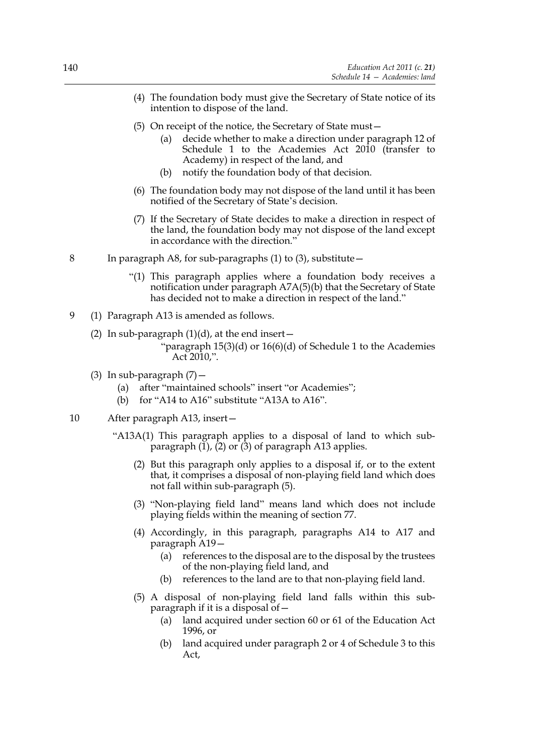(4) The foundation body must give the Secretary of State notice of its intention to dispose of the land.

(5) On receipt of the notice, the Secretary of State must—

(a) decide whether to make a direction under paragraph 12 of Schedule 1 to the Academies Act 2010 (transfer to Academy) in respect of the land, and

(b) notify the foundation body of that decision.

(6) The foundation body may not dispose of the land until it has been notified of the Secretary of State's decision.

(7) If the Secretary of State decides to make a direction in respect of the land, the foundation body may not dispose of the land except in accordance with the direction."

8 In paragraph A8, for sub-paragraphs (1) to (3), substitute—

"(1) This paragraph applies where a foundation body receives a notification under paragraph A7A(5)(b) that the Secretary of State has decided not to make a direction in respect of the land."

9 (1) Paragraph A13 is amended as follows.

(2) In sub-paragraph (1)(d), at the end insert—

"paragraph 15(3)(d) or 16(6)(d) of Schedule 1 to the Academies Act 2010,".

(3) In sub-paragraph (7)—

(a) after "maintained schools" insert "or Academies";

(b) for "A14 to A16" substitute "A13A to A16".

10 After paragraph A13, insert—

"A13A(1) This paragraph applies to a disposal of land to which sub-paragraph (1), (2) or (3) of paragraph A13 applies.

(2) But this paragraph only applies to a disposal if, or to the extent that, it comprises a disposal of non-playing field land which does not fall within sub-paragraph (5).

(3) "Non-playing field land" means land which does not include playing fields within the meaning of section 77.

(4) Accordingly, in this paragraph, paragraphs A14 to A17 and paragraph A19—

(a) references to the disposal are to the disposal by the trustees of the non-playing field land, and

(b) references to the land are to that non-playing field land.

(5) A disposal of non-playing field land falls within this sub-paragraph if it is a disposal of—

(a) land acquired under section 60 or 61 of the Education Act 1996, or

(b) land acquired under paragraph 2 or 4 of Schedule 3 to this Act,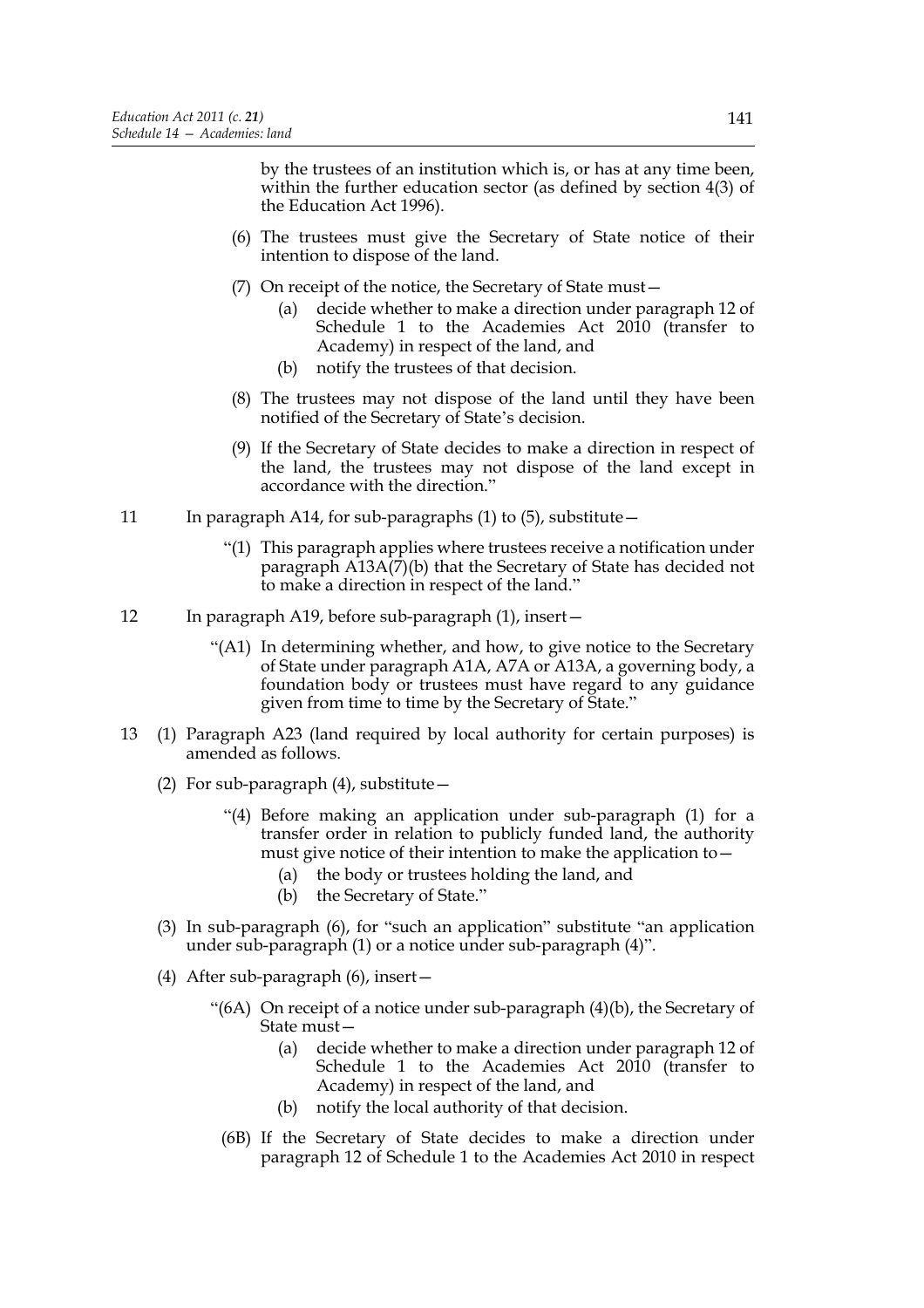by the trustees of an institution which is, or has at any time been, within the further education sector (as defined by section 4(3) of the Education Act 1996).

(6) The trustees must give the Secretary of State notice of their intention to dispose of the land.

(7) On receipt of the notice, the Secretary of State must—

(a) decide whether to make a direction under paragraph 12 of Schedule 1 to the Academies Act 2010 (transfer to Academy) in respect of the land, and

(b) notify the trustees of that decision.

(8) The trustees may not dispose of the land until they have been notified of the Secretary of State's decision.

(9) If the Secretary of State decides to make a direction in respect of the land, the trustees may not dispose of the land except in accordance with the direction."

11 In paragraph A14, for sub-paragraphs (1) to (5), substitute—

"(1) This paragraph applies where trustees receive a notification under paragraph A13A(7)(b) that the Secretary of State has decided not to make a direction in respect of the land."

12 In paragraph A19, before sub-paragraph (1), insert—

"(A1) In determining whether, and how, to give notice to the Secretary of State under paragraph A1A, A7A or A13A, a governing body, a foundation body or trustees must have regard to any guidance given from time to time by the Secretary of State."

13 (1) Paragraph A23 (land required by local authority for certain purposes) is amended as follows.

(2) For sub-paragraph (4), substitute—

"(4) Before making an application under sub-paragraph (1) for a transfer order in relation to publicly funded land, the authority must give notice of their intention to make the application to—

(a) the body or trustees holding the land, and

(b) the Secretary of State."

(3) In sub-paragraph (6), for "such an application" substitute "an application under sub-paragraph (1) or a notice under sub-paragraph (4)".

(4) After sub-paragraph (6), insert—

"(6A) On receipt of a notice under sub-paragraph (4)(b), the Secretary of State must—

(a) decide whether to make a direction under paragraph 12 of Schedule 1 to the Academies Act 2010 (transfer to Academy) in respect of the land, and

(b) notify the local authority of that decision.

(6B) If the Secretary of State decides to make a direction under paragraph 12 of Schedule 1 to the Academies Act 2010 in respect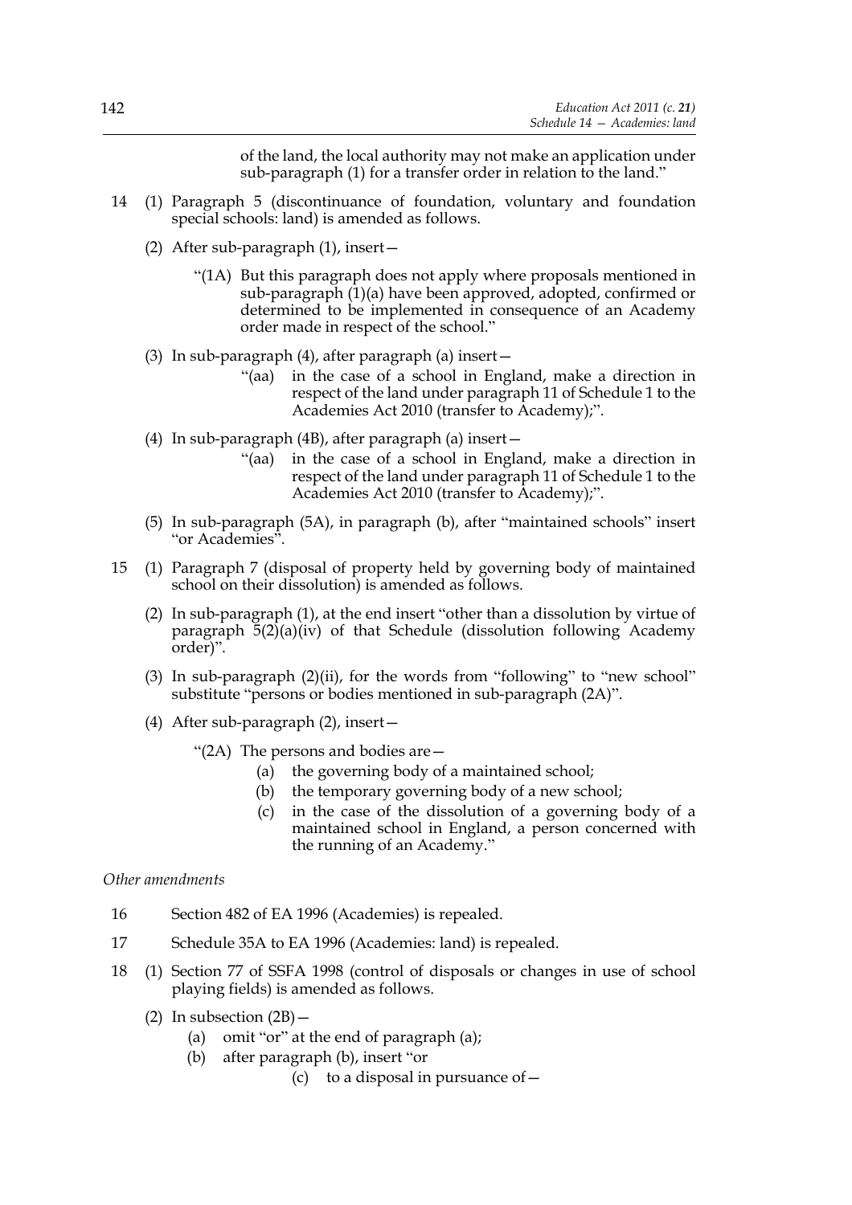of the land, the local authority may not make an application under sub-paragraph (1) for a transfer order in relation to the land."

14 (1) Paragraph 5 (discontinuance of foundation, voluntary and foundation special schools: land) is amended as follows.

(2) After sub-paragraph (1), insert—

"(1A) But this paragraph does not apply where proposals mentioned in sub-paragraph (1)(a) have been approved, adopted, confirmed or determined to be implemented in consequence of an Academy order made in respect of the school."

(3) In sub-paragraph (4), after paragraph (a) insert—

"(aa) in the case of a school in England, make a direction in respect of the land under paragraph 11 of Schedule 1 to the Academies Act 2010 (transfer to Academy);".

(4) In sub-paragraph (4B), after paragraph (a) insert—

"(aa) in the case of a school in England, make a direction in respect of the land under paragraph 11 of Schedule 1 to the Academies Act 2010 (transfer to Academy);".

(5) In sub-paragraph (5A), in paragraph (b), after "maintained schools" insert "or Academies".

15 (1) Paragraph 7 (disposal of property held by governing body of maintained school on their dissolution) is amended as follows.

(2) In sub-paragraph (1), at the end insert "other than a dissolution by virtue of paragraph 5(2)(a)(iv) of that Schedule (dissolution following Academy order)".

(3) In sub-paragraph (2)(ii), for the words from "following" to "new school" substitute "persons or bodies mentioned in sub-paragraph (2A)".

(4) After sub-paragraph (2), insert—

"(2A) The persons and bodies are—

(a) the governing body of a maintained school;

(b) the temporary governing body of a new school;

(c) in the case of the dissolution of a governing body of a maintained school in England, a person concerned with the running of an Academy."

*Other amendments*

16 Section 482 of EA 1996 (Academies) is repealed.

17 Schedule 35A to EA 1996 (Academies: land) is repealed.

18 (1) Section 77 of SSFA 1998 (control of disposals or changes in use of school playing fields) is amended as follows.

(2) In subsection (2B)—

(a) omit "or" at the end of paragraph (a);

(b) after paragraph (b), insert "or

(c) to a disposal in pursuance of—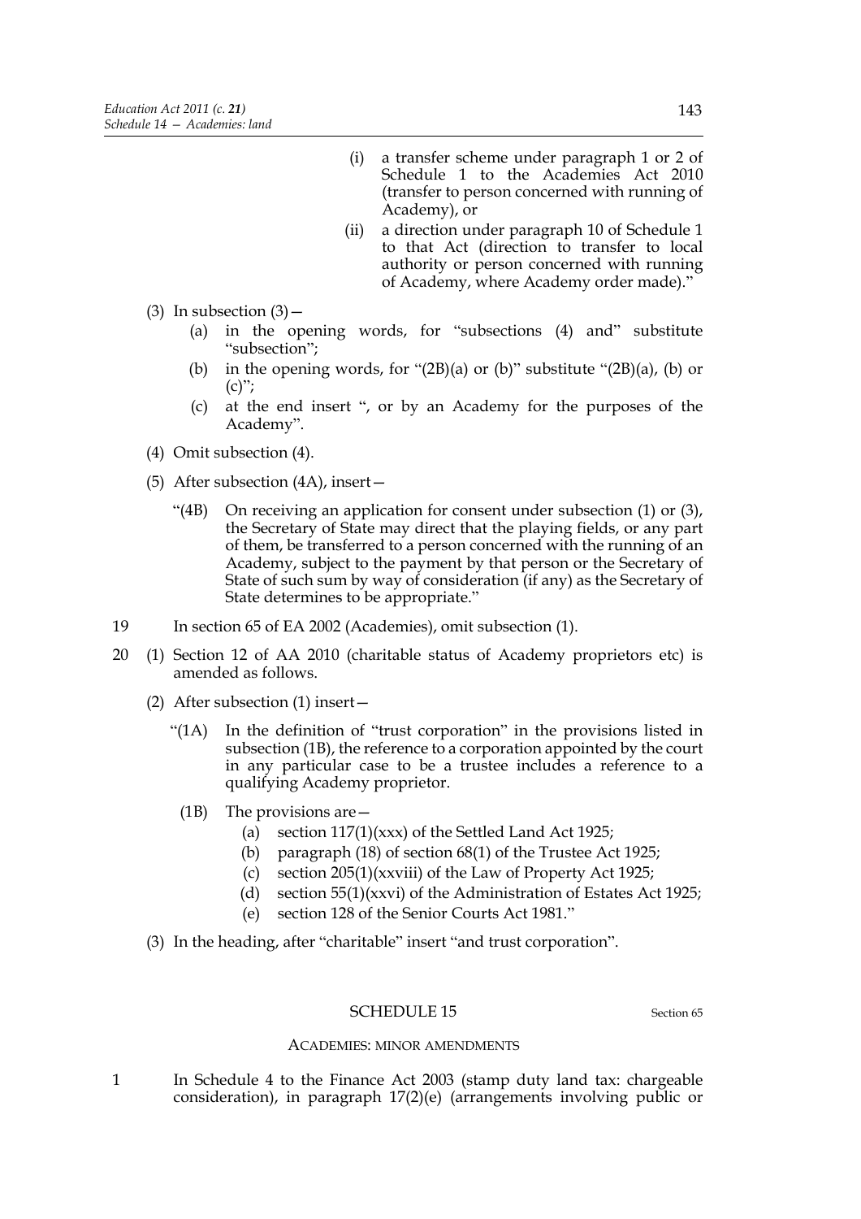(i) a transfer scheme under paragraph 1 or 2 of Schedule 1 to the Academies Act 2010 (transfer to person concerned with running of Academy), or

(ii) a direction under paragraph 10 of Schedule 1 to that Act (direction to transfer to local authority or person concerned with running of Academy, where Academy order made)."

(3) In subsection (3)—

(a) in the opening words, for "subsections (4) and" substitute "subsection";

(b) in the opening words, for "(2B)(a) or (b)" substitute "(2B)(a), (b) or (c)";

(c) at the end insert ", or by an Academy for the purposes of the Academy".

(4) Omit subsection (4).

(5) After subsection (4A), insert—

"(4B) On receiving an application for consent under subsection (1) or (3), the Secretary of State may direct that the playing fields, or any part of them, be transferred to a person concerned with the running of an Academy, subject to the payment by that person or the Secretary of State of such sum by way of consideration (if any) as the Secretary of State determines to be appropriate."

19 In section 65 of EA 2002 (Academies), omit subsection (1).

20 (1) Section 12 of AA 2010 (charitable status of Academy proprietors etc) is amended as follows.

(2) After subsection (1) insert—

"(1A) In the definition of "trust corporation" in the provisions listed in subsection (1B), the reference to a corporation appointed by the court in any particular case to be a trustee includes a reference to a qualifying Academy proprietor.

(1B) The provisions are—

(a) section 117(1)(xxx) of the Settled Land Act 1925;

(b) paragraph (18) of section 68(1) of the Trustee Act 1925;

(c) section 205(1)(xxviii) of the Law of Property Act 1925;

(d) section 55(1)(xxvi) of the Administration of Estates Act 1925;

(e) section 128 of the Senior Courts Act 1981."

(3) In the heading, after "charitable" insert "and trust corporation".

## SCHEDULE 15

Section 65

### ACADEMIES: MINOR AMENDMENTS

1 In Schedule 4 to the Finance Act 2003 (stamp duty land tax: chargeable consideration), in paragraph 17(2)(e) (arrangements involving public or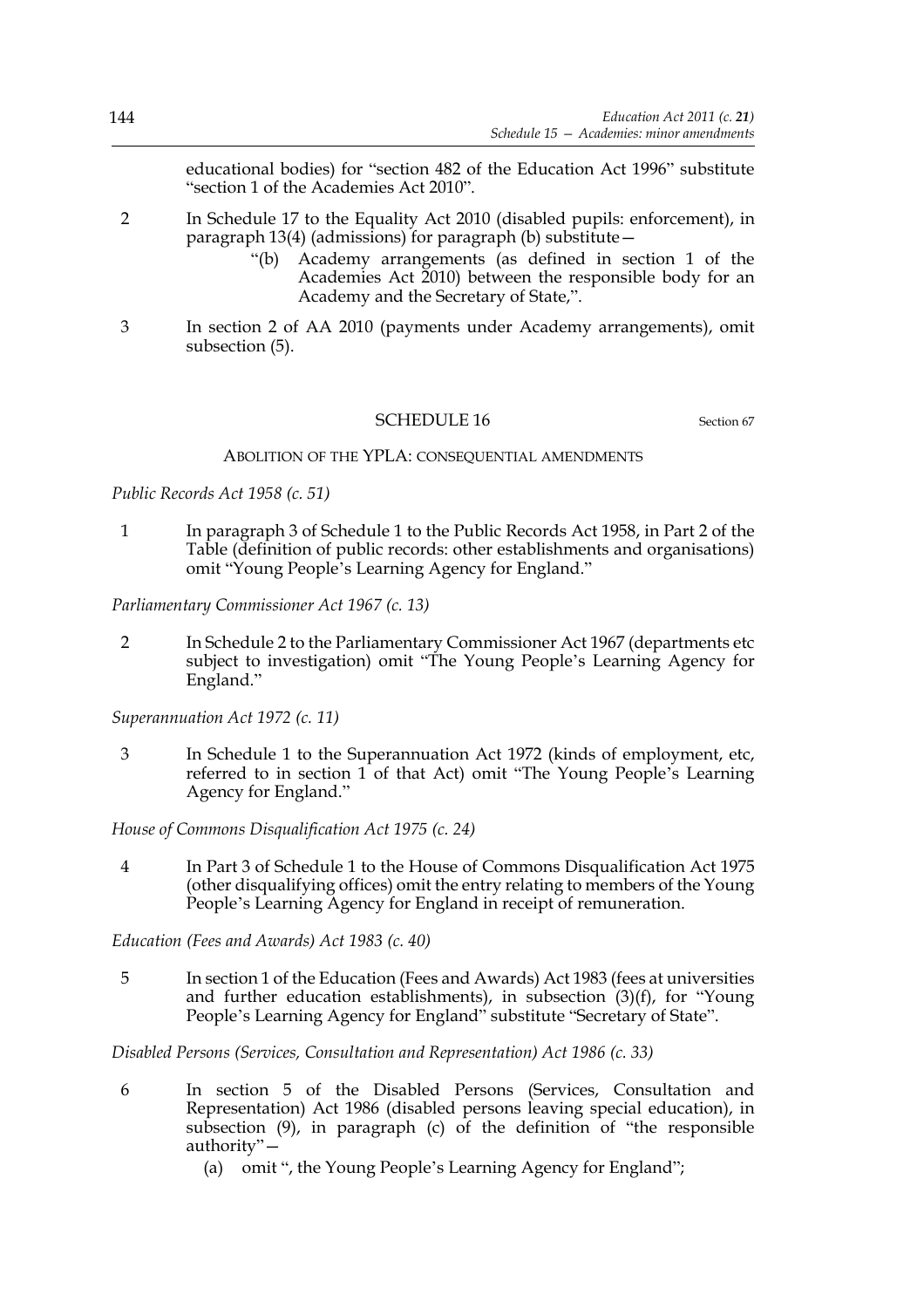educational bodies) for "section 482 of the Education Act 1996" substitute "section 1 of the Academies Act 2010".

2 In Schedule 17 to the Equality Act 2010 (disabled pupils: enforcement), in paragraph 13(4) (admissions) for paragraph (b) substitute—

> "(b) Academy arrangements (as defined in section 1 of the Academies Act 2010) between the responsible body for an Academy and the Secretary of State,".

3 In section 2 of AA 2010 (payments under Academy arrangements), omit subsection (5).

## SCHEDULE 16

Section 67

### ABOLITION OF THE YPLA: CONSEQUENTIAL AMENDMENTS

*Public Records Act 1958 (c. 51)*

1 In paragraph 3 of Schedule 1 to the Public Records Act 1958, in Part 2 of the Table (definition of public records: other establishments and organisations) omit "Young People's Learning Agency for England."

*Parliamentary Commissioner Act 1967 (c. 13)*

2 In Schedule 2 to the Parliamentary Commissioner Act 1967 (departments etc subject to investigation) omit "The Young People's Learning Agency for England."

*Superannuation Act 1972 (c. 11)*

3 In Schedule 1 to the Superannuation Act 1972 (kinds of employment, etc, referred to in section 1 of that Act) omit "The Young People's Learning Agency for England."

*House of Commons Disqualification Act 1975 (c. 24)*

4 In Part 3 of Schedule 1 to the House of Commons Disqualification Act 1975 (other disqualifying offices) omit the entry relating to members of the Young People's Learning Agency for England in receipt of remuneration.

*Education (Fees and Awards) Act 1983 (c. 40)*

5 In section 1 of the Education (Fees and Awards) Act 1983 (fees at universities and further education establishments), in subsection (3)(f), for "Young People's Learning Agency for England" substitute "Secretary of State".

*Disabled Persons (Services, Consultation and Representation) Act 1986 (c. 33)*

6 In section 5 of the Disabled Persons (Services, Consultation and Representation) Act 1986 (disabled persons leaving special education), in subsection (9), in paragraph (c) of the definition of "the responsible authority"—

(a) omit ", the Young People's Learning Agency for England";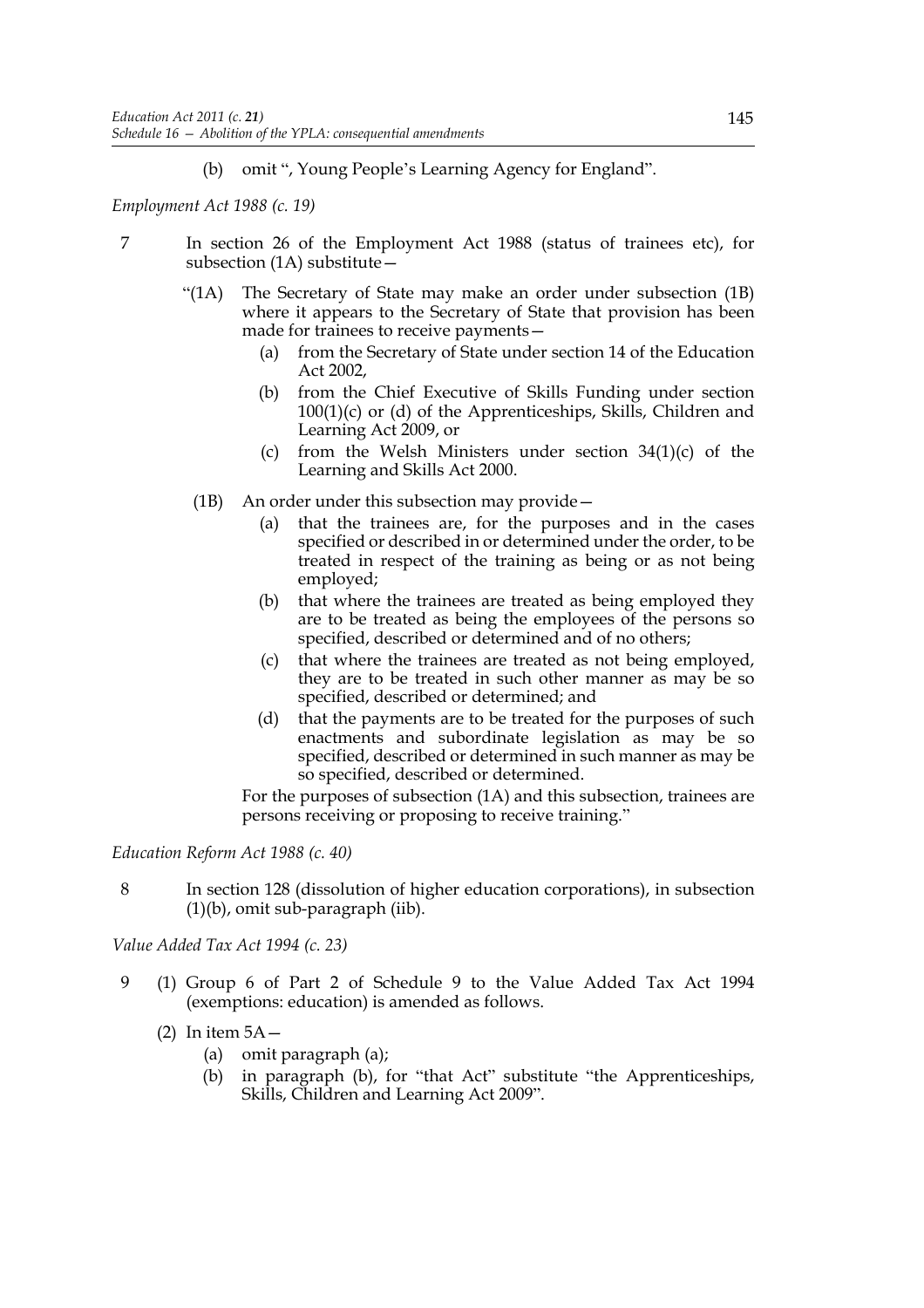(b) omit ", Young People's Learning Agency for England".

*Employment Act 1988 (c. 19)*

7 In section 26 of the Employment Act 1988 (status of trainees etc), for subsection (1A) substitute—

"(1A) The Secretary of State may make an order under subsection (1B) where it appears to the Secretary of State that provision has been made for trainees to receive payments—

(a) from the Secretary of State under section 14 of the Education Act 2002,

(b) from the Chief Executive of Skills Funding under section 100(1)(c) or (d) of the Apprenticeships, Skills, Children and Learning Act 2009, or

(c) from the Welsh Ministers under section 34(1)(c) of the Learning and Skills Act 2000.

(1B) An order under this subsection may provide—

(a) that the trainees are, for the purposes and in the cases specified or described in or determined under the order, to be treated in respect of the training as being or as not being employed;

(b) that where the trainees are treated as being employed they are to be treated as being the employees of the persons so specified, described or determined and of no others;

(c) that where the trainees are treated as not being employed, they are to be treated in such other manner as may be so specified, described or determined; and

(d) that the payments are to be treated for the purposes of such enactments and subordinate legislation as may be so specified, described or determined in such manner as may be so specified, described or determined.

For the purposes of subsection (1A) and this subsection, trainees are persons receiving or proposing to receive training."

*Education Reform Act 1988 (c. 40)*

8 In section 128 (dissolution of higher education corporations), in subsection (1)(b), omit sub-paragraph (iib).

*Value Added Tax Act 1994 (c. 23)*

9 (1) Group 6 of Part 2 of Schedule 9 to the Value Added Tax Act 1994 (exemptions: education) is amended as follows.

(2) In item 5A—

(a) omit paragraph (a);

(b) in paragraph (b), for "that Act" substitute "the Apprenticeships, Skills, Children and Learning Act 2009".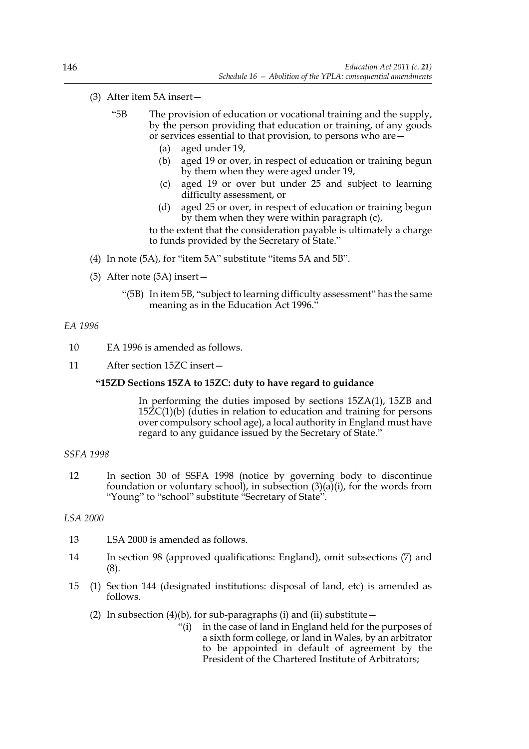(3) After item 5A insert—

> "5B The provision of education or vocational training and the supply, by the person providing that education or training, of any goods or services essential to that provision, to persons who are—
>
> (a) aged under 19,
>
> (b) aged 19 or over, in respect of education or training begun by them when they were aged under 19,
>
> (c) aged 19 or over but under 25 and subject to learning difficulty assessment, or
>
> (d) aged 25 or over, in respect of education or training begun by them when they were within paragraph (c),
>
> to the extent that the consideration payable is ultimately a charge to funds provided by the Secretary of State."

(4) In note (5A), for "item 5A" substitute "items 5A and 5B".

(5) After note (5A) insert—

> "(5B) In item 5B, "subject to learning difficulty assessment" has the same meaning as in the Education Act 1996."

*EA 1996*

10 EA 1996 is amended as follows.

11 After section 15ZC insert—

> **"15ZD Sections 15ZA to 15ZC: duty to have regard to guidance**
>
> In performing the duties imposed by sections 15ZA(1), 15ZB and 15ZC(1)(b) (duties in relation to education and training for persons over compulsory school age), a local authority in England must have regard to any guidance issued by the Secretary of State."

*SSFA 1998*

12 In section 30 of SSFA 1998 (notice by governing body to discontinue foundation or voluntary school), in subsection (3)(a)(i), for the words from "Young" to "school" substitute "Secretary of State".

*LSA 2000*

13 LSA 2000 is amended as follows.

14 In section 98 (approved qualifications: England), omit subsections (7) and (8).

15 (1) Section 144 (designated institutions: disposal of land, etc) is amended as follows.

(2) In subsection (4)(b), for sub-paragraphs (i) and (ii) substitute—

> "(i) in the case of land in England held for the purposes of a sixth form college, or land in Wales, by an arbitrator to be appointed in default of agreement by the President of the Chartered Institute of Arbitrators;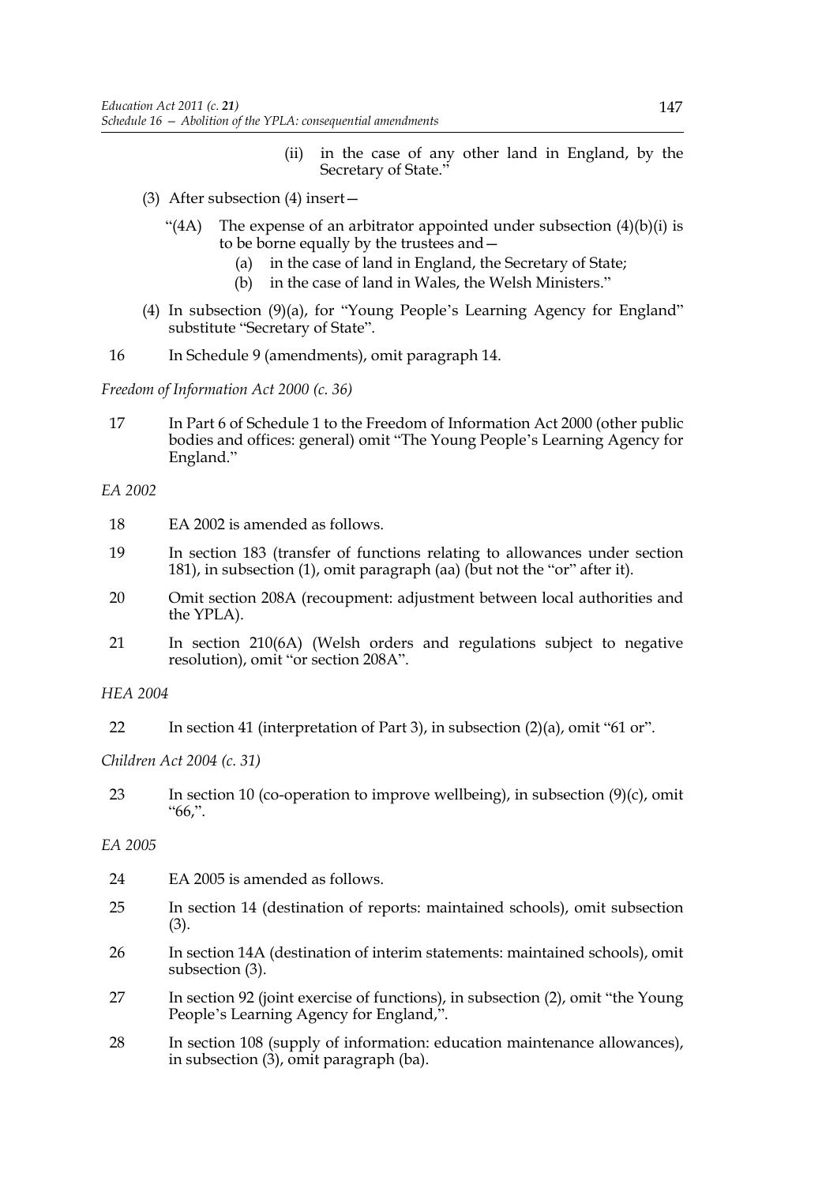(ii) in the case of any other land in England, by the Secretary of State."

(3) After subsection (4) insert—

"(4A) The expense of an arbitrator appointed under subsection (4)(b)(i) is to be borne equally by the trustees and—

(a) in the case of land in England, the Secretary of State;

(b) in the case of land in Wales, the Welsh Ministers."

(4) In subsection (9)(a), for "Young People's Learning Agency for England" substitute "Secretary of State".

16 In Schedule 9 (amendments), omit paragraph 14.

*Freedom of Information Act 2000 (c. 36)*

17 In Part 6 of Schedule 1 to the Freedom of Information Act 2000 (other public bodies and offices: general) omit "The Young People's Learning Agency for England."

*EA 2002*

18 EA 2002 is amended as follows.

19 In section 183 (transfer of functions relating to allowances under section 181), in subsection (1), omit paragraph (aa) (but not the "or" after it).

20 Omit section 208A (recoupment: adjustment between local authorities and the YPLA).

21 In section 210(6A) (Welsh orders and regulations subject to negative resolution), omit "or section 208A".

*HEA 2004*

22 In section 41 (interpretation of Part 3), in subsection (2)(a), omit "61 or".

*Children Act 2004 (c. 31)*

23 In section 10 (co-operation to improve wellbeing), in subsection (9)(c), omit "66,".

*EA 2005*

24 EA 2005 is amended as follows.

25 In section 14 (destination of reports: maintained schools), omit subsection (3).

26 In section 14A (destination of interim statements: maintained schools), omit subsection (3).

27 In section 92 (joint exercise of functions), in subsection (2), omit "the Young People's Learning Agency for England,".

28 In section 108 (supply of information: education maintenance allowances), in subsection (3), omit paragraph (ba).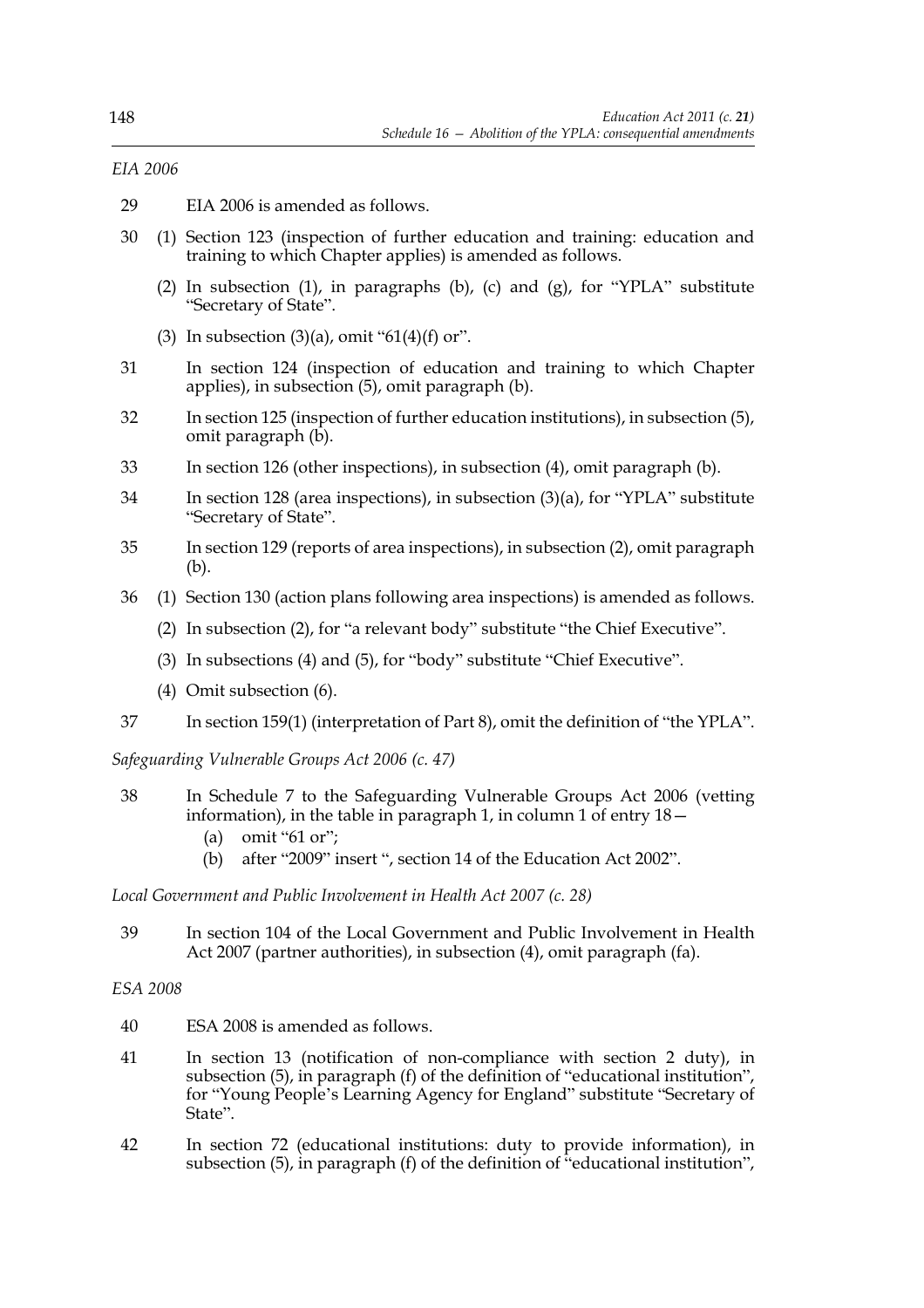*EIA 2006*

29 EIA 2006 is amended as follows.

30 (1) Section 123 (inspection of further education and training: education and training to which Chapter applies) is amended as follows.

(2) In subsection (1), in paragraphs (b), (c) and (g), for "YPLA" substitute "Secretary of State".

(3) In subsection (3)(a), omit "61(4)(f) or".

31 In section 124 (inspection of education and training to which Chapter applies), in subsection (5), omit paragraph (b).

32 In section 125 (inspection of further education institutions), in subsection (5), omit paragraph (b).

33 In section 126 (other inspections), in subsection (4), omit paragraph (b).

34 In section 128 (area inspections), in subsection (3)(a), for "YPLA" substitute "Secretary of State".

35 In section 129 (reports of area inspections), in subsection (2), omit paragraph (b).

36 (1) Section 130 (action plans following area inspections) is amended as follows.

(2) In subsection (2), for "a relevant body" substitute "the Chief Executive".

(3) In subsections (4) and (5), for "body" substitute "Chief Executive".

(4) Omit subsection (6).

37 In section 159(1) (interpretation of Part 8), omit the definition of "the YPLA".

*Safeguarding Vulnerable Groups Act 2006 (c. 47)*

38 In Schedule 7 to the Safeguarding Vulnerable Groups Act 2006 (vetting information), in the table in paragraph 1, in column 1 of entry 18—

(a) omit "61 or";

(b) after "2009" insert ", section 14 of the Education Act 2002".

*Local Government and Public Involvement in Health Act 2007 (c. 28)*

39 In section 104 of the Local Government and Public Involvement in Health Act 2007 (partner authorities), in subsection (4), omit paragraph (fa).

*ESA 2008*

40 ESA 2008 is amended as follows.

41 In section 13 (notification of non-compliance with section 2 duty), in subsection (5), in paragraph (f) of the definition of "educational institution", for "Young People's Learning Agency for England" substitute "Secretary of State".

42 In section 72 (educational institutions: duty to provide information), in subsection (5), in paragraph (f) of the definition of "educational institution",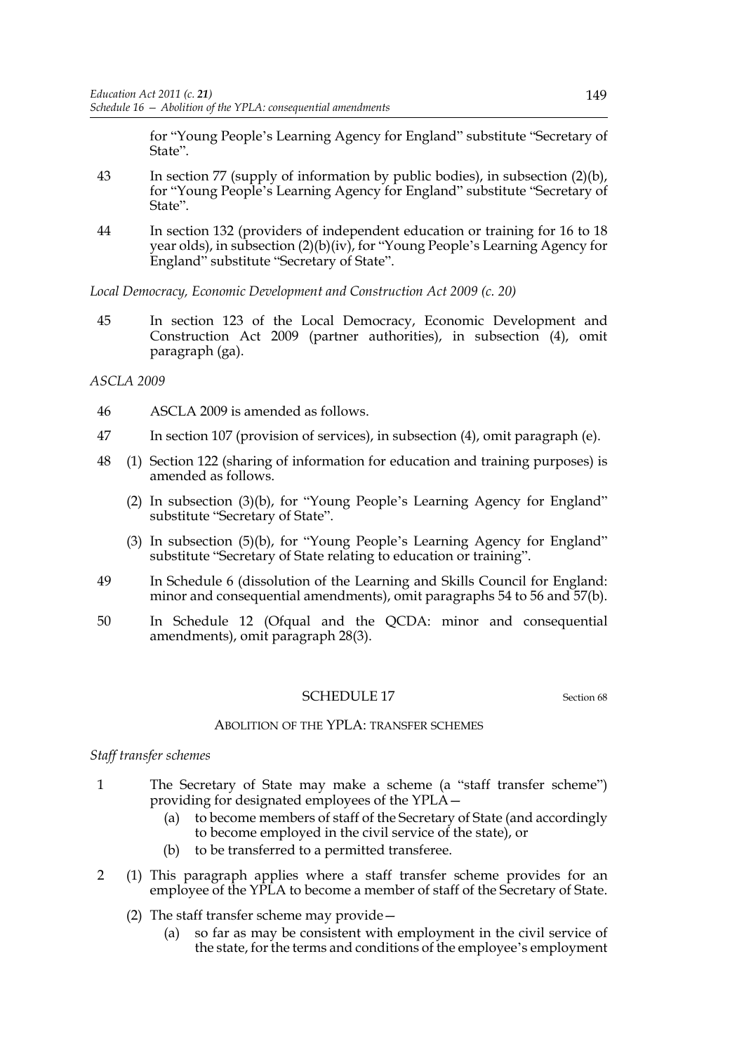for "Young People's Learning Agency for England" substitute "Secretary of State".

43 In section 77 (supply of information by public bodies), in subsection (2)(b), for "Young People's Learning Agency for England" substitute "Secretary of State".

44 In section 132 (providers of independent education or training for 16 to 18 year olds), in subsection (2)(b)(iv), for "Young People's Learning Agency for England" substitute "Secretary of State".

*Local Democracy, Economic Development and Construction Act 2009 (c. 20)*

45 In section 123 of the Local Democracy, Economic Development and Construction Act 2009 (partner authorities), in subsection (4), omit paragraph (ga).

*ASCLA 2009*

46 ASCLA 2009 is amended as follows.

47 In section 107 (provision of services), in subsection (4), omit paragraph (e).

48 (1) Section 122 (sharing of information for education and training purposes) is amended as follows.

(2) In subsection (3)(b), for "Young People's Learning Agency for England" substitute "Secretary of State".

(3) In subsection (5)(b), for "Young People's Learning Agency for England" substitute "Secretary of State relating to education or training".

49 In Schedule 6 (dissolution of the Learning and Skills Council for England: minor and consequential amendments), omit paragraphs 54 to 56 and 57(b).

50 In Schedule 12 (Ofqual and the QCDA: minor and consequential amendments), omit paragraph 28(3).

## SCHEDULE 17

Section 68

### ABOLITION OF THE YPLA: TRANSFER SCHEMES

*Staff transfer schemes*

1 The Secretary of State may make a scheme (a "staff transfer scheme") providing for designated employees of the YPLA—

(a) to become members of staff of the Secretary of State (and accordingly to become employed in the civil service of the state), or

(b) to be transferred to a permitted transferee.

2 (1) This paragraph applies where a staff transfer scheme provides for an employee of the YPLA to become a member of staff of the Secretary of State.

(2) The staff transfer scheme may provide—

(a) so far as may be consistent with employment in the civil service of the state, for the terms and conditions of the employee's employment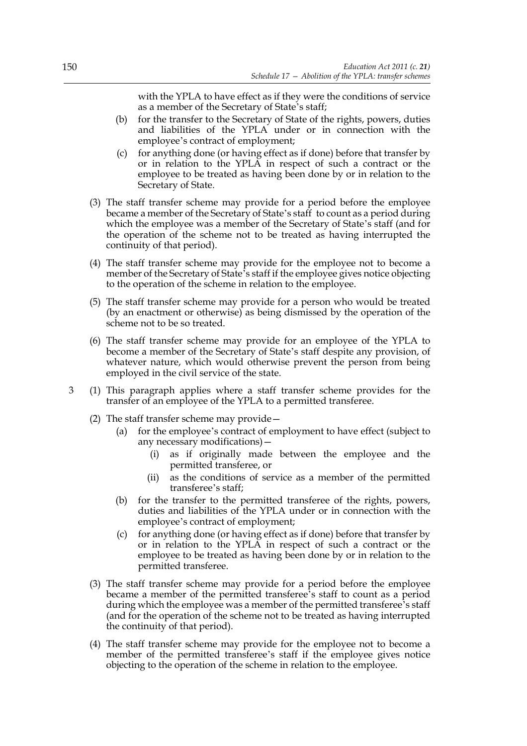with the YPLA to have effect as if they were the conditions of service as a member of the Secretary of State's staff;

(b) for the transfer to the Secretary of State of the rights, powers, duties and liabilities of the YPLA under or in connection with the employee's contract of employment;

(c) for anything done (or having effect as if done) before that transfer by or in relation to the YPLA in respect of such a contract or the employee to be treated as having been done by or in relation to the Secretary of State.

(3) The staff transfer scheme may provide for a period before the employee became a member of the Secretary of State's staff to count as a period during which the employee was a member of the Secretary of State's staff (and for the operation of the scheme not to be treated as having interrupted the continuity of that period).

(4) The staff transfer scheme may provide for the employee not to become a member of the Secretary of State's staff if the employee gives notice objecting to the operation of the scheme in relation to the employee.

(5) The staff transfer scheme may provide for a person who would be treated (by an enactment or otherwise) as being dismissed by the operation of the scheme not to be so treated.

(6) The staff transfer scheme may provide for an employee of the YPLA to become a member of the Secretary of State's staff despite any provision, of whatever nature, which would otherwise prevent the person from being employed in the civil service of the state.

3 (1) This paragraph applies where a staff transfer scheme provides for the transfer of an employee of the YPLA to a permitted transferee.

(2) The staff transfer scheme may provide—

(a) for the employee's contract of employment to have effect (subject to any necessary modifications)—

(i) as if originally made between the employee and the permitted transferee, or

(ii) as the conditions of service as a member of the permitted transferee's staff;

(b) for the transfer to the permitted transferee of the rights, powers, duties and liabilities of the YPLA under or in connection with the employee's contract of employment;

(c) for anything done (or having effect as if done) before that transfer by or in relation to the YPLA in respect of such a contract or the employee to be treated as having been done by or in relation to the permitted transferee.

(3) The staff transfer scheme may provide for a period before the employee became a member of the permitted transferee's staff to count as a period during which the employee was a member of the permitted transferee's staff (and for the operation of the scheme not to be treated as having interrupted the continuity of that period).

(4) The staff transfer scheme may provide for the employee not to become a member of the permitted transferee's staff if the employee gives notice objecting to the operation of the scheme in relation to the employee.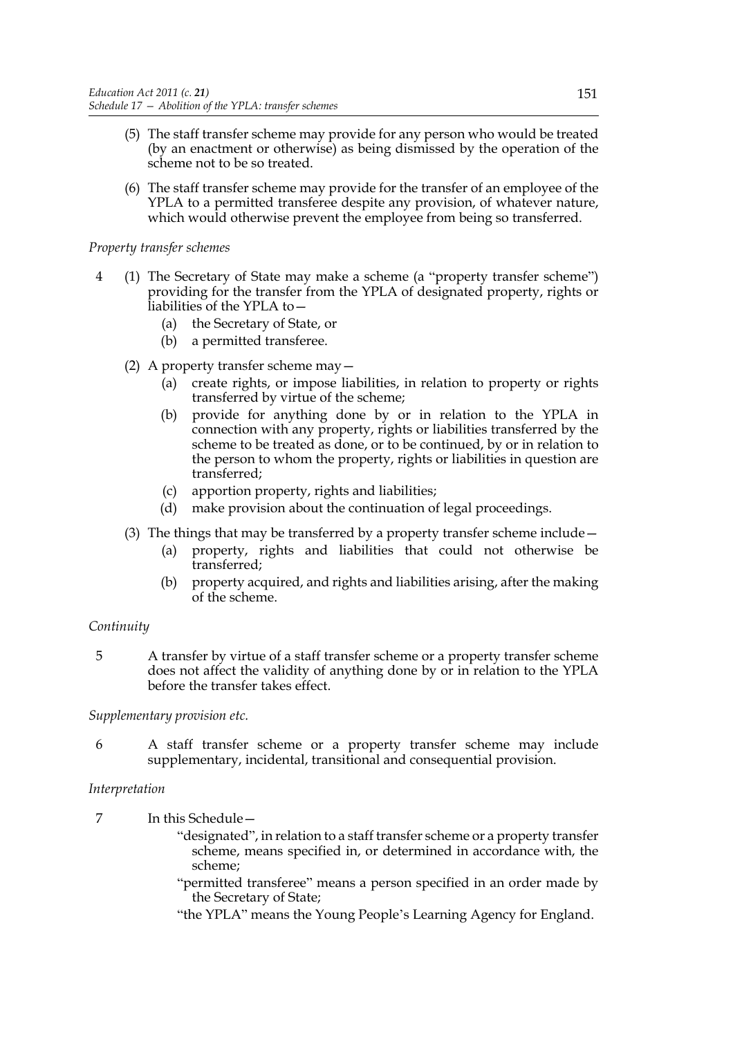(5) The staff transfer scheme may provide for any person who would be treated (by an enactment or otherwise) as being dismissed by the operation of the scheme not to be so treated.

(6) The staff transfer scheme may provide for the transfer of an employee of the YPLA to a permitted transferee despite any provision, of whatever nature, which would otherwise prevent the employee from being so transferred.

*Property transfer schemes*

4 (1) The Secretary of State may make a scheme (a "property transfer scheme") providing for the transfer from the YPLA of designated property, rights or liabilities of the YPLA to—

(a) the Secretary of State, or

(b) a permitted transferee.

(2) A property transfer scheme may—

(a) create rights, or impose liabilities, in relation to property or rights transferred by virtue of the scheme;

(b) provide for anything done by or in relation to the YPLA in connection with any property, rights or liabilities transferred by the scheme to be treated as done, or to be continued, by or in relation to the person to whom the property, rights or liabilities in question are transferred;

(c) apportion property, rights and liabilities;

(d) make provision about the continuation of legal proceedings.

(3) The things that may be transferred by a property transfer scheme include—

(a) property, rights and liabilities that could not otherwise be transferred;

(b) property acquired, and rights and liabilities arising, after the making of the scheme.

*Continuity*

5 A transfer by virtue of a staff transfer scheme or a property transfer scheme does not affect the validity of anything done by or in relation to the YPLA before the transfer takes effect.

*Supplementary provision etc.*

6 A staff transfer scheme or a property transfer scheme may include supplementary, incidental, transitional and consequential provision.

*Interpretation*

7 In this Schedule—

"designated", in relation to a staff transfer scheme or a property transfer scheme, means specified in, or determined in accordance with, the scheme;

"permitted transferee" means a person specified in an order made by the Secretary of State;

"the YPLA" means the Young People's Learning Agency for England.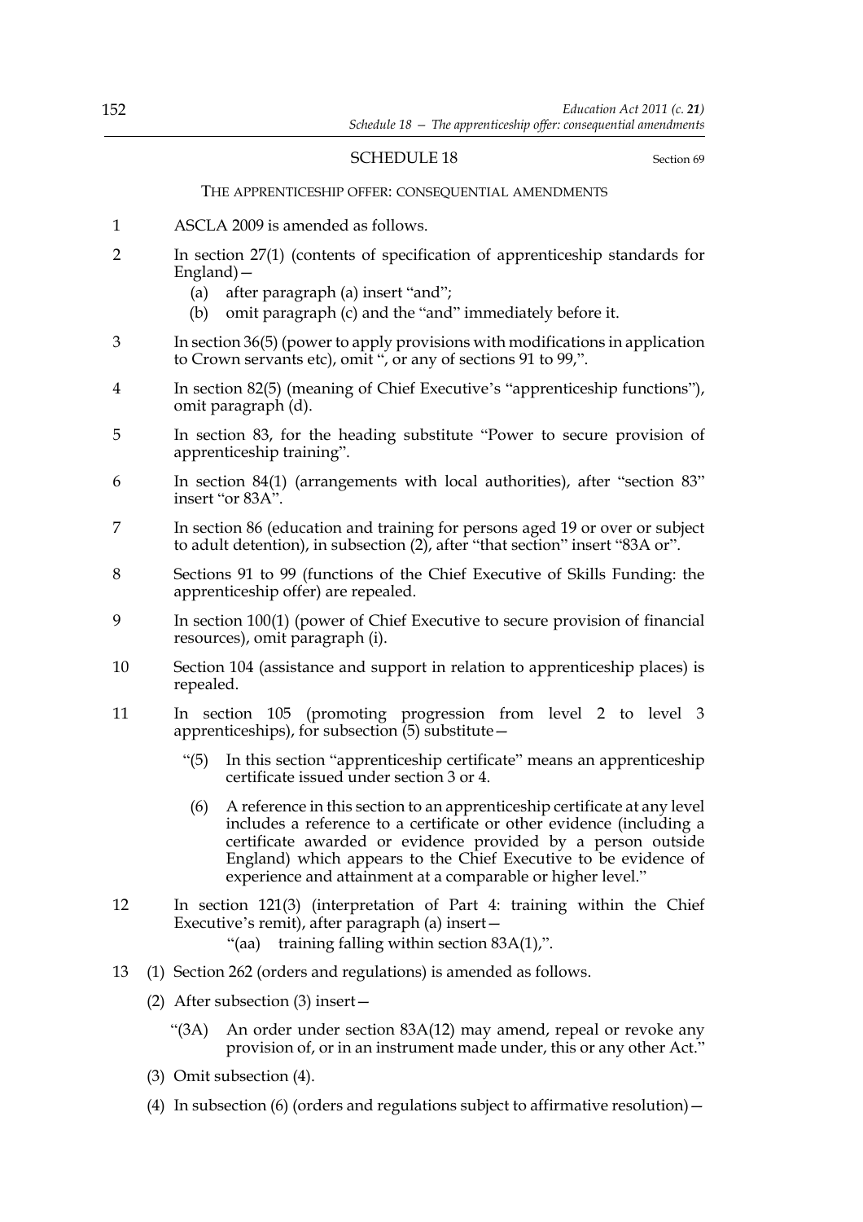## SCHEDULE 18

Section 69

THE APPRENTICESHIP OFFER: CONSEQUENTIAL AMENDMENTS

1 ASCLA 2009 is amended as follows.

2 In section 27(1) (contents of specification of apprenticeship standards for England)—

(a) after paragraph (a) insert "and";

(b) omit paragraph (c) and the "and" immediately before it.

3 In section 36(5) (power to apply provisions with modifications in application to Crown servants etc), omit ", or any of sections 91 to 99,".

4 In section 82(5) (meaning of Chief Executive's "apprenticeship functions"), omit paragraph (d).

5 In section 83, for the heading substitute "Power to secure provision of apprenticeship training".

6 In section 84(1) (arrangements with local authorities), after "section 83" insert "or 83A".

7 In section 86 (education and training for persons aged 19 or over or subject to adult detention), in subsection (2), after "that section" insert "83A or".

8 Sections 91 to 99 (functions of the Chief Executive of Skills Funding: the apprenticeship offer) are repealed.

9 In section 100(1) (power of Chief Executive to secure provision of financial resources), omit paragraph (i).

10 Section 104 (assistance and support in relation to apprenticeship places) is repealed.

11 In section 105 (promoting progression from level 2 to level 3 apprenticeships), for subsection (5) substitute—

"(5) In this section "apprenticeship certificate" means an apprenticeship certificate issued under section 3 or 4.

(6) A reference in this section to an apprenticeship certificate at any level includes a reference to a certificate or other evidence (including a certificate awarded or evidence provided by a person outside England) which appears to the Chief Executive to be evidence of experience and attainment at a comparable or higher level."

12 In section 121(3) (interpretation of Part 4: training within the Chief Executive's remit), after paragraph (a) insert—

"(aa) training falling within section 83A(1),".

13 (1) Section 262 (orders and regulations) is amended as follows.

(2) After subsection (3) insert—

"(3A) An order under section 83A(12) may amend, repeal or revoke any provision of, or in an instrument made under, this or any other Act."

(3) Omit subsection (4).

(4) In subsection (6) (orders and regulations subject to affirmative resolution)—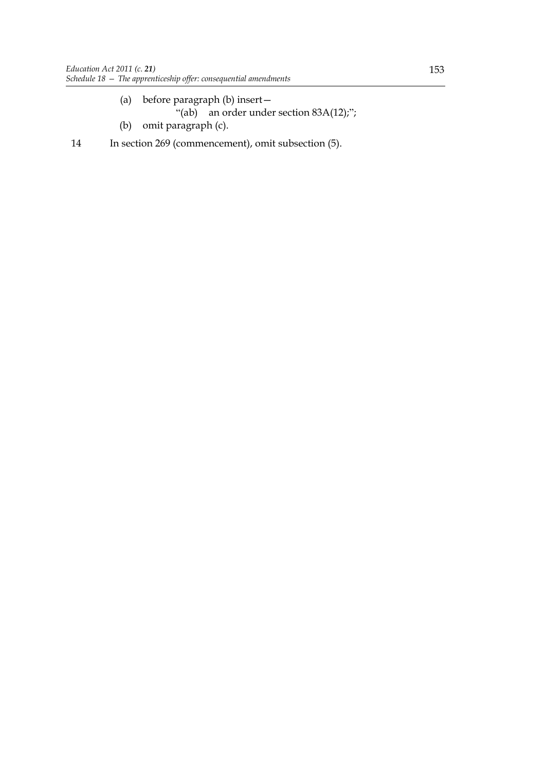(a) before paragraph (b) insert—

"(ab) an order under section 83A(12);";

(b) omit paragraph (c).

14 In section 269 (commencement), omit subsection (5).